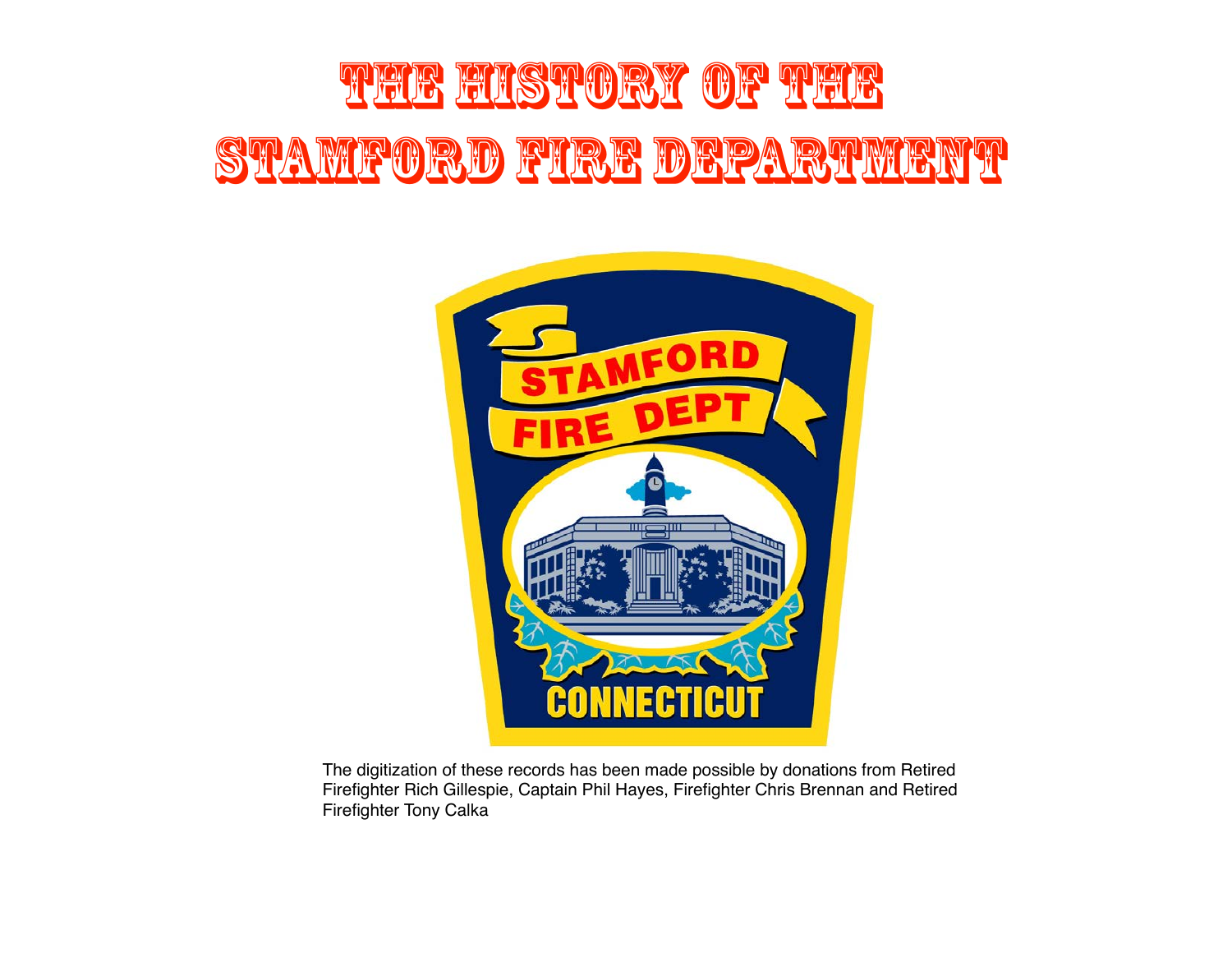# THE HISTORY OF THE STAMFORD FIRE DEPARTMENT

The digitization of these records has been made possible by donations from Retired Firefighter Rich Gillespie, Captain Phil Hayes, Firefighter Chris Brennan and Retired Firefighter Tony Calka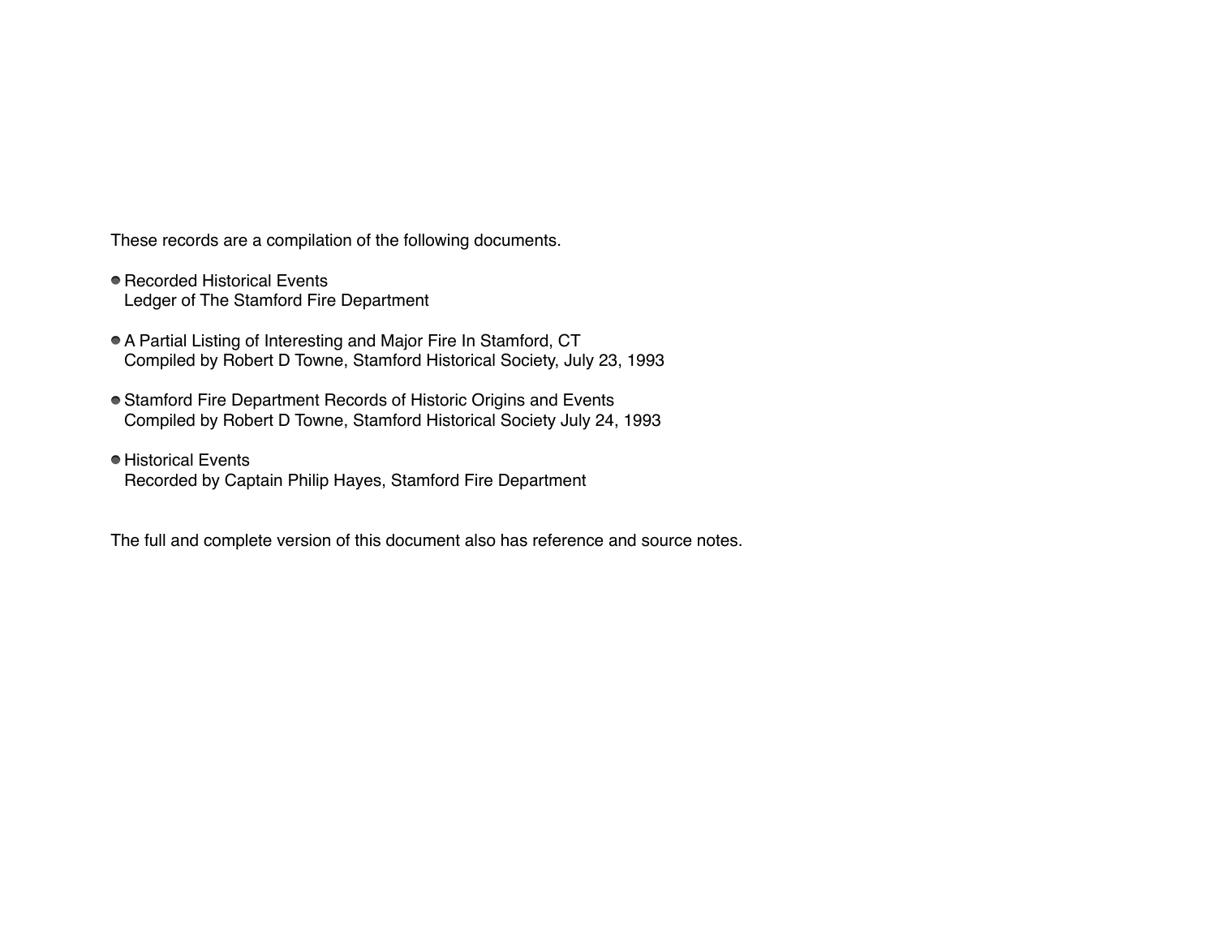These records are a compilation of the following documents.

- Recorded Historical Events
  Ledger of The Stamford Fire Department

- A Partial Listing of Interesting and Major Fire In Stamford, CT
  Compiled by Robert D Towne, Stamford Historical Society, July 23, 1993

- Stamford Fire Department Records of Historic Origins and Events
  Compiled by Robert D Towne, Stamford Historical Society July 24, 1993

- Historical Events
  Recorded by Captain Philip Hayes, Stamford Fire Department

The full and complete version of this document also has reference and source notes.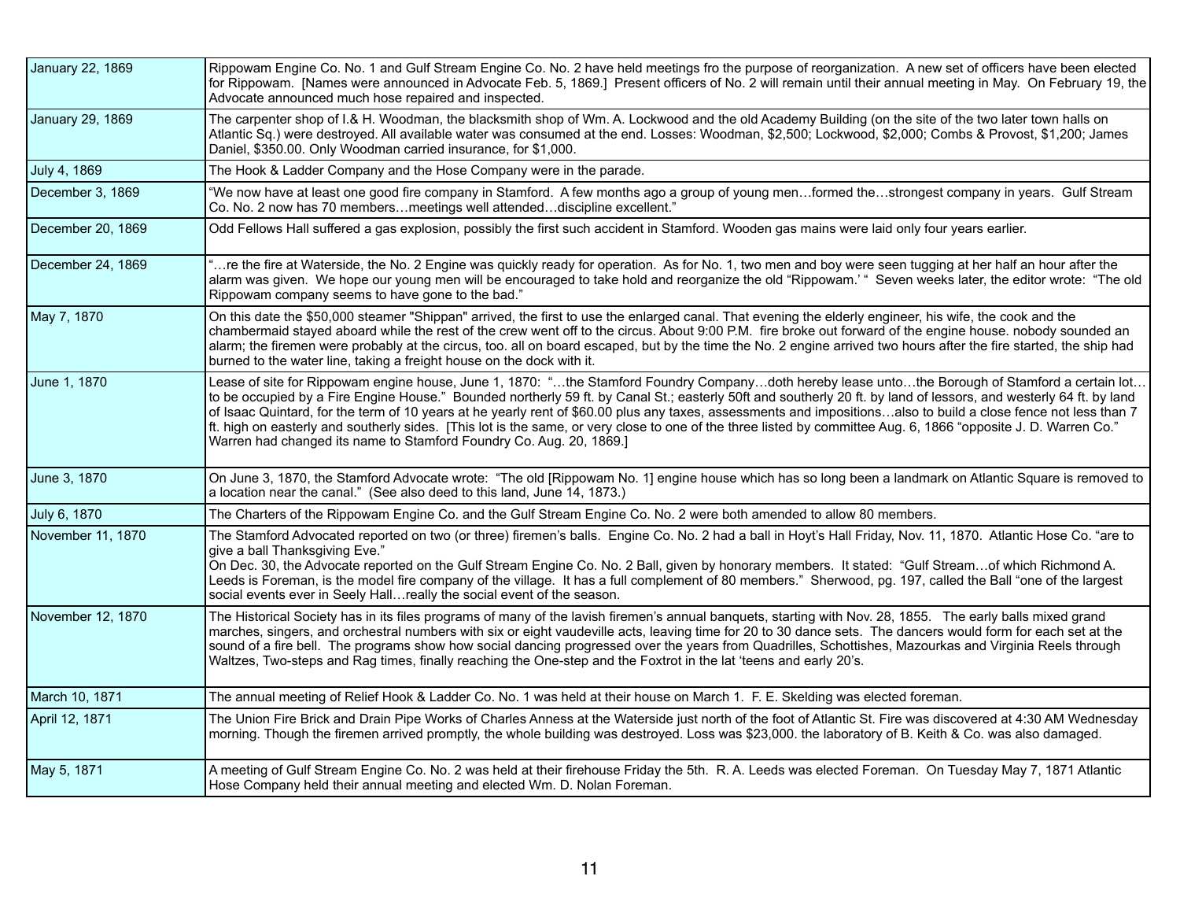| | |
|---|---|
| January 22, 1869 | Rippowam Engine Co. No. 1 and Gulf Stream Engine Co. No. 2 have held meetings fro the purpose of reorganization. A new set of officers have been elected for Rippowam. [Names were announced in Advocate Feb. 5, 1869.] Present officers of No. 2 will remain until their annual meeting in May. On February 19, the Advocate announced much hose repaired and inspected. |
| January 29, 1869 | The carpenter shop of I.& H. Woodman, the blacksmith shop of Wm. A. Lockwood and the old Academy Building (on the site of the two later town halls on Atlantic Sq.) were destroyed. All available water was consumed at the end. Losses: Woodman, $2,500; Lockwood, $2,000; Combs & Provost, $1,200; James Daniel, $350.00. Only Woodman carried insurance, for $1,000. |
| July 4, 1869 | The Hook & Ladder Company and the Hose Company were in the parade. |
| December 3, 1869 | "We now have at least one good fire company in Stamford. A few months ago a group of young men…formed the…strongest company in years. Gulf Stream Co. No. 2 now has 70 members…meetings well attended…discipline excellent." |
| December 20, 1869 | Odd Fellows Hall suffered a gas explosion, possibly the first such accident in Stamford. Wooden gas mains were laid only four years earlier. |
| December 24, 1869 | "…re the fire at Waterside, the No. 2 Engine was quickly ready for operation. As for No. 1, two men and boy were seen tugging at her half an hour after the alarm was given. We hope our young men will be encouraged to take hold and reorganize the old "Rippowam.' " Seven weeks later, the editor wrote: "The old Rippowam company seems to have gone to the bad." |
| May 7, 1870 | On this date the $50,000 steamer "Shippan" arrived, the first to use the enlarged canal. That evening the elderly engineer, his wife, the cook and the chambermaid stayed aboard while the rest of the crew went off to the circus. About 9:00 P.M. fire broke out forward of the engine house. nobody sounded an alarm; the firemen were probably at the circus, too. all on board escaped, but by the time the No. 2 engine arrived two hours after the fire started, the ship had burned to the water line, taking a freight house on the dock with it. |
| June 1, 1870 | Lease of site for Rippowam engine house, June 1, 1870: "…the Stamford Foundry Company…doth hereby lease unto…the Borough of Stamford a certain lot…to be occupied by a Fire Engine House." Bounded northerly 59 ft. by Canal St.; easterly 50ft and southerly 20 ft. by land of lessors, and westerly 64 ft. by land of Isaac Quintard, for the term of 10 years at he yearly rent of $60.00 plus any taxes, assessments and impositions…also to build a close fence not less than 7 ft. high on easterly and southerly sides. [This lot is the same, or very close to one of the three listed by committee Aug. 6, 1866 "opposite J. D. Warren Co." Warren had changed its name to Stamford Foundry Co. Aug. 20, 1869.] |
| June 3, 1870 | On June 3, 1870, the Stamford Advocate wrote: "The old [Rippowam No. 1] engine house which has so long been a landmark on Atlantic Square is removed to a location near the canal." (See also deed to this land, June 14, 1873.) |
| July 6, 1870 | The Charters of the Rippowam Engine Co. and the Gulf Stream Engine Co. No. 2 were both amended to allow 80 members. |
| November 11, 1870 | The Stamford Advocated reported on two (or three) firemen's balls. Engine Co. No. 2 had a ball in Hoyt's Hall Friday, Nov. 11, 1870. Atlantic Hose Co. "are to give a ball Thanksgiving Eve."<br>On Dec. 30, the Advocate reported on the Gulf Stream Engine Co. No. 2 Ball, given by honorary members. It stated: "Gulf Stream…of which Richmond A. Leeds is Foreman, is the model fire company of the village. It has a full complement of 80 members." Sherwood, pg. 197, called the Ball "one of the largest social events ever in Seely Hall…really the social event of the season. |
| November 12, 1870 | The Historical Society has in its files programs of many of the lavish firemen's annual banquets, starting with Nov. 28, 1855. The early balls mixed grand marches, singers, and orchestral numbers with six or eight vaudeville acts, leaving time for 20 to 30 dance sets. The dancers would form for each set at the sound of a fire bell. The programs show how social dancing progressed over the years from Quadrilles, Schottishes, Mazourkas and Virginia Reels through Waltzes, Two-steps and Rag times, finally reaching the One-step and the Foxtrot in the lat 'teens and early 20's. |
| March 10, 1871 | The annual meeting of Relief Hook & Ladder Co. No. 1 was held at their house on March 1. F. E. Skelding was elected foreman. |
| April 12, 1871 | The Union Fire Brick and Drain Pipe Works of Charles Anness at the Waterside just north of the foot of Atlantic St. Fire was discovered at 4:30 AM Wednesday morning. Though the firemen arrived promptly, the whole building was destroyed. Loss was $23,000. the laboratory of B. Keith & Co. was also damaged. |
| May 5, 1871 | A meeting of Gulf Stream Engine Co. No. 2 was held at their firehouse Friday the 5th. R. A. Leeds was elected Foreman. On Tuesday May 7, 1871 Atlantic Hose Company held their annual meeting and elected Wm. D. Nolan Foreman. |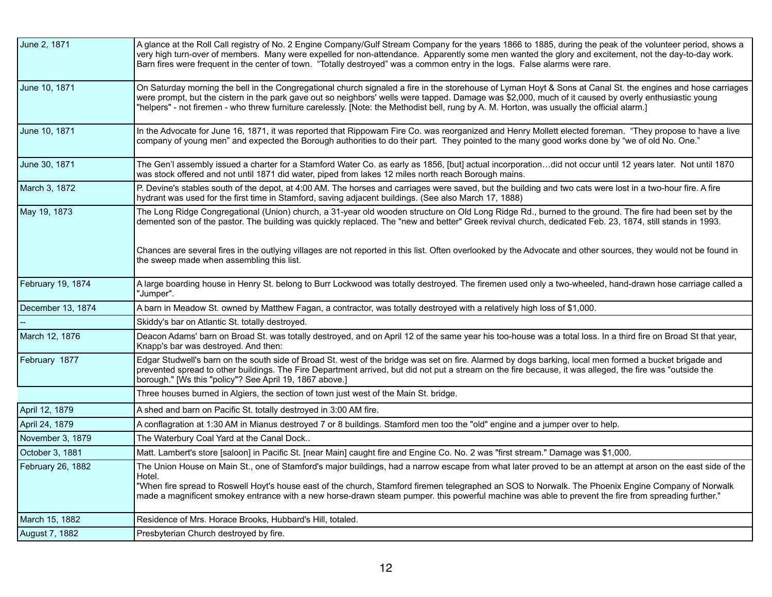| | |
|---|---|
| June 2, 1871 | A glance at the Roll Call registry of No. 2 Engine Company/Gulf Stream Company for the years 1866 to 1885, during the peak of the volunteer period, shows a very high turn-over of members. Many were expelled for non-attendance. Apparently some men wanted the glory and excitement, not the day-to-day work. Barn fires were frequent in the center of town. "Totally destroyed" was a common entry in the logs. False alarms were rare. |
| June 10, 1871 | On Saturday morning the bell in the Congregational church signaled a fire in the storehouse of Lyman Hoyt & Sons at Canal St. the engines and hose carriages were prompt, but the cistern in the park gave out so neighbors' wells were tapped. Damage was $2,000, much of it caused by overly enthusiastic young "helpers" - not firemen - who threw furniture carelessly. [Note: the Methodist bell, rung by A. M. Horton, was usually the official alarm.] |
| June 10, 1871 | In the Advocate for June 16, 1871, it was reported that Rippowam Fire Co. was reorganized and Henry Mollett elected foreman. "They propose to have a live company of young men" and expected the Borough authorities to do their part. They pointed to the many good works done by "we of old No. One." |
| June 30, 1871 | The Gen'l assembly issued a charter for a Stamford Water Co. as early as 1856, [but] actual incorporation…did not occur until 12 years later. Not until 1870 was stock offered and not until 1871 did water, piped from lakes 12 miles north reach Borough mains. |
| March 3, 1872 | P. Devine's stables south of the depot, at 4:00 AM. The horses and carriages were saved, but the building and two cats were lost in a two-hour fire. A fire hydrant was used for the first time in Stamford, saving adjacent buildings. (See also March 17, 1888) |
| May 19, 1873 | The Long Ridge Congregational (Union) church, a 31-year old wooden structure on Old Long Ridge Rd., burned to the ground. The fire had been set by the demented son of the pastor. The building was quickly replaced. The "new and better" Greek revival church, dedicated Feb. 23, 1874, still stands in 1993.<br><br>Chances are several fires in the outlying villages are not reported in this list. Often overlooked by the Advocate and other sources, they would not be found in the sweep made when assembling this list. |
| February 19, 1874 | A large boarding house in Henry St. belong to Burr Lockwood was totally destroyed. The firemen used only a two-wheeled, hand-drawn hose carriage called a "Jumper". |
| December 13, 1874 | A barn in Meadow St. owned by Matthew Fagan, a contractor, was totally destroyed with a relatively high loss of $1,000. |
| -- | Skiddy's bar on Atlantic St. totally destroyed. |
| March 12, 1876 | Deacon Adams' barn on Broad St. was totally destroyed, and on April 12 of the same year his too-house was a total loss. In a third fire on Broad St that year, Knapp's bar was destroyed. And then: |
| February 1877 | Edgar Studwell's barn on the south side of Broad St. west of the bridge was set on fire. Alarmed by dogs barking, local men formed a bucket brigade and prevented spread to other buildings. The Fire Department arrived, but did not put a stream on the fire because, it was alleged, the fire was "outside the borough." [Ws this "policy"? See April 19, 1867 above.] |
| | Three houses burned in Algiers, the section of town just west of the Main St. bridge. |
| April 12, 1879 | A shed and barn on Pacific St. totally destroyed in 3:00 AM fire. |
| April 24, 1879 | A conflagration at 1:30 AM in Mianus destroyed 7 or 8 buildings. Stamford men too the "old" engine and a jumper over to help. |
| November 3, 1879 | The Waterbury Coal Yard at the Canal Dock.. |
| October 3, 1881 | Matt. Lambert's store [saloon] in Pacific St. [near Main] caught fire and Engine Co. No. 2 was "first stream." Damage was $1,000. |
| February 26, 1882 | The Union House on Main St., one of Stamford's major buildings, had a narrow escape from what later proved to be an attempt at arson on the east side of the Hotel.<br>"When fire spread to Roswell Hoyt's house east of the church, Stamford firemen telegraphed an SOS to Norwalk. The Phoenix Engine Company of Norwalk made a magnificent smokey entrance with a new horse-drawn steam pumper. this powerful machine was able to prevent the fire from spreading further." |
| March 15, 1882 | Residence of Mrs. Horace Brooks, Hubbard's Hill, totaled. |
| August 7, 1882 | Presbyterian Church destroyed by fire. |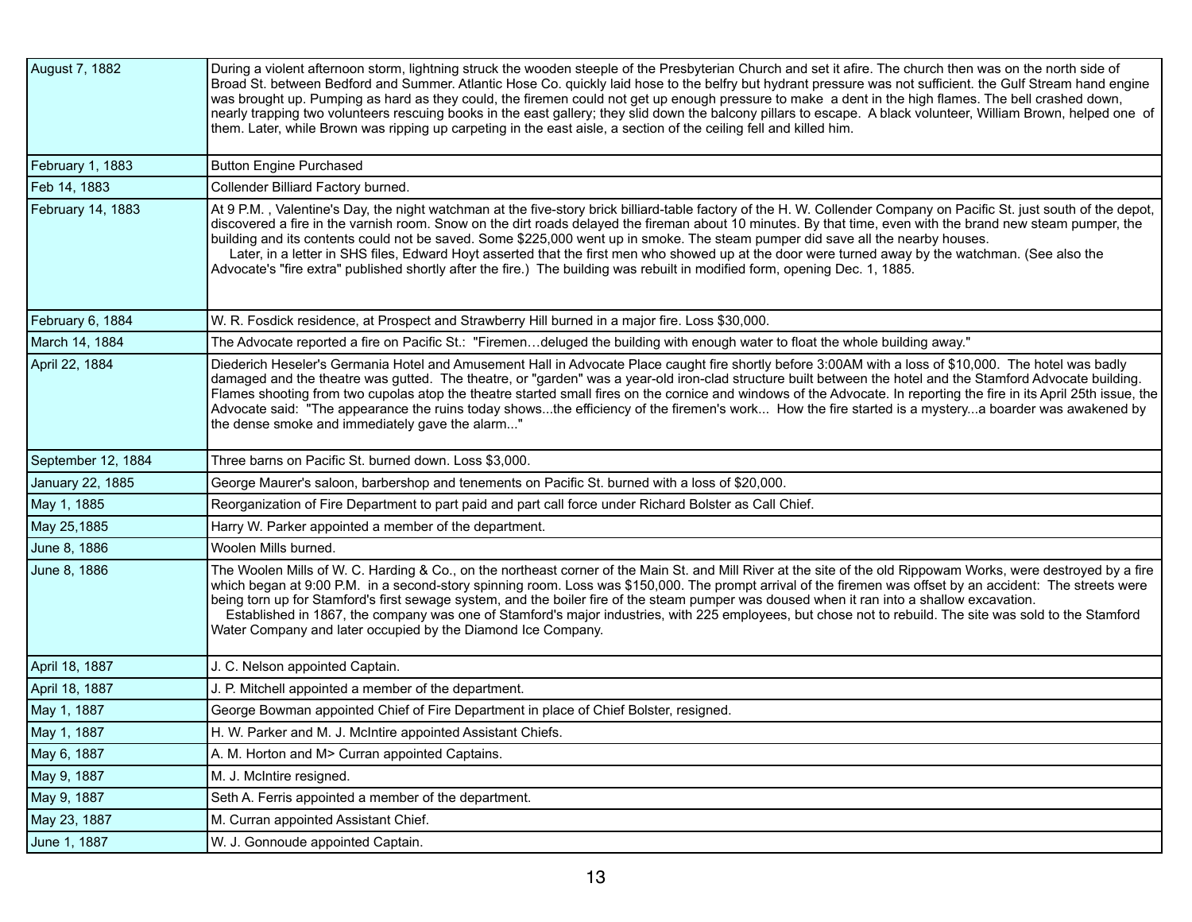| | |
|---|---|
| August 7, 1882 | During a violent afternoon storm, lightning struck the wooden steeple of the Presbyterian Church and set it afire. The church then was on the north side of Broad St. between Bedford and Summer. Atlantic Hose Co. quickly laid hose to the belfry but hydrant pressure was not sufficient. the Gulf Stream hand engine was brought up. Pumping as hard as they could, the firemen could not get up enough pressure to make a dent in the high flames. The bell crashed down, nearly trapping two volunteers rescuing books in the east gallery; they slid down the balcony pillars to escape. A black volunteer, William Brown, helped one of them. Later, while Brown was ripping up carpeting in the east aisle, a section of the ceiling fell and killed him. |
| February 1, 1883 | Button Engine Purchased |
| Feb 14, 1883 | Collender Billiard Factory burned. |
| February 14, 1883 | At 9 P.M. , Valentine's Day, the night watchman at the five-story brick billiard-table factory of the H. W. Collender Company on Pacific St. just south of the depot, discovered a fire in the varnish room. Snow on the dirt roads delayed the fireman about 10 minutes. By that time, even with the brand new steam pumper, the building and its contents could not be saved. Some $225,000 went up in smoke. The steam pumper did save all the nearby houses. Later, in a letter in SHS files, Edward Hoyt asserted that the first men who showed up at the door were turned away by the watchman. (See also the Advocate's "fire extra" published shortly after the fire.) The building was rebuilt in modified form, opening Dec. 1, 1885. |
| February 6, 1884 | W. R. Fosdick residence, at Prospect and Strawberry Hill burned in a major fire. Loss $30,000. |
| March 14, 1884 | The Advocate reported a fire on Pacific St.: "Firemen…deluged the building with enough water to float the whole building away." |
| April 22, 1884 | Diederich Heseler's Germania Hotel and Amusement Hall in Advocate Place caught fire shortly before 3:00AM with a loss of $10,000. The hotel was badly damaged and the theatre was gutted. The theatre, or "garden" was a year-old iron-clad structure built between the hotel and the Stamford Advocate building. Flames shooting from two cupolas atop the theatre started small fires on the cornice and windows of the Advocate. In reporting the fire in its April 25th issue, the Advocate said: "The appearance the ruins today shows...the efficiency of the firemen's work... How the fire started is a mystery...a boarder was awakened by the dense smoke and immediately gave the alarm..." |
| September 12, 1884 | Three barns on Pacific St. burned down. Loss $3,000. |
| January 22, 1885 | George Maurer's saloon, barbershop and tenements on Pacific St. burned with a loss of $20,000. |
| May 1, 1885 | Reorganization of Fire Department to part paid and part call force under Richard Bolster as Call Chief. |
| May 25,1885 | Harry W. Parker appointed a member of the department. |
| June 8, 1886 | Woolen Mills burned. |
| June 8, 1886 | The Woolen Mills of W. C. Harding & Co., on the northeast corner of the Main St. and Mill River at the site of the old Rippowam Works, were destroyed by a fire which began at 9:00 P.M. in a second-story spinning room. Loss was $150,000. The prompt arrival of the firemen was offset by an accident: The streets were being torn up for Stamford's first sewage system, and the boiler fire of the steam pumper was doused when it ran into a shallow excavation. Established in 1867, the company was one of Stamford's major industries, with 225 employees, but chose not to rebuild. The site was sold to the Stamford Water Company and later occupied by the Diamond Ice Company. |
| April 18, 1887 | J. C. Nelson appointed Captain. |
| April 18, 1887 | J. P. Mitchell appointed a member of the department. |
| May 1, 1887 | George Bowman appointed Chief of Fire Department in place of Chief Bolster, resigned. |
| May 1, 1887 | H. W. Parker and M. J. McIntire appointed Assistant Chiefs. |
| May 6, 1887 | A. M. Horton and M> Curran appointed Captains. |
| May 9, 1887 | M. J. McIntire resigned. |
| May 9, 1887 | Seth A. Ferris appointed a member of the department. |
| May 23, 1887 | M. Curran appointed Assistant Chief. |
| June 1, 1887 | W. J. Gonnoude appointed Captain. |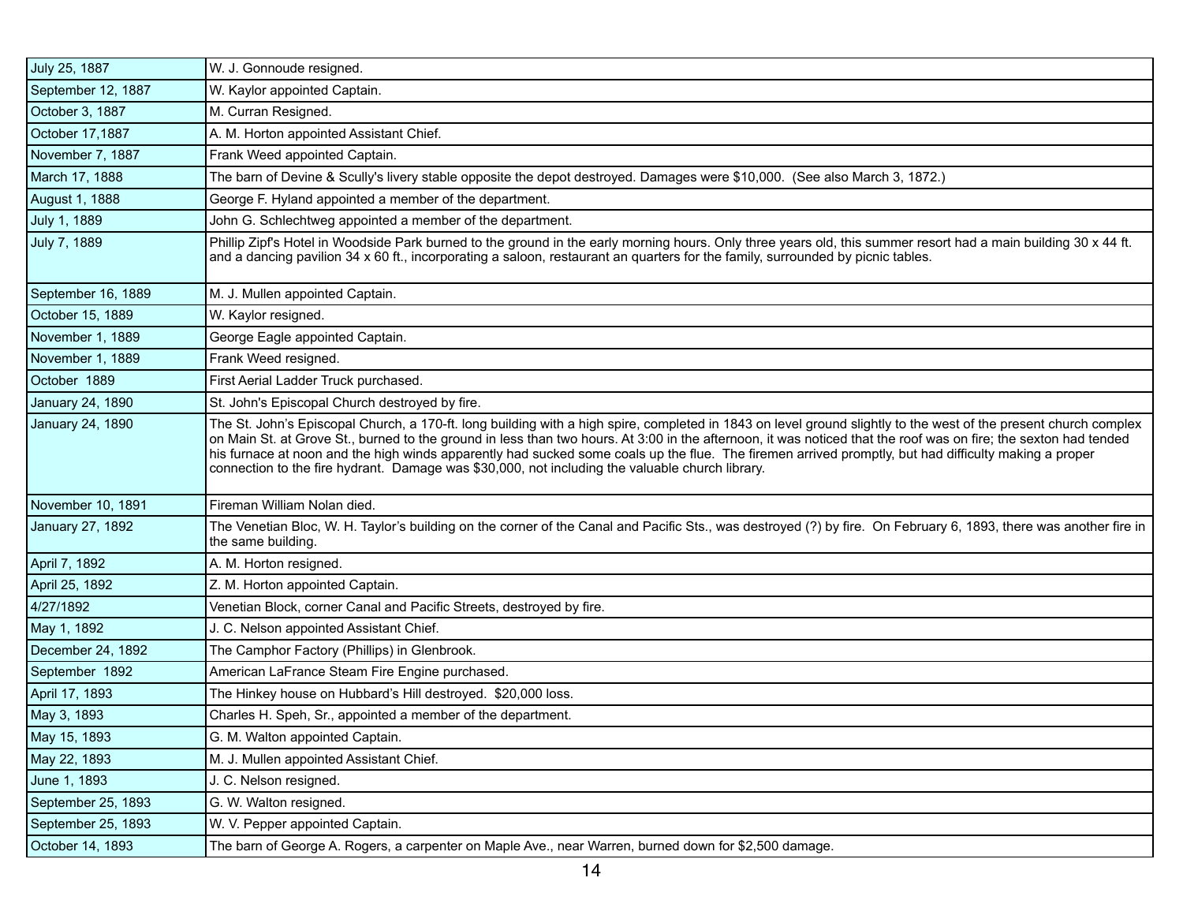| | |
|---|---|
| July 25, 1887 | W. J. Gonnoude resigned. |
| September 12, 1887 | W. Kaylor appointed Captain. |
| October 3, 1887 | M. Curran Resigned. |
| October 17,1887 | A. M. Horton appointed Assistant Chief. |
| November 7, 1887 | Frank Weed appointed Captain. |
| March 17, 1888 | The barn of Devine & Scully's livery stable opposite the depot destroyed. Damages were $10,000. (See also March 3, 1872.) |
| August 1, 1888 | George F. Hyland appointed a member of the department. |
| July 1, 1889 | John G. Schlechtweg appointed a member of the department. |
| July 7, 1889 | Phillip Zipf's Hotel in Woodside Park burned to the ground in the early morning hours. Only three years old, this summer resort had a main building 30 x 44 ft. and a dancing pavilion 34 x 60 ft., incorporating a saloon, restaurant an quarters for the family, surrounded by picnic tables. |
| September 16, 1889 | M. J. Mullen appointed Captain. |
| October 15, 1889 | W. Kaylor resigned. |
| November 1, 1889 | George Eagle appointed Captain. |
| November 1, 1889 | Frank Weed resigned. |
| October 1889 | First Aerial Ladder Truck purchased. |
| January 24, 1890 | St. John's Episcopal Church destroyed by fire. |
| January 24, 1890 | The St. John's Episcopal Church, a 170-ft. long building with a high spire, completed in 1843 on level ground slightly to the west of the present church complex on Main St. at Grove St., burned to the ground in less than two hours. At 3:00 in the afternoon, it was noticed that the roof was on fire; the sexton had tended his furnace at noon and the high winds apparently had sucked some coals up the flue. The firemen arrived promptly, but had difficulty making a proper connection to the fire hydrant. Damage was $30,000, not including the valuable church library. |
| November 10, 1891 | Fireman William Nolan died. |
| January 27, 1892 | The Venetian Bloc, W. H. Taylor's building on the corner of the Canal and Pacific Sts., was destroyed (?) by fire. On February 6, 1893, there was another fire in the same building. |
| April 7, 1892 | A. M. Horton resigned. |
| April 25, 1892 | Z. M. Horton appointed Captain. |
| 4/27/1892 | Venetian Block, corner Canal and Pacific Streets, destroyed by fire. |
| May 1, 1892 | J. C. Nelson appointed Assistant Chief. |
| December 24, 1892 | The Camphor Factory (Phillips) in Glenbrook. |
| September 1892 | American LaFrance Steam Fire Engine purchased. |
| April 17, 1893 | The Hinkey house on Hubbard's Hill destroyed. $20,000 loss. |
| May 3, 1893 | Charles H. Speh, Sr., appointed a member of the department. |
| May 15, 1893 | G. M. Walton appointed Captain. |
| May 22, 1893 | M. J. Mullen appointed Assistant Chief. |
| June 1, 1893 | J. C. Nelson resigned. |
| September 25, 1893 | G. W. Walton resigned. |
| September 25, 1893 | W. V. Pepper appointed Captain. |
| October 14, 1893 | The barn of George A. Rogers, a carpenter on Maple Ave., near Warren, burned down for $2,500 damage. |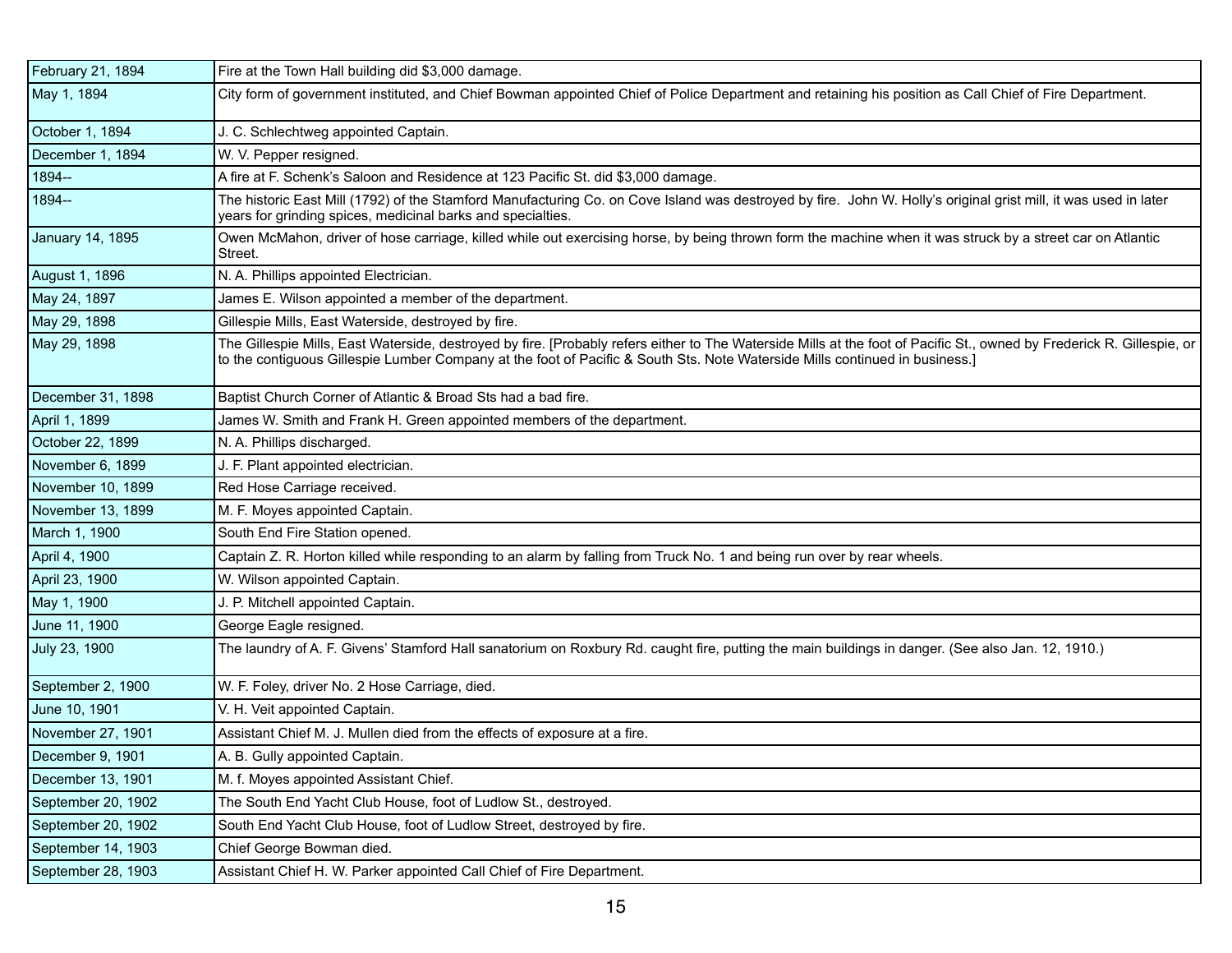| | |
|---|---|
| February 21, 1894 | Fire at the Town Hall building did $3,000 damage. |
| May 1, 1894 | City form of government instituted, and Chief Bowman appointed Chief of Police Department and retaining his position as Call Chief of Fire Department. |
| October 1, 1894 | J. C. Schlechtweg appointed Captain. |
| December 1, 1894 | W. V. Pepper resigned. |
| 1894-- | A fire at F. Schenk's Saloon and Residence at 123 Pacific St. did $3,000 damage. |
| 1894-- | The historic East Mill (1792) of the Stamford Manufacturing Co. on Cove Island was destroyed by fire. John W. Holly's original grist mill, it was used in later years for grinding spices, medicinal barks and specialties. |
| January 14, 1895 | Owen McMahon, driver of hose carriage, killed while out exercising horse, by being thrown form the machine when it was struck by a street car on Atlantic Street. |
| August 1, 1896 | N. A. Phillips appointed Electrician. |
| May 24, 1897 | James E. Wilson appointed a member of the department. |
| May 29, 1898 | Gillespie Mills, East Waterside, destroyed by fire. |
| May 29, 1898 | The Gillespie Mills, East Waterside, destroyed by fire. [Probably refers either to The Waterside Mills at the foot of Pacific St., owned by Frederick R. Gillespie, or to the contiguous Gillespie Lumber Company at the foot of Pacific & South Sts. Note Waterside Mills continued in business.] |
| December 31, 1898 | Baptist Church Corner of Atlantic & Broad Sts had a bad fire. |
| April 1, 1899 | James W. Smith and Frank H. Green appointed members of the department. |
| October 22, 1899 | N. A. Phillips discharged. |
| November 6, 1899 | J. F. Plant appointed electrician. |
| November 10, 1899 | Red Hose Carriage received. |
| November 13, 1899 | M. F. Moyes appointed Captain. |
| March 1, 1900 | South End Fire Station opened. |
| April 4, 1900 | Captain Z. R. Horton killed while responding to an alarm by falling from Truck No. 1 and being run over by rear wheels. |
| April 23, 1900 | W. Wilson appointed Captain. |
| May 1, 1900 | J. P. Mitchell appointed Captain. |
| June 11, 1900 | George Eagle resigned. |
| July 23, 1900 | The laundry of A. F. Givens' Stamford Hall sanatorium on Roxbury Rd. caught fire, putting the main buildings in danger. (See also Jan. 12, 1910.) |
| September 2, 1900 | W. F. Foley, driver No. 2 Hose Carriage, died. |
| June 10, 1901 | V. H. Veit appointed Captain. |
| November 27, 1901 | Assistant Chief M. J. Mullen died from the effects of exposure at a fire. |
| December 9, 1901 | A. B. Gully appointed Captain. |
| December 13, 1901 | M. f. Moyes appointed Assistant Chief. |
| September 20, 1902 | The South End Yacht Club House, foot of Ludlow St., destroyed. |
| September 20, 1902 | South End Yacht Club House, foot of Ludlow Street, destroyed by fire. |
| September 14, 1903 | Chief George Bowman died. |
| September 28, 1903 | Assistant Chief H. W. Parker appointed Call Chief of Fire Department. |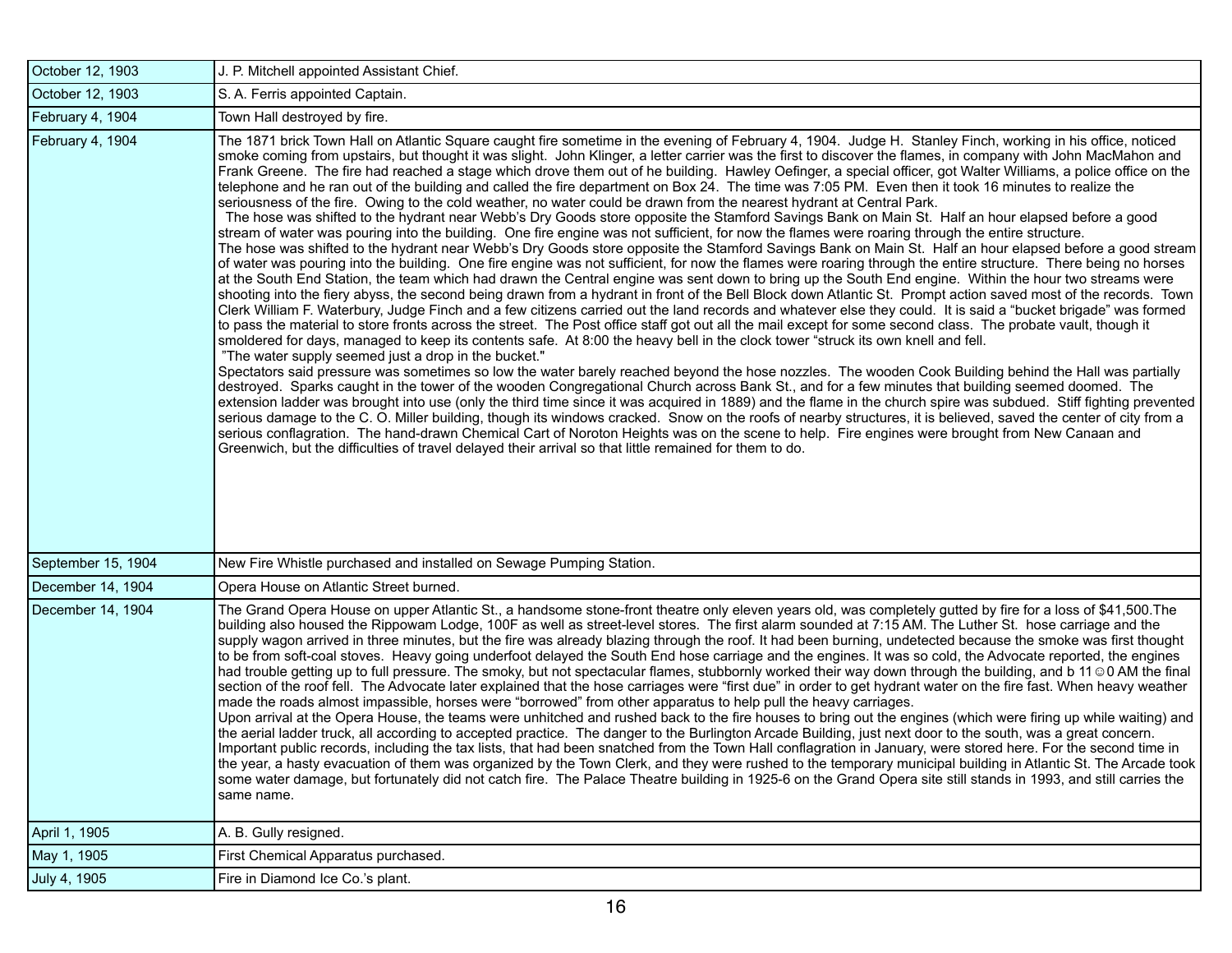| | |
|---|---|
| October 12, 1903 | J. P. Mitchell appointed Assistant Chief. |
| October 12, 1903 | S. A. Ferris appointed Captain. |
| February 4, 1904 | Town Hall destroyed by fire. |
| February 4, 1904 | The 1871 brick Town Hall on Atlantic Square caught fire sometime in the evening of February 4, 1904. Judge H. Stanley Finch, working in his office, noticed smoke coming from upstairs, but thought it was slight. John Klinger, a letter carrier was the first to discover the flames, in company with John MacMahon and Frank Greene. The fire had reached a stage which drove them out of he building. Hawley Oefinger, a special officer, got Walter Williams, a police office on the telephone and he ran out of the building and called the fire department on Box 24. The time was 7:05 PM. Even then it took 16 minutes to realize the seriousness of the fire. Owing to the cold weather, no water could be drawn from the nearest hydrant at Central Park.<br>The hose was shifted to the hydrant near Webb's Dry Goods store opposite the Stamford Savings Bank on Main St. Half an hour elapsed before a good stream of water was pouring into the building. One fire engine was not sufficient, for now the flames were roaring through the entire structure.<br>The hose was shifted to the hydrant near Webb's Dry Goods store opposite the Stamford Savings Bank on Main St. Half an hour elapsed before a good stream of water was pouring into the building. One fire engine was not sufficient, for now the flames were roaring through the entire structure. There being no horses at the South End Station, the team which had drawn the Central engine was sent down to bring up the South End engine. Within the hour two streams were shooting into the fiery abyss, the second being drawn from a hydrant in front of the Bell Block down Atlantic St. Prompt action saved most of the records. Town Clerk William F. Waterbury, Judge Finch and a few citizens carried out the land records and whatever else they could. It is said a "bucket brigade" was formed to pass the material to store fronts across the street. The Post office staff got out all the mail except for some second class. The probate vault, though it smoldered for days, managed to keep its contents safe. At 8:00 the heavy bell in the clock tower "struck its own knell and fell.<br>"The water supply seemed just a drop in the bucket."<br>Spectators said pressure was sometimes so low the water barely reached beyond the hose nozzles. The wooden Cook Building behind the Hall was partially destroyed. Sparks caught in the tower of the wooden Congregational Church across Bank St., and for a few minutes that building seemed doomed. The extension ladder was brought into use (only the third time since it was acquired in 1889) and the flame in the church spire was subdued. Stiff fighting prevented serious damage to the C. O. Miller building, though its windows cracked. Snow on the roofs of nearby structures, it is believed, saved the center of city from a serious conflagration. The hand-drawn Chemical Cart of Noroton Heights was on the scene to help. Fire engines were brought from New Canaan and Greenwich, but the difficulties of travel delayed their arrival so that little remained for them to do. |
| September 15, 1904 | New Fire Whistle purchased and installed on Sewage Pumping Station. |
| December 14, 1904 | Opera House on Atlantic Street burned. |
| December 14, 1904 | The Grand Opera House on upper Atlantic St., a handsome stone-front theatre only eleven years old, was completely gutted by fire for a loss of $41,500.The building also housed the Rippowam Lodge, 100F as well as street-level stores. The first alarm sounded at 7:15 AM. The Luther St. hose carriage and the supply wagon arrived in three minutes, but the fire was already blazing through the roof. It had been burning, undetected because the smoke was first thought to be from soft-coal stoves. Heavy going underfoot delayed the South End hose carriage and the engines. It was so cold, the Advocate reported, the engines had trouble getting up to full pressure. The smoky, but not spectacular flames, stubbornly worked their way down through the building, and b 11☺0 AM the final section of the roof fell. The Advocate later explained that the hose carriages were "first due" in order to get hydrant water on the fire fast. When heavy weather made the roads almost impassible, horses were "borrowed" from other apparatus to help pull the heavy carriages.<br>Upon arrival at the Opera House, the teams were unhitched and rushed back to the fire houses to bring out the engines (which were firing up while waiting) and the aerial ladder truck, all according to accepted practice. The danger to the Burlington Arcade Building, just next door to the south, was a great concern. Important public records, including the tax lists, that had been snatched from the Town Hall conflagration in January, were stored here. For the second time in the year, a hasty evacuation of them was organized by the Town Clerk, and they were rushed to the temporary municipal building in Atlantic St. The Arcade took some water damage, but fortunately did not catch fire. The Palace Theatre building in 1925-6 on the Grand Opera site still stands in 1993, and still carries the same name. |
| April 1, 1905 | A. B. Gully resigned. |
| May 1, 1905 | First Chemical Apparatus purchased. |
| July 4, 1905 | Fire in Diamond Ice Co.'s plant. |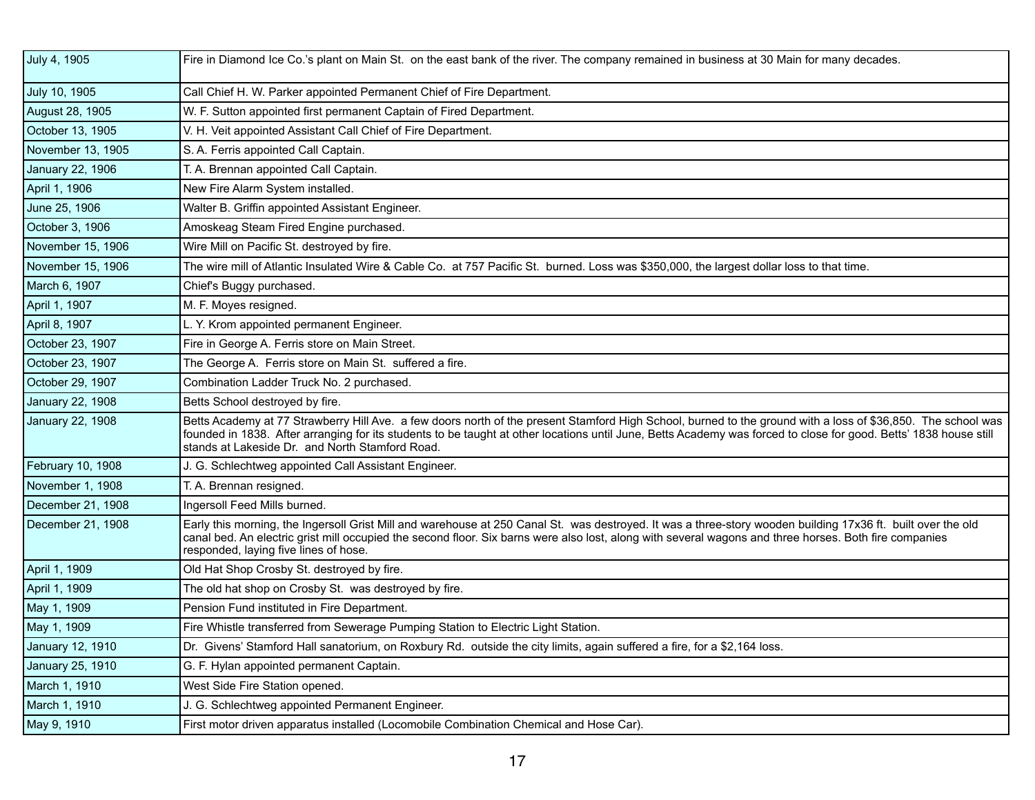| July 4, 1905 | Fire in Diamond Ice Co.'s plant on Main St. on the east bank of the river. The company remained in business at 30 Main for many decades. |
|---|---|
| July 10, 1905 | Call Chief H. W. Parker appointed Permanent Chief of Fire Department. |
| August 28, 1905 | W. F. Sutton appointed first permanent Captain of Fired Department. |
| October 13, 1905 | V. H. Veit appointed Assistant Call Chief of Fire Department. |
| November 13, 1905 | S. A. Ferris appointed Call Captain. |
| January 22, 1906 | T. A. Brennan appointed Call Captain. |
| April 1, 1906 | New Fire Alarm System installed. |
| June 25, 1906 | Walter B. Griffin appointed Assistant Engineer. |
| October 3, 1906 | Amoskeag Steam Fired Engine purchased. |
| November 15, 1906 | Wire Mill on Pacific St. destroyed by fire. |
| November 15, 1906 | The wire mill of Atlantic Insulated Wire & Cable Co. at 757 Pacific St. burned. Loss was $350,000, the largest dollar loss to that time. |
| March 6, 1907 | Chief's Buggy purchased. |
| April 1, 1907 | M. F. Moyes resigned. |
| April 8, 1907 | L. Y. Krom appointed permanent Engineer. |
| October 23, 1907 | Fire in George A. Ferris store on Main Street. |
| October 23, 1907 | The George A. Ferris store on Main St. suffered a fire. |
| October 29, 1907 | Combination Ladder Truck No. 2 purchased. |
| January 22, 1908 | Betts School destroyed by fire. |
| January 22, 1908 | Betts Academy at 77 Strawberry Hill Ave. a few doors north of the present Stamford High School, burned to the ground with a loss of $36,850. The school was founded in 1838. After arranging for its students to be taught at other locations until June, Betts Academy was forced to close for good. Betts' 1838 house still stands at Lakeside Dr. and North Stamford Road. |
| February 10, 1908 | J. G. Schlechtweg appointed Call Assistant Engineer. |
| November 1, 1908 | T. A. Brennan resigned. |
| December 21, 1908 | Ingersoll Feed Mills burned. |
| December 21, 1908 | Early this morning, the Ingersoll Grist Mill and warehouse at 250 Canal St. was destroyed. It was a three-story wooden building 17x36 ft. built over the old canal bed. An electric grist mill occupied the second floor. Six barns were also lost, along with several wagons and three horses. Both fire companies responded, laying five lines of hose. |
| April 1, 1909 | Old Hat Shop Crosby St. destroyed by fire. |
| April 1, 1909 | The old hat shop on Crosby St. was destroyed by fire. |
| May 1, 1909 | Pension Fund instituted in Fire Department. |
| May 1, 1909 | Fire Whistle transferred from Sewerage Pumping Station to Electric Light Station. |
| January 12, 1910 | Dr. Givens' Stamford Hall sanatorium, on Roxbury Rd. outside the city limits, again suffered a fire, for a $2,164 loss. |
| January 25, 1910 | G. F. Hylan appointed permanent Captain. |
| March 1, 1910 | West Side Fire Station opened. |
| March 1, 1910 | J. G. Schlechtweg appointed Permanent Engineer. |
| May 9, 1910 | First motor driven apparatus installed (Locomobile Combination Chemical and Hose Car). |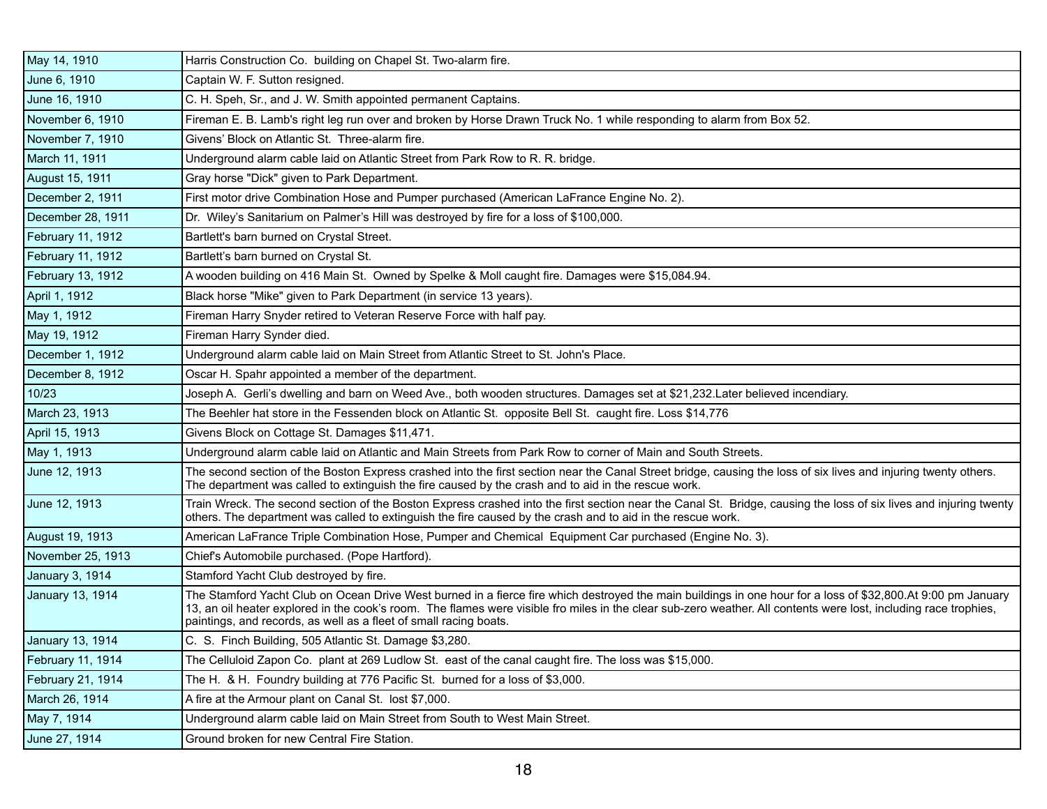| | |
|---|---|
| May 14, 1910 | Harris Construction Co. building on Chapel St. Two-alarm fire. |
| June 6, 1910 | Captain W. F. Sutton resigned. |
| June 16, 1910 | C. H. Speh, Sr., and J. W. Smith appointed permanent Captains. |
| November 6, 1910 | Fireman E. B. Lamb's right leg run over and broken by Horse Drawn Truck No. 1 while responding to alarm from Box 52. |
| November 7, 1910 | Givens' Block on Atlantic St. Three-alarm fire. |
| March 11, 1911 | Underground alarm cable laid on Atlantic Street from Park Row to R. R. bridge. |
| August 15, 1911 | Gray horse "Dick" given to Park Department. |
| December 2, 1911 | First motor drive Combination Hose and Pumper purchased (American LaFrance Engine No. 2). |
| December 28, 1911 | Dr. Wiley's Sanitarium on Palmer's Hill was destroyed by fire for a loss of $100,000. |
| February 11, 1912 | Bartlett's barn burned on Crystal Street. |
| February 11, 1912 | Bartlett's barn burned on Crystal St. |
| February 13, 1912 | A wooden building on 416 Main St. Owned by Spelke & Moll caught fire. Damages were $15,084.94. |
| April 1, 1912 | Black horse "Mike" given to Park Department (in service 13 years). |
| May 1, 1912 | Fireman Harry Snyder retired to Veteran Reserve Force with half pay. |
| May 19, 1912 | Fireman Harry Synder died. |
| December 1, 1912 | Underground alarm cable laid on Main Street from Atlantic Street to St. John's Place. |
| December 8, 1912 | Oscar H. Spahr appointed a member of the department. |
| 10/23 | Joseph A. Gerli's dwelling and barn on Weed Ave., both wooden structures. Damages set at $21,232.Later believed incendiary. |
| March 23, 1913 | The Beehler hat store in the Fessenden block on Atlantic St. opposite Bell St. caught fire. Loss $14,776 |
| April 15, 1913 | Givens Block on Cottage St. Damages $11,471. |
| May 1, 1913 | Underground alarm cable laid on Atlantic and Main Streets from Park Row to corner of Main and South Streets. |
| June 12, 1913 | The second section of the Boston Express crashed into the first section near the Canal Street bridge, causing the loss of six lives and injuring twenty others. The department was called to extinguish the fire caused by the crash and to aid in the rescue work. |
| June 12, 1913 | Train Wreck. The second section of the Boston Express crashed into the first section near the Canal St. Bridge, causing the loss of six lives and injuring twenty others. The department was called to extinguish the fire caused by the crash and to aid in the rescue work. |
| August 19, 1913 | American LaFrance Triple Combination Hose, Pumper and Chemical Equipment Car purchased (Engine No. 3). |
| November 25, 1913 | Chief's Automobile purchased. (Pope Hartford). |
| January 3, 1914 | Stamford Yacht Club destroyed by fire. |
| January 13, 1914 | The Stamford Yacht Club on Ocean Drive West burned in a fierce fire which destroyed the main buildings in one hour for a loss of $32,800.At 9:00 pm January 13, an oil heater explored in the cook's room. The flames were visible fro miles in the clear sub-zero weather. All contents were lost, including race trophies, paintings, and records, as well as a fleet of small racing boats. |
| January 13, 1914 | C. S. Finch Building, 505 Atlantic St. Damage $3,280. |
| February 11, 1914 | The Celluloid Zapon Co. plant at 269 Ludlow St. east of the canal caught fire. The loss was $15,000. |
| February 21, 1914 | The H. & H. Foundry building at 776 Pacific St. burned for a loss of $3,000. |
| March 26, 1914 | A fire at the Armour plant on Canal St. lost $7,000. |
| May 7, 1914 | Underground alarm cable laid on Main Street from South to West Main Street. |
| June 27, 1914 | Ground broken for new Central Fire Station. |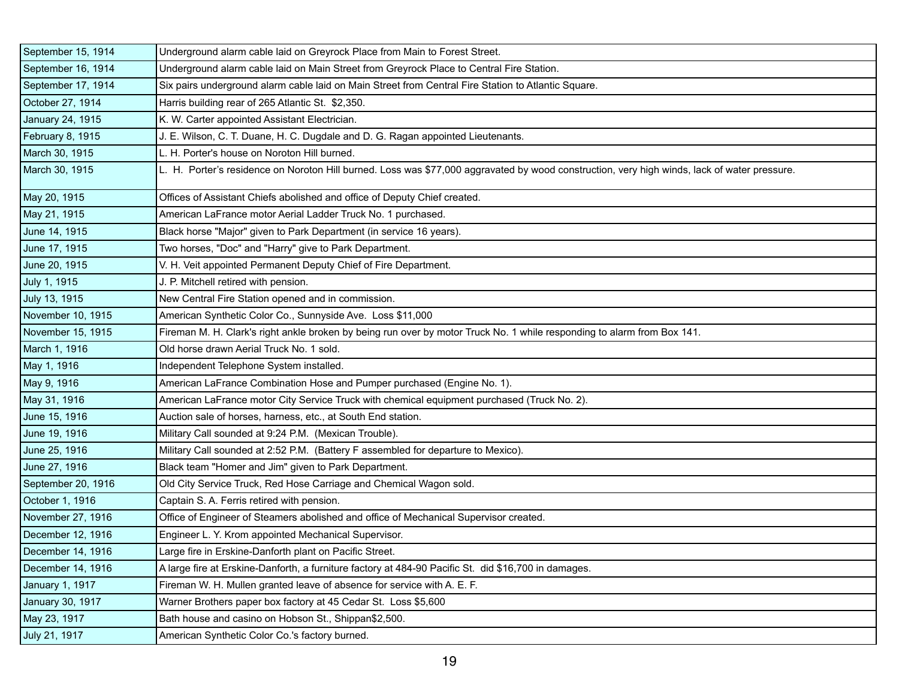| | |
|---|---|
| September 15, 1914 | Underground alarm cable laid on Greyrock Place from Main to Forest Street. |
| September 16, 1914 | Underground alarm cable laid on Main Street from Greyrock Place to Central Fire Station. |
| September 17, 1914 | Six pairs underground alarm cable laid on Main Street from Central Fire Station to Atlantic Square. |
| October 27, 1914 | Harris building rear of 265 Atlantic St.  $2,350. |
| January 24, 1915 | K. W. Carter appointed Assistant Electrician. |
| February 8, 1915 | J. E. Wilson, C. T. Duane, H. C. Dugdale and D. G. Ragan appointed Lieutenants. |
| March 30, 1915 | L. H. Porter's house on Noroton Hill burned. |
| March 30, 1915 | L.  H.  Porter's residence on Noroton Hill burned. Loss was $77,000 aggravated by wood construction, very high winds, lack of water pressure. |
| May 20, 1915 | Offices of Assistant Chiefs abolished and office of Deputy Chief created. |
| May 21, 1915 | American LaFrance motor Aerial Ladder Truck No. 1 purchased. |
| June 14, 1915 | Black horse "Major" given to Park Department (in service 16 years). |
| June 17, 1915 | Two horses, "Doc" and "Harry" give to Park Department. |
| June 20, 1915 | V. H. Veit appointed Permanent Deputy Chief of Fire Department. |
| July 1, 1915 | J. P. Mitchell retired with pension. |
| July 13, 1915 | New Central Fire Station opened and in commission. |
| November 10, 1915 | American Synthetic Color Co., Sunnyside Ave.  Loss $11,000 |
| November 15, 1915 | Fireman M. H. Clark's right ankle broken by being run over by motor Truck No. 1 while responding to alarm from Box 141. |
| March 1, 1916 | Old horse drawn Aerial Truck No. 1 sold. |
| May 1, 1916 | Independent Telephone System installed. |
| May 9, 1916 | American LaFrance Combination Hose and Pumper purchased (Engine No. 1). |
| May 31, 1916 | American LaFrance motor City Service Truck with chemical equipment purchased (Truck No. 2). |
| June 15, 1916 | Auction sale of horses, harness, etc., at South End station. |
| June 19, 1916 | Military Call sounded at 9:24 P.M.  (Mexican Trouble). |
| June 25, 1916 | Military Call sounded at 2:52 P.M.  (Battery F assembled for departure to Mexico). |
| June 27, 1916 | Black team "Homer and Jim" given to Park Department. |
| September 20, 1916 | Old City Service Truck, Red Hose Carriage and Chemical Wagon sold. |
| October 1, 1916 | Captain S. A. Ferris retired with pension. |
| November 27, 1916 | Office of Engineer of Steamers abolished and office of Mechanical Supervisor created. |
| December 12, 1916 | Engineer L. Y. Krom appointed Mechanical Supervisor. |
| December 14, 1916 | Large fire in Erskine-Danforth plant on Pacific Street. |
| December 14, 1916 | A large fire at Erskine-Danforth, a furniture factory at 484-90 Pacific St.  did $16,700 in damages. |
| January 1, 1917 | Fireman W. H. Mullen granted leave of absence for service with A. E. F. |
| January 30, 1917 | Warner Brothers paper box factory at 45 Cedar St.  Loss $5,600 |
| May 23, 1917 | Bath house and casino on Hobson St., Shippan$2,500. |
| July 21, 1917 | American Synthetic Color Co.'s factory burned. |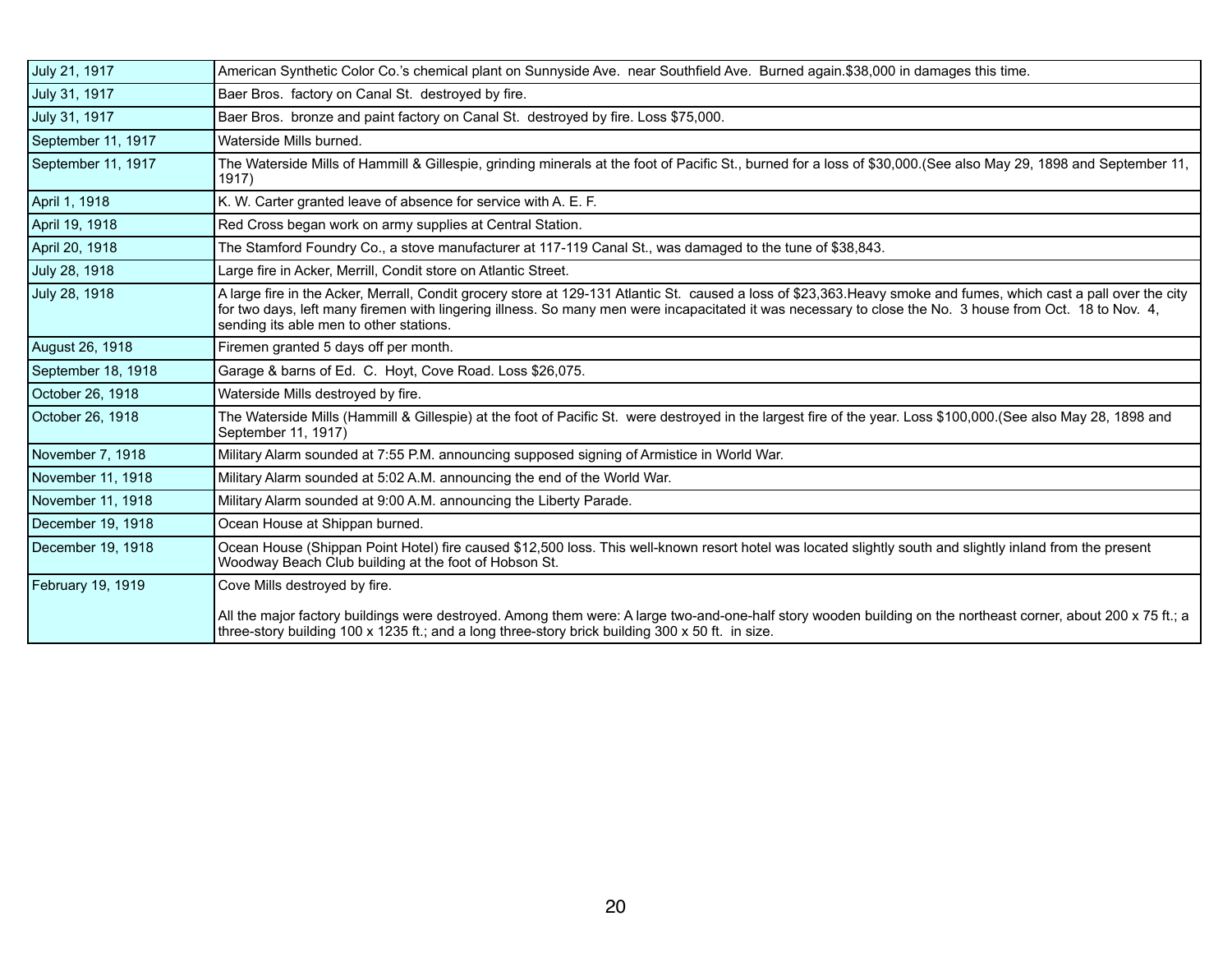| | |
|---|---|
| July 21, 1917 | American Synthetic Color Co.'s chemical plant on Sunnyside Ave. near Southfield Ave. Burned again.$38,000 in damages this time. |
| July 31, 1917 | Baer Bros. factory on Canal St. destroyed by fire. |
| July 31, 1917 | Baer Bros. bronze and paint factory on Canal St. destroyed by fire. Loss $75,000. |
| September 11, 1917 | Waterside Mills burned. |
| September 11, 1917 | The Waterside Mills of Hammill & Gillespie, grinding minerals at the foot of Pacific St., burned for a loss of $30,000.(See also May 29, 1898 and September 11, 1917) |
| April 1, 1918 | K. W. Carter granted leave of absence for service with A. E. F. |
| April 19, 1918 | Red Cross began work on army supplies at Central Station. |
| April 20, 1918 | The Stamford Foundry Co., a stove manufacturer at 117-119 Canal St., was damaged to the tune of $38,843. |
| July 28, 1918 | Large fire in Acker, Merrill, Condit store on Atlantic Street. |
| July 28, 1918 | A large fire in the Acker, Merrall, Condit grocery store at 129-131 Atlantic St. caused a loss of $23,363.Heavy smoke and fumes, which cast a pall over the city for two days, left many firemen with lingering illness. So many men were incapacitated it was necessary to close the No. 3 house from Oct. 18 to Nov. 4, sending its able men to other stations. |
| August 26, 1918 | Firemen granted 5 days off per month. |
| September 18, 1918 | Garage & barns of Ed. C. Hoyt, Cove Road. Loss $26,075. |
| October 26, 1918 | Waterside Mills destroyed by fire. |
| October 26, 1918 | The Waterside Mills (Hammill & Gillespie) at the foot of Pacific St. were destroyed in the largest fire of the year. Loss $100,000.(See also May 28, 1898 and September 11, 1917) |
| November 7, 1918 | Military Alarm sounded at 7:55 P.M. announcing supposed signing of Armistice in World War. |
| November 11, 1918 | Military Alarm sounded at 5:02 A.M. announcing the end of the World War. |
| November 11, 1918 | Military Alarm sounded at 9:00 A.M. announcing the Liberty Parade. |
| December 19, 1918 | Ocean House at Shippan burned. |
| December 19, 1918 | Ocean House (Shippan Point Hotel) fire caused $12,500 loss. This well-known resort hotel was located slightly south and slightly inland from the present Woodway Beach Club building at the foot of Hobson St. |
| February 19, 1919 | Cove Mills destroyed by fire.<br><br>All the major factory buildings were destroyed. Among them were: A large two-and-one-half story wooden building on the northeast corner, about 200 x 75 ft.; a three-story building 100 x 1235 ft.; and a long three-story brick building 300 x 50 ft. in size. |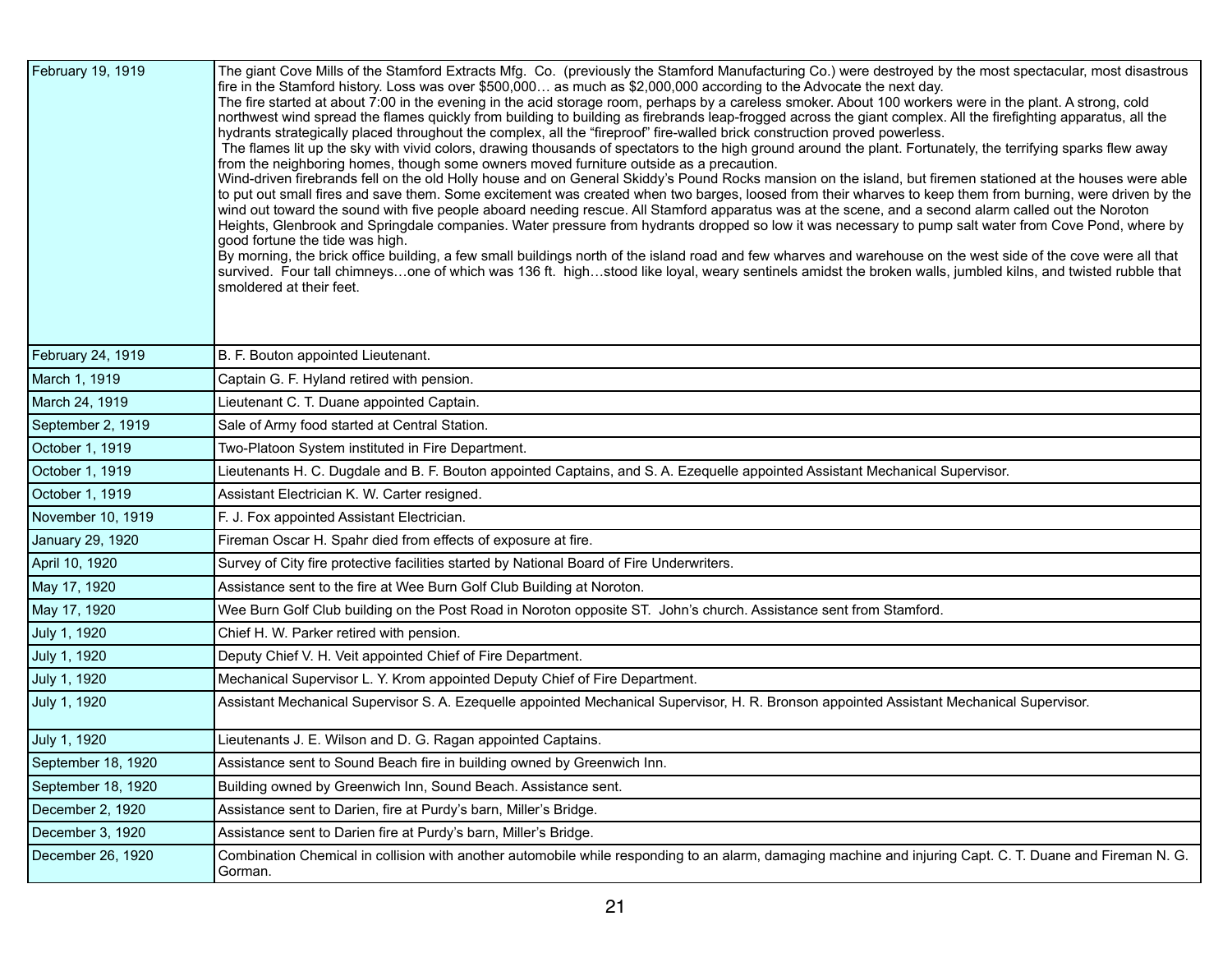| | |
|---|---|
| February 19, 1919 | The giant Cove Mills of the Stamford Extracts Mfg. Co. (previously the Stamford Manufacturing Co.) were destroyed by the most spectacular, most disastrous fire in the Stamford history. Loss was over $500,000… as much as $2,000,000 according to the Advocate the next day.<br>The fire started at about 7:00 in the evening in the acid storage room, perhaps by a careless smoker. About 100 workers were in the plant. A strong, cold northwest wind spread the flames quickly from building to building as firebrands leap-frogged across the giant complex. All the firefighting apparatus, all the hydrants strategically placed throughout the complex, all the "fireproof" fire-walled brick construction proved powerless.<br>The flames lit up the sky with vivid colors, drawing thousands of spectators to the high ground around the plant. Fortunately, the terrifying sparks flew away from the neighboring homes, though some owners moved furniture outside as a precaution.<br>Wind-driven firebrands fell on the old Holly house and on General Skiddy's Pound Rocks mansion on the island, but firemen stationed at the houses were able to put out small fires and save them. Some excitement was created when two barges, loosed from their wharves to keep them from burning, were driven by the wind out toward the sound with five people aboard needing rescue. All Stamford apparatus was at the scene, and a second alarm called out the Noroton Heights, Glenbrook and Springdale companies. Water pressure from hydrants dropped so low it was necessary to pump salt water from Cove Pond, where by good fortune the tide was high.<br>By morning, the brick office building, a few small buildings north of the island road and few wharves and warehouse on the west side of the cove were all that survived. Four tall chimneys…one of which was 136 ft. high…stood like loyal, weary sentinels amidst the broken walls, jumbled kilns, and twisted rubble that smoldered at their feet. |
| February 24, 1919 | B. F. Bouton appointed Lieutenant. |
| March 1, 1919 | Captain G. F. Hyland retired with pension. |
| March 24, 1919 | Lieutenant C. T. Duane appointed Captain. |
| September 2, 1919 | Sale of Army food started at Central Station. |
| October 1, 1919 | Two-Platoon System instituted in Fire Department. |
| October 1, 1919 | Lieutenants H. C. Dugdale and B. F. Bouton appointed Captains, and S. A. Ezequelle appointed Assistant Mechanical Supervisor. |
| October 1, 1919 | Assistant Electrician K. W. Carter resigned. |
| November 10, 1919 | F. J. Fox appointed Assistant Electrician. |
| January 29, 1920 | Fireman Oscar H. Spahr died from effects of exposure at fire. |
| April 10, 1920 | Survey of City fire protective facilities started by National Board of Fire Underwriters. |
| May 17, 1920 | Assistance sent to the fire at Wee Burn Golf Club Building at Noroton. |
| May 17, 1920 | Wee Burn Golf Club building on the Post Road in Noroton opposite ST. John's church. Assistance sent from Stamford. |
| July 1, 1920 | Chief H. W. Parker retired with pension. |
| July 1, 1920 | Deputy Chief V. H. Veit appointed Chief of Fire Department. |
| July 1, 1920 | Mechanical Supervisor L. Y. Krom appointed Deputy Chief of Fire Department. |
| July 1, 1920 | Assistant Mechanical Supervisor S. A. Ezequelle appointed Mechanical Supervisor, H. R. Bronson appointed Assistant Mechanical Supervisor. |
| July 1, 1920 | Lieutenants J. E. Wilson and D. G. Ragan appointed Captains. |
| September 18, 1920 | Assistance sent to Sound Beach fire in building owned by Greenwich Inn. |
| September 18, 1920 | Building owned by Greenwich Inn, Sound Beach. Assistance sent. |
| December 2, 1920 | Assistance sent to Darien, fire at Purdy's barn, Miller's Bridge. |
| December 3, 1920 | Assistance sent to Darien fire at Purdy's barn, Miller's Bridge. |
| December 26, 1920 | Combination Chemical in collision with another automobile while responding to an alarm, damaging machine and injuring Capt. C. T. Duane and Fireman N. G. Gorman. |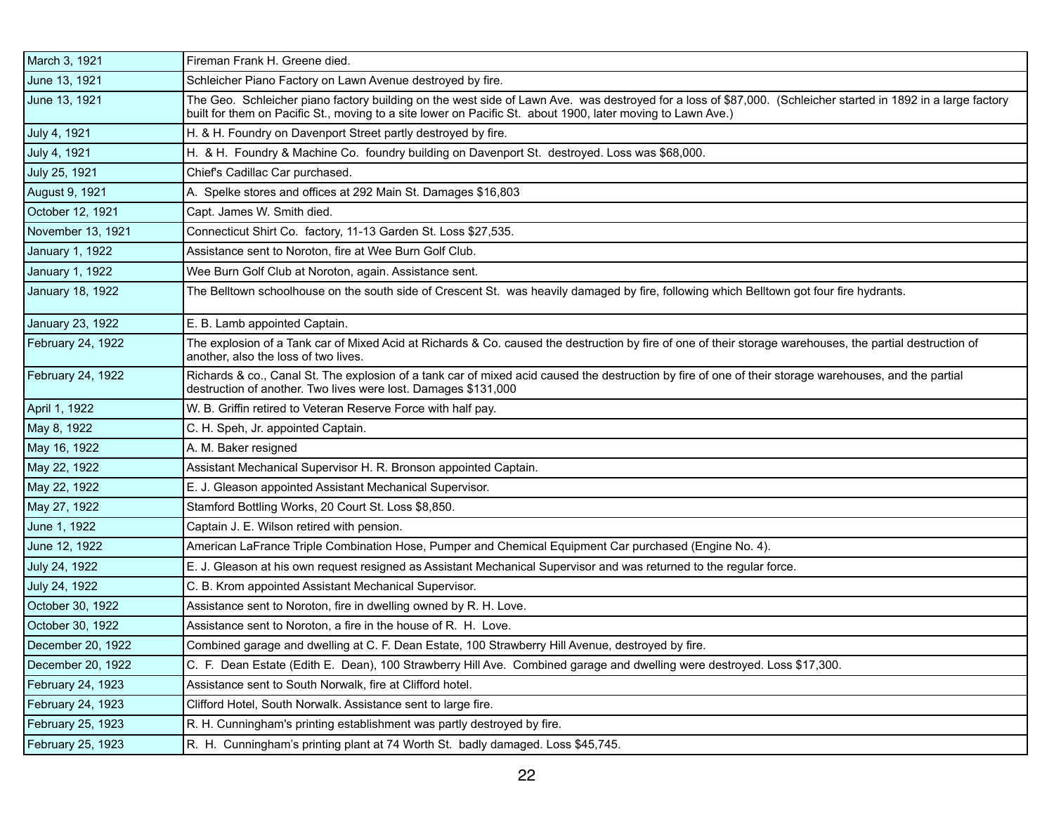| | |
|---|---|
| March 3, 1921 | Fireman Frank H. Greene died. |
| June 13, 1921 | Schleicher Piano Factory on Lawn Avenue destroyed by fire. |
| June 13, 1921 | The Geo. Schleicher piano factory building on the west side of Lawn Ave. was destroyed for a loss of $87,000. (Schleicher started in 1892 in a large factory built for them on Pacific St., moving to a site lower on Pacific St. about 1900, later moving to Lawn Ave.) |
| July 4, 1921 | H. & H. Foundry on Davenport Street partly destroyed by fire. |
| July 4, 1921 | H. & H. Foundry & Machine Co. foundry building on Davenport St. destroyed. Loss was $68,000. |
| July 25, 1921 | Chief's Cadillac Car purchased. |
| August 9, 1921 | A. Spelke stores and offices at 292 Main St. Damages $16,803 |
| October 12, 1921 | Capt. James W. Smith died. |
| November 13, 1921 | Connecticut Shirt Co. factory, 11-13 Garden St. Loss $27,535. |
| January 1, 1922 | Assistance sent to Noroton, fire at Wee Burn Golf Club. |
| January 1, 1922 | Wee Burn Golf Club at Noroton, again. Assistance sent. |
| January 18, 1922 | The Belltown schoolhouse on the south side of Crescent St. was heavily damaged by fire, following which Belltown got four fire hydrants. |
| January 23, 1922 | E. B. Lamb appointed Captain. |
| February 24, 1922 | The explosion of a Tank car of Mixed Acid at Richards & Co. caused the destruction by fire of one of their storage warehouses, the partial destruction of another, also the loss of two lives. |
| February 24, 1922 | Richards & co., Canal St. The explosion of a tank car of mixed acid caused the destruction by fire of one of their storage warehouses, and the partial destruction of another. Two lives were lost. Damages $131,000 |
| April 1, 1922 | W. B. Griffin retired to Veteran Reserve Force with half pay. |
| May 8, 1922 | C. H. Speh, Jr. appointed Captain. |
| May 16, 1922 | A. M. Baker resigned |
| May 22, 1922 | Assistant Mechanical Supervisor H. R. Bronson appointed Captain. |
| May 22, 1922 | E. J. Gleason appointed Assistant Mechanical Supervisor. |
| May 27, 1922 | Stamford Bottling Works, 20 Court St. Loss $8,850. |
| June 1, 1922 | Captain J. E. Wilson retired with pension. |
| June 12, 1922 | American LaFrance Triple Combination Hose, Pumper and Chemical Equipment Car purchased (Engine No. 4). |
| July 24, 1922 | E. J. Gleason at his own request resigned as Assistant Mechanical Supervisor and was returned to the regular force. |
| July 24, 1922 | C. B. Krom appointed Assistant Mechanical Supervisor. |
| October 30, 1922 | Assistance sent to Noroton, fire in dwelling owned by R. H. Love. |
| October 30, 1922 | Assistance sent to Noroton, a fire in the house of R. H. Love. |
| December 20, 1922 | Combined garage and dwelling at C. F. Dean Estate, 100 Strawberry Hill Avenue, destroyed by fire. |
| December 20, 1922 | C. F. Dean Estate (Edith E. Dean), 100 Strawberry Hill Ave. Combined garage and dwelling were destroyed. Loss $17,300. |
| February 24, 1923 | Assistance sent to South Norwalk, fire at Clifford hotel. |
| February 24, 1923 | Clifford Hotel, South Norwalk. Assistance sent to large fire. |
| February 25, 1923 | R. H. Cunningham's printing establishment was partly destroyed by fire. |
| February 25, 1923 | R. H. Cunningham's printing plant at 74 Worth St. badly damaged. Loss $45,745. |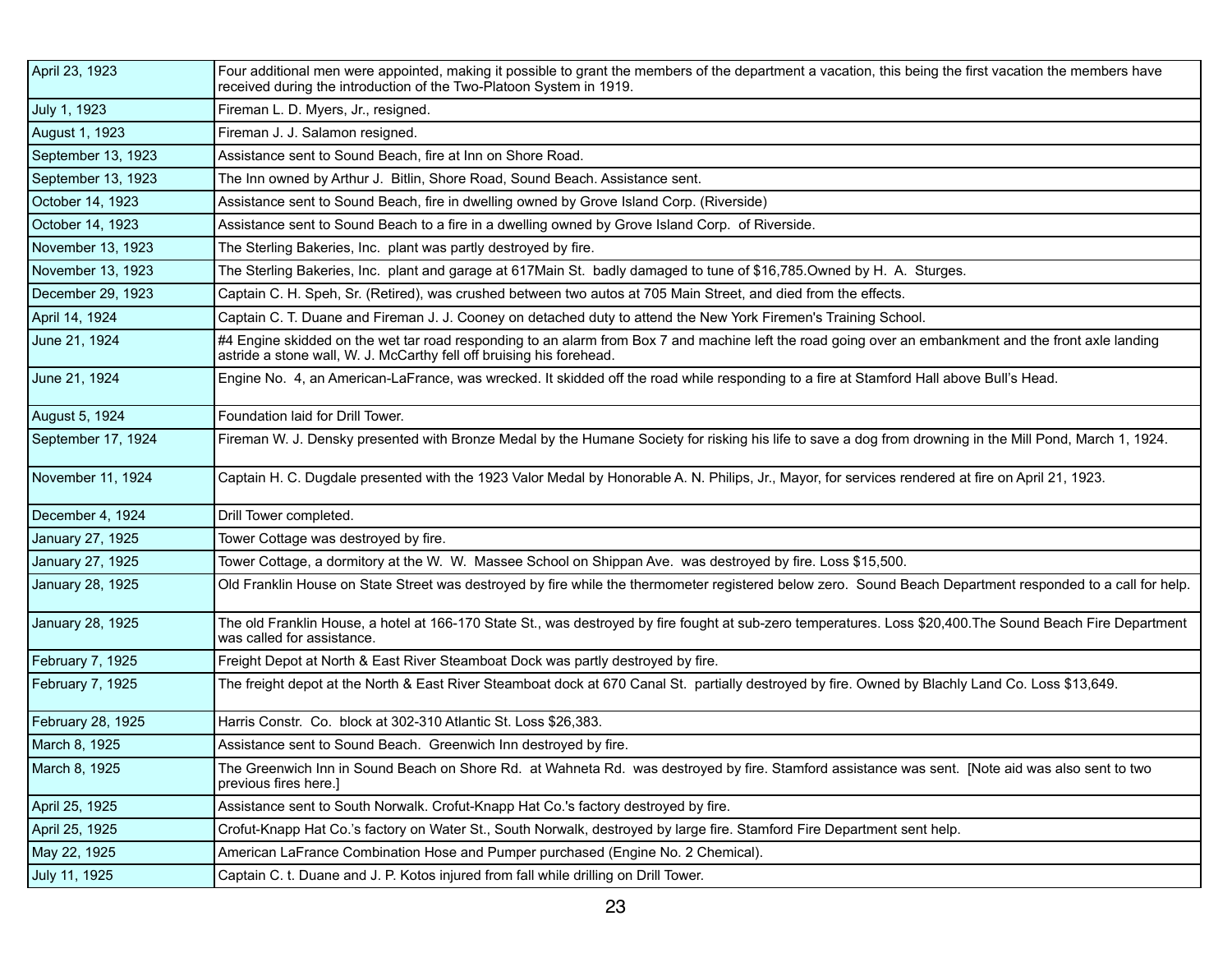| | |
|---|---|
| April 23, 1923 | Four additional men were appointed, making it possible to grant the members of the department a vacation, this being the first vacation the members have received during the introduction of the Two-Platoon System in 1919. |
| July 1, 1923 | Fireman L. D. Myers, Jr., resigned. |
| August 1, 1923 | Fireman J. J. Salamon resigned. |
| September 13, 1923 | Assistance sent to Sound Beach, fire at Inn on Shore Road. |
| September 13, 1923 | The Inn owned by Arthur J. Bitlin, Shore Road, Sound Beach. Assistance sent. |
| October 14, 1923 | Assistance sent to Sound Beach, fire in dwelling owned by Grove Island Corp. (Riverside) |
| October 14, 1923 | Assistance sent to Sound Beach to a fire in a dwelling owned by Grove Island Corp. of Riverside. |
| November 13, 1923 | The Sterling Bakeries, Inc. plant was partly destroyed by fire. |
| November 13, 1923 | The Sterling Bakeries, Inc. plant and garage at 617Main St. badly damaged to tune of $16,785.Owned by H. A. Sturges. |
| December 29, 1923 | Captain C. H. Speh, Sr. (Retired), was crushed between two autos at 705 Main Street, and died from the effects. |
| April 14, 1924 | Captain C. T. Duane and Fireman J. J. Cooney on detached duty to attend the New York Firemen's Training School. |
| June 21, 1924 | #4 Engine skidded on the wet tar road responding to an alarm from Box 7 and machine left the road going over an embankment and the front axle landing astride a stone wall, W. J. McCarthy fell off bruising his forehead. |
| June 21, 1924 | Engine No. 4, an American-LaFrance, was wrecked. It skidded off the road while responding to a fire at Stamford Hall above Bull's Head. |
| August 5, 1924 | Foundation laid for Drill Tower. |
| September 17, 1924 | Fireman W. J. Densky presented with Bronze Medal by the Humane Society for risking his life to save a dog from drowning in the Mill Pond, March 1, 1924. |
| November 11, 1924 | Captain H. C. Dugdale presented with the 1923 Valor Medal by Honorable A. N. Philips, Jr., Mayor, for services rendered at fire on April 21, 1923. |
| December 4, 1924 | Drill Tower completed. |
| January 27, 1925 | Tower Cottage was destroyed by fire. |
| January 27, 1925 | Tower Cottage, a dormitory at the W. W. Massee School on Shippan Ave. was destroyed by fire. Loss $15,500. |
| January 28, 1925 | Old Franklin House on State Street was destroyed by fire while the thermometer registered below zero. Sound Beach Department responded to a call for help. |
| January 28, 1925 | The old Franklin House, a hotel at 166-170 State St., was destroyed by fire fought at sub-zero temperatures. Loss $20,400.The Sound Beach Fire Department was called for assistance. |
| February 7, 1925 | Freight Depot at North & East River Steamboat Dock was partly destroyed by fire. |
| February 7, 1925 | The freight depot at the North & East River Steamboat dock at 670 Canal St. partially destroyed by fire. Owned by Blachly Land Co. Loss $13,649. |
| February 28, 1925 | Harris Constr. Co. block at 302-310 Atlantic St. Loss $26,383. |
| March 8, 1925 | Assistance sent to Sound Beach. Greenwich Inn destroyed by fire. |
| March 8, 1925 | The Greenwich Inn in Sound Beach on Shore Rd. at Wahneta Rd. was destroyed by fire. Stamford assistance was sent. [Note aid was also sent to two previous fires here.] |
| April 25, 1925 | Assistance sent to South Norwalk. Crofut-Knapp Hat Co.'s factory destroyed by fire. |
| April 25, 1925 | Crofut-Knapp Hat Co.'s factory on Water St., South Norwalk, destroyed by large fire. Stamford Fire Department sent help. |
| May 22, 1925 | American LaFrance Combination Hose and Pumper purchased (Engine No. 2 Chemical). |
| July 11, 1925 | Captain C. t. Duane and J. P. Kotos injured from fall while drilling on Drill Tower. |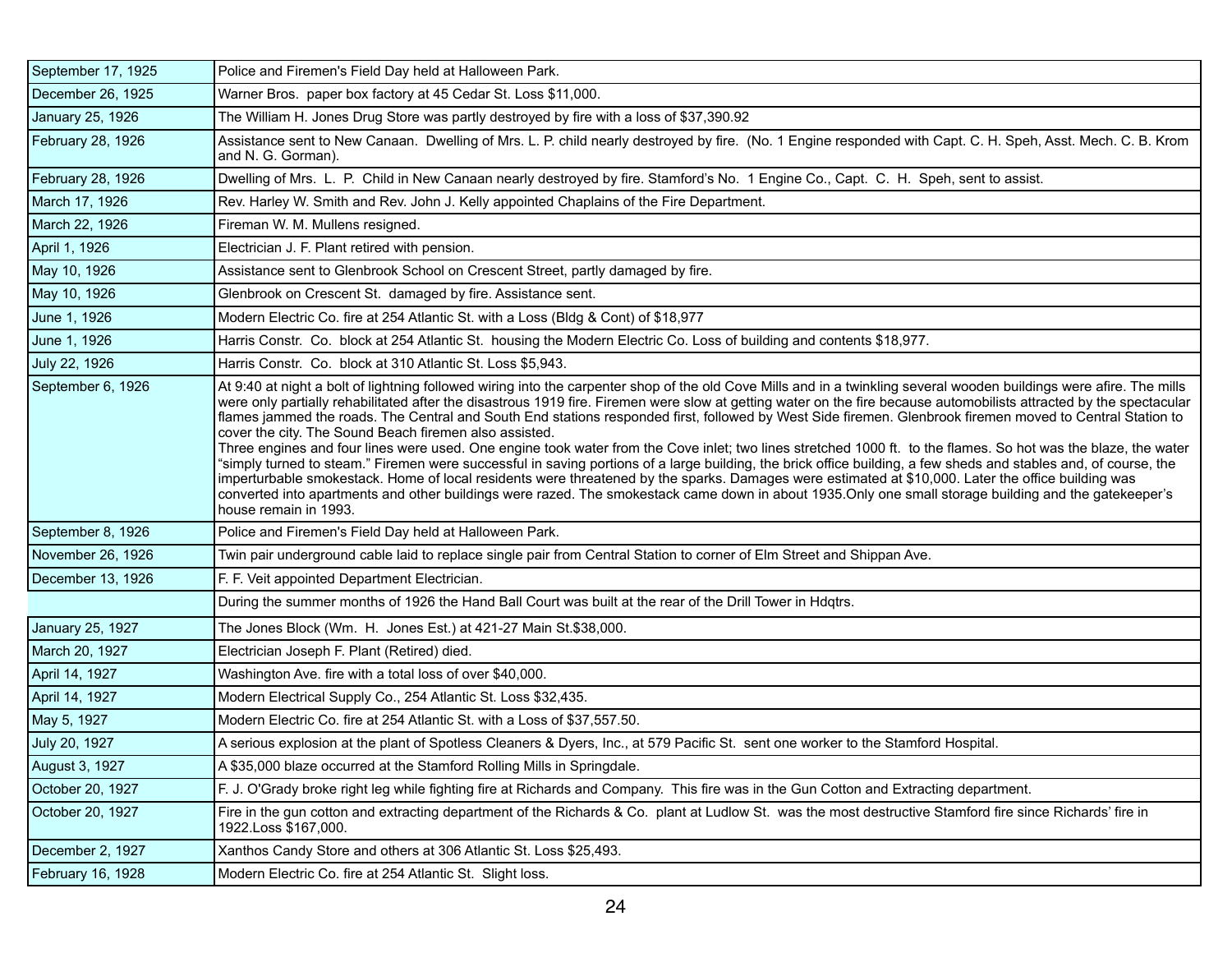| | |
|---|---|
| September 17, 1925 | Police and Firemen's Field Day held at Halloween Park. |
| December 26, 1925 | Warner Bros. paper box factory at 45 Cedar St. Loss $11,000. |
| January 25, 1926 | The William H. Jones Drug Store was partly destroyed by fire with a loss of $37,390.92 |
| February 28, 1926 | Assistance sent to New Canaan. Dwelling of Mrs. L. P. child nearly destroyed by fire. (No. 1 Engine responded with Capt. C. H. Speh, Asst. Mech. C. B. Krom and N. G. Gorman). |
| February 28, 1926 | Dwelling of Mrs. L. P. Child in New Canaan nearly destroyed by fire. Stamford's No. 1 Engine Co., Capt. C. H. Speh, sent to assist. |
| March 17, 1926 | Rev. Harley W. Smith and Rev. John J. Kelly appointed Chaplains of the Fire Department. |
| March 22, 1926 | Fireman W. M. Mullens resigned. |
| April 1, 1926 | Electrician J. F. Plant retired with pension. |
| May 10, 1926 | Assistance sent to Glenbrook School on Crescent Street, partly damaged by fire. |
| May 10, 1926 | Glenbrook on Crescent St. damaged by fire. Assistance sent. |
| June 1, 1926 | Modern Electric Co. fire at 254 Atlantic St. with a Loss (Bldg & Cont) of $18,977 |
| June 1, 1926 | Harris Constr. Co. block at 254 Atlantic St. housing the Modern Electric Co. Loss of building and contents $18,977. |
| July 22, 1926 | Harris Constr. Co. block at 310 Atlantic St. Loss $5,943. |
| September 6, 1926 | At 9:40 at night a bolt of lightning followed wiring into the carpenter shop of the old Cove Mills and in a twinkling several wooden buildings were afire. The mills were only partially rehabilitated after the disastrous 1919 fire. Firemen were slow at getting water on the fire because automobilists attracted by the spectacular flames jammed the roads. The Central and South End stations responded first, followed by West Side firemen. Glenbrook firemen moved to Central Station to cover the city. The Sound Beach firemen also assisted.<br>Three engines and four lines were used. One engine took water from the Cove inlet; two lines stretched 1000 ft. to the flames. So hot was the blaze, the water "simply turned to steam." Firemen were successful in saving portions of a large building, the brick office building, a few sheds and stables and, of course, the imperturbable smokestack. Home of local residents were threatened by the sparks. Damages were estimated at $10,000. Later the office building was converted into apartments and other buildings were razed. The smokestack came down in about 1935.Only one small storage building and the gatekeeper's house remain in 1993. |
| September 8, 1926 | Police and Firemen's Field Day held at Halloween Park. |
| November 26, 1926 | Twin pair underground cable laid to replace single pair from Central Station to corner of Elm Street and Shippan Ave. |
| December 13, 1926 | F. F. Veit appointed Department Electrician. |
| | During the summer months of 1926 the Hand Ball Court was built at the rear of the Drill Tower in Hdqtrs. |
| January 25, 1927 | The Jones Block (Wm. H. Jones Est.) at 421-27 Main St.$38,000. |
| March 20, 1927 | Electrician Joseph F. Plant (Retired) died. |
| April 14, 1927 | Washington Ave. fire with a total loss of over $40,000. |
| April 14, 1927 | Modern Electrical Supply Co., 254 Atlantic St. Loss $32,435. |
| May 5, 1927 | Modern Electric Co. fire at 254 Atlantic St. with a Loss of $37,557.50. |
| July 20, 1927 | A serious explosion at the plant of Spotless Cleaners & Dyers, Inc., at 579 Pacific St. sent one worker to the Stamford Hospital. |
| August 3, 1927 | A $35,000 blaze occurred at the Stamford Rolling Mills in Springdale. |
| October 20, 1927 | F. J. O'Grady broke right leg while fighting fire at Richards and Company. This fire was in the Gun Cotton and Extracting department. |
| October 20, 1927 | Fire in the gun cotton and extracting department of the Richards & Co. plant at Ludlow St. was the most destructive Stamford fire since Richards' fire in 1922.Loss $167,000. |
| December 2, 1927 | Xanthos Candy Store and others at 306 Atlantic St. Loss $25,493. |
| February 16, 1928 | Modern Electric Co. fire at 254 Atlantic St. Slight loss. |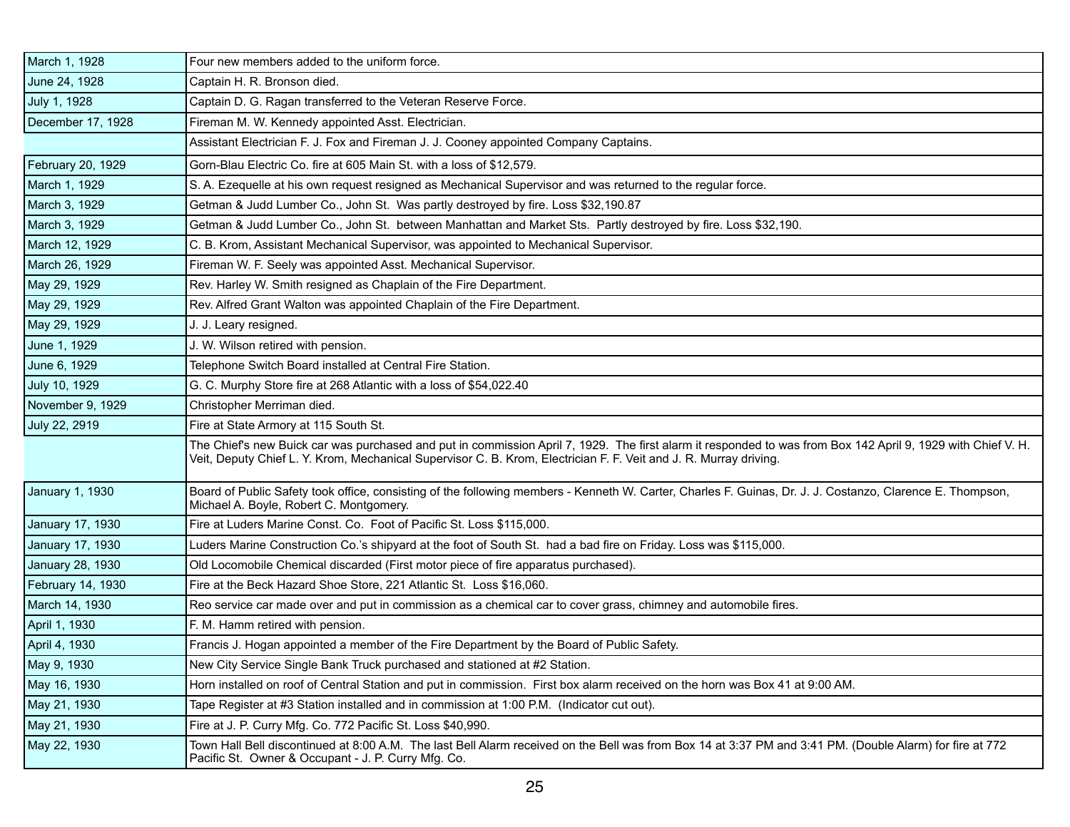| | |
|---|---|
| March 1, 1928 | Four new members added to the uniform force. |
| June 24, 1928 | Captain H. R. Bronson died. |
| July 1, 1928 | Captain D. G. Ragan transferred to the Veteran Reserve Force. |
| December 17, 1928 | Fireman M. W. Kennedy appointed Asst. Electrician. |
| | Assistant Electrician F. J. Fox and Fireman J. J. Cooney appointed Company Captains. |
| February 20, 1929 | Gorn-Blau Electric Co. fire at 605 Main St. with a loss of $12,579. |
| March 1, 1929 | S. A. Ezequelle at his own request resigned as Mechanical Supervisor and was returned to the regular force. |
| March 3, 1929 | Getman & Judd Lumber Co., John St. Was partly destroyed by fire. Loss $32,190.87 |
| March 3, 1929 | Getman & Judd Lumber Co., John St. between Manhattan and Market Sts. Partly destroyed by fire. Loss $32,190. |
| March 12, 1929 | C. B. Krom, Assistant Mechanical Supervisor, was appointed to Mechanical Supervisor. |
| March 26, 1929 | Fireman W. F. Seely was appointed Asst. Mechanical Supervisor. |
| May 29, 1929 | Rev. Harley W. Smith resigned as Chaplain of the Fire Department. |
| May 29, 1929 | Rev. Alfred Grant Walton was appointed Chaplain of the Fire Department. |
| May 29, 1929 | J. J. Leary resigned. |
| June 1, 1929 | J. W. Wilson retired with pension. |
| June 6, 1929 | Telephone Switch Board installed at Central Fire Station. |
| July 10, 1929 | G. C. Murphy Store fire at 268 Atlantic with a loss of $54,022.40 |
| November 9, 1929 | Christopher Merriman died. |
| July 22, 2919 | Fire at State Armory at 115 South St. |
| | The Chief's new Buick car was purchased and put in commission April 7, 1929. The first alarm it responded to was from Box 142 April 9, 1929 with Chief V. H. Veit, Deputy Chief L. Y. Krom, Mechanical Supervisor C. B. Krom, Electrician F. F. Veit and J. R. Murray driving. |
| January 1, 1930 | Board of Public Safety took office, consisting of the following members - Kenneth W. Carter, Charles F. Guinas, Dr. J. J. Costanzo, Clarence E. Thompson, Michael A. Boyle, Robert C. Montgomery. |
| January 17, 1930 | Fire at Luders Marine Const. Co. Foot of Pacific St. Loss $115,000. |
| January 17, 1930 | Luders Marine Construction Co.'s shipyard at the foot of South St. had a bad fire on Friday. Loss was $115,000. |
| January 28, 1930 | Old Locomobile Chemical discarded (First motor piece of fire apparatus purchased). |
| February 14, 1930 | Fire at the Beck Hazard Shoe Store, 221 Atlantic St. Loss $16,060. |
| March 14, 1930 | Reo service car made over and put in commission as a chemical car to cover grass, chimney and automobile fires. |
| April 1, 1930 | F. M. Hamm retired with pension. |
| April 4, 1930 | Francis J. Hogan appointed a member of the Fire Department by the Board of Public Safety. |
| May 9, 1930 | New City Service Single Bank Truck purchased and stationed at #2 Station. |
| May 16, 1930 | Horn installed on roof of Central Station and put in commission. First box alarm received on the horn was Box 41 at 9:00 AM. |
| May 21, 1930 | Tape Register at #3 Station installed and in commission at 1:00 P.M. (Indicator cut out). |
| May 21, 1930 | Fire at J. P. Curry Mfg. Co. 772 Pacific St. Loss $40,990. |
| May 22, 1930 | Town Hall Bell discontinued at 8:00 A.M. The last Bell Alarm received on the Bell was from Box 14 at 3:37 PM and 3:41 PM. (Double Alarm) for fire at 772 Pacific St. Owner & Occupant - J. P. Curry Mfg. Co. |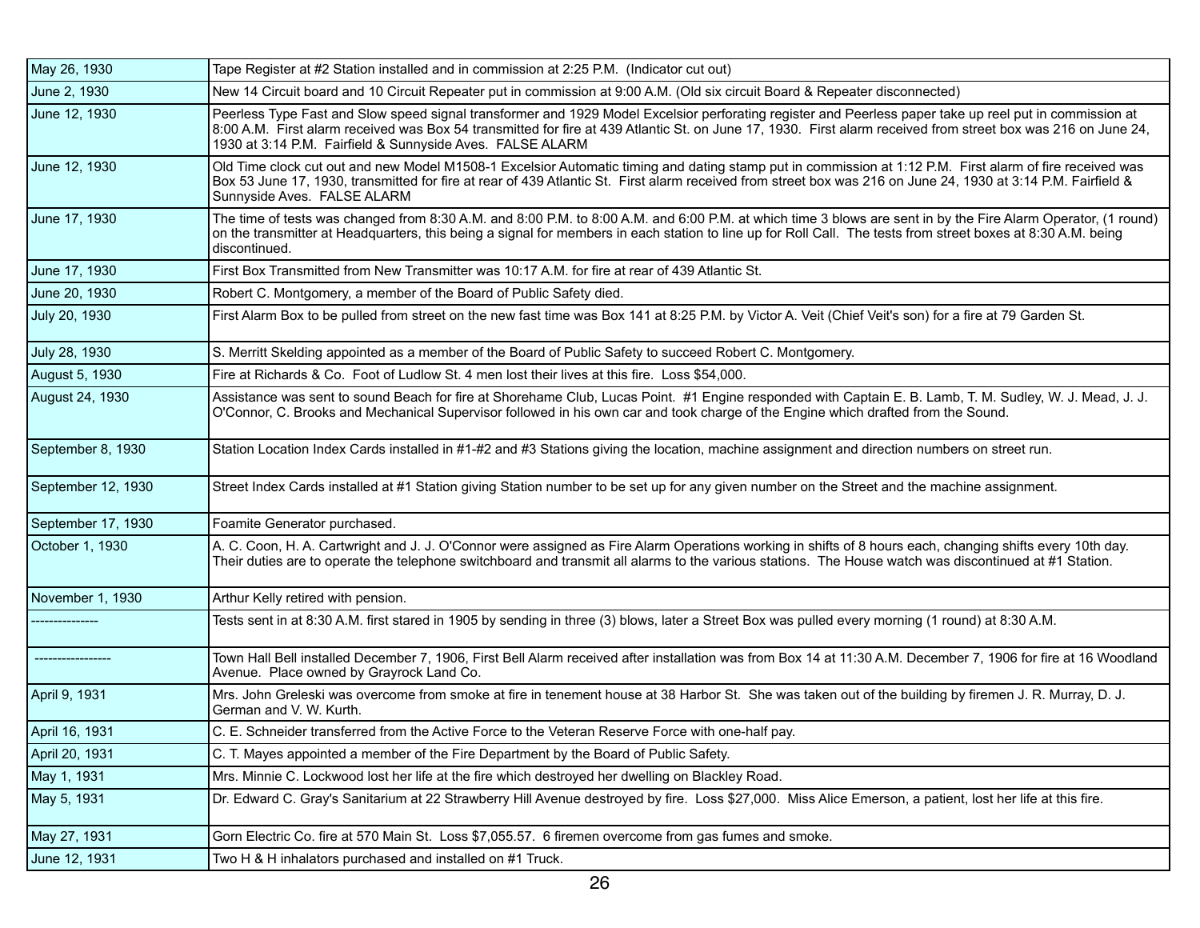| | |
|---|---|
| May 26, 1930 | Tape Register at #2 Station installed and in commission at 2:25 P.M. (Indicator cut out) |
| June 2, 1930 | New 14 Circuit board and 10 Circuit Repeater put in commission at 9:00 A.M. (Old six circuit Board & Repeater disconnected) |
| June 12, 1930 | Peerless Type Fast and Slow speed signal transformer and 1929 Model Excelsior perforating register and Peerless paper take up reel put in commission at 8:00 A.M. First alarm received was Box 54 transmitted for fire at 439 Atlantic St. on June 17, 1930. First alarm received from street box was 216 on June 24, 1930 at 3:14 P.M. Fairfield & Sunnyside Aves. FALSE ALARM |
| June 12, 1930 | Old Time clock cut out and new Model M1508-1 Excelsior Automatic timing and dating stamp put in commission at 1:12 P.M. First alarm of fire received was Box 53 June 17, 1930, transmitted for fire at rear of 439 Atlantic St. First alarm received from street box was 216 on June 24, 1930 at 3:14 P.M. Fairfield & Sunnyside Aves. FALSE ALARM |
| June 17, 1930 | The time of tests was changed from 8:30 A.M. and 8:00 P.M. to 8:00 A.M. and 6:00 P.M. at which time 3 blows are sent in by the Fire Alarm Operator, (1 round) on the transmitter at Headquarters, this being a signal for members in each station to line up for Roll Call. The tests from street boxes at 8:30 A.M. being discontinued. |
| June 17, 1930 | First Box Transmitted from New Transmitter was 10:17 A.M. for fire at rear of 439 Atlantic St. |
| June 20, 1930 | Robert C. Montgomery, a member of the Board of Public Safety died. |
| July 20, 1930 | First Alarm Box to be pulled from street on the new fast time was Box 141 at 8:25 P.M. by Victor A. Veit (Chief Veit's son) for a fire at 79 Garden St. |
| July 28, 1930 | S. Merritt Skelding appointed as a member of the Board of Public Safety to succeed Robert C. Montgomery. |
| August 5, 1930 | Fire at Richards & Co. Foot of Ludlow St. 4 men lost their lives at this fire. Loss $54,000. |
| August 24, 1930 | Assistance was sent to sound Beach for fire at Shorehame Club, Lucas Point. #1 Engine responded with Captain E. B. Lamb, T. M. Sudley, W. J. Mead, J. J. O'Connor, C. Brooks and Mechanical Supervisor followed in his own car and took charge of the Engine which drafted from the Sound. |
| September 8, 1930 | Station Location Index Cards installed in #1-#2 and #3 Stations giving the location, machine assignment and direction numbers on street run. |
| September 12, 1930 | Street Index Cards installed at #1 Station giving Station number to be set up for any given number on the Street and the machine assignment. |
| September 17, 1930 | Foamite Generator purchased. |
| October 1, 1930 | A. C. Coon, H. A. Cartwright and J. J. O'Connor were assigned as Fire Alarm Operations working in shifts of 8 hours each, changing shifts every 10th day. Their duties are to operate the telephone switchboard and transmit all alarms to the various stations. The House watch was discontinued at #1 Station. |
| November 1, 1930 | Arthur Kelly retired with pension. |
| --------------- | Tests sent in at 8:30 A.M. first stared in 1905 by sending in three (3) blows, later a Street Box was pulled every morning (1 round) at 8:30 A.M. |
| ----------------- | Town Hall Bell installed December 7, 1906, First Bell Alarm received after installation was from Box 14 at 11:30 A.M. December 7, 1906 for fire at 16 Woodland Avenue. Place owned by Grayrock Land Co. |
| April 9, 1931 | Mrs. John Greleski was overcome from smoke at fire in tenement house at 38 Harbor St. She was taken out of the building by firemen J. R. Murray, D. J. German and V. W. Kurth. |
| April 16, 1931 | C. E. Schneider transferred from the Active Force to the Veteran Reserve Force with one-half pay. |
| April 20, 1931 | C. T. Mayes appointed a member of the Fire Department by the Board of Public Safety. |
| May 1, 1931 | Mrs. Minnie C. Lockwood lost her life at the fire which destroyed her dwelling on Blackley Road. |
| May 5, 1931 | Dr. Edward C. Gray's Sanitarium at 22 Strawberry Hill Avenue destroyed by fire. Loss $27,000. Miss Alice Emerson, a patient, lost her life at this fire. |
| May 27, 1931 | Gorn Electric Co. fire at 570 Main St. Loss $7,055.57. 6 firemen overcome from gas fumes and smoke. |
| June 12, 1931 | Two H & H inhalators purchased and installed on #1 Truck. |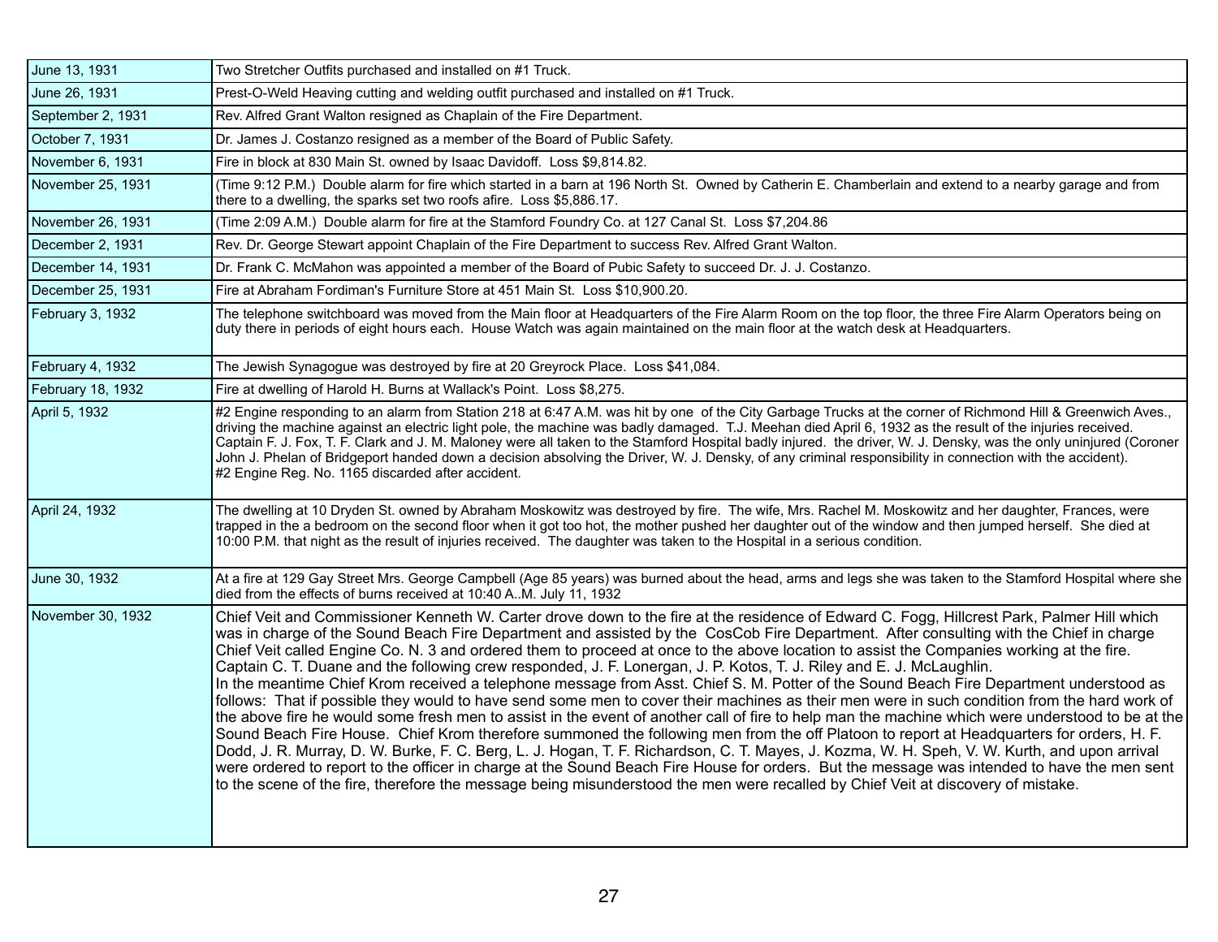| | |
|---|---|
| June 13, 1931 | Two Stretcher Outfits purchased and installed on #1 Truck. |
| June 26, 1931 | Prest-O-Weld Heaving cutting and welding outfit purchased and installed on #1 Truck. |
| September 2, 1931 | Rev. Alfred Grant Walton resigned as Chaplain of the Fire Department. |
| October 7, 1931 | Dr. James J. Costanzo resigned as a member of the Board of Public Safety. |
| November 6, 1931 | Fire in block at 830 Main St. owned by Isaac Davidoff. Loss $9,814.82. |
| November 25, 1931 | (Time 9:12 P.M.) Double alarm for fire which started in a barn at 196 North St. Owned by Catherin E. Chamberlain and extend to a nearby garage and from there to a dwelling, the sparks set two roofs afire. Loss $5,886.17. |
| November 26, 1931 | (Time 2:09 A.M.) Double alarm for fire at the Stamford Foundry Co. at 127 Canal St. Loss $7,204.86 |
| December 2, 1931 | Rev. Dr. George Stewart appoint Chaplain of the Fire Department to success Rev. Alfred Grant Walton. |
| December 14, 1931 | Dr. Frank C. McMahon was appointed a member of the Board of Pubic Safety to succeed Dr. J. J. Costanzo. |
| December 25, 1931 | Fire at Abraham Fordiman's Furniture Store at 451 Main St. Loss $10,900.20. |
| February 3, 1932 | The telephone switchboard was moved from the Main floor at Headquarters of the Fire Alarm Room on the top floor, the three Fire Alarm Operators being on duty there in periods of eight hours each. House Watch was again maintained on the main floor at the watch desk at Headquarters. |
| February 4, 1932 | The Jewish Synagogue was destroyed by fire at 20 Greyrock Place. Loss $41,084. |
| February 18, 1932 | Fire at dwelling of Harold H. Burns at Wallack's Point. Loss $8,275. |
| April 5, 1932 | #2 Engine responding to an alarm from Station 218 at 6:47 A.M. was hit by one of the City Garbage Trucks at the corner of Richmond Hill & Greenwich Aves., driving the machine against an electric light pole, the machine was badly damaged. T.J. Meehan died April 6, 1932 as the result of the injuries received. Captain F. J. Fox, T. F. Clark and J. M. Maloney were all taken to the Stamford Hospital badly injured. the driver, W. J. Densky, was the only uninjured (Coroner John J. Phelan of Bridgeport handed down a decision absolving the Driver, W. J. Densky, of any criminal responsibility in connection with the accident).<br>#2 Engine Reg. No. 1165 discarded after accident. |
| April 24, 1932 | The dwelling at 10 Dryden St. owned by Abraham Moskowitz was destroyed by fire. The wife, Mrs. Rachel M. Moskowitz and her daughter, Frances, were trapped in the a bedroom on the second floor when it got too hot, the mother pushed her daughter out of the window and then jumped herself. She died at 10:00 P.M. that night as the result of injuries received. The daughter was taken to the Hospital in a serious condition. |
| June 30, 1932 | At a fire at 129 Gay Street Mrs. George Campbell (Age 85 years) was burned about the head, arms and legs she was taken to the Stamford Hospital where she died from the effects of burns received at 10:40 A..M. July 11, 1932 |
| November 30, 1932 | Chief Veit and Commissioner Kenneth W. Carter drove down to the fire at the residence of Edward C. Fogg, Hillcrest Park, Palmer Hill which was in charge of the Sound Beach Fire Department and assisted by the CosCob Fire Department. After consulting with the Chief in charge Chief Veit called Engine Co. N. 3 and ordered them to proceed at once to the above location to assist the Companies working at the fire. Captain C. T. Duane and the following crew responded, J. F. Lonergan, J. P. Kotos, T. J. Riley and E. J. McLaughlin.<br>In the meantime Chief Krom received a telephone message from Asst. Chief S. M. Potter of the Sound Beach Fire Department understood as follows: That if possible they would to have send some men to cover their machines as their men were in such condition from the hard work of the above fire he would some fresh men to assist in the event of another call of fire to help man the machine which were understood to be at the Sound Beach Fire House. Chief Krom therefore summoned the following men from the off Platoon to report at Headquarters for orders, H. F. Dodd, J. R. Murray, D. W. Burke, F. C. Berg, L. J. Hogan, T. F. Richardson, C. T. Mayes, J. Kozma, W. H. Speh, V. W. Kurth, and upon arrival were ordered to report to the officer in charge at the Sound Beach Fire House for orders. But the message was intended to have the men sent to the scene of the fire, therefore the message being misunderstood the men were recalled by Chief Veit at discovery of mistake. |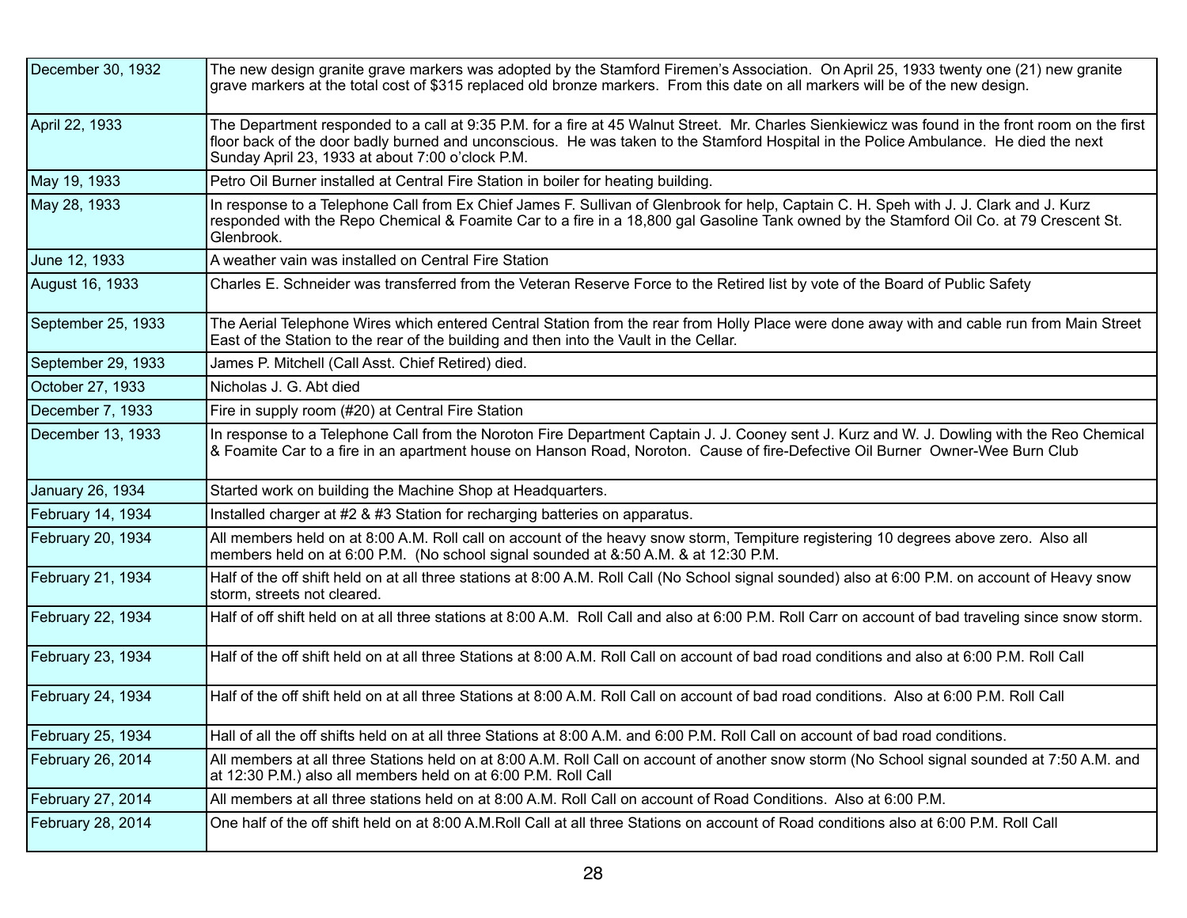| | |
|---|---|
| December 30, 1932 | The new design granite grave markers was adopted by the Stamford Firemen's Association. On April 25, 1933 twenty one (21) new granite grave markers at the total cost of $315 replaced old bronze markers. From this date on all markers will be of the new design. |
| April 22, 1933 | The Department responded to a call at 9:35 P.M. for a fire at 45 Walnut Street. Mr. Charles Sienkiewicz was found in the front room on the first floor back of the door badly burned and unconscious. He was taken to the Stamford Hospital in the Police Ambulance. He died the next Sunday April 23, 1933 at about 7:00 o'clock P.M. |
| May 19, 1933 | Petro Oil Burner installed at Central Fire Station in boiler for heating building. |
| May 28, 1933 | In response to a Telephone Call from Ex Chief James F. Sullivan of Glenbrook for help, Captain C. H. Speh with J. J. Clark and J. Kurz responded with the Repo Chemical & Foamite Car to a fire in a 18,800 gal Gasoline Tank owned by the Stamford Oil Co. at 79 Crescent St. Glenbrook. |
| June 12, 1933 | A weather vain was installed on Central Fire Station |
| August 16, 1933 | Charles E. Schneider was transferred from the Veteran Reserve Force to the Retired list by vote of the Board of Public Safety |
| September 25, 1933 | The Aerial Telephone Wires which entered Central Station from the rear from Holly Place were done away with and cable run from Main Street East of the Station to the rear of the building and then into the Vault in the Cellar. |
| September 29, 1933 | James P. Mitchell (Call Asst. Chief Retired) died. |
| October 27, 1933 | Nicholas J. G. Abt died |
| December 7, 1933 | Fire in supply room (#20) at Central Fire Station |
| December 13, 1933 | In response to a Telephone Call from the Noroton Fire Department Captain J. J. Cooney sent J. Kurz and W. J. Dowling with the Reo Chemical & Foamite Car to a fire in an apartment house on Hanson Road, Noroton. Cause of fire-Defective Oil Burner Owner-Wee Burn Club |
| January 26, 1934 | Started work on building the Machine Shop at Headquarters. |
| February 14, 1934 | Installed charger at #2 & #3 Station for recharging batteries on apparatus. |
| February 20, 1934 | All members held on at 8:00 A.M. Roll call on account of the heavy snow storm, Tempiture registering 10 degrees above zero. Also all members held on at 6:00 P.M. (No school signal sounded at &:50 A.M. & at 12:30 P.M. |
| February 21, 1934 | Half of the off shift held on at all three stations at 8:00 A.M. Roll Call (No School signal sounded) also at 6:00 P.M. on account of Heavy snow storm, streets not cleared. |
| February 22, 1934 | Half of off shift held on at all three stations at 8:00 A.M. Roll Call and also at 6:00 P.M. Roll Carr on account of bad traveling since snow storm. |
| February 23, 1934 | Half of the off shift held on at all three Stations at 8:00 A.M. Roll Call on account of bad road conditions and also at 6:00 P.M. Roll Call |
| February 24, 1934 | Half of the off shift held on at all three Stations at 8:00 A.M. Roll Call on account of bad road conditions. Also at 6:00 P.M. Roll Call |
| February 25, 1934 | Hall of all the off shifts held on at all three Stations at 8:00 A.M. and 6:00 P.M. Roll Call on account of bad road conditions. |
| February 26, 2014 | All members at all three Stations held on at 8:00 A.M. Roll Call on account of another snow storm (No School signal sounded at 7:50 A.M. and at 12:30 P.M.) also all members held on at 6:00 P.M. Roll Call |
| February 27, 2014 | All members at all three stations held on at 8:00 A.M. Roll Call on account of Road Conditions. Also at 6:00 P.M. |
| February 28, 2014 | One half of the off shift held on at 8:00 A.M.Roll Call at all three Stations on account of Road conditions also at 6:00 P.M. Roll Call |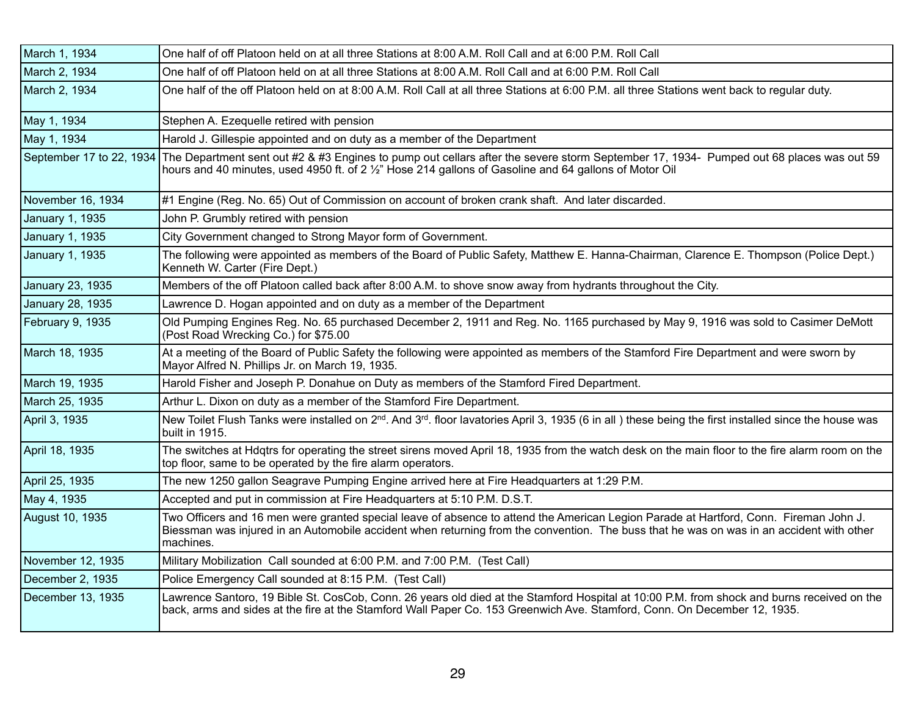| | |
|---|---|
| March 1, 1934 | One half of off Platoon held on at all three Stations at 8:00 A.M. Roll Call and at 6:00 P.M. Roll Call |
| March 2, 1934 | One half of off Platoon held on at all three Stations at 8:00 A.M. Roll Call and at 6:00 P.M. Roll Call |
| March 2, 1934 | One half of the off Platoon held on at 8:00 A.M. Roll Call at all three Stations at 6:00 P.M. all three Stations went back to regular duty. |
| May 1, 1934 | Stephen A. Ezequelle retired with pension |
| May 1, 1934 | Harold J. Gillespie appointed and on duty as a member of the Department |
| September 17 to 22, 1934 | The Department sent out #2 & #3 Engines to pump out cellars after the severe storm September 17, 1934- Pumped out 68 places was out 59 hours and 40 minutes, used 4950 ft. of 2 ½" Hose 214 gallons of Gasoline and 64 gallons of Motor Oil |
| November 16, 1934 | #1 Engine (Reg. No. 65) Out of Commission on account of broken crank shaft. And later discarded. |
| January 1, 1935 | John P. Grumbly retired with pension |
| January 1, 1935 | City Government changed to Strong Mayor form of Government. |
| January 1, 1935 | The following were appointed as members of the Board of Public Safety, Matthew E. Hanna-Chairman, Clarence E. Thompson (Police Dept.) Kenneth W. Carter (Fire Dept.) |
| January 23, 1935 | Members of the off Platoon called back after 8:00 A.M. to shove snow away from hydrants throughout the City. |
| January 28, 1935 | Lawrence D. Hogan appointed and on duty as a member of the Department |
| February 9, 1935 | Old Pumping Engines Reg. No. 65 purchased December 2, 1911 and Reg. No. 1165 purchased by May 9, 1916 was sold to Casimer DeMott (Post Road Wrecking Co.) for $75.00 |
| March 18, 1935 | At a meeting of the Board of Public Safety the following were appointed as members of the Stamford Fire Department and were sworn by Mayor Alfred N. Phillips Jr. on March 19, 1935. |
| March 19, 1935 | Harold Fisher and Joseph P. Donahue on Duty as members of the Stamford Fired Department. |
| March 25, 1935 | Arthur L. Dixon on duty as a member of the Stamford Fire Department. |
| April 3, 1935 | New Toilet Flush Tanks were installed on 2nd. And 3rd. floor lavatories April 3, 1935 (6 in all ) these being the first installed since the house was built in 1915. |
| April 18, 1935 | The switches at Hdqtrs for operating the street sirens moved April 18, 1935 from the watch desk on the main floor to the fire alarm room on the top floor, same to be operated by the fire alarm operators. |
| April 25, 1935 | The new 1250 gallon Seagrave Pumping Engine arrived here at Fire Headquarters at 1:29 P.M. |
| May 4, 1935 | Accepted and put in commission at Fire Headquarters at 5:10 P.M. D.S.T. |
| August 10, 1935 | Two Officers and 16 men were granted special leave of absence to attend the American Legion Parade at Hartford, Conn. Fireman John J. Biessman was injured in an Automobile accident when returning from the convention. The buss that he was on was in an accident with other machines. |
| November 12, 1935 | Military Mobilization Call sounded at 6:00 P.M. and 7:00 P.M. (Test Call) |
| December 2, 1935 | Police Emergency Call sounded at 8:15 P.M. (Test Call) |
| December 13, 1935 | Lawrence Santoro, 19 Bible St. CosCob, Conn. 26 years old died at the Stamford Hospital at 10:00 P.M. from shock and burns received on the back, arms and sides at the fire at the Stamford Wall Paper Co. 153 Greenwich Ave. Stamford, Conn. On December 12, 1935. |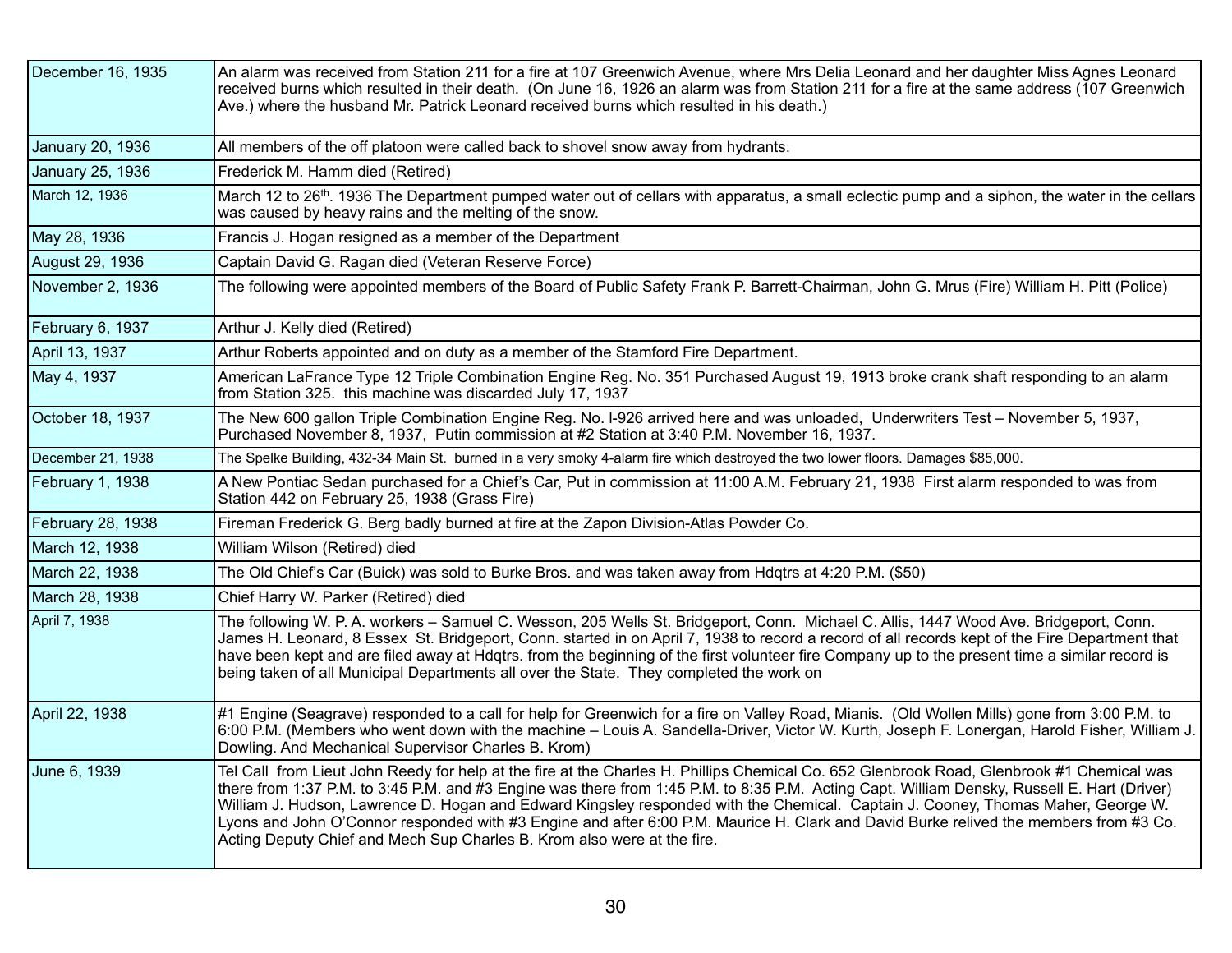| | |
|---|---|
| December 16, 1935 | An alarm was received from Station 211 for a fire at 107 Greenwich Avenue, where Mrs Delia Leonard and her daughter Miss Agnes Leonard received burns which resulted in their death. (On June 16, 1926 an alarm was from Station 211 for a fire at the same address (107 Greenwich Ave.) where the husband Mr. Patrick Leonard received burns which resulted in his death.) |
| January 20, 1936 | All members of the off platoon were called back to shovel snow away from hydrants. |
| January 25, 1936 | Frederick M. Hamm died (Retired) |
| March 12, 1936 | March 12 to 26th. 1936 The Department pumped water out of cellars with apparatus, a small eclectic pump and a siphon, the water in the cellars was caused by heavy rains and the melting of the snow. |
| May 28, 1936 | Francis J. Hogan resigned as a member of the Department |
| August 29, 1936 | Captain David G. Ragan died (Veteran Reserve Force) |
| November 2, 1936 | The following were appointed members of the Board of Public Safety Frank P. Barrett-Chairman, John G. Mrus (Fire) William H. Pitt (Police) |
| February 6, 1937 | Arthur J. Kelly died (Retired) |
| April 13, 1937 | Arthur Roberts appointed and on duty as a member of the Stamford Fire Department. |
| May 4, 1937 | American LaFrance Type 12 Triple Combination Engine Reg. No. 351 Purchased August 19, 1913 broke crank shaft responding to an alarm from Station 325. this machine was discarded July 17, 1937 |
| October 18, 1937 | The New 600 gallon Triple Combination Engine Reg. No. l-926 arrived here and was unloaded, Underwriters Test – November 5, 1937, Purchased November 8, 1937, Putin commission at #2 Station at 3:40 P.M. November 16, 1937. |
| December 21, 1938 | The Spelke Building, 432-34 Main St. burned in a very smoky 4-alarm fire which destroyed the two lower floors. Damages $85,000. |
| February 1, 1938 | A New Pontiac Sedan purchased for a Chief's Car, Put in commission at 11:00 A.M. February 21, 1938 First alarm responded to was from Station 442 on February 25, 1938 (Grass Fire) |
| February 28, 1938 | Fireman Frederick G. Berg badly burned at fire at the Zapon Division-Atlas Powder Co. |
| March 12, 1938 | William Wilson (Retired) died |
| March 22, 1938 | The Old Chief's Car (Buick) was sold to Burke Bros. and was taken away from Hdqtrs at 4:20 P.M. ($50) |
| March 28, 1938 | Chief Harry W. Parker (Retired) died |
| April 7, 1938 | The following W. P. A. workers – Samuel C. Wesson, 205 Wells St. Bridgeport, Conn. Michael C. Allis, 1447 Wood Ave. Bridgeport, Conn. James H. Leonard, 8 Essex St. Bridgeport, Conn. started in on April 7, 1938 to record a record of all records kept of the Fire Department that have been kept and are filed away at Hdqtrs. from the beginning of the first volunteer fire Company up to the present time a similar record is being taken of all Municipal Departments all over the State. They completed the work on |
| April 22, 1938 | #1 Engine (Seagrave) responded to a call for help for Greenwich for a fire on Valley Road, Mianis. (Old Wollen Mills) gone from 3:00 P.M. to 6:00 P.M. (Members who went down with the machine – Louis A. Sandella-Driver, Victor W. Kurth, Joseph F. Lonergan, Harold Fisher, William J. Dowling. And Mechanical Supervisor Charles B. Krom) |
| June 6, 1939 | Tel Call from Lieut John Reedy for help at the fire at the Charles H. Phillips Chemical Co. 652 Glenbrook Road, Glenbrook #1 Chemical was there from 1:37 P.M. to 3:45 P.M. and #3 Engine was there from 1:45 P.M. to 8:35 P.M. Acting Capt. William Densky, Russell E. Hart (Driver) William J. Hudson, Lawrence D. Hogan and Edward Kingsley responded with the Chemical. Captain J. Cooney, Thomas Maher, George W. Lyons and John O'Connor responded with #3 Engine and after 6:00 P.M. Maurice H. Clark and David Burke relived the members from #3 Co. Acting Deputy Chief and Mech Sup Charles B. Krom also were at the fire. |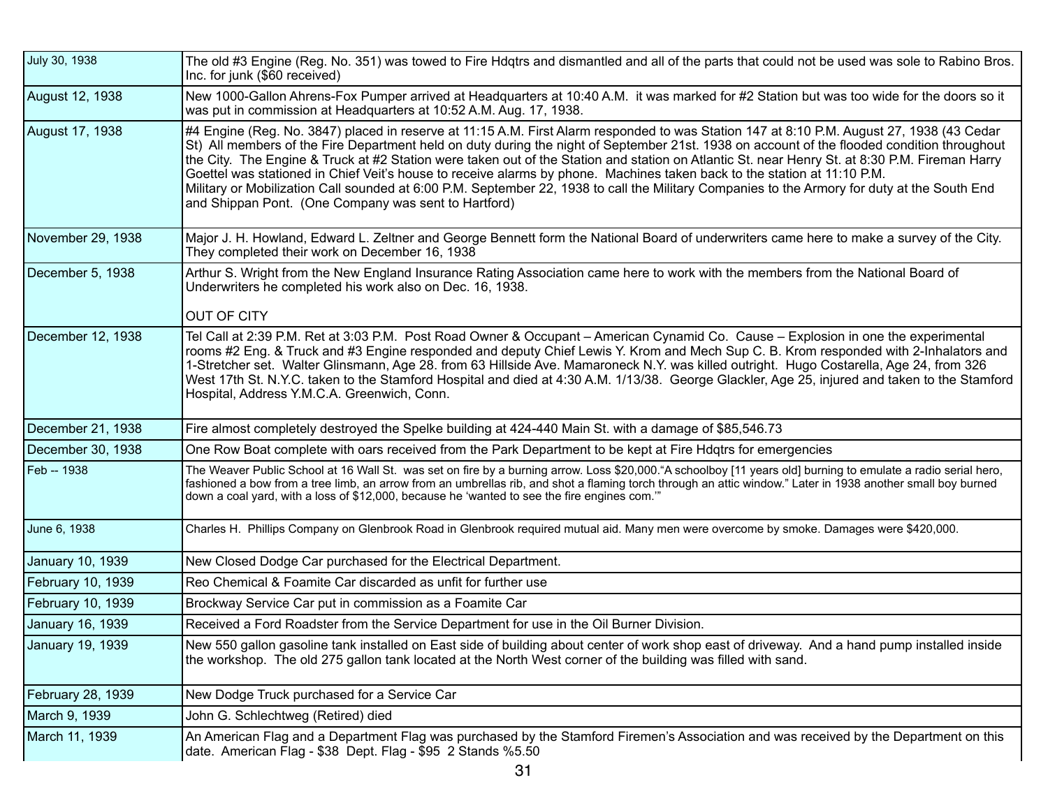| | |
|---|---|
| July 30, 1938 | The old #3 Engine (Reg. No. 351) was towed to Fire Hdqtrs and dismantled and all of the parts that could not be used was sole to Rabino Bros. Inc. for junk ($60 received) |
| August 12, 1938 | New 1000-Gallon Ahrens-Fox Pumper arrived at Headquarters at 10:40 A.M. it was marked for #2 Station but was too wide for the doors so it was put in commission at Headquarters at 10:52 A.M. Aug. 17, 1938. |
| August 17, 1938 | #4 Engine (Reg. No. 3847) placed in reserve at 11:15 A.M. First Alarm responded to was Station 147 at 8:10 P.M. August 27, 1938 (43 Cedar St) All members of the Fire Department held on duty during the night of September 21st. 1938 on account of the flooded condition throughout the City. The Engine & Truck at #2 Station were taken out of the Station and station on Atlantic St. near Henry St. at 8:30 P.M. Fireman Harry Goettel was stationed in Chief Veit's house to receive alarms by phone. Machines taken back to the station at 11:10 P.M.<br>Military or Mobilization Call sounded at 6:00 P.M. September 22, 1938 to call the Military Companies to the Armory for duty at the South End and Shippan Pont. (One Company was sent to Hartford) |
| November 29, 1938 | Major J. H. Howland, Edward L. Zeltner and George Bennett form the National Board of underwriters came here to make a survey of the City. They completed their work on December 16, 1938 |
| December 5, 1938 | Arthur S. Wright from the New England Insurance Rating Association came here to work with the members from the National Board of Underwriters he completed his work also on Dec. 16, 1938.<br><br>OUT OF CITY |
| December 12, 1938 | Tel Call at 2:39 P.M. Ret at 3:03 P.M. Post Road Owner & Occupant – American Cynamid Co. Cause – Explosion in one the experimental rooms #2 Eng. & Truck and #3 Engine responded and deputy Chief Lewis Y. Krom and Mech Sup C. B. Krom responded with 2-Inhalators and 1-Stretcher set. Walter Glinsmann, Age 28. from 63 Hillside Ave. Mamaroneck N.Y. was killed outright. Hugo Costarella, Age 24, from 326 West 17th St. N.Y.C. taken to the Stamford Hospital and died at 4:30 A.M. 1/13/38. George Glackler, Age 25, injured and taken to the Stamford Hospital, Address Y.M.C.A. Greenwich, Conn. |
| December 21, 1938 | Fire almost completely destroyed the Spelke building at 424-440 Main St. with a damage of $85,546.73 |
| December 30, 1938 | One Row Boat complete with oars received from the Park Department to be kept at Fire Hdqtrs for emergencies |
| Feb -- 1938 | The Weaver Public School at 16 Wall St. was set on fire by a burning arrow. Loss $20,000."A schoolboy [11 years old] burning to emulate a radio serial hero, fashioned a bow from a tree limb, an arrow from an umbrellas rib, and shot a flaming torch through an attic window." Later in 1938 another small boy burned down a coal yard, with a loss of $12,000, because he 'wanted to see the fire engines com.'" |
| June 6, 1938 | Charles H. Phillips Company on Glenbrook Road in Glenbrook required mutual aid. Many men were overcome by smoke. Damages were $420,000. |
| January 10, 1939 | New Closed Dodge Car purchased for the Electrical Department. |
| February 10, 1939 | Reo Chemical & Foamite Car discarded as unfit for further use |
| February 10, 1939 | Brockway Service Car put in commission as a Foamite Car |
| January 16, 1939 | Received a Ford Roadster from the Service Department for use in the Oil Burner Division. |
| January 19, 1939 | New 550 gallon gasoline tank installed on East side of building about center of work shop east of driveway. And a hand pump installed inside the workshop. The old 275 gallon tank located at the North West corner of the building was filled with sand. |
| February 28, 1939 | New Dodge Truck purchased for a Service Car |
| March 9, 1939 | John G. Schlechtweg (Retired) died |
| March 11, 1939 | An American Flag and a Department Flag was purchased by the Stamford Firemen's Association and was received by the Department on this date. American Flag - $38 Dept. Flag - $95 2 Stands %5.50 |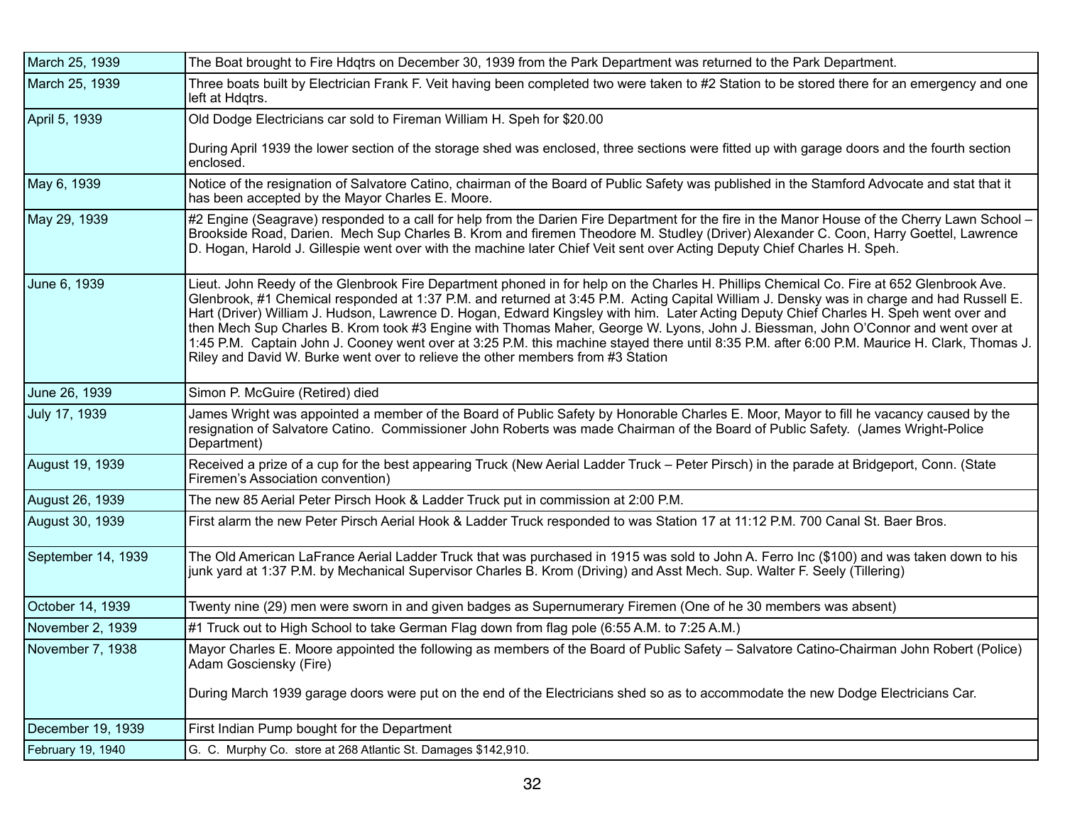| | |
|---|---|
| March 25, 1939 | The Boat brought to Fire Hdqtrs on December 30, 1939 from the Park Department was returned to the Park Department. |
| March 25, 1939 | Three boats built by Electrician Frank F. Veit having been completed two were taken to #2 Station to be stored there for an emergency and one left at Hdqtrs. |
| April 5, 1939 | Old Dodge Electricians car sold to Fireman William H. Speh for $20.00<br><br>During April 1939 the lower section of the storage shed was enclosed, three sections were fitted up with garage doors and the fourth section enclosed. |
| May 6, 1939 | Notice of the resignation of Salvatore Catino, chairman of the Board of Public Safety was published in the Stamford Advocate and stat that it has been accepted by the Mayor Charles E. Moore. |
| May 29, 1939 | #2 Engine (Seagrave) responded to a call for help from the Darien Fire Department for the fire in the Manor House of the Cherry Lawn School – Brookside Road, Darien. Mech Sup Charles B. Krom and firemen Theodore M. Studley (Driver) Alexander C. Coon, Harry Goettel, Lawrence D. Hogan, Harold J. Gillespie went over with the machine later Chief Veit sent over Acting Deputy Chief Charles H. Speh. |
| June 6, 1939 | Lieut. John Reedy of the Glenbrook Fire Department phoned in for help on the Charles H. Phillips Chemical Co. Fire at 652 Glenbrook Ave. Glenbrook, #1 Chemical responded at 1:37 P.M. and returned at 3:45 P.M. Acting Capital William J. Densky was in charge and had Russell E. Hart (Driver) William J. Hudson, Lawrence D. Hogan, Edward Kingsley with him. Later Acting Deputy Chief Charles H. Speh went over and then Mech Sup Charles B. Krom took #3 Engine with Thomas Maher, George W. Lyons, John J. Biessman, John O'Connor and went over at 1:45 P.M. Captain John J. Cooney went over at 3:25 P.M. this machine stayed there until 8:35 P.M. after 6:00 P.M. Maurice H. Clark, Thomas J. Riley and David W. Burke went over to relieve the other members from #3 Station |
| June 26, 1939 | Simon P. McGuire (Retired) died |
| July 17, 1939 | James Wright was appointed a member of the Board of Public Safety by Honorable Charles E. Moor, Mayor to fill he vacancy caused by the resignation of Salvatore Catino. Commissioner John Roberts was made Chairman of the Board of Public Safety. (James Wright-Police Department) |
| August 19, 1939 | Received a prize of a cup for the best appearing Truck (New Aerial Ladder Truck – Peter Pirsch) in the parade at Bridgeport, Conn. (State Firemen's Association convention) |
| August 26, 1939 | The new 85 Aerial Peter Pirsch Hook & Ladder Truck put in commission at 2:00 P.M. |
| August 30, 1939 | First alarm the new Peter Pirsch Aerial Hook & Ladder Truck responded to was Station 17 at 11:12 P.M. 700 Canal St. Baer Bros. |
| September 14, 1939 | The Old American LaFrance Aerial Ladder Truck that was purchased in 1915 was sold to John A. Ferro Inc ($100) and was taken down to his junk yard at 1:37 P.M. by Mechanical Supervisor Charles B. Krom (Driving) and Asst Mech. Sup. Walter F. Seely (Tillering) |
| October 14, 1939 | Twenty nine (29) men were sworn in and given badges as Supernumerary Firemen (One of he 30 members was absent) |
| November 2, 1939 | #1 Truck out to High School to take German Flag down from flag pole (6:55 A.M. to 7:25 A.M.) |
| November 7, 1938 | Mayor Charles E. Moore appointed the following as members of the Board of Public Safety – Salvatore Catino-Chairman John Robert (Police) Adam Gosciensky (Fire)<br><br>During March 1939 garage doors were put on the end of the Electricians shed so as to accommodate the new Dodge Electricians Car. |
| December 19, 1939 | First Indian Pump bought for the Department |
| February 19, 1940 | G. C. Murphy Co. store at 268 Atlantic St. Damages $142,910. |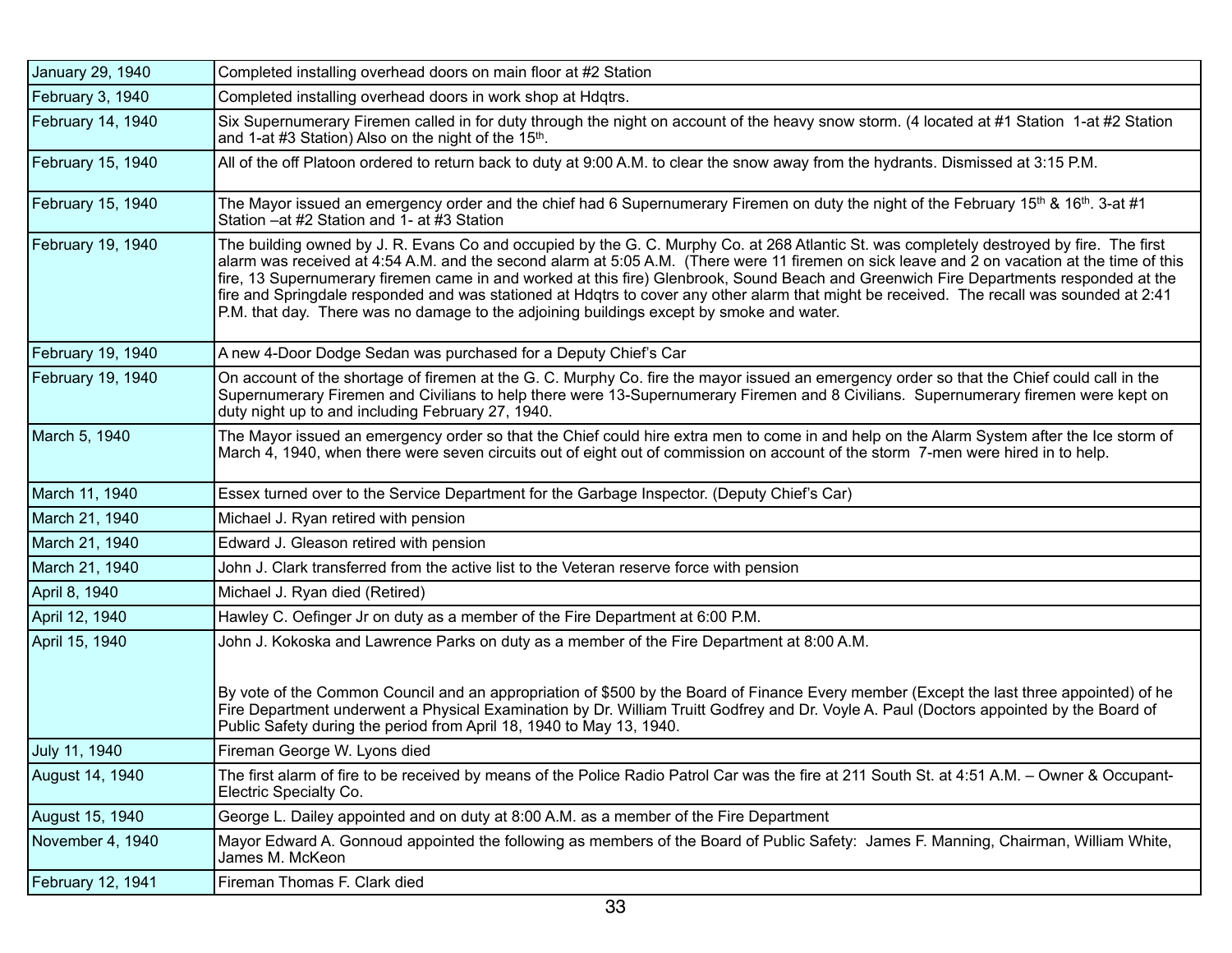| | |
|---|---|
| January 29, 1940 | Completed installing overhead doors on main floor at #2 Station |
| February 3, 1940 | Completed installing overhead doors in work shop at Hdqtrs. |
| February 14, 1940 | Six Supernumerary Firemen called in for duty through the night on account of the heavy snow storm. (4 located at #1 Station 1-at #2 Station and 1-at #3 Station) Also on the night of the 15th. |
| February 15, 1940 | All of the off Platoon ordered to return back to duty at 9:00 A.M. to clear the snow away from the hydrants. Dismissed at 3:15 P.M. |
| February 15, 1940 | The Mayor issued an emergency order and the chief had 6 Supernumerary Firemen on duty the night of the February 15th & 16th. 3-at #1 Station –at #2 Station and 1- at #3 Station |
| February 19, 1940 | The building owned by J. R. Evans Co and occupied by the G. C. Murphy Co. at 268 Atlantic St. was completely destroyed by fire. The first alarm was received at 4:54 A.M. and the second alarm at 5:05 A.M. (There were 11 firemen on sick leave and 2 on vacation at the time of this fire, 13 Supernumerary firemen came in and worked at this fire) Glenbrook, Sound Beach and Greenwich Fire Departments responded at the fire and Springdale responded and was stationed at Hdqtrs to cover any other alarm that might be received. The recall was sounded at 2:41 P.M. that day. There was no damage to the adjoining buildings except by smoke and water. |
| February 19, 1940 | A new 4-Door Dodge Sedan was purchased for a Deputy Chief's Car |
| February 19, 1940 | On account of the shortage of firemen at the G. C. Murphy Co. fire the mayor issued an emergency order so that the Chief could call in the Supernumerary Firemen and Civilians to help there were 13-Supernumerary Firemen and 8 Civilians. Supernumerary firemen were kept on duty night up to and including February 27, 1940. |
| March 5, 1940 | The Mayor issued an emergency order so that the Chief could hire extra men to come in and help on the Alarm System after the Ice storm of March 4, 1940, when there were seven circuits out of eight out of commission on account of the storm 7-men were hired in to help. |
| March 11, 1940 | Essex turned over to the Service Department for the Garbage Inspector. (Deputy Chief's Car) |
| March 21, 1940 | Michael J. Ryan retired with pension |
| March 21, 1940 | Edward J. Gleason retired with pension |
| March 21, 1940 | John J. Clark transferred from the active list to the Veteran reserve force with pension |
| April 8, 1940 | Michael J. Ryan died (Retired) |
| April 12, 1940 | Hawley C. Oefinger Jr on duty as a member of the Fire Department at 6:00 P.M. |
| April 15, 1940 | John J. Kokoska and Lawrence Parks on duty as a member of the Fire Department at 8:00 A.M.<br><br>By vote of the Common Council and an appropriation of $500 by the Board of Finance Every member (Except the last three appointed) of he Fire Department underwent a Physical Examination by Dr. William Truitt Godfrey and Dr. Voyle A. Paul (Doctors appointed by the Board of Public Safety during the period from April 18, 1940 to May 13, 1940. |
| July 11, 1940 | Fireman George W. Lyons died |
| August 14, 1940 | The first alarm of fire to be received by means of the Police Radio Patrol Car was the fire at 211 South St. at 4:51 A.M. – Owner & Occupant- Electric Specialty Co. |
| August 15, 1940 | George L. Dailey appointed and on duty at 8:00 A.M. as a member of the Fire Department |
| November 4, 1940 | Mayor Edward A. Gonnoud appointed the following as members of the Board of Public Safety: James F. Manning, Chairman, William White, James M. McKeon |
| February 12, 1941 | Fireman Thomas F. Clark died |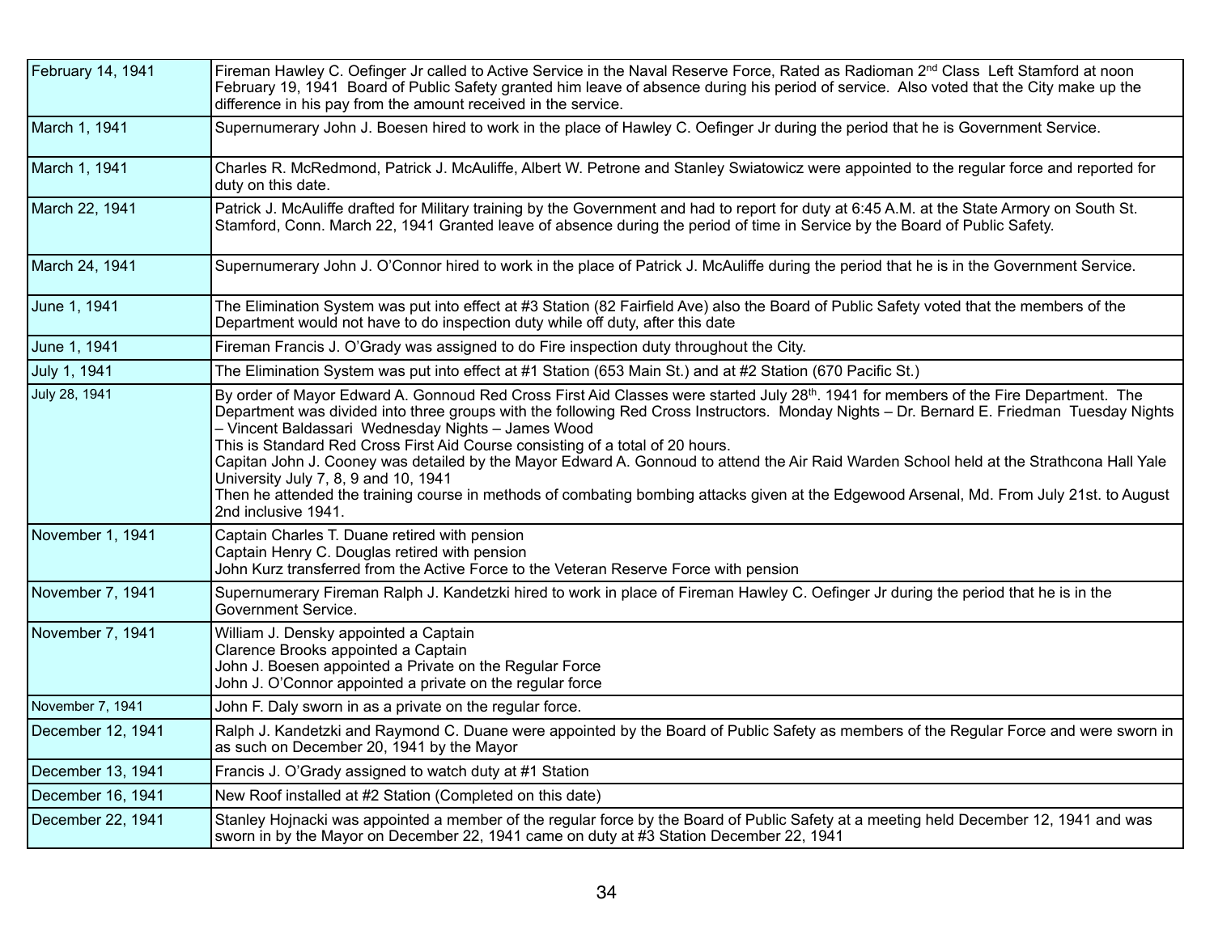| | |
|---|---|
| February 14, 1941 | Fireman Hawley C. Oefinger Jr called to Active Service in the Naval Reserve Force, Rated as Radioman 2nd Class Left Stamford at noon February 19, 1941 Board of Public Safety granted him leave of absence during his period of service. Also voted that the City make up the difference in his pay from the amount received in the service. |
| March 1, 1941 | Supernumerary John J. Boesen hired to work in the place of Hawley C. Oefinger Jr during the period that he is Government Service. |
| March 1, 1941 | Charles R. McRedmond, Patrick J. McAuliffe, Albert W. Petrone and Stanley Swiatowicz were appointed to the regular force and reported for duty on this date. |
| March 22, 1941 | Patrick J. McAuliffe drafted for Military training by the Government and had to report for duty at 6:45 A.M. at the State Armory on South St. Stamford, Conn. March 22, 1941 Granted leave of absence during the period of time in Service by the Board of Public Safety. |
| March 24, 1941 | Supernumerary John J. O'Connor hired to work in the place of Patrick J. McAuliffe during the period that he is in the Government Service. |
| June 1, 1941 | The Elimination System was put into effect at #3 Station (82 Fairfield Ave) also the Board of Public Safety voted that the members of the Department would not have to do inspection duty while off duty, after this date |
| June 1, 1941 | Fireman Francis J. O'Grady was assigned to do Fire inspection duty throughout the City. |
| July 1, 1941 | The Elimination System was put into effect at #1 Station (653 Main St.) and at #2 Station (670 Pacific St.) |
| July 28, 1941 | By order of Mayor Edward A. Gonnoud Red Cross First Aid Classes were started July 28th. 1941 for members of the Fire Department. The Department was divided into three groups with the following Red Cross Instructors. Monday Nights – Dr. Bernard E. Friedman Tuesday Nights – Vincent Baldassari Wednesday Nights – James Wood<br>This is Standard Red Cross First Aid Course consisting of a total of 20 hours.<br>Capitan John J. Cooney was detailed by the Mayor Edward A. Gonnoud to attend the Air Raid Warden School held at the Strathcona Hall Yale University July 7, 8, 9 and 10, 1941<br>Then he attended the training course in methods of combating bombing attacks given at the Edgewood Arsenal, Md. From July 21st. to August 2nd inclusive 1941. |
| November 1, 1941 | Captain Charles T. Duane retired with pension<br>Captain Henry C. Douglas retired with pension<br>John Kurz transferred from the Active Force to the Veteran Reserve Force with pension |
| November 7, 1941 | Supernumerary Fireman Ralph J. Kandetzki hired to work in place of Fireman Hawley C. Oefinger Jr during the period that he is in the Government Service. |
| November 7, 1941 | William J. Densky appointed a Captain<br>Clarence Brooks appointed a Captain<br>John J. Boesen appointed a Private on the Regular Force<br>John J. O'Connor appointed a private on the regular force |
| November 7, 1941 | John F. Daly sworn in as a private on the regular force. |
| December 12, 1941 | Ralph J. Kandetzki and Raymond C. Duane were appointed by the Board of Public Safety as members of the Regular Force and were sworn in as such on December 20, 1941 by the Mayor |
| December 13, 1941 | Francis J. O'Grady assigned to watch duty at #1 Station |
| December 16, 1941 | New Roof installed at #2 Station (Completed on this date) |
| December 22, 1941 | Stanley Hojnacki was appointed a member of the regular force by the Board of Public Safety at a meeting held December 12, 1941 and was sworn in by the Mayor on December 22, 1941 came on duty at #3 Station December 22, 1941 |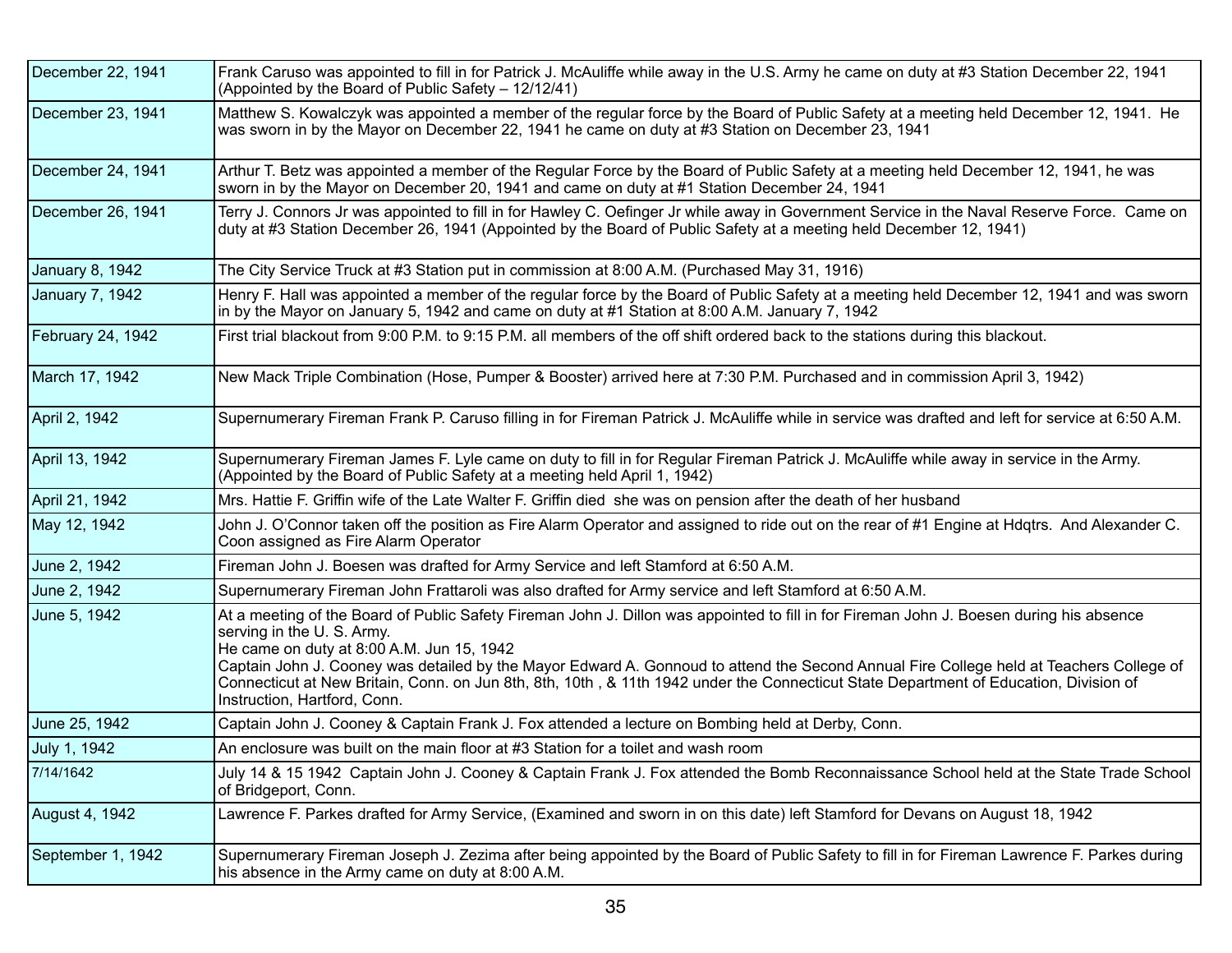| | |
|---|---|
| December 22, 1941 | Frank Caruso was appointed to fill in for Patrick J. McAuliffe while away in the U.S. Army he came on duty at #3 Station December 22, 1941 (Appointed by the Board of Public Safety – 12/12/41) |
| December 23, 1941 | Matthew S. Kowalczyk was appointed a member of the regular force by the Board of Public Safety at a meeting held December 12, 1941. He was sworn in by the Mayor on December 22, 1941 he came on duty at #3 Station on December 23, 1941 |
| December 24, 1941 | Arthur T. Betz was appointed a member of the Regular Force by the Board of Public Safety at a meeting held December 12, 1941, he was sworn in by the Mayor on December 20, 1941 and came on duty at #1 Station December 24, 1941 |
| December 26, 1941 | Terry J. Connors Jr was appointed to fill in for Hawley C. Oefinger Jr while away in Government Service in the Naval Reserve Force. Came on duty at #3 Station December 26, 1941 (Appointed by the Board of Public Safety at a meeting held December 12, 1941) |
| January 8, 1942 | The City Service Truck at #3 Station put in commission at 8:00 A.M. (Purchased May 31, 1916) |
| January 7, 1942 | Henry F. Hall was appointed a member of the regular force by the Board of Public Safety at a meeting held December 12, 1941 and was sworn in by the Mayor on January 5, 1942 and came on duty at #1 Station at 8:00 A.M. January 7, 1942 |
| February 24, 1942 | First trial blackout from 9:00 P.M. to 9:15 P.M. all members of the off shift ordered back to the stations during this blackout. |
| March 17, 1942 | New Mack Triple Combination (Hose, Pumper & Booster) arrived here at 7:30 P.M. Purchased and in commission April 3, 1942) |
| April 2, 1942 | Supernumerary Fireman Frank P. Caruso filling in for Fireman Patrick J. McAuliffe while in service was drafted and left for service at 6:50 A.M. |
| April 13, 1942 | Supernumerary Fireman James F. Lyle came on duty to fill in for Regular Fireman Patrick J. McAuliffe while away in service in the Army. (Appointed by the Board of Public Safety at a meeting held April 1, 1942) |
| April 21, 1942 | Mrs. Hattie F. Griffin wife of the Late Walter F. Griffin died she was on pension after the death of her husband |
| May 12, 1942 | John J. O'Connor taken off the position as Fire Alarm Operator and assigned to ride out on the rear of #1 Engine at Hdqtrs. And Alexander C. Coon assigned as Fire Alarm Operator |
| June 2, 1942 | Fireman John J. Boesen was drafted for Army Service and left Stamford at 6:50 A.M. |
| June 2, 1942 | Supernumerary Fireman John Frattaroli was also drafted for Army service and left Stamford at 6:50 A.M. |
| June 5, 1942 | At a meeting of the Board of Public Safety Fireman John J. Dillon was appointed to fill in for Fireman John J. Boesen during his absence serving in the U. S. Army.<br>He came on duty at 8:00 A.M. Jun 15, 1942<br>Captain John J. Cooney was detailed by the Mayor Edward A. Gonnoud to attend the Second Annual Fire College held at Teachers College of Connecticut at New Britain, Conn. on Jun 8th, 8th, 10th , & 11th 1942 under the Connecticut State Department of Education, Division of Instruction, Hartford, Conn. |
| June 25, 1942 | Captain John J. Cooney & Captain Frank J. Fox attended a lecture on Bombing held at Derby, Conn. |
| July 1, 1942 | An enclosure was built on the main floor at #3 Station for a toilet and wash room |
| 7/14/1642 | July 14 & 15 1942 Captain John J. Cooney & Captain Frank J. Fox attended the Bomb Reconnaissance School held at the State Trade School of Bridgeport, Conn. |
| August 4, 1942 | Lawrence F. Parkes drafted for Army Service, (Examined and sworn in on this date) left Stamford for Devans on August 18, 1942 |
| September 1, 1942 | Supernumerary Fireman Joseph J. Zezima after being appointed by the Board of Public Safety to fill in for Fireman Lawrence F. Parkes during his absence in the Army came on duty at 8:00 A.M. |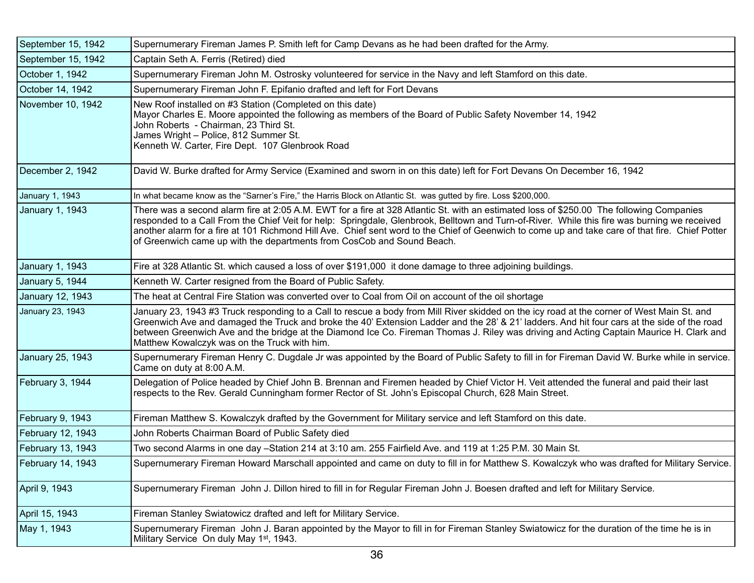| | |
|---|---|
| September 15, 1942 | Supernumerary Fireman James P. Smith left for Camp Devans as he had been drafted for the Army. |
| September 15, 1942 | Captain Seth A. Ferris (Retired) died |
| October 1, 1942 | Supernumerary Fireman John M. Ostrosky volunteered for service in the Navy and left Stamford on this date. |
| October 14, 1942 | Supernumerary Fireman John F. Epifanio drafted and left for Fort Devans |
| November 10, 1942 | New Roof installed on #3 Station (Completed on this date)<br>Mayor Charles E. Moore appointed the following as members of the Board of Public Safety November 14, 1942<br>John Roberts - Chairman, 23 Third St.<br>James Wright – Police, 812 Summer St.<br>Kenneth W. Carter, Fire Dept. 107 Glenbrook Road |
| December 2, 1942 | David W. Burke drafted for Army Service (Examined and sworn in on this date) left for Fort Devans On December 16, 1942 |
| January 1, 1943 | In what became know as the "Sarner's Fire," the Harris Block on Atlantic St. was gutted by fire. Loss $200,000. |
| January 1, 1943 | There was a second alarm fire at 2:05 A.M. EWT for a fire at 328 Atlantic St. with an estimated loss of $250.00 The following Companies responded to a Call From the Chief Veit for help: Springdale, Glenbrook, Belltown and Turn-of-River. While this fire was burning we received another alarm for a fire at 101 Richmond Hill Ave. Chief sent word to the Chief of Geenwich to come up and take care of that fire. Chief Potter of Greenwich came up with the departments from CosCob and Sound Beach. |
| January 1, 1943 | Fire at 328 Atlantic St. which caused a loss of over $191,000 it done damage to three adjoining buildings. |
| January 5, 1944 | Kenneth W. Carter resigned from the Board of Public Safety. |
| January 12, 1943 | The heat at Central Fire Station was converted over to Coal from Oil on account of the oil shortage |
| January 23, 1943 | January 23, 1943 #3 Truck responding to a Call to rescue a body from Mill River skidded on the icy road at the corner of West Main St. and Greenwich Ave and damaged the Truck and broke the 40' Extension Ladder and the 28' & 21' ladders. And hit four cars at the side of the road between Greenwich Ave and the bridge at the Diamond Ice Co. Fireman Thomas J. Riley was driving and Acting Captain Maurice H. Clark and Matthew Kowalczyk was on the Truck with him. |
| January 25, 1943 | Supernumerary Fireman Henry C. Dugdale Jr was appointed by the Board of Public Safety to fill in for Fireman David W. Burke while in service. Came on duty at 8:00 A.M. |
| February 3, 1944 | Delegation of Police headed by Chief John B. Brennan and Firemen headed by Chief Victor H. Veit attended the funeral and paid their last respects to the Rev. Gerald Cunningham former Rector of St. John's Episcopal Church, 628 Main Street. |
| February 9, 1943 | Fireman Matthew S. Kowalczyk drafted by the Government for Military service and left Stamford on this date. |
| February 12, 1943 | John Roberts Chairman Board of Public Safety died |
| February 13, 1943 | Two second Alarms in one day –Station 214 at 3:10 am. 255 Fairfield Ave. and 119 at 1:25 P.M. 30 Main St. |
| February 14, 1943 | Supernumerary Fireman Howard Marschall appointed and came on duty to fill in for Matthew S. Kowalczyk who was drafted for Military Service. |
| April 9, 1943 | Supernumerary Fireman John J. Dillon hired to fill in for Regular Fireman John J. Boesen drafted and left for Military Service. |
| April 15, 1943 | Fireman Stanley Swiatowicz drafted and left for Military Service. |
| May 1, 1943 | Supernumerary Fireman John J. Baran appointed by the Mayor to fill in for Fireman Stanley Swiatowicz for the duration of the time he is in Military Service On duly May 1st, 1943. |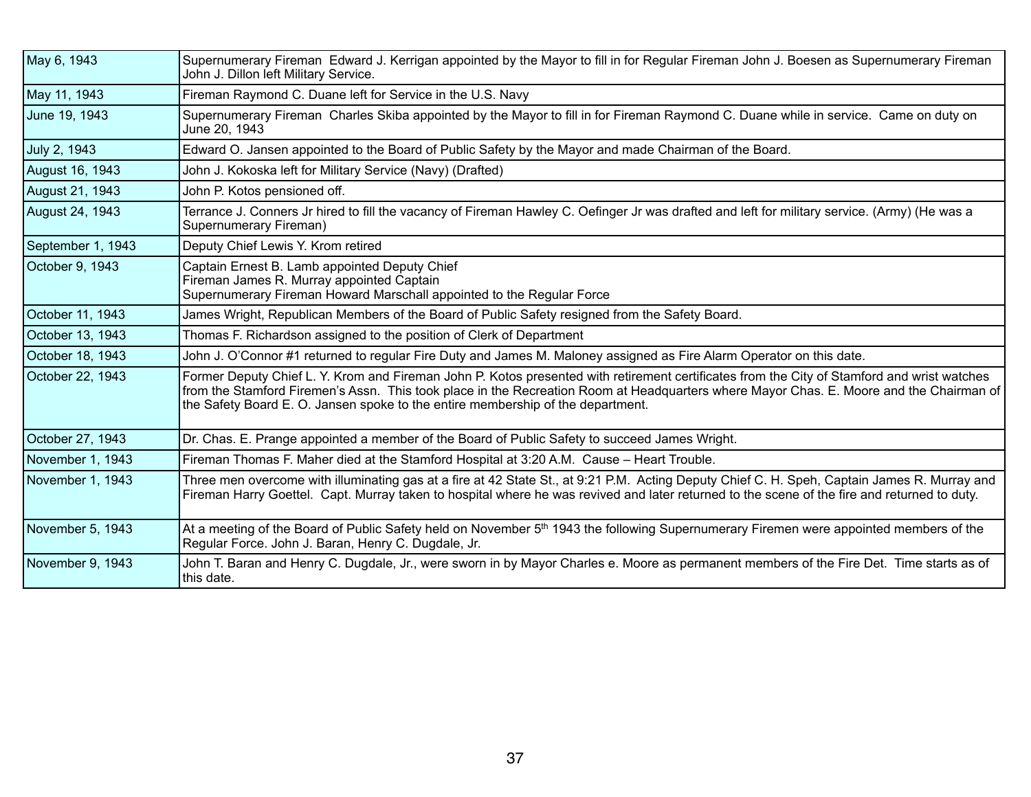| | |
|---|---|
| May 6, 1943 | Supernumerary Fireman Edward J. Kerrigan appointed by the Mayor to fill in for Regular Fireman John J. Boesen as Supernumerary Fireman John J. Dillon left Military Service. |
| May 11, 1943 | Fireman Raymond C. Duane left for Service in the U.S. Navy |
| June 19, 1943 | Supernumerary Fireman Charles Skiba appointed by the Mayor to fill in for Fireman Raymond C. Duane while in service. Came on duty on June 20, 1943 |
| July 2, 1943 | Edward O. Jansen appointed to the Board of Public Safety by the Mayor and made Chairman of the Board. |
| August 16, 1943 | John J. Kokoska left for Military Service (Navy) (Drafted) |
| August 21, 1943 | John P. Kotos pensioned off. |
| August 24, 1943 | Terrance J. Conners Jr hired to fill the vacancy of Fireman Hawley C. Oefinger Jr was drafted and left for military service. (Army) (He was a Supernumerary Fireman) |
| September 1, 1943 | Deputy Chief Lewis Y. Krom retired |
| October 9, 1943 | Captain Ernest B. Lamb appointed Deputy Chief<br>Fireman James R. Murray appointed Captain<br>Supernumerary Fireman Howard Marschall appointed to the Regular Force |
| October 11, 1943 | James Wright, Republican Members of the Board of Public Safety resigned from the Safety Board. |
| October 13, 1943 | Thomas F. Richardson assigned to the position of Clerk of Department |
| October 18, 1943 | John J. O'Connor #1 returned to regular Fire Duty and James M. Maloney assigned as Fire Alarm Operator on this date. |
| October 22, 1943 | Former Deputy Chief L. Y. Krom and Fireman John P. Kotos presented with retirement certificates from the City of Stamford and wrist watches from the Stamford Firemen's Assn. This took place in the Recreation Room at Headquarters where Mayor Chas. E. Moore and the Chairman of the Safety Board E. O. Jansen spoke to the entire membership of the department. |
| October 27, 1943 | Dr. Chas. E. Prange appointed a member of the Board of Public Safety to succeed James Wright. |
| November 1, 1943 | Fireman Thomas F. Maher died at the Stamford Hospital at 3:20 A.M. Cause – Heart Trouble. |
| November 1, 1943 | Three men overcome with illuminating gas at a fire at 42 State St., at 9:21 P.M. Acting Deputy Chief C. H. Speh, Captain James R. Murray and Fireman Harry Goettel. Capt. Murray taken to hospital where he was revived and later returned to the scene of the fire and returned to duty. |
| November 5, 1943 | At a meeting of the Board of Public Safety held on November 5th 1943 the following Supernumerary Firemen were appointed members of the Regular Force. John J. Baran, Henry C. Dugdale, Jr. |
| November 9, 1943 | John T. Baran and Henry C. Dugdale, Jr., were sworn in by Mayor Charles e. Moore as permanent members of the Fire Det. Time starts as of this date. |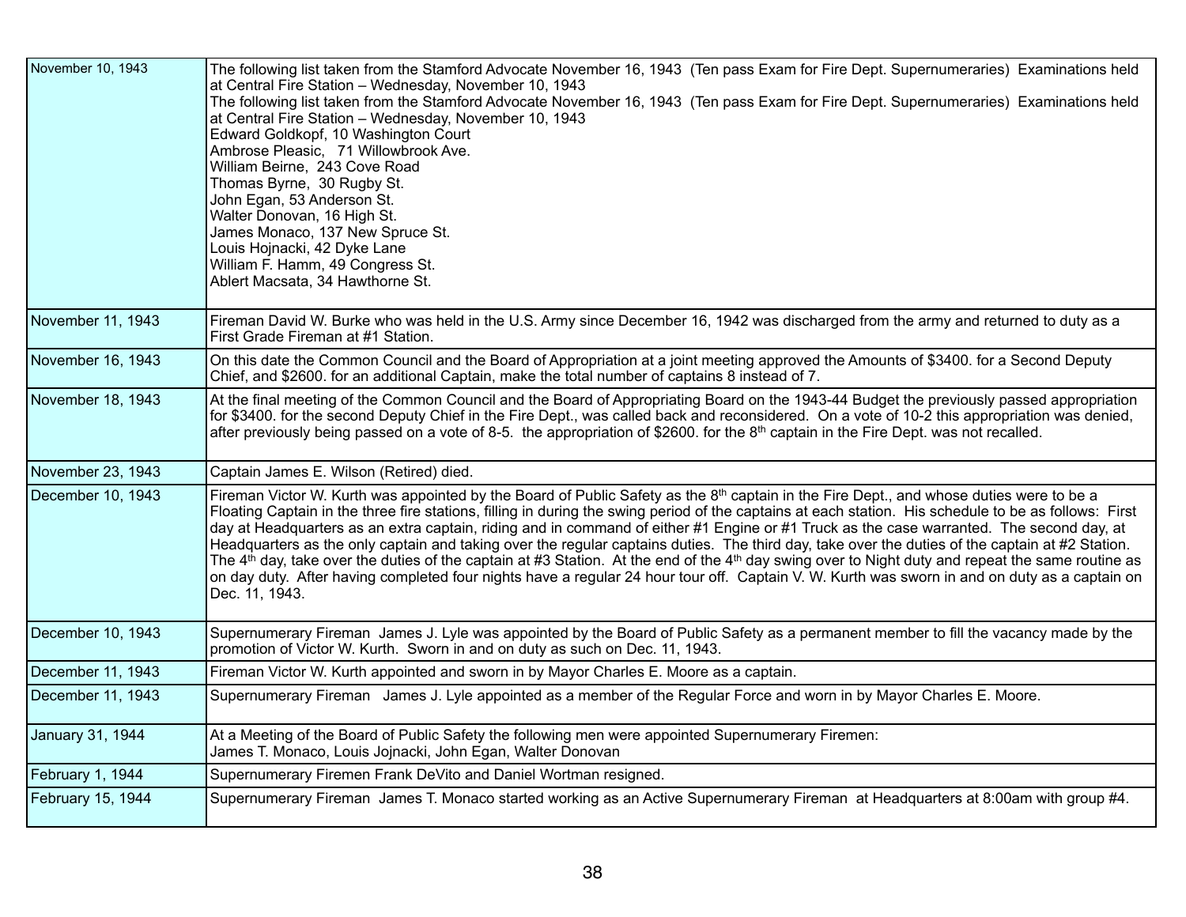| | |
|---|---|
| November 10, 1943 | The following list taken from the Stamford Advocate November 16, 1943 (Ten pass Exam for Fire Dept. Supernumeraries) Examinations held at Central Fire Station – Wednesday, November 10, 1943<br>The following list taken from the Stamford Advocate November 16, 1943 (Ten pass Exam for Fire Dept. Supernumeraries) Examinations held at Central Fire Station – Wednesday, November 10, 1943<br>Edward Goldkopf, 10 Washington Court<br>Ambrose Pleasic, 71 Willowbrook Ave.<br>William Beirne, 243 Cove Road<br>Thomas Byrne, 30 Rugby St.<br>John Egan, 53 Anderson St.<br>Walter Donovan, 16 High St.<br>James Monaco, 137 New Spruce St.<br>Louis Hojnacki, 42 Dyke Lane<br>William F. Hamm, 49 Congress St.<br>Ablert Macsata, 34 Hawthorne St. |
| November 11, 1943 | Fireman David W. Burke who was held in the U.S. Army since December 16, 1942 was discharged from the army and returned to duty as a First Grade Fireman at #1 Station. |
| November 16, 1943 | On this date the Common Council and the Board of Appropriation at a joint meeting approved the Amounts of $3400. for a Second Deputy Chief, and $2600. for an additional Captain, make the total number of captains 8 instead of 7. |
| November 18, 1943 | At the final meeting of the Common Council and the Board of Appropriating Board on the 1943-44 Budget the previously passed appropriation for $3400. for the second Deputy Chief in the Fire Dept., was called back and reconsidered. On a vote of 10-2 this appropriation was denied, after previously being passed on a vote of 8-5. the appropriation of $2600. for the 8th captain in the Fire Dept. was not recalled. |
| November 23, 1943 | Captain James E. Wilson (Retired) died. |
| December 10, 1943 | Fireman Victor W. Kurth was appointed by the Board of Public Safety as the 8th captain in the Fire Dept., and whose duties were to be a Floating Captain in the three fire stations, filling in during the swing period of the captains at each station. His schedule to be as follows: First day at Headquarters as an extra captain, riding and in command of either #1 Engine or #1 Truck as the case warranted. The second day, at Headquarters as the only captain and taking over the regular captains duties. The third day, take over the duties of the captain at #2 Station. The 4th day, take over the duties of the captain at #3 Station. At the end of the 4th day swing over to Night duty and repeat the same routine as on day duty. After having completed four nights have a regular 24 hour tour off. Captain V. W. Kurth was sworn in and on duty as a captain on Dec. 11, 1943. |
| December 10, 1943 | Supernumerary Fireman James J. Lyle was appointed by the Board of Public Safety as a permanent member to fill the vacancy made by the promotion of Victor W. Kurth. Sworn in and on duty as such on Dec. 11, 1943. |
| December 11, 1943 | Fireman Victor W. Kurth appointed and sworn in by Mayor Charles E. Moore as a captain. |
| December 11, 1943 | Supernumerary Fireman James J. Lyle appointed as a member of the Regular Force and worn in by Mayor Charles E. Moore. |
| January 31, 1944 | At a Meeting of the Board of Public Safety the following men were appointed Supernumerary Firemen:<br>James T. Monaco, Louis Jojnacki, John Egan, Walter Donovan |
| February 1, 1944 | Supernumerary Firemen Frank DeVito and Daniel Wortman resigned. |
| February 15, 1944 | Supernumerary Fireman James T. Monaco started working as an Active Supernumerary Fireman at Headquarters at 8:00am with group #4. |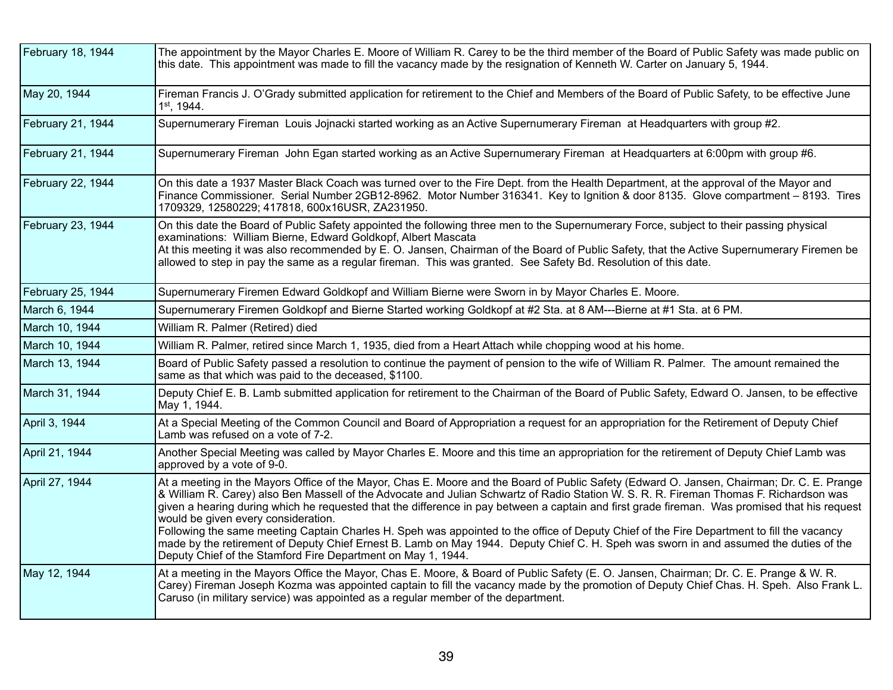| | |
|---|---|
| February 18, 1944 | The appointment by the Mayor Charles E. Moore of William R. Carey to be the third member of the Board of Public Safety was made public on this date. This appointment was made to fill the vacancy made by the resignation of Kenneth W. Carter on January 5, 1944. |
| May 20, 1944 | Fireman Francis J. O'Grady submitted application for retirement to the Chief and Members of the Board of Public Safety, to be effective June 1st, 1944. |
| February 21, 1944 | Supernumerary Fireman Louis Jojnacki started working as an Active Supernumerary Fireman at Headquarters with group #2. |
| February 21, 1944 | Supernumerary Fireman John Egan started working as an Active Supernumerary Fireman at Headquarters at 6:00pm with group #6. |
| February 22, 1944 | On this date a 1937 Master Black Coach was turned over to the Fire Dept. from the Health Department, at the approval of the Mayor and Finance Commissioner. Serial Number 2GB12-8962. Motor Number 316341. Key to Ignition & door 8135. Glove compartment – 8193. Tires 1709329, 12580229; 417818, 600x16USR, ZA231950. |
| February 23, 1944 | On this date the Board of Public Safety appointed the following three men to the Supernumerary Force, subject to their passing physical examinations: William Bierne, Edward Goldkopf, Albert Mascata<br>At this meeting it was also recommended by E. O. Jansen, Chairman of the Board of Public Safety, that the Active Supernumerary Firemen be allowed to step in pay the same as a regular fireman. This was granted. See Safety Bd. Resolution of this date. |
| February 25, 1944 | Supernumerary Firemen Edward Goldkopf and William Bierne were Sworn in by Mayor Charles E. Moore. |
| March 6, 1944 | Supernumerary Firemen Goldkopf and Bierne Started working Goldkopf at #2 Sta. at 8 AM---Bierne at #1 Sta. at 6 PM. |
| March 10, 1944 | William R. Palmer (Retired) died |
| March 10, 1944 | William R. Palmer, retired since March 1, 1935, died from a Heart Attach while chopping wood at his home. |
| March 13, 1944 | Board of Public Safety passed a resolution to continue the payment of pension to the wife of William R. Palmer. The amount remained the same as that which was paid to the deceased, $1100. |
| March 31, 1944 | Deputy Chief E. B. Lamb submitted application for retirement to the Chairman of the Board of Public Safety, Edward O. Jansen, to be effective May 1, 1944. |
| April 3, 1944 | At a Special Meeting of the Common Council and Board of Appropriation a request for an appropriation for the Retirement of Deputy Chief Lamb was refused on a vote of 7-2. |
| April 21, 1944 | Another Special Meeting was called by Mayor Charles E. Moore and this time an appropriation for the retirement of Deputy Chief Lamb was approved by a vote of 9-0. |
| April 27, 1944 | At a meeting in the Mayors Office of the Mayor, Chas E. Moore and the Board of Public Safety (Edward O. Jansen, Chairman; Dr. C. E. Prange & William R. Carey) also Ben Massell of the Advocate and Julian Schwartz of Radio Station W. S. R. R. Fireman Thomas F. Richardson was given a hearing during which he requested that the difference in pay between a captain and first grade fireman. Was promised that his request would be given every consideration.<br>Following the same meeting Captain Charles H. Speh was appointed to the office of Deputy Chief of the Fire Department to fill the vacancy made by the retirement of Deputy Chief Ernest B. Lamb on May 1944. Deputy Chief C. H. Speh was sworn in and assumed the duties of the Deputy Chief of the Stamford Fire Department on May 1, 1944. |
| May 12, 1944 | At a meeting in the Mayors Office the Mayor, Chas E. Moore, & Board of Public Safety (E. O. Jansen, Chairman; Dr. C. E. Prange & W. R. Carey) Fireman Joseph Kozma was appointed captain to fill the vacancy made by the promotion of Deputy Chief Chas. H. Speh. Also Frank L. Caruso (in military service) was appointed as a regular member of the department. |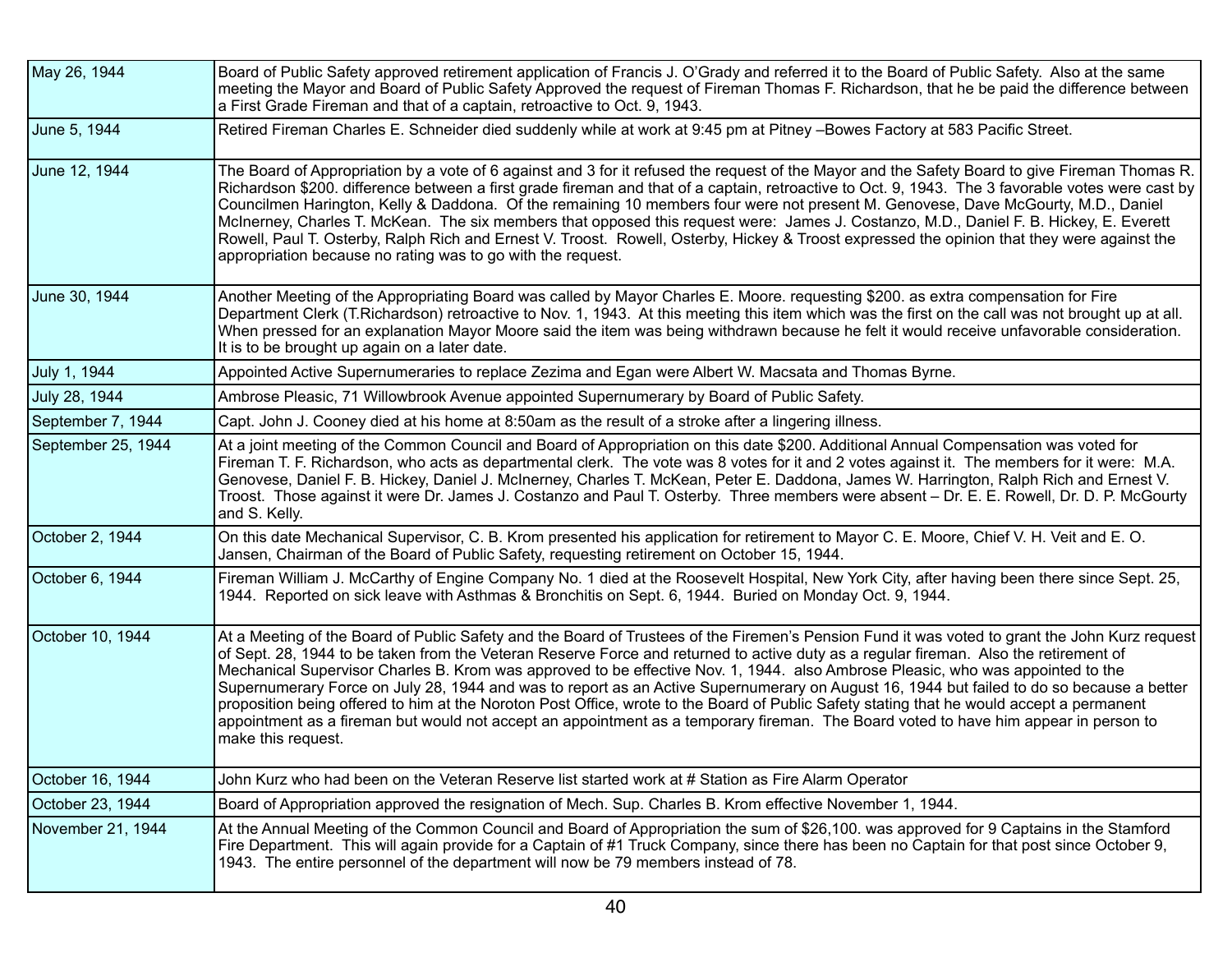| | |
|---|---|
| May 26, 1944 | Board of Public Safety approved retirement application of Francis J. O'Grady and referred it to the Board of Public Safety. Also at the same meeting the Mayor and Board of Public Safety Approved the request of Fireman Thomas F. Richardson, that he be paid the difference between a First Grade Fireman and that of a captain, retroactive to Oct. 9, 1943. |
| June 5, 1944 | Retired Fireman Charles E. Schneider died suddenly while at work at 9:45 pm at Pitney –Bowes Factory at 583 Pacific Street. |
| June 12, 1944 | The Board of Appropriation by a vote of 6 against and 3 for it refused the request of the Mayor and the Safety Board to give Fireman Thomas R. Richardson $200. difference between a first grade fireman and that of a captain, retroactive to Oct. 9, 1943. The 3 favorable votes were cast by Councilmen Harington, Kelly & Daddona. Of the remaining 10 members four were not present M. Genovese, Dave McGourty, M.D., Daniel McInerney, Charles T. McKean. The six members that opposed this request were: James J. Costanzo, M.D., Daniel F. B. Hickey, E. Everett Rowell, Paul T. Osterby, Ralph Rich and Ernest V. Troost. Rowell, Osterby, Hickey & Troost expressed the opinion that they were against the appropriation because no rating was to go with the request. |
| June 30, 1944 | Another Meeting of the Appropriating Board was called by Mayor Charles E. Moore. requesting $200. as extra compensation for Fire Department Clerk (T.Richardson) retroactive to Nov. 1, 1943. At this meeting this item which was the first on the call was not brought up at all. When pressed for an explanation Mayor Moore said the item was being withdrawn because he felt it would receive unfavorable consideration. It is to be brought up again on a later date. |
| July 1, 1944 | Appointed Active Supernumeraries to replace Zezima and Egan were Albert W. Macsata and Thomas Byrne. |
| July 28, 1944 | Ambrose Pleasic, 71 Willowbrook Avenue appointed Supernumerary by Board of Public Safety. |
| September 7, 1944 | Capt. John J. Cooney died at his home at 8:50am as the result of a stroke after a lingering illness. |
| September 25, 1944 | At a joint meeting of the Common Council and Board of Appropriation on this date $200. Additional Annual Compensation was voted for Fireman T. F. Richardson, who acts as departmental clerk. The vote was 8 votes for it and 2 votes against it. The members for it were: M.A. Genovese, Daniel F. B. Hickey, Daniel J. McInerney, Charles T. McKean, Peter E. Daddona, James W. Harrington, Ralph Rich and Ernest V. Troost. Those against it were Dr. James J. Costanzo and Paul T. Osterby. Three members were absent – Dr. E. E. Rowell, Dr. D. P. McGourty and S. Kelly. |
| October 2, 1944 | On this date Mechanical Supervisor, C. B. Krom presented his application for retirement to Mayor C. E. Moore, Chief V. H. Veit and E. O. Jansen, Chairman of the Board of Public Safety, requesting retirement on October 15, 1944. |
| October 6, 1944 | Fireman William J. McCarthy of Engine Company No. 1 died at the Roosevelt Hospital, New York City, after having been there since Sept. 25, 1944. Reported on sick leave with Asthmas & Bronchitis on Sept. 6, 1944. Buried on Monday Oct. 9, 1944. |
| October 10, 1944 | At a Meeting of the Board of Public Safety and the Board of Trustees of the Firemen's Pension Fund it was voted to grant the John Kurz request of Sept. 28, 1944 to be taken from the Veteran Reserve Force and returned to active duty as a regular fireman. Also the retirement of Mechanical Supervisor Charles B. Krom was approved to be effective Nov. 1, 1944. also Ambrose Pleasic, who was appointed to the Supernumerary Force on July 28, 1944 and was to report as an Active Supernumerary on August 16, 1944 but failed to do so because a better proposition being offered to him at the Noroton Post Office, wrote to the Board of Public Safety stating that he would accept a permanent appointment as a fireman but would not accept an appointment as a temporary fireman. The Board voted to have him appear in person to make this request. |
| October 16, 1944 | John Kurz who had been on the Veteran Reserve list started work at # Station as Fire Alarm Operator |
| October 23, 1944 | Board of Appropriation approved the resignation of Mech. Sup. Charles B. Krom effective November 1, 1944. |
| November 21, 1944 | At the Annual Meeting of the Common Council and Board of Appropriation the sum of $26,100. was approved for 9 Captains in the Stamford Fire Department. This will again provide for a Captain of #1 Truck Company, since there has been no Captain for that post since October 9, 1943. The entire personnel of the department will now be 79 members instead of 78. |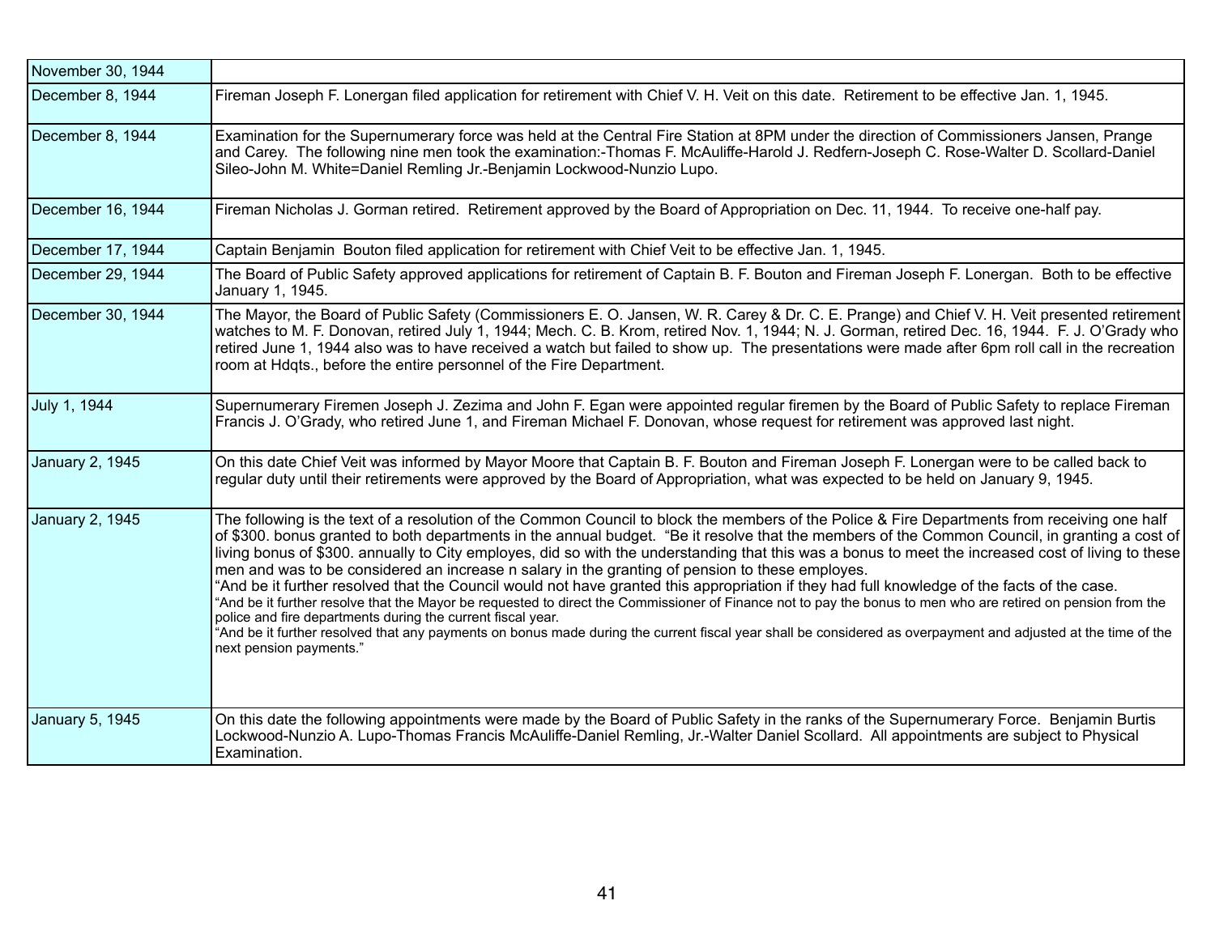| | |
|---|---|
| November 30, 1944 | |
| December 8, 1944 | Fireman Joseph F. Lonergan filed application for retirement with Chief V. H. Veit on this date. Retirement to be effective Jan. 1, 1945. |
| December 8, 1944 | Examination for the Supernumerary force was held at the Central Fire Station at 8PM under the direction of Commissioners Jansen, Prange and Carey. The following nine men took the examination:-Thomas F. McAuliffe-Harold J. Redfern-Joseph C. Rose-Walter D. Scollard-Daniel Sileo-John M. White=Daniel Remling Jr.-Benjamin Lockwood-Nunzio Lupo. |
| December 16, 1944 | Fireman Nicholas J. Gorman retired. Retirement approved by the Board of Appropriation on Dec. 11, 1944. To receive one-half pay. |
| December 17, 1944 | Captain Benjamin Bouton filed application for retirement with Chief Veit to be effective Jan. 1, 1945. |
| December 29, 1944 | The Board of Public Safety approved applications for retirement of Captain B. F. Bouton and Fireman Joseph F. Lonergan. Both to be effective January 1, 1945. |
| December 30, 1944 | The Mayor, the Board of Public Safety (Commissioners E. O. Jansen, W. R. Carey & Dr. C. E. Prange) and Chief V. H. Veit presented retirement watches to M. F. Donovan, retired July 1, 1944; Mech. C. B. Krom, retired Nov. 1, 1944; N. J. Gorman, retired Dec. 16, 1944. F. J. O'Grady who retired June 1, 1944 also was to have received a watch but failed to show up. The presentations were made after 6pm roll call in the recreation room at Hdqts., before the entire personnel of the Fire Department. |
| July 1, 1944 | Supernumerary Firemen Joseph J. Zezima and John F. Egan were appointed regular firemen by the Board of Public Safety to replace Fireman Francis J. O'Grady, who retired June 1, and Fireman Michael F. Donovan, whose request for retirement was approved last night. |
| January 2, 1945 | On this date Chief Veit was informed by Mayor Moore that Captain B. F. Bouton and Fireman Joseph F. Lonergan were to be called back to regular duty until their retirements were approved by the Board of Appropriation, what was expected to be held on January 9, 1945. |
| January 2, 1945 | The following is the text of a resolution of the Common Council to block the members of the Police & Fire Departments from receiving one half of $300. bonus granted to both departments in the annual budget. "Be it resolve that the members of the Common Council, in granting a cost of living bonus of $300. annually to City employes, did so with the understanding that this was a bonus to meet the increased cost of living to these men and was to be considered an increase n salary in the granting of pension to these employes.<br>"And be it further resolved that the Council would not have granted this appropriation if they had full knowledge of the facts of the case.<br>"And be it further resolve that the Mayor be requested to direct the Commissioner of Finance not to pay the bonus to men who are retired on pension from the police and fire departments during the current fiscal year.<br>"And be it further resolved that any payments on bonus made during the current fiscal year shall be considered as overpayment and adjusted at the time of the next pension payments." |
| January 5, 1945 | On this date the following appointments were made by the Board of Public Safety in the ranks of the Supernumerary Force. Benjamin Burtis Lockwood-Nunzio A. Lupo-Thomas Francis McAuliffe-Daniel Remling, Jr.-Walter Daniel Scollard. All appointments are subject to Physical Examination. |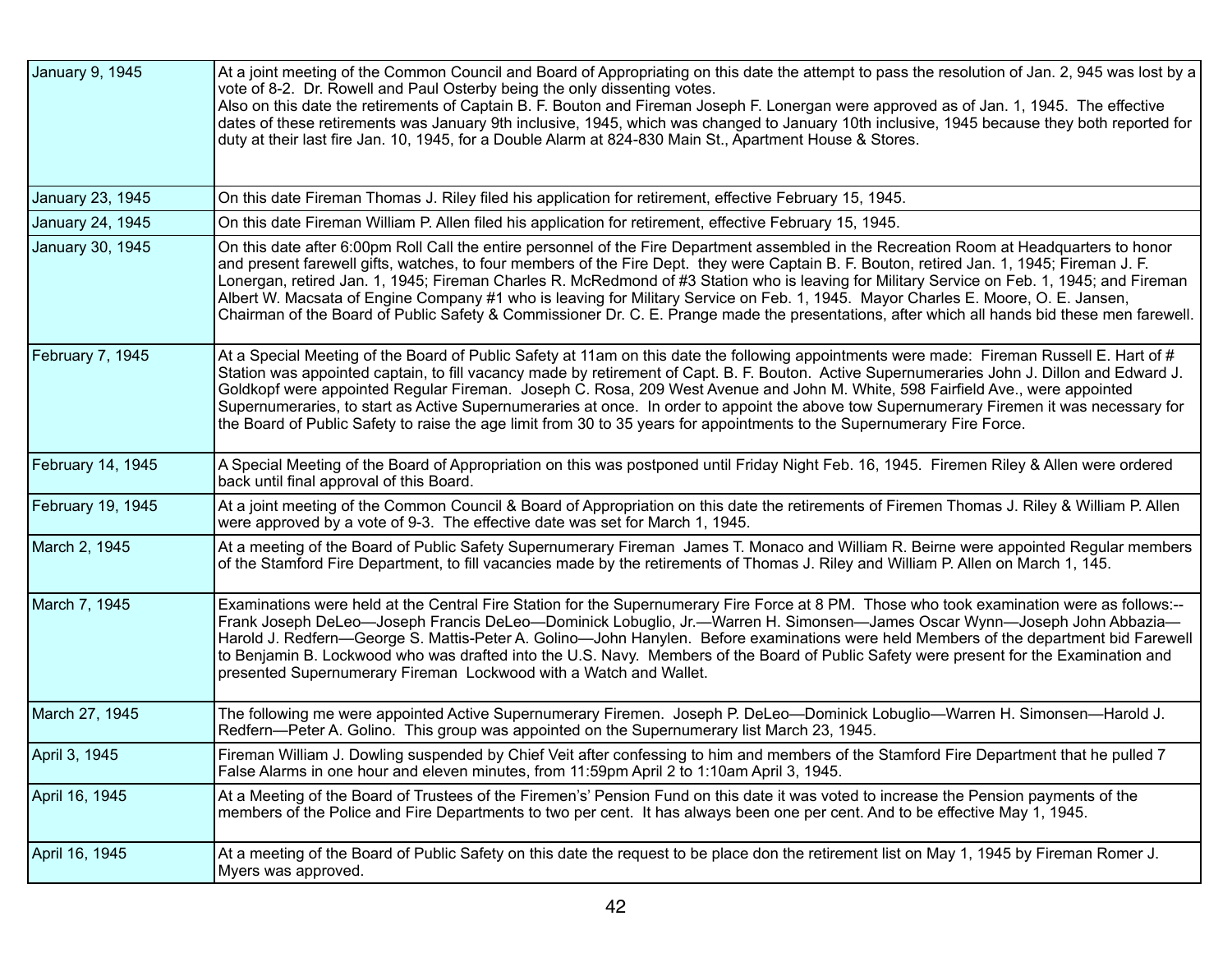| | |
|---|---|
| January 9, 1945 | At a joint meeting of the Common Council and Board of Appropriating on this date the attempt to pass the resolution of Jan. 2, 945 was lost by a vote of 8-2. Dr. Rowell and Paul Osterby being the only dissenting votes.<br>Also on this date the retirements of Captain B. F. Bouton and Fireman Joseph F. Lonergan were approved as of Jan. 1, 1945. The effective dates of these retirements was January 9th inclusive, 1945, which was changed to January 10th inclusive, 1945 because they both reported for duty at their last fire Jan. 10, 1945, for a Double Alarm at 824-830 Main St., Apartment House & Stores. |
| January 23, 1945 | On this date Fireman Thomas J. Riley filed his application for retirement, effective February 15, 1945. |
| January 24, 1945 | On this date Fireman William P. Allen filed his application for retirement, effective February 15, 1945. |
| January 30, 1945 | On this date after 6:00pm Roll Call the entire personnel of the Fire Department assembled in the Recreation Room at Headquarters to honor and present farewell gifts, watches, to four members of the Fire Dept. they were Captain B. F. Bouton, retired Jan. 1, 1945; Fireman J. F. Lonergan, retired Jan. 1, 1945; Fireman Charles R. McRedmond of #3 Station who is leaving for Military Service on Feb. 1, 1945; and Fireman Albert W. Macsata of Engine Company #1 who is leaving for Military Service on Feb. 1, 1945. Mayor Charles E. Moore, O. E. Jansen, Chairman of the Board of Public Safety & Commissioner Dr. C. E. Prange made the presentations, after which all hands bid these men farewell. |
| February 7, 1945 | At a Special Meeting of the Board of Public Safety at 11am on this date the following appointments were made: Fireman Russell E. Hart of # Station was appointed captain, to fill vacancy made by retirement of Capt. B. F. Bouton. Active Supernumeraries John J. Dillon and Edward J. Goldkopf were appointed Regular Fireman. Joseph C. Rosa, 209 West Avenue and John M. White, 598 Fairfield Ave., were appointed Supernumeraries, to start as Active Supernumeraries at once. In order to appoint the above tow Supernumerary Firemen it was necessary for the Board of Public Safety to raise the age limit from 30 to 35 years for appointments to the Supernumerary Fire Force. |
| February 14, 1945 | A Special Meeting of the Board of Appropriation on this was postponed until Friday Night Feb. 16, 1945. Firemen Riley & Allen were ordered back until final approval of this Board. |
| February 19, 1945 | At a joint meeting of the Common Council & Board of Appropriation on this date the retirements of Firemen Thomas J. Riley & William P. Allen were approved by a vote of 9-3. The effective date was set for March 1, 1945. |
| March 2, 1945 | At a meeting of the Board of Public Safety Supernumerary Fireman James T. Monaco and William R. Beirne were appointed Regular members of the Stamford Fire Department, to fill vacancies made by the retirements of Thomas J. Riley and William P. Allen on March 1, 145. |
| March 7, 1945 | Examinations were held at the Central Fire Station for the Supernumerary Fire Force at 8 PM. Those who took examination were as follows:-- Frank Joseph DeLeo—Joseph Francis DeLeo—Dominick Lobuglio, Jr.—Warren H. Simonsen—James Oscar Wynn—Joseph John Abbazia—Harold J. Redfern—George S. Mattis-Peter A. Golino—John Hanylen. Before examinations were held Members of the department bid Farewell to Benjamin B. Lockwood who was drafted into the U.S. Navy. Members of the Board of Public Safety were present for the Examination and presented Supernumerary Fireman Lockwood with a Watch and Wallet. |
| March 27, 1945 | The following me were appointed Active Supernumerary Firemen. Joseph P. DeLeo—Dominick Lobuglio—Warren H. Simonsen—Harold J. Redfern—Peter A. Golino. This group was appointed on the Supernumerary list March 23, 1945. |
| April 3, 1945 | Fireman William J. Dowling suspended by Chief Veit after confessing to him and members of the Stamford Fire Department that he pulled 7 False Alarms in one hour and eleven minutes, from 11:59pm April 2 to 1:10am April 3, 1945. |
| April 16, 1945 | At a Meeting of the Board of Trustees of the Firemen's' Pension Fund on this date it was voted to increase the Pension payments of the members of the Police and Fire Departments to two per cent. It has always been one per cent. And to be effective May 1, 1945. |
| April 16, 1945 | At a meeting of the Board of Public Safety on this date the request to be place don the retirement list on May 1, 1945 by Fireman Romer J. Myers was approved. |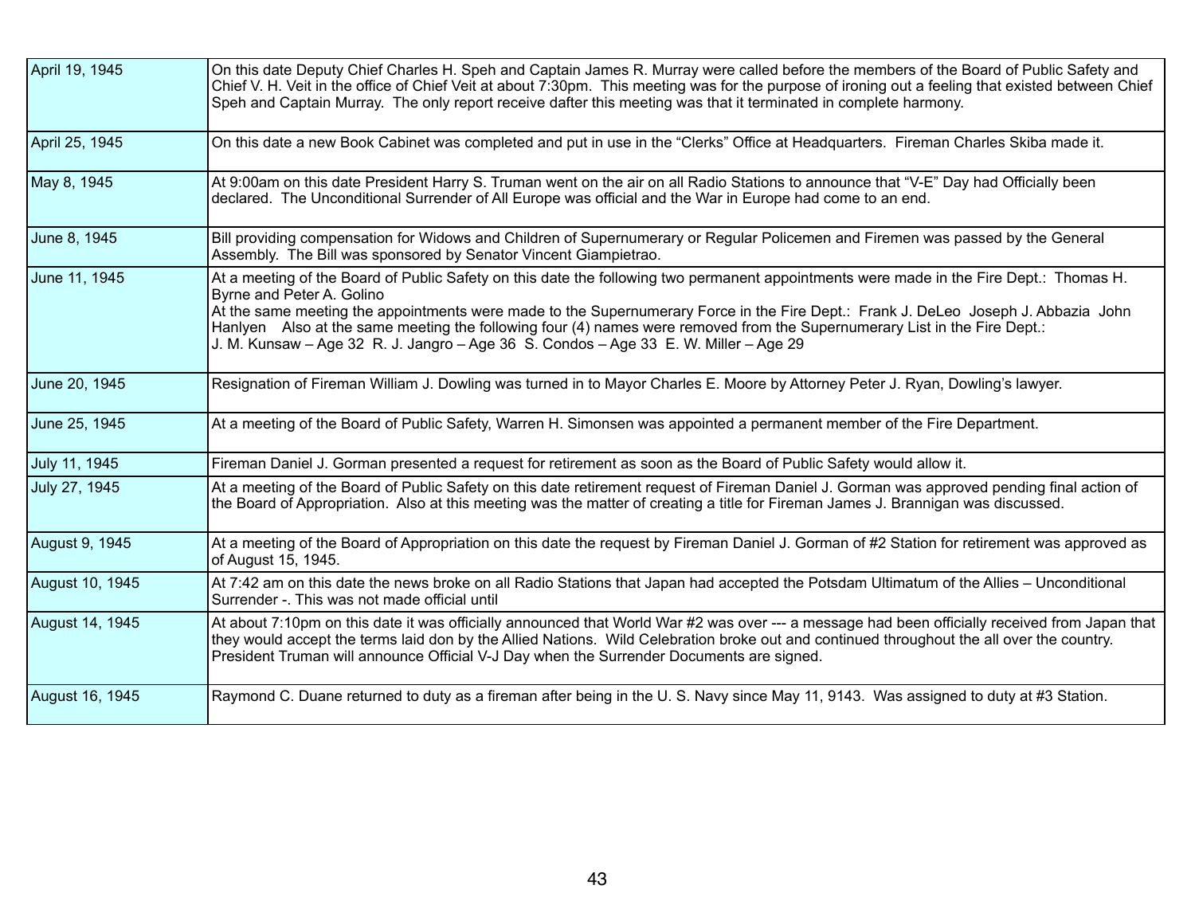| | |
|---|---|
| April 19, 1945 | On this date Deputy Chief Charles H. Speh and Captain James R. Murray were called before the members of the Board of Public Safety and Chief V. H. Veit in the office of Chief Veit at about 7:30pm. This meeting was for the purpose of ironing out a feeling that existed between Chief Speh and Captain Murray. The only report receive dafter this meeting was that it terminated in complete harmony. |
| April 25, 1945 | On this date a new Book Cabinet was completed and put in use in the "Clerks" Office at Headquarters. Fireman Charles Skiba made it. |
| May 8, 1945 | At 9:00am on this date President Harry S. Truman went on the air on all Radio Stations to announce that "V-E" Day had Officially been declared. The Unconditional Surrender of All Europe was official and the War in Europe had come to an end. |
| June 8, 1945 | Bill providing compensation for Widows and Children of Supernumerary or Regular Policemen and Firemen was passed by the General Assembly. The Bill was sponsored by Senator Vincent Giampietrao. |
| June 11, 1945 | At a meeting of the Board of Public Safety on this date the following two permanent appointments were made in the Fire Dept.: Thomas H. Byrne and Peter A. Golino<br>At the same meeting the appointments were made to the Supernumerary Force in the Fire Dept.: Frank J. DeLeo Joseph J. Abbazia John Hanlyen Also at the same meeting the following four (4) names were removed from the Supernumerary List in the Fire Dept.:<br>J. M. Kunsaw – Age 32 R. J. Jangro – Age 36 S. Condos – Age 33 E. W. Miller – Age 29 |
| June 20, 1945 | Resignation of Fireman William J. Dowling was turned in to Mayor Charles E. Moore by Attorney Peter J. Ryan, Dowling's lawyer. |
| June 25, 1945 | At a meeting of the Board of Public Safety, Warren H. Simonsen was appointed a permanent member of the Fire Department. |
| July 11, 1945 | Fireman Daniel J. Gorman presented a request for retirement as soon as the Board of Public Safety would allow it. |
| July 27, 1945 | At a meeting of the Board of Public Safety on this date retirement request of Fireman Daniel J. Gorman was approved pending final action of the Board of Appropriation. Also at this meeting was the matter of creating a title for Fireman James J. Brannigan was discussed. |
| August 9, 1945 | At a meeting of the Board of Appropriation on this date the request by Fireman Daniel J. Gorman of #2 Station for retirement was approved as of August 15, 1945. |
| August 10, 1945 | At 7:42 am on this date the news broke on all Radio Stations that Japan had accepted the Potsdam Ultimatum of the Allies – Unconditional Surrender -. This was not made official until |
| August 14, 1945 | At about 7:10pm on this date it was officially announced that World War #2 was over --- a message had been officially received from Japan that they would accept the terms laid don by the Allied Nations. Wild Celebration broke out and continued throughout the all over the country. President Truman will announce Official V-J Day when the Surrender Documents are signed. |
| August 16, 1945 | Raymond C. Duane returned to duty as a fireman after being in the U. S. Navy since May 11, 9143. Was assigned to duty at #3 Station. |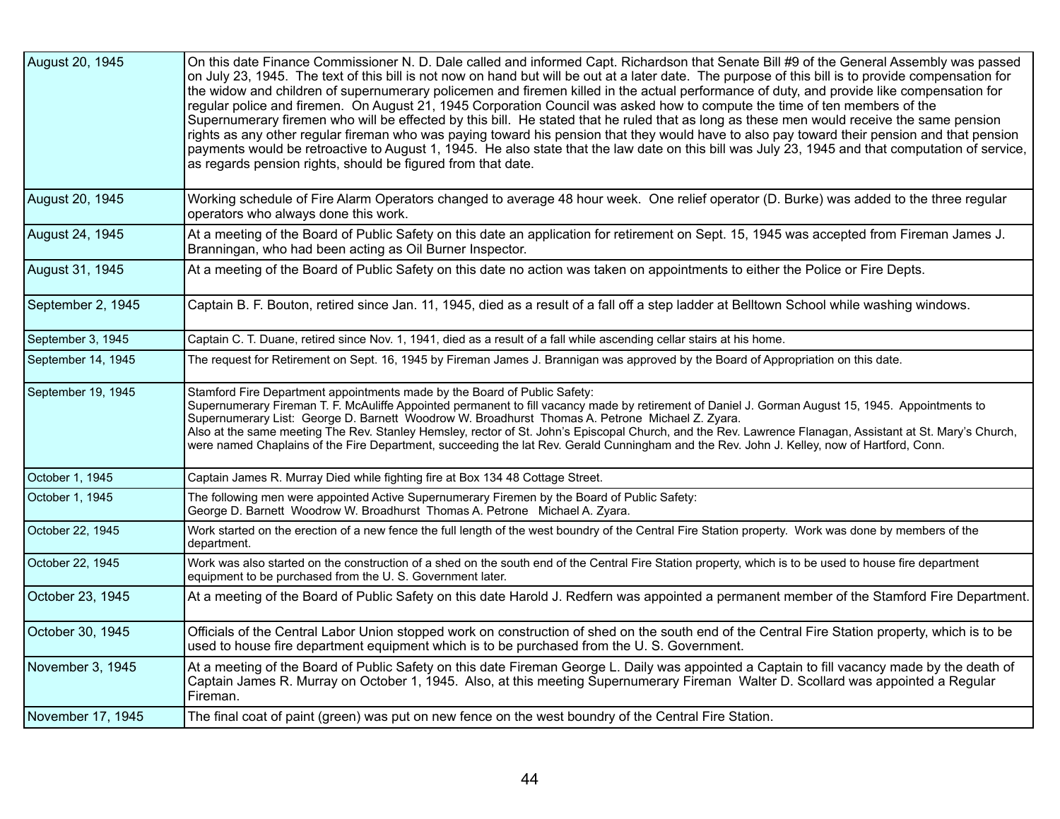| Date | Event |
|---|---|
| August 20, 1945 | On this date Finance Commissioner N. D. Dale called and informed Capt. Richardson that Senate Bill #9 of the General Assembly was passed on July 23, 1945. The text of this bill is not now on hand but will be out at a later date. The purpose of this bill is to provide compensation for the widow and children of supernumerary policemen and firemen killed in the actual performance of duty, and provide like compensation for regular police and firemen. On August 21, 1945 Corporation Council was asked how to compute the time of ten members of the Supernumerary firemen who will be effected by this bill. He stated that he ruled that as long as these men would receive the same pension rights as any other regular fireman who was paying toward his pension that they would have to also pay toward their pension and that pension payments would be retroactive to August 1, 1945. He also state that the law date on this bill was July 23, 1945 and that computation of service, as regards pension rights, should be figured from that date. |
| August 20, 1945 | Working schedule of Fire Alarm Operators changed to average 48 hour week. One relief operator (D. Burke) was added to the three regular operators who always done this work. |
| August 24, 1945 | At a meeting of the Board of Public Safety on this date an application for retirement on Sept. 15, 1945 was accepted from Fireman James J. Branningan, who had been acting as Oil Burner Inspector. |
| August 31, 1945 | At a meeting of the Board of Public Safety on this date no action was taken on appointments to either the Police or Fire Depts. |
| September 2, 1945 | Captain B. F. Bouton, retired since Jan. 11, 1945, died as a result of a fall off a step ladder at Belltown School while washing windows. |
| September 3, 1945 | Captain C. T. Duane, retired since Nov. 1, 1941, died as a result of a fall while ascending cellar stairs at his home. |
| September 14, 1945 | The request for Retirement on Sept. 16, 1945 by Fireman James J. Brannigan was approved by the Board of Appropriation on this date. |
| September 19, 1945 | Stamford Fire Department appointments made by the Board of Public Safety:<br>Supernumerary Fireman T. F. McAuliffe Appointed permanent to fill vacancy made by retirement of Daniel J. Gorman August 15, 1945. Appointments to Supernumerary List: George D. Barnett Woodrow W. Broadhurst Thomas A. Petrone Michael Z. Zyara.<br>Also at the same meeting The Rev. Stanley Hemsley, rector of St. John's Episcopal Church, and the Rev. Lawrence Flanagan, Assistant at St. Mary's Church, were named Chaplains of the Fire Department, succeeding the lat Rev. Gerald Cunningham and the Rev. John J. Kelley, now of Hartford, Conn. |
| October 1, 1945 | Captain James R. Murray Died while fighting fire at Box 134 48 Cottage Street. |
| October 1, 1945 | The following men were appointed Active Supernumerary Firemen by the Board of Public Safety:<br>George D. Barnett Woodrow W. Broadhurst Thomas A. Petrone Michael A. Zyara. |
| October 22, 1945 | Work started on the erection of a new fence the full length of the west boundry of the Central Fire Station property. Work was done by members of the department. |
| October 22, 1945 | Work was also started on the construction of a shed on the south end of the Central Fire Station property, which is to be used to house fire department equipment to be purchased from the U. S. Government later. |
| October 23, 1945 | At a meeting of the Board of Public Safety on this date Harold J. Redfern was appointed a permanent member of the Stamford Fire Department. |
| October 30, 1945 | Officials of the Central Labor Union stopped work on construction of shed on the south end of the Central Fire Station property, which is to be used to house fire department equipment which is to be purchased from the U. S. Government. |
| November 3, 1945 | At a meeting of the Board of Public Safety on this date Fireman George L. Daily was appointed a Captain to fill vacancy made by the death of Captain James R. Murray on October 1, 1945. Also, at this meeting Supernumerary Fireman Walter D. Scollard was appointed a Regular Fireman. |
| November 17, 1945 | The final coat of paint (green) was put on new fence on the west boundry of the Central Fire Station. |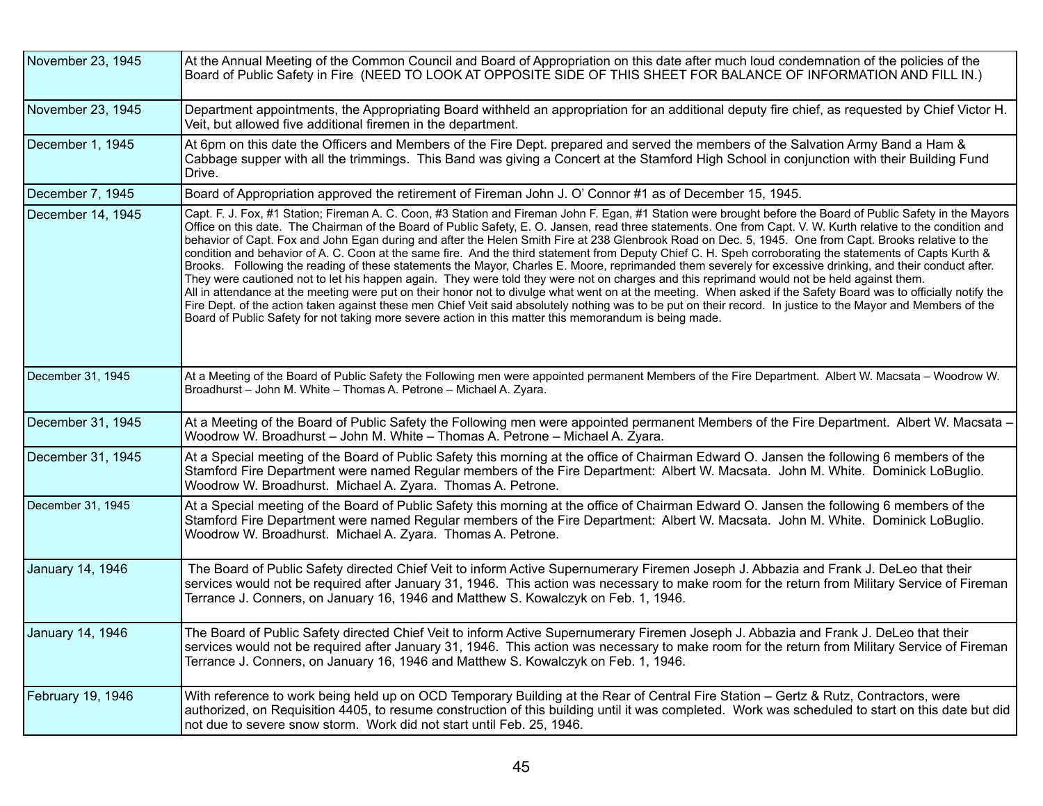| | |
|---|---|
| November 23, 1945 | At the Annual Meeting of the Common Council and Board of Appropriation on this date after much loud condemnation of the policies of the Board of Public Safety in Fire (NEED TO LOOK AT OPPOSITE SIDE OF THIS SHEET FOR BALANCE OF INFORMATION AND FILL IN.) |
| November 23, 1945 | Department appointments, the Appropriating Board withheld an appropriation for an additional deputy fire chief, as requested by Chief Victor H. Veit, but allowed five additional firemen in the department. |
| December 1, 1945 | At 6pm on this date the Officers and Members of the Fire Dept. prepared and served the members of the Salvation Army Band a Ham & Cabbage supper with all the trimmings. This Band was giving a Concert at the Stamford High School in conjunction with their Building Fund Drive. |
| December 7, 1945 | Board of Appropriation approved the retirement of Fireman John J. O' Connor #1 as of December 15, 1945. |
| December 14, 1945 | Capt. F. J. Fox, #1 Station; Fireman A. C. Coon, #3 Station and Fireman John F. Egan, #1 Station were brought before the Board of Public Safety in the Mayors Office on this date. The Chairman of the Board of Public Safety, E. O. Jansen, read three statements. One from Capt. V. W. Kurth relative to the condition and behavior of Capt. Fox and John Egan during and after the Helen Smith Fire at 238 Glenbrook Road on Dec. 5, 1945. One from Capt. Brooks relative to the condition and behavior of A. C. Coon at the same fire. And the third statement from Deputy Chief C. H. Speh corroborating the statements of Capts Kurth & Brooks. Following the reading of these statements the Mayor, Charles E. Moore, reprimanded them severely for excessive drinking, and their conduct after. They were cautioned not to let his happen again. They were told they were not on charges and this reprimand would not be held against them. All in attendance at the meeting were put on their honor not to divulge what went on at the meeting. When asked if the Safety Board was to officially notify the Fire Dept. of the action taken against these men Chief Veit said absolutely nothing was to be put on their record. In justice to the Mayor and Members of the Board of Public Safety for not taking more severe action in this matter this memorandum is being made. |
| December 31, 1945 | At a Meeting of the Board of Public Safety the Following men were appointed permanent Members of the Fire Department. Albert W. Macsata – Woodrow W. Broadhurst – John M. White – Thomas A. Petrone – Michael A. Zyara. |
| December 31, 1945 | At a Meeting of the Board of Public Safety the Following men were appointed permanent Members of the Fire Department. Albert W. Macsata – Woodrow W. Broadhurst – John M. White – Thomas A. Petrone – Michael A. Zyara. |
| December 31, 1945 | At a Special meeting of the Board of Public Safety this morning at the office of Chairman Edward O. Jansen the following 6 members of the Stamford Fire Department were named Regular members of the Fire Department: Albert W. Macsata. John M. White. Dominick LoBuglio. Woodrow W. Broadhurst. Michael A. Zyara. Thomas A. Petrone. |
| December 31, 1945 | At a Special meeting of the Board of Public Safety this morning at the office of Chairman Edward O. Jansen the following 6 members of the Stamford Fire Department were named Regular members of the Fire Department: Albert W. Macsata. John M. White. Dominick LoBuglio. Woodrow W. Broadhurst. Michael A. Zyara. Thomas A. Petrone. |
| January 14, 1946 | The Board of Public Safety directed Chief Veit to inform Active Supernumerary Firemen Joseph J. Abbazia and Frank J. DeLeo that their services would not be required after January 31, 1946. This action was necessary to make room for the return from Military Service of Fireman Terrance J. Conners, on January 16, 1946 and Matthew S. Kowalczyk on Feb. 1, 1946. |
| January 14, 1946 | The Board of Public Safety directed Chief Veit to inform Active Supernumerary Firemen Joseph J. Abbazia and Frank J. DeLeo that their services would not be required after January 31, 1946. This action was necessary to make room for the return from Military Service of Fireman Terrance J. Conners, on January 16, 1946 and Matthew S. Kowalczyk on Feb. 1, 1946. |
| February 19, 1946 | With reference to work being held up on OCD Temporary Building at the Rear of Central Fire Station – Gertz & Rutz, Contractors, were authorized, on Requisition 4405, to resume construction of this building until it was completed. Work was scheduled to start on this date but did not due to severe snow storm. Work did not start until Feb. 25, 1946. |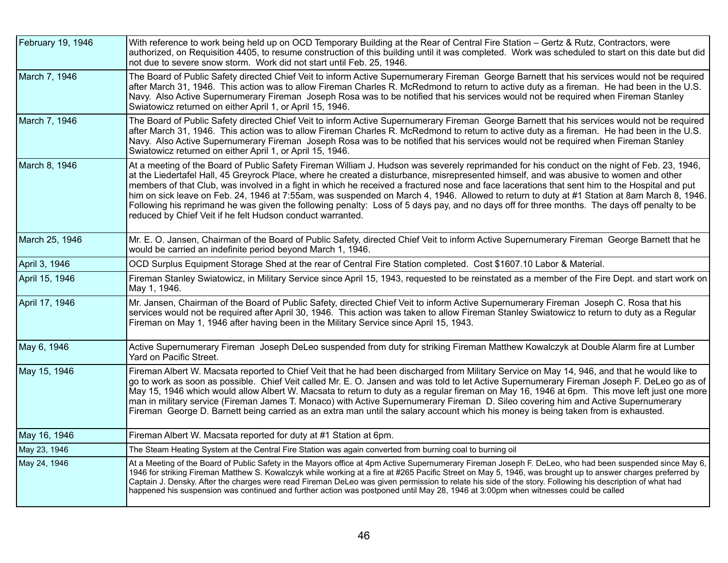| | |
|---|---|
| February 19, 1946 | With reference to work being held up on OCD Temporary Building at the Rear of Central Fire Station – Gertz & Rutz, Contractors, were authorized, on Requisition 4405, to resume construction of this building until it was completed. Work was scheduled to start on this date but did not due to severe snow storm. Work did not start until Feb. 25, 1946. |
| March 7, 1946 | The Board of Public Safety directed Chief Veit to inform Active Supernumerary Fireman George Barnett that his services would not be required after March 31, 1946. This action was to allow Fireman Charles R. McRedmond to return to active duty as a fireman. He had been in the U.S. Navy. Also Active Supernumerary Fireman Joseph Rosa was to be notified that his services would not be required when Fireman Stanley Swiatowicz returned on either April 1, or April 15, 1946. |
| March 7, 1946 | The Board of Public Safety directed Chief Veit to inform Active Supernumerary Fireman George Barnett that his services would not be required after March 31, 1946. This action was to allow Fireman Charles R. McRedmond to return to active duty as a fireman. He had been in the U.S. Navy. Also Active Supernumerary Fireman Joseph Rosa was to be notified that his services would not be required when Fireman Stanley Swiatowicz returned on either April 1, or April 15, 1946. |
| March 8, 1946 | At a meeting of the Board of Public Safety Fireman William J. Hudson was severely reprimanded for his conduct on the night of Feb. 23, 1946, at the Liedertafel Hall, 45 Greyrock Place, where he created a disturbance, misrepresented himself, and was abusive to women and other members of that Club, was involved in a fight in which he received a fractured nose and face lacerations that sent him to the Hospital and put him on sick leave on Feb. 24, 1946 at 7:55am, was suspended on March 4, 1946. Allowed to return to duty at #1 Station at 8am March 8, 1946. Following his reprimand he was given the following penalty: Loss of 5 days pay, and no days off for three months. The days off penalty to be reduced by Chief Veit if he felt Hudson conduct warranted. |
| March 25, 1946 | Mr. E. O. Jansen, Chairman of the Board of Public Safety, directed Chief Veit to inform Active Supernumerary Fireman George Barnett that he would be carried an indefinite period beyond March 1, 1946. |
| April 3, 1946 | OCD Surplus Equipment Storage Shed at the rear of Central Fire Station completed. Cost $1607.10 Labor & Material. |
| April 15, 1946 | Fireman Stanley Swiatowicz, in Military Service since April 15, 1943, requested to be reinstated as a member of the Fire Dept. and start work on May 1, 1946. |
| April 17, 1946 | Mr. Jansen, Chairman of the Board of Public Safety, directed Chief Veit to inform Active Supernumerary Fireman Joseph C. Rosa that his services would not be required after April 30, 1946. This action was taken to allow Fireman Stanley Swiatowicz to return to duty as a Regular Fireman on May 1, 1946 after having been in the Military Service since April 15, 1943. |
| May 6, 1946 | Active Supernumerary Fireman Joseph DeLeo suspended from duty for striking Fireman Matthew Kowalczyk at Double Alarm fire at Lumber Yard on Pacific Street. |
| May 15, 1946 | Fireman Albert W. Macsata reported to Chief Veit that he had been discharged from Military Service on May 14, 946, and that he would like to go to work as soon as possible. Chief Veit called Mr. E. O. Jansen and was told to let Active Supernumerary Fireman Joseph F. DeLeo go as of May 15, 1946 which would allow Albert W. Macsata to return to duty as a regular fireman on May 16, 1946 at 6pm. This move left just one more man in military service (Fireman James T. Monaco) with Active Supernumerary Fireman D. Sileo covering him and Active Supernumerary Fireman George D. Barnett being carried as an extra man until the salary account which his money is being taken from is exhausted. |
| May 16, 1946 | Fireman Albert W. Macsata reported for duty at #1 Station at 6pm. |
| May 23, 1946 | The Steam Heating System at the Central Fire Station was again converted from burning coal to burning oil |
| May 24, 1946 | At a Meeting of the Board of Public Safety in the Mayors office at 4pm Active Supernumerary Fireman Joseph F. DeLeo, who had been suspended since May 6, 1946 for striking Fireman Matthew S. Kowalczyk while working at a fire at #265 Pacific Street on May 5, 1946, was brought up to answer charges preferred by Captain J. Densky. After the charges were read Fireman DeLeo was given permission to relate his side of the story. Following his description of what had happened his suspension was continued and further action was postponed until May 28, 1946 at 3:00pm when witnesses could be called |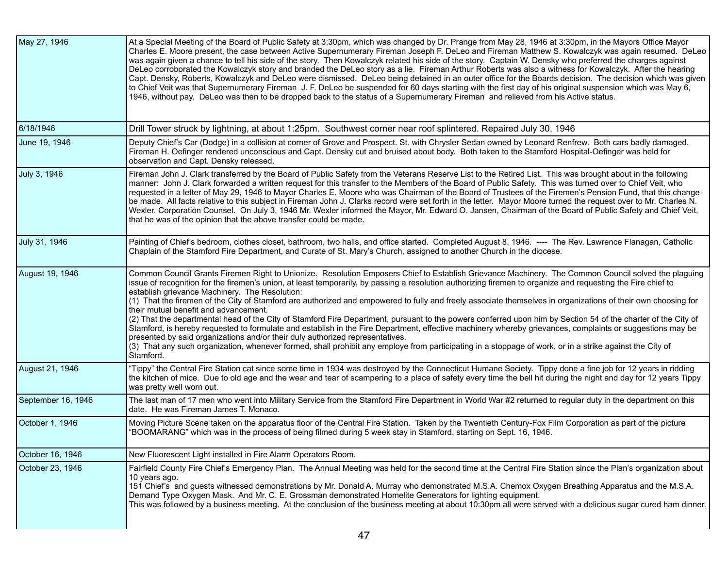| Date | Event |
|---|---|
| May 27, 1946 | At a Special Meeting of the Board of Public Safety at 3:30pm, which was changed by Dr. Prange from May 28, 1946 at 3:30pm, in the Mayors Office Mayor Charles E. Moore present, the case between Active Supernumerary Fireman Joseph F. DeLeo and Fireman Matthew S. Kowalczyk was again resumed. DeLeo was again given a chance to tell his side of the story. Then Kowalczyk related his side of the story. Captain W. Densky who preferred the charges against DeLeo corroborated the Kowalczyk story and branded the DeLeo story as a lie. Fireman Arthur Roberts was also a witness for Kowalczyk. After the hearing Capt. Densky, Roberts, Kowalczyk and DeLeo were dismissed. DeLeo being detained in an outer office for the Boards decision. The decision which was given to Chief Veit was that Supernumerary Fireman J. F. DeLeo be suspended for 60 days starting with the first day of his original suspension which was May 6, 1946, without pay. DeLeo was then to be dropped back to the status of a Supernumerary Fireman and relieved from his Active status. |
| 6/18/1946 | Drill Tower struck by lightning, at about 1:25pm. Southwest corner near roof splintered. Repaired July 30, 1946 |
| June 19, 1946 | Deputy Chief's Car (Dodge) in a collision at corner of Grove and Prospect. St. with Chrysler Sedan owned by Leonard Renfrew. Both cars badly damaged. Fireman H. Oefinger rendered unconscious and Capt. Densky cut and bruised about body. Both taken to the Stamford Hospital-Oefinger was held for observation and Capt. Densky released. |
| July 3, 1946 | Fireman John J. Clark transferred by the Board of Public Safety from the Veterans Reserve List to the Retired List. This was brought about in the following manner: John J. Clark forwarded a written request for this transfer to the Members of the Board of Public Safety. This was turned over to Chief Veit, who requested in a letter of May 29, 1946 to Mayor Charles E. Moore who was Chairman of the Board of Trustees of the Firemen's Pension Fund, that this change be made. All facts relative to this subject in Fireman John J. Clarks record were set forth in the letter. Mayor Moore turned the request over to Mr. Charles N. Wexler, Corporation Counsel. On July 3, 1946 Mr. Wexler informed the Mayor, Mr. Edward O. Jansen, Chairman of the Board of Public Safety and Chief Veit, that he was of the opinion that the above transfer could be made. |
| July 31, 1946 | Painting of Chief's bedroom, clothes closet, bathroom, two halls, and office started. Completed August 8, 1946. ---- The Rev. Lawrence Flanagan, Catholic Chaplain of the Stamford Fire Department, and Curate of St. Mary's Church, assigned to another Church in the diocese. |
| August 19, 1946 | Common Council Grants Firemen Right to Unionize. Resolution Emposers Chief to Establish Grievance Machinery. The Common Council solved the plaguing issue of recognition for the firemen's union, at least temporarily, by passing a resolution authorizing firemen to organize and requesting the Fire chief to establish grievance Machinery. The Resolution:<br>(1) That the firemen of the City of Stamford are authorized and empowered to fully and freely associate themselves in organizations of their own choosing for their mutual benefit and advancement.<br>(2) That the departmental head of the City of Stamford Fire Department, pursuant to the powers conferred upon him by Section 54 of the charter of the City of Stamford, is hereby requested to formulate and establish in the Fire Department, effective machinery whereby grievances, complaints or suggestions may be presented by said organizations and/or their duly authorized representatives.<br>(3) That any such organization, whenever formed, shall prohibit any employe from participating in a stoppage of work, or in a strike against the City of Stamford. |
| August 21, 1946 | "Tippy" the Central Fire Station cat since some time in 1934 was destroyed by the Connecticut Humane Society. Tippy done a fine job for 12 years in ridding the kitchen of mice. Due to old age and the wear and tear of scampering to a place of safety every time the bell hit during the night and day for 12 years Tippy was pretty well worn out. |
| September 16, 1946 | The last man of 17 men who went into Military Service from the Stamford Fire Department in World War #2 returned to regular duty in the department on this date. He was Fireman James T. Monaco. |
| October 1, 1946 | Moving Picture Scene taken on the apparatus floor of the Central Fire Station. Taken by the Twentieth Century-Fox Film Corporation as part of the picture "BOOMARANG" which was in the process of being filmed during 5 week stay in Stamford, starting on Sept. 16, 1946. |
| October 16, 1946 | New Fluorescent Light installed in Fire Alarm Operators Room. |
| October 23, 1946 | Fairfield County Fire Chief's Emergency Plan. The Annual Meeting was held for the second time at the Central Fire Station since the Plan's organization about 10 years ago.<br>151 Chief's and guests witnessed demonstrations by Mr. Donald A. Murray who demonstrated M.S.A. Chemox Oxygen Breathing Apparatus and the M.S.A. Demand Type Oxygen Mask. And Mr. C. E. Grossman demonstrated Homelite Generators for lighting equipment.<br>This was followed by a business meeting. At the conclusion of the business meeting at about 10:30pm all were served with a delicious sugar cured ham dinner. |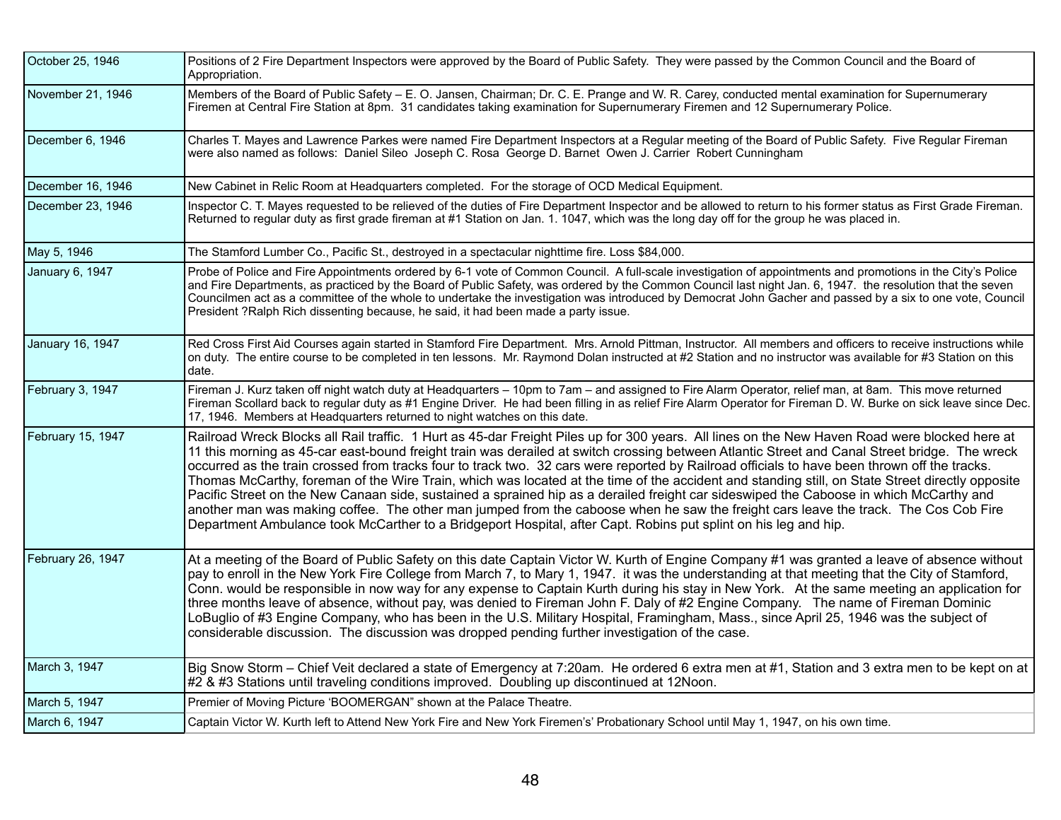| | |
|---|---|
| October 25, 1946 | Positions of 2 Fire Department Inspectors were approved by the Board of Public Safety. They were passed by the Common Council and the Board of Appropriation. |
| November 21, 1946 | Members of the Board of Public Safety – E. O. Jansen, Chairman; Dr. C. E. Prange and W. R. Carey, conducted mental examination for Supernumerary Firemen at Central Fire Station at 8pm. 31 candidates taking examination for Supernumerary Firemen and 12 Supernumerary Police. |
| December 6, 1946 | Charles T. Mayes and Lawrence Parkes were named Fire Department Inspectors at a Regular meeting of the Board of Public Safety. Five Regular Fireman were also named as follows: Daniel Sileo Joseph C. Rosa George D. Barnet Owen J. Carrier Robert Cunningham |
| December 16, 1946 | New Cabinet in Relic Room at Headquarters completed. For the storage of OCD Medical Equipment. |
| December 23, 1946 | Inspector C. T. Mayes requested to be relieved of the duties of Fire Department Inspector and be allowed to return to his former status as First Grade Fireman. Returned to regular duty as first grade fireman at #1 Station on Jan. 1. 1047, which was the long day off for the group he was placed in. |
| May 5, 1946 | The Stamford Lumber Co., Pacific St., destroyed in a spectacular nighttime fire. Loss $84,000. |
| January 6, 1947 | Probe of Police and Fire Appointments ordered by 6-1 vote of Common Council. A full-scale investigation of appointments and promotions in the City's Police and Fire Departments, as practiced by the Board of Public Safety, was ordered by the Common Council last night Jan. 6, 1947. the resolution that the seven Councilmen act as a committee of the whole to undertake the investigation was introduced by Democrat John Gacher and passed by a six to one vote, Council President ?Ralph Rich dissenting because, he said, it had been made a party issue. |
| January 16, 1947 | Red Cross First Aid Courses again started in Stamford Fire Department. Mrs. Arnold Pittman, Instructor. All members and officers to receive instructions while on duty. The entire course to be completed in ten lessons. Mr. Raymond Dolan instructed at #2 Station and no instructor was available for #3 Station on this date. |
| February 3, 1947 | Fireman J. Kurz taken off night watch duty at Headquarters – 10pm to 7am – and assigned to Fire Alarm Operator, relief man, at 8am. This move returned Fireman Scollard back to regular duty as #1 Engine Driver. He had been filling in as relief Fire Alarm Operator for Fireman D. W. Burke on sick leave since Dec. 17, 1946. Members at Headquarters returned to night watches on this date. |
| February 15, 1947 | Railroad Wreck Blocks all Rail traffic. 1 Hurt as 45-dar Freight Piles up for 300 years. All lines on the New Haven Road were blocked here at 11 this morning as 45-car east-bound freight train was derailed at switch crossing between Atlantic Street and Canal Street bridge. The wreck occurred as the train crossed from tracks four to track two. 32 cars were reported by Railroad officials to have been thrown off the tracks. Thomas McCarthy, foreman of the Wire Train, which was located at the time of the accident and standing still, on State Street directly opposite Pacific Street on the New Canaan side, sustained a sprained hip as a derailed freight car sideswiped the Caboose in which McCarthy and another man was making coffee. The other man jumped from the caboose when he saw the freight cars leave the track. The Cos Cob Fire Department Ambulance took McCarther to a Bridgeport Hospital, after Capt. Robins put splint on his leg and hip. |
| February 26, 1947 | At a meeting of the Board of Public Safety on this date Captain Victor W. Kurth of Engine Company #1 was granted a leave of absence without pay to enroll in the New York Fire College from March 7, to Mary 1, 1947. it was the understanding at that meeting that the City of Stamford, Conn. would be responsible in now way for any expense to Captain Kurth during his stay in New York. At the same meeting an application for three months leave of absence, without pay, was denied to Fireman John F. Daly of #2 Engine Company. The name of Fireman Dominic LoBuglio of #3 Engine Company, who has been in the U.S. Military Hospital, Framingham, Mass., since April 25, 1946 was the subject of considerable discussion. The discussion was dropped pending further investigation of the case. |
| March 3, 1947 | Big Snow Storm – Chief Veit declared a state of Emergency at 7:20am. He ordered 6 extra men at #1, Station and 3 extra men to be kept on at #2 & #3 Stations until traveling conditions improved. Doubling up discontinued at 12Noon. |
| March 5, 1947 | Premier of Moving Picture 'BOOMERGAN" shown at the Palace Theatre. |
| March 6, 1947 | Captain Victor W. Kurth left to Attend New York Fire and New York Firemen's' Probationary School until May 1, 1947, on his own time. |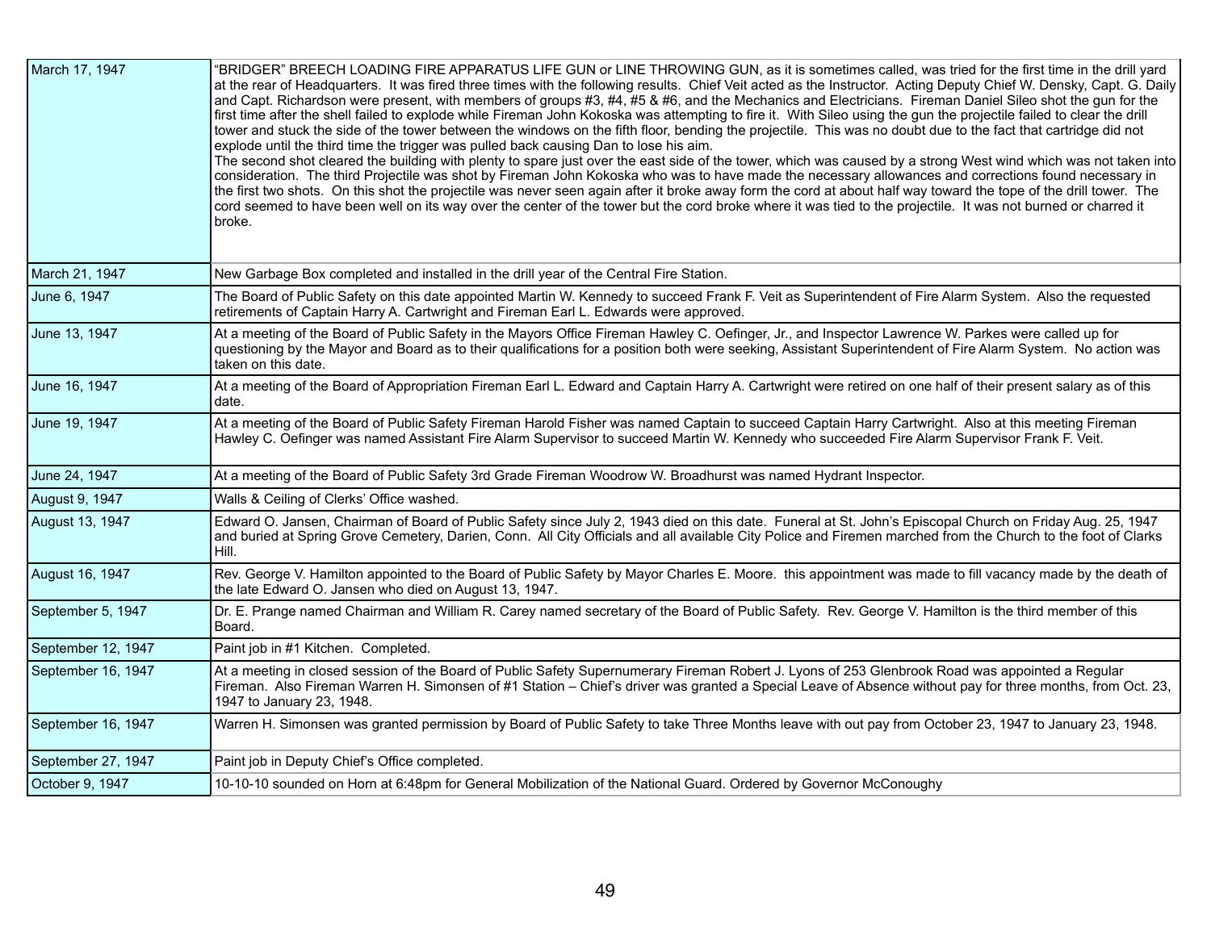| | |
|---|---|
| March 17, 1947 | "BRIDGER" BREECH LOADING FIRE APPARATUS LIFE GUN or LINE THROWING GUN, as it is sometimes called, was tried for the first time in the drill yard at the rear of Headquarters. It was fired three times with the following results. Chief Veit acted as the Instructor. Acting Deputy Chief W. Densky, Capt. G. Daily and Capt. Richardson were present, with members of groups #3, #4, #5 & #6, and the Mechanics and Electricians. Fireman Daniel Sileo shot the gun for the first time after the shell failed to explode while Fireman John Kokoska was attempting to fire it. With Sileo using the gun the projectile failed to clear the drill tower and stuck the side of the tower between the windows on the fifth floor, bending the projectile. This was no doubt due to the fact that cartridge did not explode until the third time the trigger was pulled back causing Dan to lose his aim.<br>The second shot cleared the building with plenty to spare just over the east side of the tower, which was caused by a strong West wind which was not taken into consideration. The third Projectile was shot by Fireman John Kokoska who was to have made the necessary allowances and corrections found necessary in the first two shots. On this shot the projectile was never seen again after it broke away form the cord at about half way toward the tope of the drill tower. The cord seemed to have been well on its way over the center of the tower but the cord broke where it was tied to the projectile. It was not burned or charred it broke. |
| March 21, 1947 | New Garbage Box completed and installed in the drill year of the Central Fire Station. |
| June 6, 1947 | The Board of Public Safety on this date appointed Martin W. Kennedy to succeed Frank F. Veit as Superintendent of Fire Alarm System. Also the requested retirements of Captain Harry A. Cartwright and Fireman Earl L. Edwards were approved. |
| June 13, 1947 | At a meeting of the Board of Public Safety in the Mayors Office Fireman Hawley C. Oefinger, Jr., and Inspector Lawrence W. Parkes were called up for questioning by the Mayor and Board as to their qualifications for a position both were seeking, Assistant Superintendent of Fire Alarm System. No action was taken on this date. |
| June 16, 1947 | At a meeting of the Board of Appropriation Fireman Earl L. Edward and Captain Harry A. Cartwright were retired on one half of their present salary as of this date. |
| June 19, 1947 | At a meeting of the Board of Public Safety Fireman Harold Fisher was named Captain to succeed Captain Harry Cartwright. Also at this meeting Fireman Hawley C. Oefinger was named Assistant Fire Alarm Supervisor to succeed Martin W. Kennedy who succeeded Fire Alarm Supervisor Frank F. Veit. |
| June 24, 1947 | At a meeting of the Board of Public Safety 3rd Grade Fireman Woodrow W. Broadhurst was named Hydrant Inspector. |
| August 9, 1947 | Walls & Ceiling of Clerks' Office washed. |
| August 13, 1947 | Edward O. Jansen, Chairman of Board of Public Safety since July 2, 1943 died on this date. Funeral at St. John's Episcopal Church on Friday Aug. 25, 1947 and buried at Spring Grove Cemetery, Darien, Conn. All City Officials and all available City Police and Firemen marched from the Church to the foot of Clarks Hill. |
| August 16, 1947 | Rev. George V. Hamilton appointed to the Board of Public Safety by Mayor Charles E. Moore. this appointment was made to fill vacancy made by the death of the late Edward O. Jansen who died on August 13, 1947. |
| September 5, 1947 | Dr. E. Prange named Chairman and William R. Carey named secretary of the Board of Public Safety. Rev. George V. Hamilton is the third member of this Board. |
| September 12, 1947 | Paint job in #1 Kitchen. Completed. |
| September 16, 1947 | At a meeting in closed session of the Board of Public Safety Supernumerary Fireman Robert J. Lyons of 253 Glenbrook Road was appointed a Regular Fireman. Also Fireman Warren H. Simonsen of #1 Station – Chief's driver was granted a Special Leave of Absence without pay for three months, from Oct. 23, 1947 to January 23, 1948. |
| September 16, 1947 | Warren H. Simonsen was granted permission by Board of Public Safety to take Three Months leave with out pay from October 23, 1947 to January 23, 1948. |
| September 27, 1947 | Paint job in Deputy Chief's Office completed. |
| October 9, 1947 | 10-10-10 sounded on Horn at 6:48pm for General Mobilization of the National Guard. Ordered by Governor McConoughy |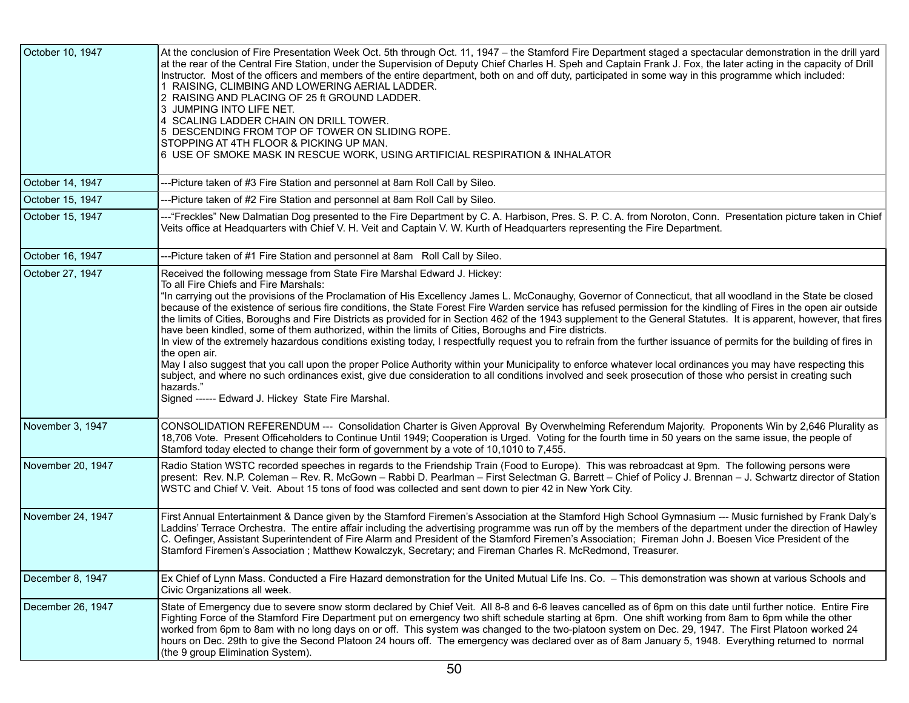| | |
|---|---|
| October 10, 1947 | At the conclusion of Fire Presentation Week Oct. 5th through Oct. 11, 1947 – the Stamford Fire Department staged a spectacular demonstration in the drill yard at the rear of the Central Fire Station, under the Supervision of Deputy Chief Charles H. Speh and Captain Frank J. Fox, the later acting in the capacity of Drill Instructor. Most of the officers and members of the entire department, both on and off duty, participated in some way in this programme which included:<br>1 RAISING, CLIMBING AND LOWERING AERIAL LADDER.<br>2 RAISING AND PLACING OF 25 ft GROUND LADDER.<br>3 JUMPING INTO LIFE NET.<br>4 SCALING LADDER CHAIN ON DRILL TOWER.<br>5 DESCENDING FROM TOP OF TOWER ON SLIDING ROPE.<br>STOPPING AT 4TH FLOOR & PICKING UP MAN.<br>6 USE OF SMOKE MASK IN RESCUE WORK, USING ARTIFICIAL RESPIRATION & INHALATOR |
| October 14, 1947 | ---Picture taken of #3 Fire Station and personnel at 8am Roll Call by Sileo. |
| October 15, 1947 | ---Picture taken of #2 Fire Station and personnel at 8am Roll Call by Sileo. |
| October 15, 1947 | ---"Freckles" New Dalmatian Dog presented to the Fire Department by C. A. Harbison, Pres. S. P. C. A. from Noroton, Conn. Presentation picture taken in Chief Veits office at Headquarters with Chief V. H. Veit and Captain V. W. Kurth of Headquarters representing the Fire Department. |
| October 16, 1947 | ---Picture taken of #1 Fire Station and personnel at 8am Roll Call by Sileo. |
| October 27, 1947 | Received the following message from State Fire Marshal Edward J. Hickey:<br>To all Fire Chiefs and Fire Marshals:<br>"In carrying out the provisions of the Proclamation of His Excellency James L. McConaughy, Governor of Connecticut, that all woodland in the State be closed because of the existence of serious fire conditions, the State Forest Fire Warden service has refused permission for the kindling of Fires in the open air outside the limits of Cities, Boroughs and Fire Districts as provided for in Section 462 of the 1943 supplement to the General Statutes. It is apparent, however, that fires have been kindled, some of them authorized, within the limits of Cities, Boroughs and Fire districts.<br>In view of the extremely hazardous conditions existing today, I respectfully request you to refrain from the further issuance of permits for the building of fires in the open air.<br>May I also suggest that you call upon the proper Police Authority within your Municipality to enforce whatever local ordinances you may have respecting this subject, and where no such ordinances exist, give due consideration to all conditions involved and seek prosecution of those who persist in creating such hazards."<br>Signed ------ Edward J. Hickey State Fire Marshal. |
| November 3, 1947 | CONSOLIDATION REFERENDUM --- Consolidation Charter is Given Approval By Overwhelming Referendum Majority. Proponents Win by 2,646 Plurality as 18,706 Vote. Present Officeholders to Continue Until 1949; Cooperation is Urged. Voting for the fourth time in 50 years on the same issue, the people of Stamford today elected to change their form of government by a vote of 10,1010 to 7,455. |
| November 20, 1947 | Radio Station WSTC recorded speeches in regards to the Friendship Train (Food to Europe). This was rebroadcast at 9pm. The following persons were present: Rev. N.P. Coleman – Rev. R. McGown – Rabbi D. Pearlman – First Selectman G. Barrett – Chief of Policy J. Brennan – J. Schwartz director of Station WSTC and Chief V. Veit. About 15 tons of food was collected and sent down to pier 42 in New York City. |
| November 24, 1947 | First Annual Entertainment & Dance given by the Stamford Firemen's Association at the Stamford High School Gymnasium --- Music furnished by Frank Daly's Laddins' Terrace Orchestra. The entire affair including the advertising programme was run off by the members of the department under the direction of Hawley C. Oefinger, Assistant Superintendent of Fire Alarm and President of the Stamford Firemen's Association; Fireman John J. Boesen Vice President of the Stamford Firemen's Association ; Matthew Kowalczyk, Secretary; and Fireman Charles R. McRedmond, Treasurer. |
| December 8, 1947 | Ex Chief of Lynn Mass. Conducted a Fire Hazard demonstration for the United Mutual Life Ins. Co. – This demonstration was shown at various Schools and Civic Organizations all week. |
| December 26, 1947 | State of Emergency due to severe snow storm declared by Chief Veit. All 8-8 and 6-6 leaves cancelled as of 6pm on this date until further notice. Entire Fire Fighting Force of the Stamford Fire Department put on emergency two shift schedule starting at 6pm. One shift working from 8am to 6pm while the other worked from 6pm to 8am with no long days on or off. This system was changed to the two-platoon system on Dec. 29, 1947. The First Platoon worked 24 hours on Dec. 29th to give the Second Platoon 24 hours off. The emergency was declared over as of 8am January 5, 1948. Everything returned to normal (the 9 group Elimination System). |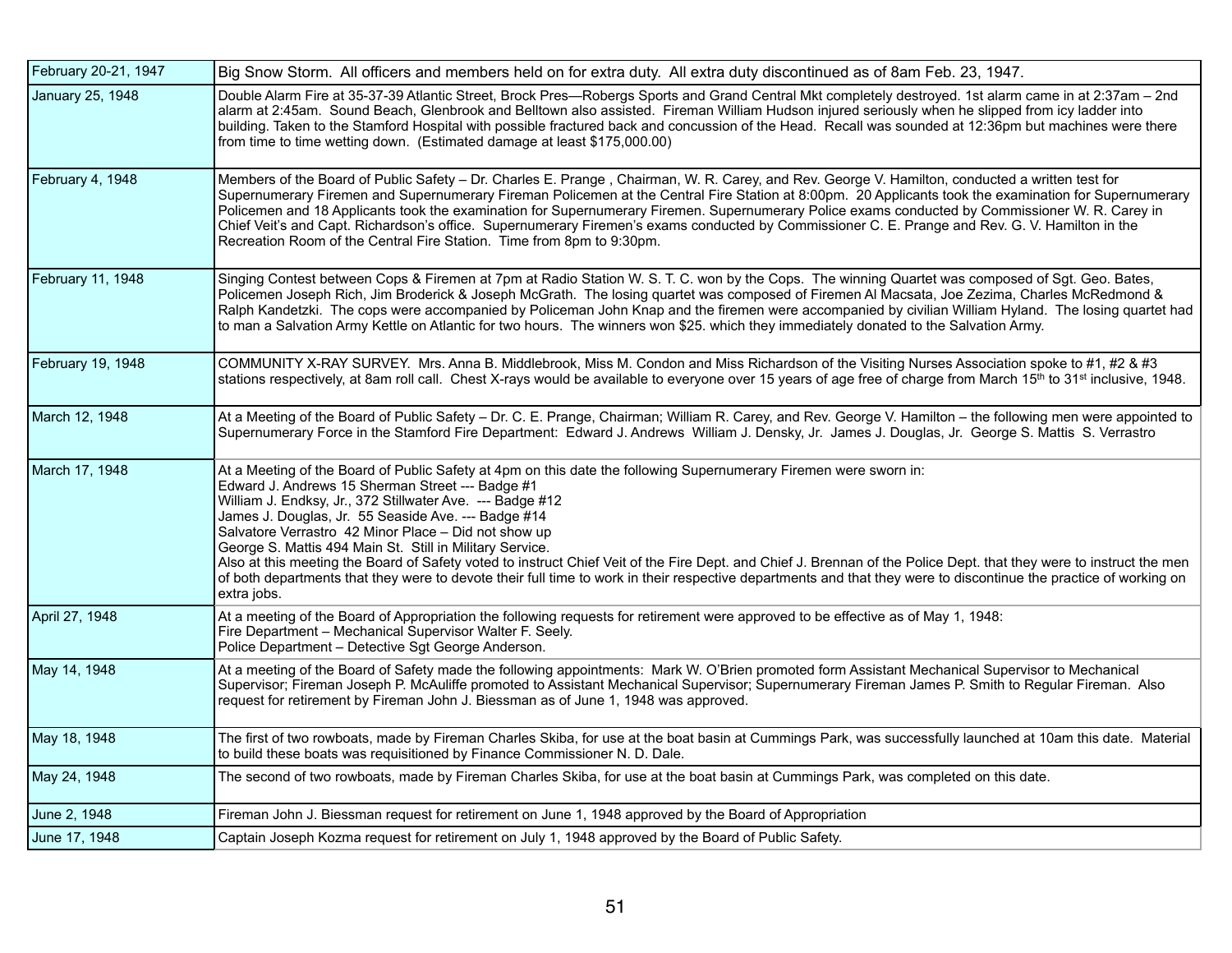| February 20-21, 1947 | Big Snow Storm. All officers and members held on for extra duty. All extra duty discontinued as of 8am Feb. 23, 1947. |
|---|---|
| January 25, 1948 | Double Alarm Fire at 35-37-39 Atlantic Street, Brock Pres—Robergs Sports and Grand Central Mkt completely destroyed. 1st alarm came in at 2:37am – 2nd alarm at 2:45am. Sound Beach, Glenbrook and Belltown also assisted. Fireman William Hudson injured seriously when he slipped from icy ladder into building. Taken to the Stamford Hospital with possible fractured back and concussion of the Head. Recall was sounded at 12:36pm but machines were there from time to time wetting down. (Estimated damage at least $175,000.00) |
| February 4, 1948 | Members of the Board of Public Safety – Dr. Charles E. Prange , Chairman, W. R. Carey, and Rev. George V. Hamilton, conducted a written test for Supernumerary Firemen and Supernumerary Fireman Policemen at the Central Fire Station at 8:00pm. 20 Applicants took the examination for Supernumerary Policemen and 18 Applicants took the examination for Supernumerary Firemen. Supernumerary Police exams conducted by Commissioner W. R. Carey in Chief Veit's and Capt. Richardson's office. Supernumerary Firemen's exams conducted by Commissioner C. E. Prange and Rev. G. V. Hamilton in the Recreation Room of the Central Fire Station. Time from 8pm to 9:30pm. |
| February 11, 1948 | Singing Contest between Cops & Firemen at 7pm at Radio Station W. S. T. C. won by the Cops. The winning Quartet was composed of Sgt. Geo. Bates, Policemen Joseph Rich, Jim Broderick & Joseph McGrath. The losing quartet was composed of Firemen Al Macsata, Joe Zezima, Charles McRedmond & Ralph Kandetzki. The cops were accompanied by Policeman John Knap and the firemen were accompanied by civilian William Hyland. The losing quartet had to man a Salvation Army Kettle on Atlantic for two hours. The winners won $25. which they immediately donated to the Salvation Army. |
| February 19, 1948 | COMMUNITY X-RAY SURVEY. Mrs. Anna B. Middlebrook, Miss M. Condon and Miss Richardson of the Visiting Nurses Association spoke to #1, #2 & #3 stations respectively, at 8am roll call. Chest X-rays would be available to everyone over 15 years of age free of charge from March 15th to 31st inclusive, 1948. |
| March 12, 1948 | At a Meeting of the Board of Public Safety – Dr. C. E. Prange, Chairman; William R. Carey, and Rev. George V. Hamilton – the following men were appointed to Supernumerary Force in the Stamford Fire Department: Edward J. Andrews William J. Densky, Jr. James J. Douglas, Jr. George S. Mattis S. Verrastro |
| March 17, 1948 | At a Meeting of the Board of Public Safety at 4pm on this date the following Supernumerary Firemen were sworn in:<br>Edward J. Andrews 15 Sherman Street --- Badge #1<br>William J. Endksy, Jr., 372 Stillwater Ave. --- Badge #12<br>James J. Douglas, Jr. 55 Seaside Ave. --- Badge #14<br>Salvatore Verrastro 42 Minor Place – Did not show up<br>George S. Mattis 494 Main St. Still in Military Service.<br>Also at this meeting the Board of Safety voted to instruct Chief Veit of the Fire Dept. and Chief J. Brennan of the Police Dept. that they were to instruct the men of both departments that they were to devote their full time to work in their respective departments and that they were to discontinue the practice of working on extra jobs. |
| April 27, 1948 | At a meeting of the Board of Appropriation the following requests for retirement were approved to be effective as of May 1, 1948:<br>Fire Department – Mechanical Supervisor Walter F. Seely.<br>Police Department – Detective Sgt George Anderson. |
| May 14, 1948 | At a meeting of the Board of Safety made the following appointments: Mark W. O'Brien promoted form Assistant Mechanical Supervisor to Mechanical Supervisor; Fireman Joseph P. McAuliffe promoted to Assistant Mechanical Supervisor; Supernumerary Fireman James P. Smith to Regular Fireman. Also request for retirement by Fireman John J. Biessman as of June 1, 1948 was approved. |
| May 18, 1948 | The first of two rowboats, made by Fireman Charles Skiba, for use at the boat basin at Cummings Park, was successfully launched at 10am this date. Material to build these boats was requisitioned by Finance Commissioner N. D. Dale. |
| May 24, 1948 | The second of two rowboats, made by Fireman Charles Skiba, for use at the boat basin at Cummings Park, was completed on this date. |
| June 2, 1948 | Fireman John J. Biessman request for retirement on June 1, 1948 approved by the Board of Appropriation |
| June 17, 1948 | Captain Joseph Kozma request for retirement on July 1, 1948 approved by the Board of Public Safety. |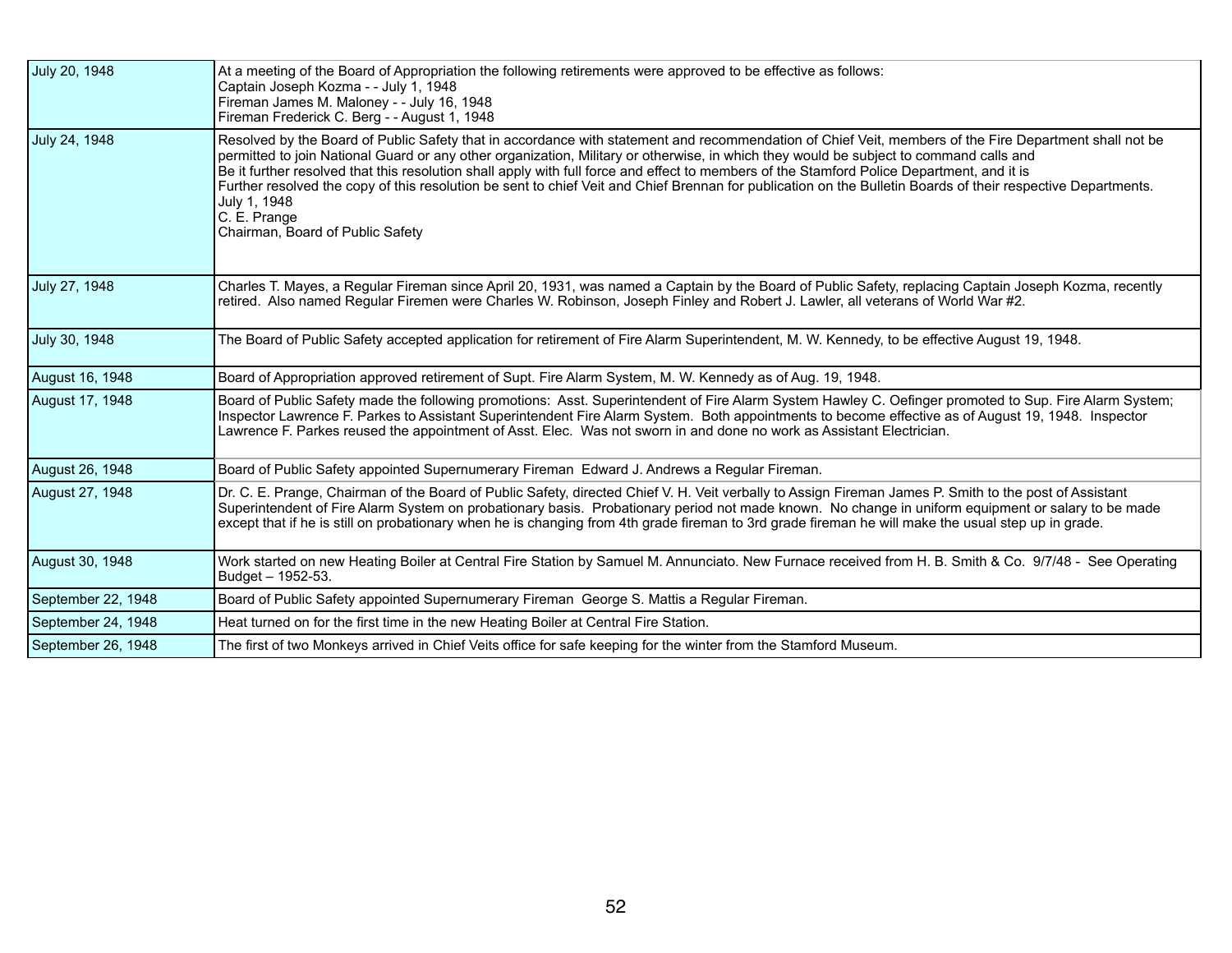| Date | Entry |
|---|---|
| July 20, 1948 | At a meeting of the Board of Appropriation the following retirements were approved to be effective as follows:<br>Captain Joseph Kozma - - July 1, 1948<br>Fireman James M. Maloney - - July 16, 1948<br>Fireman Frederick C. Berg - - August 1, 1948 |
| July 24, 1948 | Resolved by the Board of Public Safety that in accordance with statement and recommendation of Chief Veit, members of the Fire Department shall not be permitted to join National Guard or any other organization, Military or otherwise, in which they would be subject to command calls and<br>Be it further resolved that this resolution shall apply with full force and effect to members of the Stamford Police Department, and it is<br>Further resolved the copy of this resolution be sent to chief Veit and Chief Brennan for publication on the Bulletin Boards of their respective Departments.<br>July 1, 1948<br>C. E. Prange<br>Chairman, Board of Public Safety |
| July 27, 1948 | Charles T. Mayes, a Regular Fireman since April 20, 1931, was named a Captain by the Board of Public Safety, replacing Captain Joseph Kozma, recently retired. Also named Regular Firemen were Charles W. Robinson, Joseph Finley and Robert J. Lawler, all veterans of World War #2. |
| July 30, 1948 | The Board of Public Safety accepted application for retirement of Fire Alarm Superintendent, M. W. Kennedy, to be effective August 19, 1948. |
| August 16, 1948 | Board of Appropriation approved retirement of Supt. Fire Alarm System, M. W. Kennedy as of Aug. 19, 1948. |
| August 17, 1948 | Board of Public Safety made the following promotions: Asst. Superintendent of Fire Alarm System Hawley C. Oefinger promoted to Sup. Fire Alarm System; Inspector Lawrence F. Parkes to Assistant Superintendent Fire Alarm System. Both appointments to become effective as of August 19, 1948. Inspector Lawrence F. Parkes reused the appointment of Asst. Elec. Was not sworn in and done no work as Assistant Electrician. |
| August 26, 1948 | Board of Public Safety appointed Supernumerary Fireman Edward J. Andrews a Regular Fireman. |
| August 27, 1948 | Dr. C. E. Prange, Chairman of the Board of Public Safety, directed Chief V. H. Veit verbally to Assign Fireman James P. Smith to the post of Assistant Superintendent of Fire Alarm System on probationary basis. Probationary period not made known. No change in uniform equipment or salary to be made except that if he is still on probationary when he is changing from 4th grade fireman to 3rd grade fireman he will make the usual step up in grade. |
| August 30, 1948 | Work started on new Heating Boiler at Central Fire Station by Samuel M. Annunciato. New Furnace received from H. B. Smith & Co. 9/7/48 - See Operating Budget – 1952-53. |
| September 22, 1948 | Board of Public Safety appointed Supernumerary Fireman George S. Mattis a Regular Fireman. |
| September 24, 1948 | Heat turned on for the first time in the new Heating Boiler at Central Fire Station. |
| September 26, 1948 | The first of two Monkeys arrived in Chief Veits office for safe keeping for the winter from the Stamford Museum. |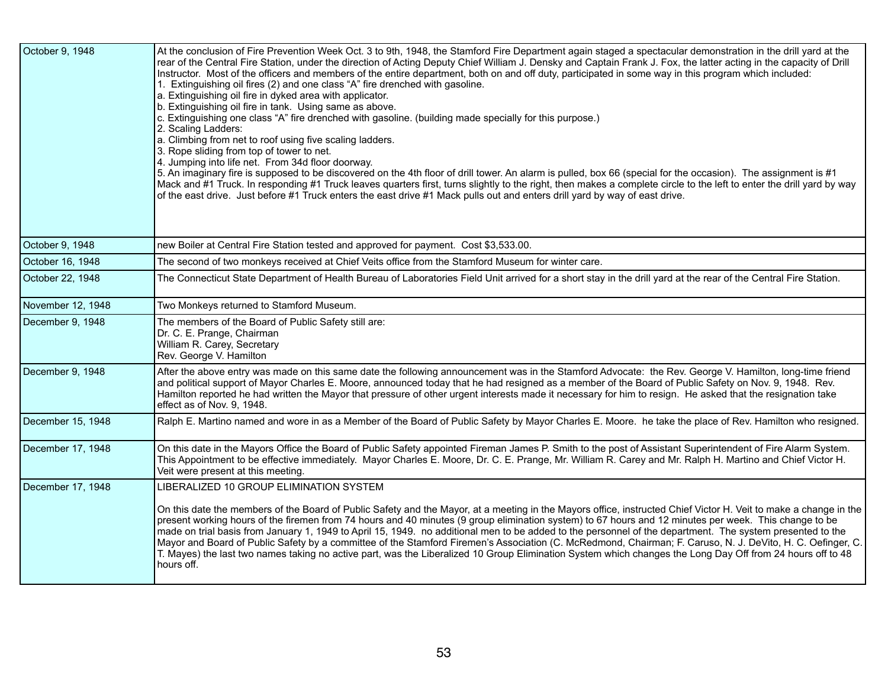| Date | Entry |
|---|---|
| October 9, 1948 | At the conclusion of Fire Prevention Week Oct. 3 to 9th, 1948, the Stamford Fire Department again staged a spectacular demonstration in the drill yard at the rear of the Central Fire Station, under the direction of Acting Deputy Chief William J. Densky and Captain Frank J. Fox, the latter acting in the capacity of Drill Instructor. Most of the officers and members of the entire department, both on and off duty, participated in some way in this program which included:<br>1. Extinguishing oil fires (2) and one class "A" fire drenched with gasoline.<br>a. Extinguishing oil fire in dyked area with applicator.<br>b. Extinguishing oil fire in tank. Using same as above.<br>c. Extinguishing one class "A" fire drenched with gasoline. (building made specially for this purpose.)<br>2. Scaling Ladders:<br>a. Climbing from net to roof using five scaling ladders.<br>3. Rope sliding from top of tower to net.<br>4. Jumping into life net. From 34d floor doorway.<br>5. An imaginary fire is supposed to be discovered on the 4th floor of drill tower. An alarm is pulled, box 66 (special for the occasion). The assignment is #1 Mack and #1 Truck. In responding #1 Truck leaves quarters first, turns slightly to the right, then makes a complete circle to the left to enter the drill yard by way of the east drive. Just before #1 Truck enters the east drive #1 Mack pulls out and enters drill yard by way of east drive. |
| October 9, 1948 | new Boiler at Central Fire Station tested and approved for payment. Cost $3,533.00. |
| October 16, 1948 | The second of two monkeys received at Chief Veits office from the Stamford Museum for winter care. |
| October 22, 1948 | The Connecticut State Department of Health Bureau of Laboratories Field Unit arrived for a short stay in the drill yard at the rear of the Central Fire Station. |
| November 12, 1948 | Two Monkeys returned to Stamford Museum. |
| December 9, 1948 | The members of the Board of Public Safety still are:<br>Dr. C. E. Prange, Chairman<br>William R. Carey, Secretary<br>Rev. George V. Hamilton |
| December 9, 1948 | After the above entry was made on this same date the following announcement was in the Stamford Advocate: the Rev. George V. Hamilton, long-time friend and political support of Mayor Charles E. Moore, announced today that he had resigned as a member of the Board of Public Safety on Nov. 9, 1948. Rev. Hamilton reported he had written the Mayor that pressure of other urgent interests made it necessary for him to resign. He asked that the resignation take effect as of Nov. 9, 1948. |
| December 15, 1948 | Ralph E. Martino named and wore in as a Member of the Board of Public Safety by Mayor Charles E. Moore. he take the place of Rev. Hamilton who resigned. |
| December 17, 1948 | On this date in the Mayors Office the Board of Public Safety appointed Fireman James P. Smith to the post of Assistant Superintendent of Fire Alarm System. This Appointment to be effective immediately. Mayor Charles E. Moore, Dr. C. E. Prange, Mr. William R. Carey and Mr. Ralph H. Martino and Chief Victor H. Veit were present at this meeting. |
| December 17, 1948 | LIBERALIZED 10 GROUP ELIMINATION SYSTEM<br><br>On this date the members of the Board of Public Safety and the Mayor, at a meeting in the Mayors office, instructed Chief Victor H. Veit to make a change in the present working hours of the firemen from 74 hours and 40 minutes (9 group elimination system) to 67 hours and 12 minutes per week. This change to be made on trial basis from January 1, 1949 to April 15, 1949. no additional men to be added to the personnel of the department. The system presented to the Mayor and Board of Public Safety by a committee of the Stamford Firemen's Association (C. McRedmond, Chairman; F. Caruso, N. J. DeVito, H. C. Oefinger, C. T. Mayes) the last two names taking no active part, was the Liberalized 10 Group Elimination System which changes the Long Day Off from 24 hours off to 48 hours off. |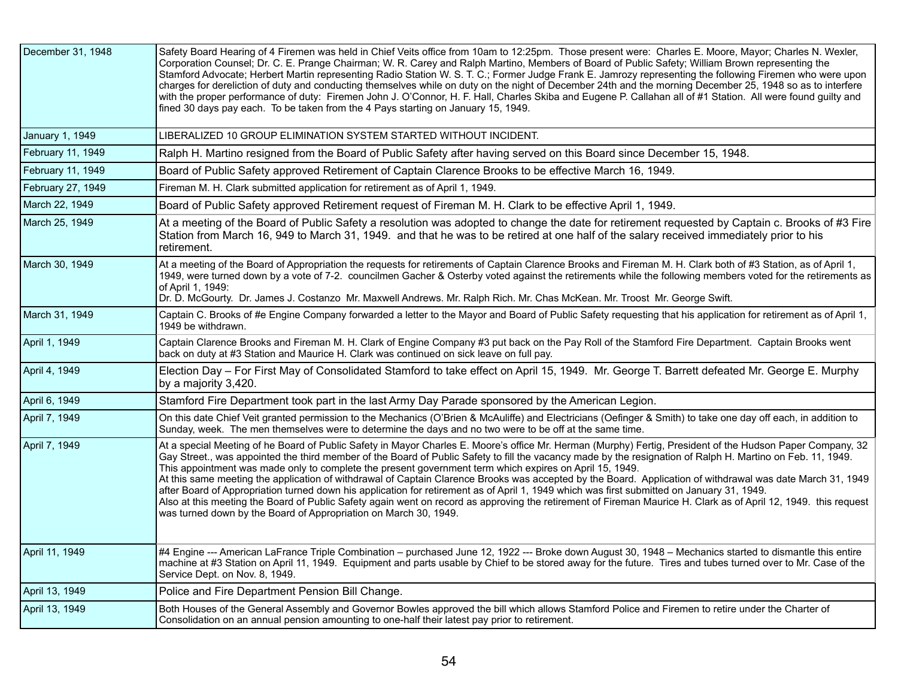| | |
|---|---|
| December 31, 1948 | Safety Board Hearing of 4 Firemen was held in Chief Veits office from 10am to 12:25pm. Those present were: Charles E. Moore, Mayor; Charles N. Wexler, Corporation Counsel; Dr. C. E. Prange Chairman; W. R. Carey and Ralph Martino, Members of Board of Public Safety; William Brown representing the Stamford Advocate; Herbert Martin representing Radio Station W. S. T. C.; Former Judge Frank E. Jamrozy representing the following Firemen who were upon charges for dereliction of duty and conducting themselves while on duty on the night of December 24th and the morning December 25, 1948 so as to interfere with the proper performance of duty: Firemen John J. O'Connor, H. F. Hall, Charles Skiba and Eugene P. Callahan all of #1 Station. All were found guilty and fined 30 days pay each. To be taken from the 4 Pays starting on January 15, 1949. |
| January 1, 1949 | LIBERALIZED 10 GROUP ELIMINATION SYSTEM STARTED WITHOUT INCIDENT. |
| February 11, 1949 | Ralph H. Martino resigned from the Board of Public Safety after having served on this Board since December 15, 1948. |
| February 11, 1949 | Board of Public Safety approved Retirement of Captain Clarence Brooks to be effective March 16, 1949. |
| February 27, 1949 | Fireman M. H. Clark submitted application for retirement as of April 1, 1949. |
| March 22, 1949 | Board of Public Safety approved Retirement request of Fireman M. H. Clark to be effective April 1, 1949. |
| March 25, 1949 | At a meeting of the Board of Public Safety a resolution was adopted to change the date for retirement requested by Captain c. Brooks of #3 Fire Station from March 16, 949 to March 31, 1949. and that he was to be retired at one half of the salary received immediately prior to his retirement. |
| March 30, 1949 | At a meeting of the Board of Appropriation the requests for retirements of Captain Clarence Brooks and Fireman M. H. Clark both of #3 Station, as of April 1, 1949, were turned down by a vote of 7-2. councilmen Gacher & Osterby voted against the retirements while the following members voted for the retirements as of April 1, 1949:<br>Dr. D. McGourty. Dr. James J. Costanzo Mr. Maxwell Andrews. Mr. Ralph Rich. Mr. Chas McKean. Mr. Troost Mr. George Swift. |
| March 31, 1949 | Captain C. Brooks of #e Engine Company forwarded a letter to the Mayor and Board of Public Safety requesting that his application for retirement as of April 1, 1949 be withdrawn. |
| April 1, 1949 | Captain Clarence Brooks and Fireman M. H. Clark of Engine Company #3 put back on the Pay Roll of the Stamford Fire Department. Captain Brooks went back on duty at #3 Station and Maurice H. Clark was continued on sick leave on full pay. |
| April 4, 1949 | Election Day – For First May of Consolidated Stamford to take effect on April 15, 1949. Mr. George T. Barrett defeated Mr. George E. Murphy by a majority 3,420. |
| April 6, 1949 | Stamford Fire Department took part in the last Army Day Parade sponsored by the American Legion. |
| April 7, 1949 | On this date Chief Veit granted permission to the Mechanics (O'Brien & McAuliffe) and Electricians (Oefinger & Smith) to take one day off each, in addition to Sunday, week. The men themselves were to determine the days and no two were to be off at the same time. |
| April 7, 1949 | At a special Meeting of he Board of Public Safety in Mayor Charles E. Moore's office Mr. Herman (Murphy) Fertig, President of the Hudson Paper Company, 32 Gay Street., was appointed the third member of the Board of Public Safety to fill the vacancy made by the resignation of Ralph H. Martino on Feb. 11, 1949. This appointment was made only to complete the present government term which expires on April 15, 1949.<br>At this same meeting the application of withdrawal of Captain Clarence Brooks was accepted by the Board. Application of withdrawal was date March 31, 1949 after Board of Appropriation turned down his application for retirement as of April 1, 1949 which was first submitted on January 31, 1949.<br>Also at this meeting the Board of Public Safety again went on record as approving the retirement of Fireman Maurice H. Clark as of April 12, 1949. this request was turned down by the Board of Appropriation on March 30, 1949. |
| April 11, 1949 | #4 Engine --- American LaFrance Triple Combination – purchased June 12, 1922 --- Broke down August 30, 1948 – Mechanics started to dismantle this entire machine at #3 Station on April 11, 1949. Equipment and parts usable by Chief to be stored away for the future. Tires and tubes turned over to Mr. Case of the Service Dept. on Nov. 8, 1949. |
| April 13, 1949 | Police and Fire Department Pension Bill Change. |
| April 13, 1949 | Both Houses of the General Assembly and Governor Bowles approved the bill which allows Stamford Police and Firemen to retire under the Charter of Consolidation on an annual pension amounting to one-half their latest pay prior to retirement. |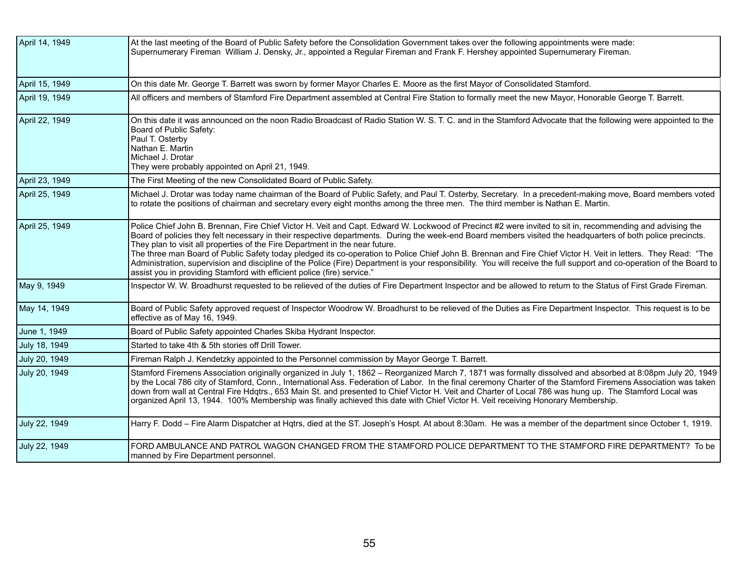| | |
|---|---|
| April 14, 1949 | At the last meeting of the Board of Public Safety before the Consolidation Government takes over the following appointments were made:<br>Supernumerary Fireman William J. Densky, Jr., appointed a Regular Fireman and Frank F. Hershey appointed Supernumerary Fireman. |
| April 15, 1949 | On this date Mr. George T. Barrett was sworn by former Mayor Charles E. Moore as the first Mayor of Consolidated Stamford. |
| April 19, 1949 | All officers and members of Stamford Fire Department assembled at Central Fire Station to formally meet the new Mayor, Honorable George T. Barrett. |
| April 22, 1949 | On this date it was announced on the noon Radio Broadcast of Radio Station W. S. T. C. and in the Stamford Advocate that the following were appointed to the Board of Public Safety:<br>Paul T. Osterby<br>Nathan E. Martin<br>Michael J. Drotar<br>They were probably appointed on April 21, 1949. |
| April 23, 1949 | The First Meeting of the new Consolidated Board of Public Safety. |
| April 25, 1949 | Michael J. Drotar was today name chairman of the Board of Public Safety, and Paul T. Osterby, Secretary. In a precedent-making move, Board members voted to rotate the positions of chairman and secretary every eight months among the three men. The third member is Nathan E. Martin. |
| April 25, 1949 | Police Chief John B. Brennan, Fire Chief Victor H. Veit and Capt. Edward W. Lockwood of Precinct #2 were invited to sit in, recommending and advising the Board of policies they felt necessary in their respective departments. During the week-end Board members visited the headquarters of both police precincts. They plan to visit all properties of the Fire Department in the near future.<br>The three man Board of Public Safety today pledged its co-operation to Police Chief John B. Brennan and Fire Chief Victor H. Veit in letters. They Read: "The Administration, supervision and discipline of the Police (Fire) Department is your responsibility. You will receive the full support and co-operation of the Board to assist you in providing Stamford with efficient police (fire) service." |
| May 9, 1949 | Inspector W. W. Broadhurst requested to be relieved of the duties of Fire Department Inspector and be allowed to return to the Status of First Grade Fireman. |
| May 14, 1949 | Board of Public Safety approved request of Inspector Woodrow W. Broadhurst to be relieved of the Duties as Fire Department Inspector. This request is to be effective as of May 16, 1949. |
| June 1, 1949 | Board of Public Safety appointed Charles Skiba Hydrant Inspector. |
| July 18, 1949 | Started to take 4th & 5th stories off Drill Tower. |
| July 20, 1949 | Fireman Ralph J. Kendetzky appointed to the Personnel commission by Mayor George T. Barrett. |
| July 20, 1949 | Stamford Firemens Association originally organized in July 1, 1862 – Reorganized March 7, 1871 was formally dissolved and absorbed at 8:08pm July 20, 1949 by the Local 786 city of Stamford, Conn., International Ass. Federation of Labor. In the final ceremony Charter of the Stamford Firemens Association was taken down from wall at Central Fire Hdqtrs., 653 Main St. and presented to Chief Victor H. Veit and Charter of Local 786 was hung up. The Stamford Local was organized April 13, 1944. 100% Membership was finally achieved this date with Chief Victor H. Veit receiving Honorary Membership. |
| July 22, 1949 | Harry F. Dodd – Fire Alarm Dispatcher at Hqtrs, died at the ST. Joseph's Hospt. At about 8:30am. He was a member of the department since October 1, 1919. |
| July 22, 1949 | FORD AMBULANCE AND PATROL WAGON CHANGED FROM THE STAMFORD POLICE DEPARTMENT TO THE STAMFORD FIRE DEPARTMENT? To be manned by Fire Department personnel. |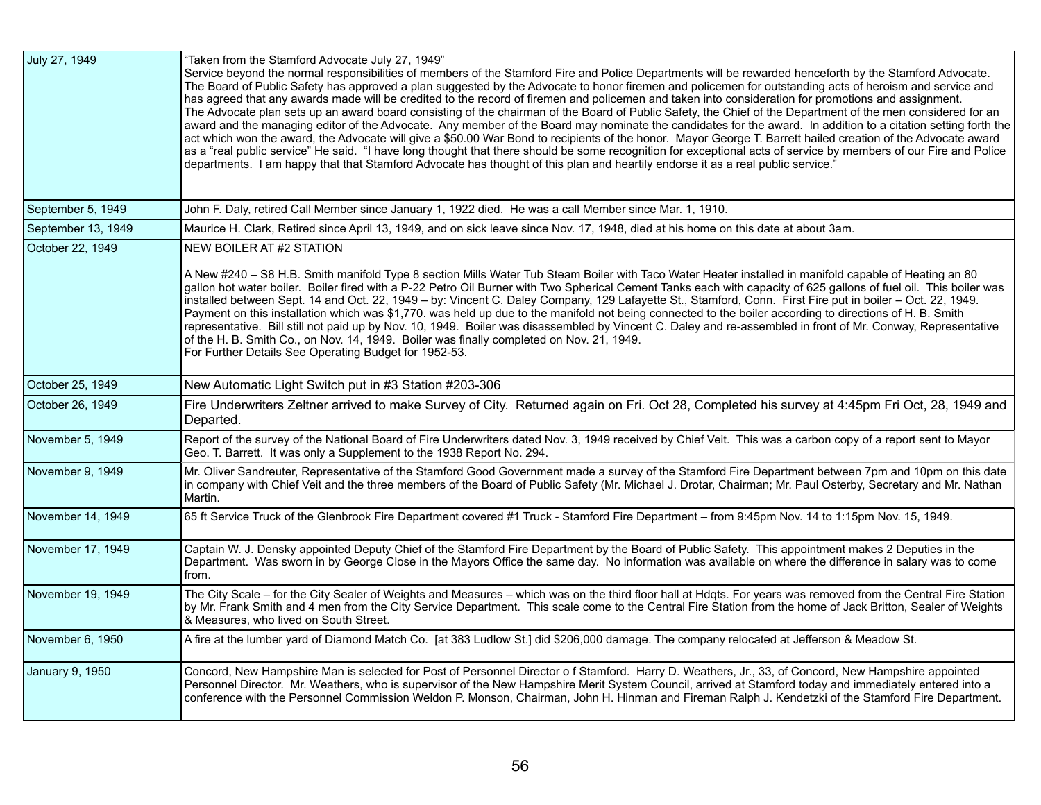| | |
|---|---|
| July 27, 1949 | "Taken from the Stamford Advocate July 27, 1949"<br>Service beyond the normal responsibilities of members of the Stamford Fire and Police Departments will be rewarded henceforth by the Stamford Advocate. The Board of Public Safety has approved a plan suggested by the Advocate to honor firemen and policemen for outstanding acts of heroism and service and has agreed that any awards made will be credited to the record of firemen and policemen and taken into consideration for promotions and assignment.<br>The Advocate plan sets up an award board consisting of the chairman of the Board of Public Safety, the Chief of the Department of the men considered for an award and the managing editor of the Advocate. Any member of the Board may nominate the candidates for the award. In addition to a citation setting forth the act which won the award, the Advocate will give a $50.00 War Bond to recipients of the honor. Mayor George T. Barrett hailed creation of the Advocate award as a "real public service" He said. "I have long thought that there should be some recognition for exceptional acts of service by members of our Fire and Police departments. I am happy that that Stamford Advocate has thought of this plan and heartily endorse it as a real public service." |
| September 5, 1949 | John F. Daly, retired Call Member since January 1, 1922 died. He was a call Member since Mar. 1, 1910. |
| September 13, 1949 | Maurice H. Clark, Retired since April 13, 1949, and on sick leave since Nov. 17, 1948, died at his home on this date at about 3am. |
| October 22, 1949 | NEW BOILER AT #2 STATION<br><br>A New #240 – S8 H.B. Smith manifold Type 8 section Mills Water Tub Steam Boiler with Taco Water Heater installed in manifold capable of Heating an 80 gallon hot water boiler. Boiler fired with a P-22 Petro Oil Burner with Two Spherical Cement Tanks each with capacity of 625 gallons of fuel oil. This boiler was installed between Sept. 14 and Oct. 22, 1949 – by: Vincent C. Daley Company, 129 Lafayette St., Stamford, Conn. First Fire put in boiler – Oct. 22, 1949. Payment on this installation which was $1,770. was held up due to the manifold not being connected to the boiler according to directions of H. B. Smith representative. Bill still not paid up by Nov. 10, 1949. Boiler was disassembled by Vincent C. Daley and re-assembled in front of Mr. Conway, Representative of the H. B. Smith Co., on Nov. 14, 1949. Boiler was finally completed on Nov. 21, 1949.<br>For Further Details See Operating Budget for 1952-53. |
| October 25, 1949 | New Automatic Light Switch put in #3 Station #203-306 |
| October 26, 1949 | Fire Underwriters Zeltner arrived to make Survey of City. Returned again on Fri. Oct 28, Completed his survey at 4:45pm Fri Oct, 28, 1949 and Departed. |
| November 5, 1949 | Report of the survey of the National Board of Fire Underwriters dated Nov. 3, 1949 received by Chief Veit. This was a carbon copy of a report sent to Mayor Geo. T. Barrett. It was only a Supplement to the 1938 Report No. 294. |
| November 9, 1949 | Mr. Oliver Sandreuter, Representative of the Stamford Good Government made a survey of the Stamford Fire Department between 7pm and 10pm on this date in company with Chief Veit and the three members of the Board of Public Safety (Mr. Michael J. Drotar, Chairman; Mr. Paul Osterby, Secretary and Mr. Nathan Martin. |
| November 14, 1949 | 65 ft Service Truck of the Glenbrook Fire Department covered #1 Truck - Stamford Fire Department – from 9:45pm Nov. 14 to 1:15pm Nov. 15, 1949. |
| November 17, 1949 | Captain W. J. Densky appointed Deputy Chief of the Stamford Fire Department by the Board of Public Safety. This appointment makes 2 Deputies in the Department. Was sworn in by George Close in the Mayors Office the same day. No information was available on where the difference in salary was to come from. |
| November 19, 1949 | The City Scale – for the City Sealer of Weights and Measures – which was on the third floor hall at Hdqts. For years was removed from the Central Fire Station by Mr. Frank Smith and 4 men from the City Service Department. This scale come to the Central Fire Station from the home of Jack Britton, Sealer of Weights & Measures, who lived on South Street. |
| November 6, 1950 | A fire at the lumber yard of Diamond Match Co. [at 383 Ludlow St.] did $206,000 damage. The company relocated at Jefferson & Meadow St. |
| January 9, 1950 | Concord, New Hampshire Man is selected for Post of Personnel Director o f Stamford. Harry D. Weathers, Jr., 33, of Concord, New Hampshire appointed Personnel Director. Mr. Weathers, who is supervisor of the New Hampshire Merit System Council, arrived at Stamford today and immediately entered into a conference with the Personnel Commission Weldon P. Monson, Chairman, John H. Hinman and Fireman Ralph J. Kendetzki of the Stamford Fire Department. |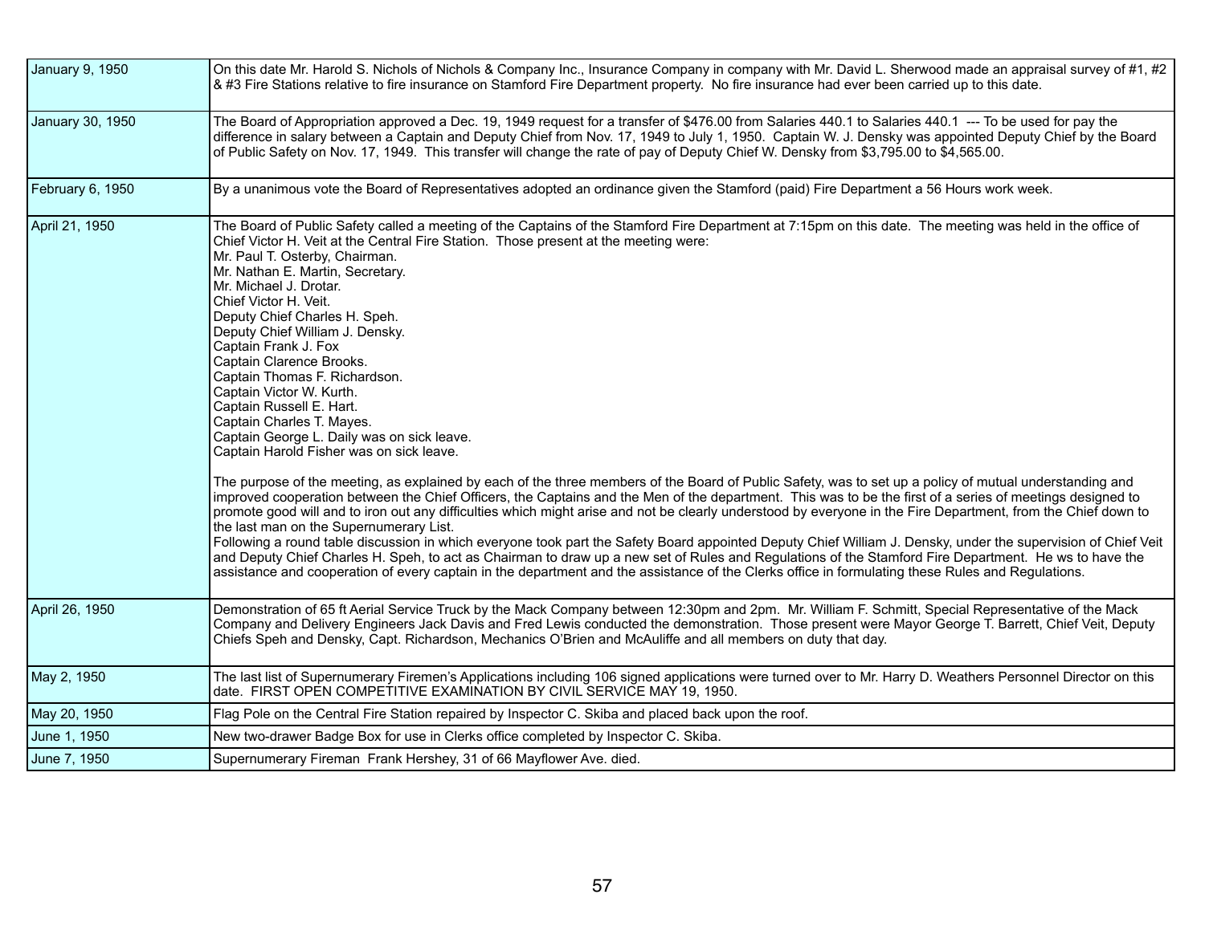| | |
|---|---|
| January 9, 1950 | On this date Mr. Harold S. Nichols of Nichols & Company Inc., Insurance Company in company with Mr. David L. Sherwood made an appraisal survey of #1, #2 & #3 Fire Stations relative to fire insurance on Stamford Fire Department property. No fire insurance had ever been carried up to this date. |
| January 30, 1950 | The Board of Appropriation approved a Dec. 19, 1949 request for a transfer of $476.00 from Salaries 440.1 to Salaries 440.1 --- To be used for pay the difference in salary between a Captain and Deputy Chief from Nov. 17, 1949 to July 1, 1950. Captain W. J. Densky was appointed Deputy Chief by the Board of Public Safety on Nov. 17, 1949. This transfer will change the rate of pay of Deputy Chief W. Densky from $3,795.00 to $4,565.00. |
| February 6, 1950 | By a unanimous vote the Board of Representatives adopted an ordinance given the Stamford (paid) Fire Department a 56 Hours work week. |
| April 21, 1950 | The Board of Public Safety called a meeting of the Captains of the Stamford Fire Department at 7:15pm on this date. The meeting was held in the office of Chief Victor H. Veit at the Central Fire Station. Those present at the meeting were:<br>Mr. Paul T. Osterby, Chairman.<br>Mr. Nathan E. Martin, Secretary.<br>Mr. Michael J. Drotar.<br>Chief Victor H. Veit.<br>Deputy Chief Charles H. Speh.<br>Deputy Chief William J. Densky.<br>Captain Frank J. Fox<br>Captain Clarence Brooks.<br>Captain Thomas F. Richardson.<br>Captain Victor W. Kurth.<br>Captain Russell E. Hart.<br>Captain Charles T. Mayes.<br>Captain George L. Daily was on sick leave.<br>Captain Harold Fisher was on sick leave.<br><br>The purpose of the meeting, as explained by each of the three members of the Board of Public Safety, was to set up a policy of mutual understanding and improved cooperation between the Chief Officers, the Captains and the Men of the department. This was to be the first of a series of meetings designed to promote good will and to iron out any difficulties which might arise and not be clearly understood by everyone in the Fire Department, from the Chief down to the last man on the Supernumerary List.<br>Following a round table discussion in which everyone took part the Safety Board appointed Deputy Chief William J. Densky, under the supervision of Chief Veit and Deputy Chief Charles H. Speh, to act as Chairman to draw up a new set of Rules and Regulations of the Stamford Fire Department. He ws to have the assistance and cooperation of every captain in the department and the assistance of the Clerks office in formulating these Rules and Regulations. |
| April 26, 1950 | Demonstration of 65 ft Aerial Service Truck by the Mack Company between 12:30pm and 2pm. Mr. William F. Schmitt, Special Representative of the Mack Company and Delivery Engineers Jack Davis and Fred Lewis conducted the demonstration. Those present were Mayor George T. Barrett, Chief Veit, Deputy Chiefs Speh and Densky, Capt. Richardson, Mechanics O'Brien and McAuliffe and all members on duty that day. |
| May 2, 1950 | The last list of Supernumerary Firemen's Applications including 106 signed applications were turned over to Mr. Harry D. Weathers Personnel Director on this date. FIRST OPEN COMPETITIVE EXAMINATION BY CIVIL SERVICE MAY 19, 1950. |
| May 20, 1950 | Flag Pole on the Central Fire Station repaired by Inspector C. Skiba and placed back upon the roof. |
| June 1, 1950 | New two-drawer Badge Box for use in Clerks office completed by Inspector C. Skiba. |
| June 7, 1950 | Supernumerary Fireman Frank Hershey, 31 of 66 Mayflower Ave. died. |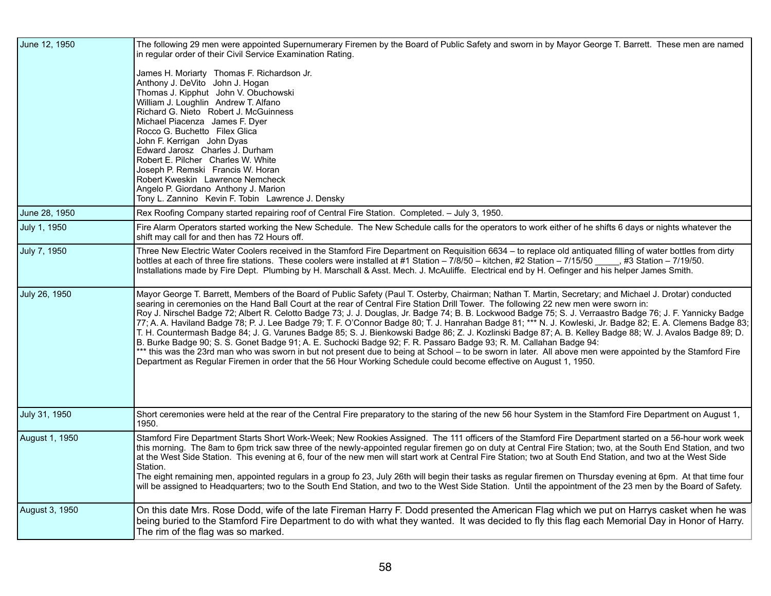| | |
|---|---|
| June 12, 1950 | The following 29 men were appointed Supernumerary Firemen by the Board of Public Safety and sworn in by Mayor George T. Barrett. These men are named in regular order of their Civil Service Examination Rating.<br><br>James H. Moriarty Thomas F. Richardson Jr.<br>Anthony J. DeVito John J. Hogan<br>Thomas J. Kipphut John V. Obuchowski<br>William J. Loughlin Andrew T. Alfano<br>Richard G. Nieto Robert J. McGuinness<br>Michael Piacenza James F. Dyer<br>Rocco G. Buchetto Filex Glica<br>John F. Kerrigan John Dyas<br>Edward Jarosz Charles J. Durham<br>Robert E. Pilcher Charles W. White<br>Joseph P. Remski Francis W. Horan<br>Robert Kweskin Lawrence Nemcheck<br>Angelo P. Giordano Anthony J. Marion<br>Tony L. Zannino Kevin F. Tobin Lawrence J. Densky |
| June 28, 1950 | Rex Roofing Company started repairing roof of Central Fire Station. Completed. – July 3, 1950. |
| July 1, 1950 | Fire Alarm Operators started working the New Schedule. The New Schedule calls for the operators to work either of he shifts 6 days or nights whatever the shift may call for and then has 72 Hours off. |
| July 7, 1950 | Three New Electric Water Coolers received in the Stamford Fire Department on Requisition 6634 – to replace old antiquated filling of water bottles from dirty bottles at each of three fire stations. These coolers were installed at #1 Station – 7/8/50 – kitchen, #2 Station – 7/15/50 _____, #3 Station – 7/19/50. Installations made by Fire Dept. Plumbing by H. Marschall & Asst. Mech. J. McAuliffe. Electrical end by H. Oefinger and his helper James Smith. |
| July 26, 1950 | Mayor George T. Barrett, Members of the Board of Public Safety (Paul T. Osterby, Chairman; Nathan T. Martin, Secretary; and Michael J. Drotar) conducted searing in ceremonies on the Hand Ball Court at the rear of Central Fire Station Drill Tower. The following 22 new men were sworn in:<br>Roy J. Nirschel Badge 72; Albert R. Celotto Badge 73; J. J. Douglas, Jr. Badge 74; B. B. Lockwood Badge 75; S. J. Verraastro Badge 76; J. F. Yannicky Badge 77; A. A. Haviland Badge 78; P. J. Lee Badge 79; T. F. O'Connor Badge 80; T. J. Hanrahan Badge 81; *** N. J. Kowleski, Jr. Badge 82; E. A. Clemens Badge 83; T. H. Countermash Badge 84; J. G. Varunes Badge 85; S. J. Bienkowski Badge 86; Z. J. Kozlinski Badge 87; A. B. Kelley Badge 88; W. J. Avalos Badge 89; D. B. Burke Badge 90; S. S. Gonet Badge 91; A. E. Suchocki Badge 92; F. R. Passaro Badge 93; R. M. Callahan Badge 94:<br>*** this was the 23rd man who was sworn in but not present due to being at School – to be sworn in later. All above men were appointed by the Stamford Fire Department as Regular Firemen in order that the 56 Hour Working Schedule could become effective on August 1, 1950. |
| July 31, 1950 | Short ceremonies were held at the rear of the Central Fire preparatory to the staring of the new 56 hour System in the Stamford Fire Department on August 1, 1950. |
| August 1, 1950 | Stamford Fire Department Starts Short Work-Week; New Rookies Assigned. The 111 officers of the Stamford Fire Department started on a 56-hour work week this morning. The 8am to 6pm trick saw three of the newly-appointed regular firemen go on duty at Central Fire Station; two, at the South End Station, and two at the West Side Station. This evening at 6, four of the new men will start work at Central Fire Station; two at South End Station, and two at the West Side Station.<br>The eight remaining men, appointed regulars in a group fo 23, July 26th will begin their tasks as regular firemen on Thursday evening at 6pm. At that time four will be assigned to Headquarters; two to the South End Station, and two to the West Side Station. Until the appointment of the 23 men by the Board of Safety. |
| August 3, 1950 | On this date Mrs. Rose Dodd, wife of the late Fireman Harry F. Dodd presented the American Flag which we put on Harrys casket when he was being buried to the Stamford Fire Department to do with what they wanted. It was decided to fly this flag each Memorial Day in Honor of Harry. The rim of the flag was so marked. |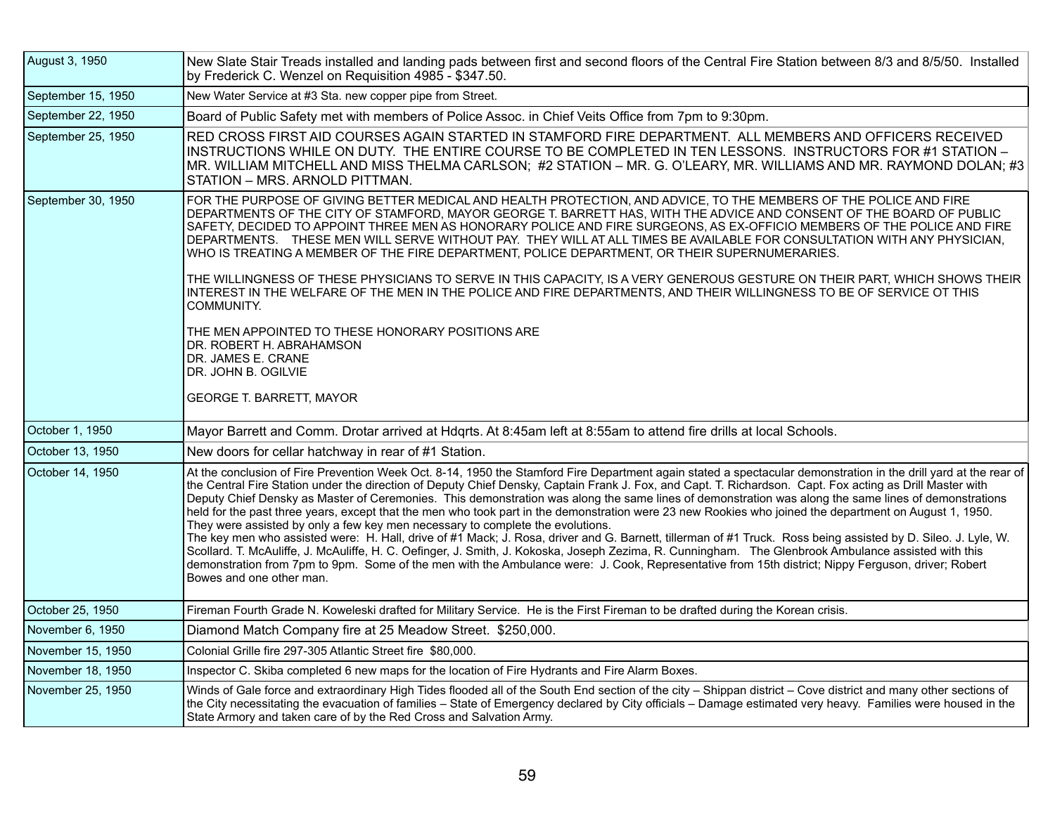| | |
|---|---|
| August 3, 1950 | New Slate Stair Treads installed and landing pads between first and second floors of the Central Fire Station between 8/3 and 8/5/50. Installed by Frederick C. Wenzel on Requisition 4985 - $347.50. |
| September 15, 1950 | New Water Service at #3 Sta. new copper pipe from Street. |
| September 22, 1950 | Board of Public Safety met with members of Police Assoc. in Chief Veits Office from 7pm to 9:30pm. |
| September 25, 1950 | RED CROSS FIRST AID COURSES AGAIN STARTED IN STAMFORD FIRE DEPARTMENT. ALL MEMBERS AND OFFICERS RECEIVED INSTRUCTIONS WHILE ON DUTY. THE ENTIRE COURSE TO BE COMPLETED IN TEN LESSONS. INSTRUCTORS FOR #1 STATION – MR. WILLIAM MITCHELL AND MISS THELMA CARLSON; #2 STATION – MR. G. O'LEARY, MR. WILLIAMS AND MR. RAYMOND DOLAN; #3 STATION – MRS. ARNOLD PITTMAN. |
| September 30, 1950 | FOR THE PURPOSE OF GIVING BETTER MEDICAL AND HEALTH PROTECTION, AND ADVICE, TO THE MEMBERS OF THE POLICE AND FIRE DEPARTMENTS OF THE CITY OF STAMFORD, MAYOR GEORGE T. BARRETT HAS, WITH THE ADVICE AND CONSENT OF THE BOARD OF PUBLIC SAFETY, DECIDED TO APPOINT THREE MEN AS HONORARY POLICE AND FIRE SURGEONS, AS EX-OFFICIO MEMBERS OF THE POLICE AND FIRE DEPARTMENTS. THESE MEN WILL SERVE WITHOUT PAY. THEY WILL AT ALL TIMES BE AVAILABLE FOR CONSULTATION WITH ANY PHYSICIAN, WHO IS TREATING A MEMBER OF THE FIRE DEPARTMENT, POLICE DEPARTMENT, OR THEIR SUPERNUMERARIES.<br><br>THE WILLINGNESS OF THESE PHYSICIANS TO SERVE IN THIS CAPACITY, IS A VERY GENEROUS GESTURE ON THEIR PART, WHICH SHOWS THEIR INTEREST IN THE WELFARE OF THE MEN IN THE POLICE AND FIRE DEPARTMENTS, AND THEIR WILLINGNESS TO BE OF SERVICE OT THIS COMMUNITY.<br><br>THE MEN APPOINTED TO THESE HONORARY POSITIONS ARE<br>DR. ROBERT H. ABRAHAMSON<br>DR. JAMES E. CRANE<br>DR. JOHN B. OGILVIE<br><br>GEORGE T. BARRETT, MAYOR |
| October 1, 1950 | Mayor Barrett and Comm. Drotar arrived at Hdqrts. At 8:45am left at 8:55am to attend fire drills at local Schools. |
| October 13, 1950 | New doors for cellar hatchway in rear of #1 Station. |
| October 14, 1950 | At the conclusion of Fire Prevention Week Oct. 8-14, 1950 the Stamford Fire Department again stated a spectacular demonstration in the drill yard at the rear of the Central Fire Station under the direction of Deputy Chief Densky, Captain Frank J. Fox, and Capt. T. Richardson. Capt. Fox acting as Drill Master with Deputy Chief Densky as Master of Ceremonies. This demonstration was along the same lines of demonstration was along the same lines of demonstrations held for the past three years, except that the men who took part in the demonstration were 23 new Rookies who joined the department on August 1, 1950. They were assisted by only a few key men necessary to complete the evolutions.<br>The key men who assisted were: H. Hall, drive of #1 Mack; J. Rosa, driver and G. Barnett, tillerman of #1 Truck. Ross being assisted by D. Sileo. J. Lyle, W. Scollard. T. McAuliffe, J. McAuliffe, H. C. Oefinger, J. Smith, J. Kokoska, Joseph Zezima, R. Cunningham. The Glenbrook Ambulance assisted with this demonstration from 7pm to 9pm. Some of the men with the Ambulance were: J. Cook, Representative from 15th district; Nippy Ferguson, driver; Robert Bowes and one other man. |
| October 25, 1950 | Fireman Fourth Grade N. Koweleski drafted for Military Service. He is the First Fireman to be drafted during the Korean crisis. |
| November 6, 1950 | Diamond Match Company fire at 25 Meadow Street. $250,000. |
| November 15, 1950 | Colonial Grille fire 297-305 Atlantic Street fire $80,000. |
| November 18, 1950 | Inspector C. Skiba completed 6 new maps for the location of Fire Hydrants and Fire Alarm Boxes. |
| November 25, 1950 | Winds of Gale force and extraordinary High Tides flooded all of the South End section of the city – Shippan district – Cove district and many other sections of the City necessitating the evacuation of families – State of Emergency declared by City officials – Damage estimated very heavy. Families were housed in the State Armory and taken care of by the Red Cross and Salvation Army. |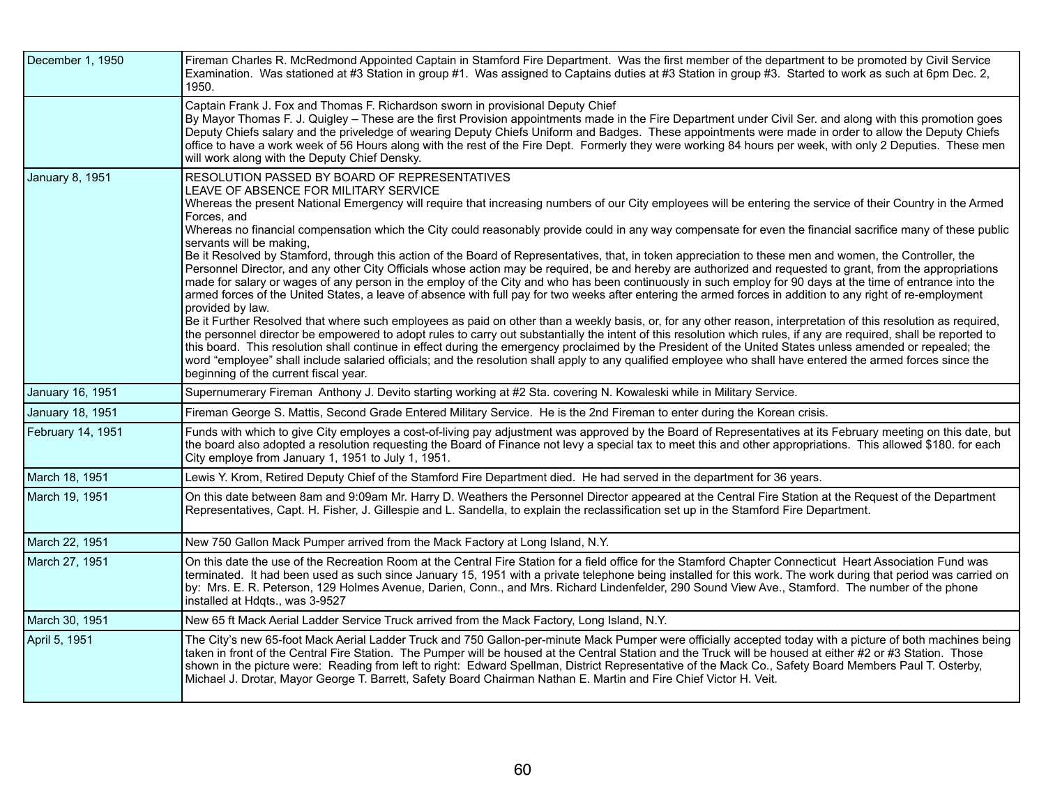| | |
|---|---|
| December 1, 1950 | Fireman Charles R. McRedmond Appointed Captain in Stamford Fire Department. Was the first member of the department to be promoted by Civil Service Examination. Was stationed at #3 Station in group #1. Was assigned to Captains duties at #3 Station in group #3. Started to work as such at 6pm Dec. 2, 1950. |
| | Captain Frank J. Fox and Thomas F. Richardson sworn in provisional Deputy Chief<br>By Mayor Thomas F. J. Quigley – These are the first Provision appointments made in the Fire Department under Civil Ser. and along with this promotion goes Deputy Chiefs salary and the priveledge of wearing Deputy Chiefs Uniform and Badges. These appointments were made in order to allow the Deputy Chiefs office to have a work week of 56 Hours along with the rest of the Fire Dept. Formerly they were working 84 hours per week, with only 2 Deputies. These men will work along with the Deputy Chief Densky. |
| January 8, 1951 | RESOLUTION PASSED BY BOARD OF REPRESENTATIVES<br>LEAVE OF ABSENCE FOR MILITARY SERVICE<br>Whereas the present National Emergency will require that increasing numbers of our City employees will be entering the service of their Country in the Armed Forces, and<br>Whereas no financial compensation which the City could reasonably provide could in any way compensate for even the financial sacrifice many of these public servants will be making,<br>Be it Resolved by Stamford, through this action of the Board of Representatives, that, in token appreciation to these men and women, the Controller, the Personnel Director, and any other City Officials whose action may be required, be and hereby are authorized and requested to grant, from the appropriations made for salary or wages of any person in the employ of the City and who has been continuously in such employ for 90 days at the time of entrance into the armed forces of the United States, a leave of absence with full pay for two weeks after entering the armed forces in addition to any right of re-employment provided by law.<br>Be it Further Resolved that where such employees as paid on other than a weekly basis, or, for any other reason, interpretation of this resolution as required, the personnel director be empowered to adopt rules to carry out substantially the intent of this resolution which rules, if any are required, shall be reported to this board. This resolution shall continue in effect during the emergency proclaimed by the President of the United States unless amended or repealed; the word "employee" shall include salaried officials; and the resolution shall apply to any qualified employee who shall have entered the armed forces since the beginning of the current fiscal year. |
| January 16, 1951 | Supernumerary Fireman Anthony J. Devito starting working at #2 Sta. covering N. Kowaleski while in Military Service. |
| January 18, 1951 | Fireman George S. Mattis, Second Grade Entered Military Service. He is the 2nd Fireman to enter during the Korean crisis. |
| February 14, 1951 | Funds with which to give City employes a cost-of-living pay adjustment was approved by the Board of Representatives at its February meeting on this date, but the board also adopted a resolution requesting the Board of Finance not levy a special tax to meet this and other appropriations. This allowed $180. for each City employe from January 1, 1951 to July 1, 1951. |
| March 18, 1951 | Lewis Y. Krom, Retired Deputy Chief of the Stamford Fire Department died. He had served in the department for 36 years. |
| March 19, 1951 | On this date between 8am and 9:09am Mr. Harry D. Weathers the Personnel Director appeared at the Central Fire Station at the Request of the Department Representatives, Capt. H. Fisher, J. Gillespie and L. Sandella, to explain the reclassification set up in the Stamford Fire Department. |
| March 22, 1951 | New 750 Gallon Mack Pumper arrived from the Mack Factory at Long Island, N.Y. |
| March 27, 1951 | On this date the use of the Recreation Room at the Central Fire Station for a field office for the Stamford Chapter Connecticut Heart Association Fund was terminated. It had been used as such since January 15, 1951 with a private telephone being installed for this work. The work during that period was carried on by: Mrs. E. R. Peterson, 129 Holmes Avenue, Darien, Conn., and Mrs. Richard Lindenfelder, 290 Sound View Ave., Stamford. The number of the phone installed at Hdqts., was 3-9527 |
| March 30, 1951 | New 65 ft Mack Aerial Ladder Service Truck arrived from the Mack Factory, Long Island, N.Y. |
| April 5, 1951 | The City's new 65-foot Mack Aerial Ladder Truck and 750 Gallon-per-minute Mack Pumper were officially accepted today with a picture of both machines being taken in front of the Central Fire Station. The Pumper will be housed at the Central Station and the Truck will be housed at either #2 or #3 Station. Those shown in the picture were: Reading from left to right: Edward Spellman, District Representative of the Mack Co., Safety Board Members Paul T. Osterby, Michael J. Drotar, Mayor George T. Barrett, Safety Board Chairman Nathan E. Martin and Fire Chief Victor H. Veit. |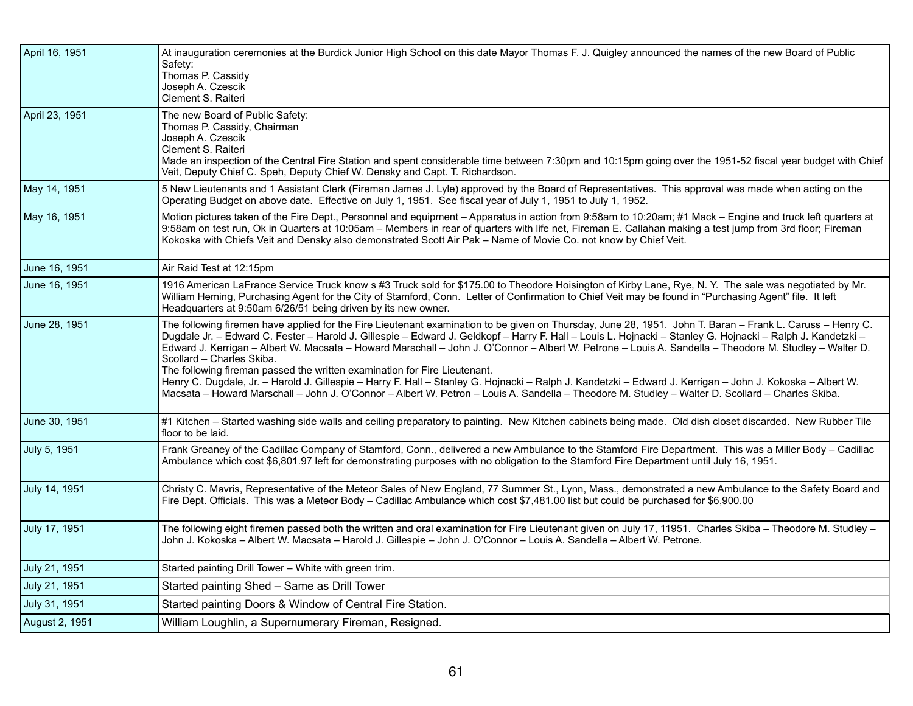| | |
|---|---|
| April 16, 1951 | At inauguration ceremonies at the Burdick Junior High School on this date Mayor Thomas F. J. Quigley announced the names of the new Board of Public Safety:<br>Thomas P. Cassidy<br>Joseph A. Czescik<br>Clement S. Raiteri |
| April 23, 1951 | The new Board of Public Safety:<br>Thomas P. Cassidy, Chairman<br>Joseph A. Czescik<br>Clement S. Raiteri<br>Made an inspection of the Central Fire Station and spent considerable time between 7:30pm and 10:15pm going over the 1951-52 fiscal year budget with Chief Veit, Deputy Chief C. Speh, Deputy Chief W. Densky and Capt. T. Richardson. |
| May 14, 1951 | 5 New Lieutenants and 1 Assistant Clerk (Fireman James J. Lyle) approved by the Board of Representatives. This approval was made when acting on the Operating Budget on above date. Effective on July 1, 1951. See fiscal year of July 1, 1951 to July 1, 1952. |
| May 16, 1951 | Motion pictures taken of the Fire Dept., Personnel and equipment – Apparatus in action from 9:58am to 10:20am; #1 Mack – Engine and truck left quarters at 9:58am on test run, Ok in Quarters at 10:05am – Members in rear of quarters with life net, Fireman E. Callahan making a test jump from 3rd floor; Fireman Kokoska with Chiefs Veit and Densky also demonstrated Scott Air Pak – Name of Movie Co. not know by Chief Veit. |
| June 16, 1951 | Air Raid Test at 12:15pm |
| June 16, 1951 | 1916 American LaFrance Service Truck know s #3 Truck sold for $175.00 to Theodore Hoisington of Kirby Lane, Rye, N. Y. The sale was negotiated by Mr. William Heming, Purchasing Agent for the City of Stamford, Conn. Letter of Confirmation to Chief Veit may be found in "Purchasing Agent" file. It left Headquarters at 9:50am 6/26/51 being driven by its new owner. |
| June 28, 1951 | The following firemen have applied for the Fire Lieutenant examination to be given on Thursday, June 28, 1951. John T. Baran – Frank L. Caruss – Henry C. Dugdale Jr. – Edward C. Fester – Harold J. Gillespie – Edward J. Geldkopf – Harry F. Hall – Louis L. Hojnacki – Stanley G. Hojnacki – Ralph J. Kandetzki – Edward J. Kerrigan – Albert W. Macsata – Howard Marschall – John J. O'Connor – Albert W. Petrone – Louis A. Sandella – Theodore M. Studley – Walter D. Scollard – Charles Skiba.<br>The following fireman passed the written examination for Fire Lieutenant.<br>Henry C. Dugdale, Jr. – Harold J. Gillespie – Harry F. Hall – Stanley G. Hojnacki – Ralph J. Kandetzki – Edward J. Kerrigan – John J. Kokoska – Albert W. Macsata – Howard Marschall – John J. O'Connor – Albert W. Petron – Louis A. Sandella – Theodore M. Studley – Walter D. Scollard – Charles Skiba. |
| June 30, 1951 | #1 Kitchen – Started washing side walls and ceiling preparatory to painting. New Kitchen cabinets being made. Old dish closet discarded. New Rubber Tile floor to be laid. |
| July 5, 1951 | Frank Greaney of the Cadillac Company of Stamford, Conn., delivered a new Ambulance to the Stamford Fire Department. This was a Miller Body – Cadillac Ambulance which cost $6,801.97 left for demonstrating purposes with no obligation to the Stamford Fire Department until July 16, 1951. |
| July 14, 1951 | Christy C. Mavris, Representative of the Meteor Sales of New England, 77 Summer St., Lynn, Mass., demonstrated a new Ambulance to the Safety Board and Fire Dept. Officials. This was a Meteor Body – Cadillac Ambulance which cost $7,481.00 list but could be purchased for $6,900.00 |
| July 17, 1951 | The following eight firemen passed both the written and oral examination for Fire Lieutenant given on July 17, 11951. Charles Skiba – Theodore M. Studley – John J. Kokoska – Albert W. Macsata – Harold J. Gillespie – John J. O'Connor – Louis A. Sandella – Albert W. Petrone. |
| July 21, 1951 | Started painting Drill Tower – White with green trim. |
| July 21, 1951 | Started painting Shed – Same as Drill Tower |
| July 31, 1951 | Started painting Doors & Window of Central Fire Station. |
| August 2, 1951 | William Loughlin, a Supernumerary Fireman, Resigned. |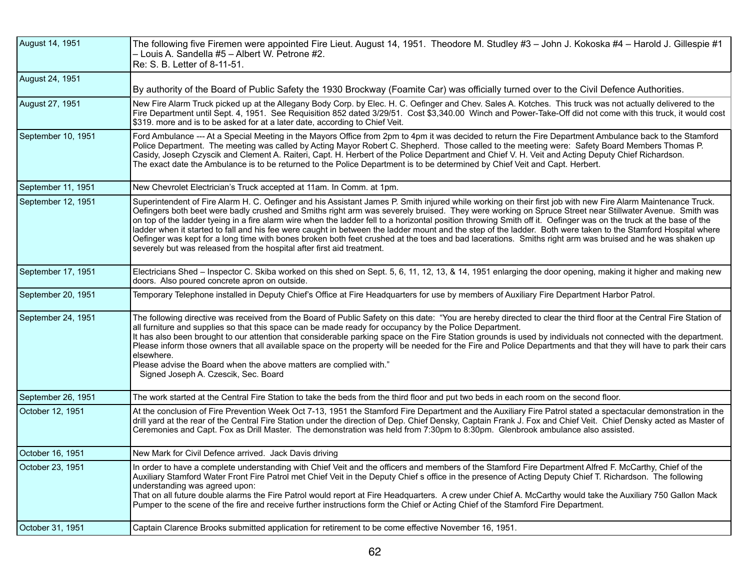| | |
|---|---|
| August 14, 1951 | The following five Firemen were appointed Fire Lieut. August 14, 1951. Theodore M. Studley #3 – John J. Kokoska #4 – Harold J. Gillespie #1 – Louis A. Sandella #5 – Albert W. Petrone #2.<br>Re: S. B. Letter of 8-11-51. |
| August 24, 1951 | By authority of the Board of Public Safety the 1930 Brockway (Foamite Car) was officially turned over to the Civil Defence Authorities. |
| August 27, 1951 | New Fire Alarm Truck picked up at the Allegany Body Corp. by Elec. H. C. Oefinger and Chev. Sales A. Kotches. This truck was not actually delivered to the Fire Department until Sept. 4, 1951. See Requisition 852 dated 3/29/51. Cost $3,340.00 Winch and Power-Take-Off did not come with this truck, it would cost $319. more and is to be asked for at a later date, according to Chief Veit. |
| September 10, 1951 | Ford Ambulance --- At a Special Meeting in the Mayors Office from 2pm to 4pm it was decided to return the Fire Department Ambulance back to the Stamford Police Department. The meeting was called by Acting Mayor Robert C. Shepherd. Those called to the meeting were: Safety Board Members Thomas P. Casidy, Joseph Czyscik and Clement A. Raiteri, Capt. H. Herbert of the Police Department and Chief V. H. Veit and Acting Deputy Chief Richardson.<br>The exact date the Ambulance is to be returned to the Police Department is to be determined by Chief Veit and Capt. Herbert. |
| September 11, 1951 | New Chevrolet Electrician's Truck accepted at 11am. In Comm. at 1pm. |
| September 12, 1951 | Superintendent of Fire Alarm H. C. Oefinger and his Assistant James P. Smith injured while working on their first job with new Fire Alarm Maintenance Truck. Oefingers both beet were badly crushed and Smiths right arm was severely bruised. They were working on Spruce Street near Stillwater Avenue. Smith was on top of the ladder tyeing in a fire alarm wire when the ladder fell to a horizontal position throwing Smith off it. Oefinger was on the truck at the base of the ladder when it started to fall and his fee were caught in between the ladder mount and the step of the ladder. Both were taken to the Stamford Hospital where Oefinger was kept for a long time with bones broken both feet crushed at the toes and bad lacerations. Smiths right arm was bruised and he was shaken up severely but was released from the hospital after first aid treatment. |
| September 17, 1951 | Electricians Shed – Inspector C. Skiba worked on this shed on Sept. 5, 6, 11, 12, 13, & 14, 1951 enlarging the door opening, making it higher and making new doors. Also poured concrete apron on outside. |
| September 20, 1951 | Temporary Telephone installed in Deputy Chief's Office at Fire Headquarters for use by members of Auxiliary Fire Department Harbor Patrol. |
| September 24, 1951 | The following directive was received from the Board of Public Safety on this date: "You are hereby directed to clear the third floor at the Central Fire Station of all furniture and supplies so that this space can be made ready for occupancy by the Police Department.<br>It has also been brought to our attention that considerable parking space on the Fire Station grounds is used by individuals not connected with the department. Please inform those owners that all available space on the property will be needed for the Fire and Police Departments and that they will have to park their cars elsewhere.<br>Please advise the Board when the above matters are complied with."<br>Signed Joseph A. Czescik, Sec. Board |
| September 26, 1951 | The work started at the Central Fire Station to take the beds from the third floor and put two beds in each room on the second floor. |
| October 12, 1951 | At the conclusion of Fire Prevention Week Oct 7-13, 1951 the Stamford Fire Department and the Auxiliary Fire Patrol stated a spectacular demonstration in the drill yard at the rear of the Central Fire Station under the direction of Dep. Chief Densky, Captain Frank J. Fox and Chief Veit. Chief Densky acted as Master of Ceremonies and Capt. Fox as Drill Master. The demonstration was held from 7:30pm to 8:30pm. Glenbrook ambulance also assisted. |
| October 16, 1951 | New Mark for Civil Defence arrived. Jack Davis driving |
| October 23, 1951 | In order to have a complete understanding with Chief Veit and the officers and members of the Stamford Fire Department Alfred F. McCarthy, Chief of the Auxiliary Stamford Water Front Fire Patrol met Chief Veit in the Deputy Chief s office in the presence of Acting Deputy Chief T. Richardson. The following understanding was agreed upon:<br>That on all future double alarms the Fire Patrol would report at Fire Headquarters. A crew under Chief A. McCarthy would take the Auxiliary 750 Gallon Mack Pumper to the scene of the fire and receive further instructions form the Chief or Acting Chief of the Stamford Fire Department. |
| October 31, 1951 | Captain Clarence Brooks submitted application for retirement to be come effective November 16, 1951. |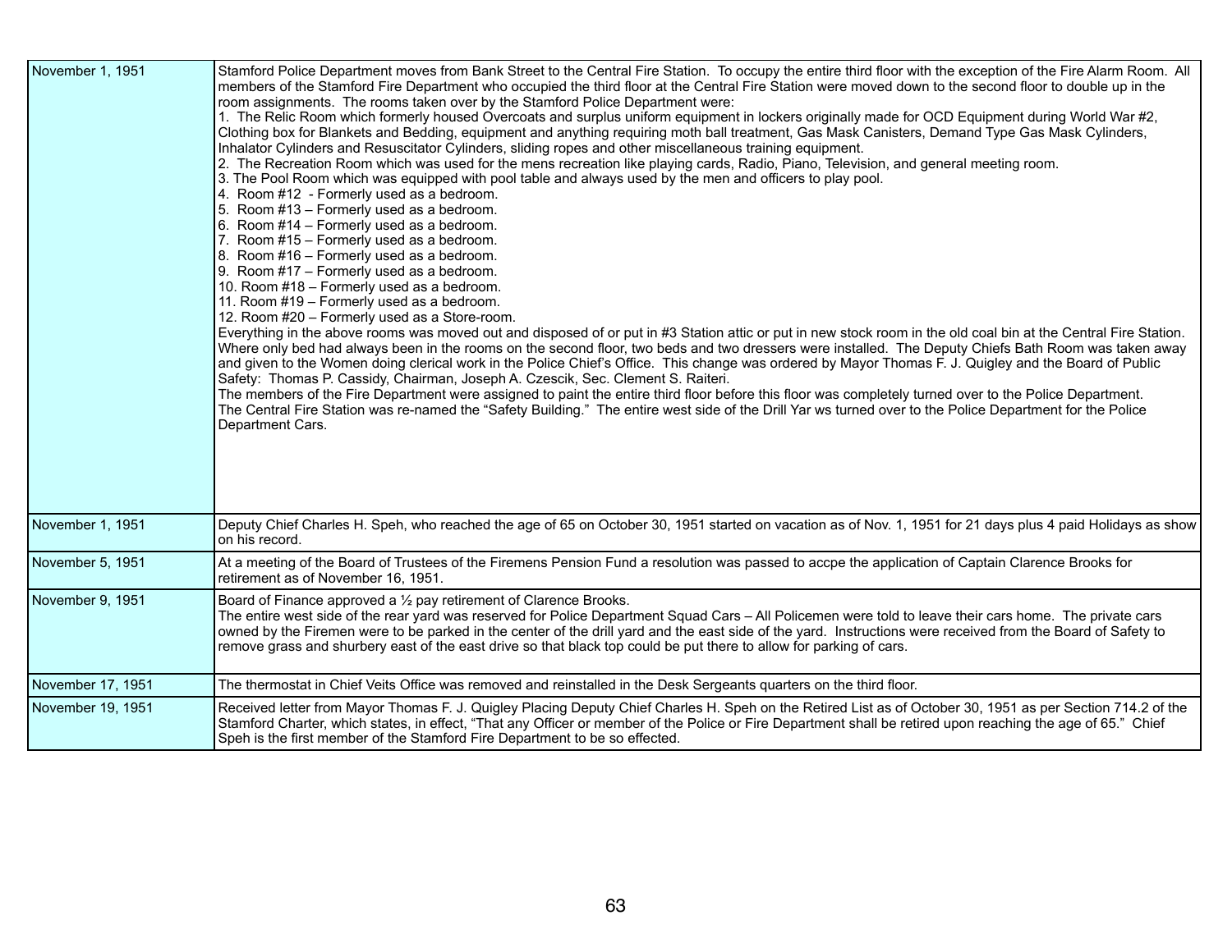| Date | Event |
|---|---|
| November 1, 1951 | Stamford Police Department moves from Bank Street to the Central Fire Station. To occupy the entire third floor with the exception of the Fire Alarm Room. All members of the Stamford Fire Department who occupied the third floor at the Central Fire Station were moved down to the second floor to double up in the room assignments. The rooms taken over by the Stamford Police Department were:<br>1. The Relic Room which formerly housed Overcoats and surplus uniform equipment in lockers originally made for OCD Equipment during World War #2, Clothing box for Blankets and Bedding, equipment and anything requiring moth ball treatment, Gas Mask Canisters, Demand Type Gas Mask Cylinders, Inhalator Cylinders and Resuscitator Cylinders, sliding ropes and other miscellaneous training equipment.<br>2. The Recreation Room which was used for the mens recreation like playing cards, Radio, Piano, Television, and general meeting room.<br>3. The Pool Room which was equipped with pool table and always used by the men and officers to play pool.<br>4. Room #12 - Formerly used as a bedroom.<br>5. Room #13 – Formerly used as a bedroom.<br>6. Room #14 – Formerly used as a bedroom.<br>7. Room #15 – Formerly used as a bedroom.<br>8. Room #16 – Formerly used as a bedroom.<br>9. Room #17 – Formerly used as a bedroom.<br>10. Room #18 – Formerly used as a bedroom.<br>11. Room #19 – Formerly used as a bedroom.<br>12. Room #20 – Formerly used as a Store-room.<br>Everything in the above rooms was moved out and disposed of or put in #3 Station attic or put in new stock room in the old coal bin at the Central Fire Station. Where only bed had always been in the rooms on the second floor, two beds and two dressers were installed. The Deputy Chiefs Bath Room was taken away and given to the Women doing clerical work in the Police Chief's Office. This change was ordered by Mayor Thomas F. J. Quigley and the Board of Public Safety: Thomas P. Cassidy, Chairman, Joseph A. Czescik, Sec. Clement S. Raiteri.<br>The members of the Fire Department were assigned to paint the entire third floor before this floor was completely turned over to the Police Department.<br>The Central Fire Station was re-named the "Safety Building." The entire west side of the Drill Yar ws turned over to the Police Department for the Police Department Cars. |
| November 1, 1951 | Deputy Chief Charles H. Speh, who reached the age of 65 on October 30, 1951 started on vacation as of Nov. 1, 1951 for 21 days plus 4 paid Holidays as show on his record. |
| November 5, 1951 | At a meeting of the Board of Trustees of the Firemens Pension Fund a resolution was passed to accpe the application of Captain Clarence Brooks for retirement as of November 16, 1951. |
| November 9, 1951 | Board of Finance approved a ½ pay retirement of Clarence Brooks.<br>The entire west side of the rear yard was reserved for Police Department Squad Cars – All Policemen were told to leave their cars home. The private cars owned by the Firemen were to be parked in the center of the drill yard and the east side of the yard. Instructions were received from the Board of Safety to remove grass and shurbery east of the east drive so that black top could be put there to allow for parking of cars. |
| November 17, 1951 | The thermostat in Chief Veits Office was removed and reinstalled in the Desk Sergeants quarters on the third floor. |
| November 19, 1951 | Received letter from Mayor Thomas F. J. Quigley Placing Deputy Chief Charles H. Speh on the Retired List as of October 30, 1951 as per Section 714.2 of the Stamford Charter, which states, in effect, "That any Officer or member of the Police or Fire Department shall be retired upon reaching the age of 65." Chief Speh is the first member of the Stamford Fire Department to be so effected. |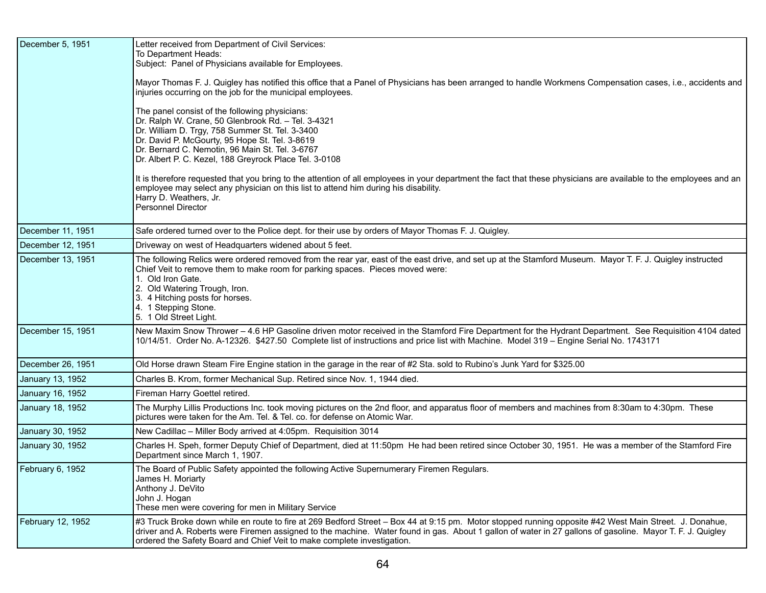| | |
|---|---|
| December 5, 1951 | Letter received from Department of Civil Services:<br>To Department Heads:<br>Subject: Panel of Physicians available for Employees.<br><br>Mayor Thomas F. J. Quigley has notified this office that a Panel of Physicians has been arranged to handle Workmens Compensation cases, i.e., accidents and injuries occurring on the job for the municipal employees.<br><br>The panel consist of the following physicians:<br>Dr. Ralph W. Crane, 50 Glenbrook Rd. – Tel. 3-4321<br>Dr. William D. Trgy, 758 Summer St. Tel. 3-3400<br>Dr. David P. McGourty, 95 Hope St. Tel. 3-8619<br>Dr. Bernard C. Nemotin, 96 Main St. Tel. 3-6767<br>Dr. Albert P. C. Kezel, 188 Greyrock Place Tel. 3-0108<br><br>It is therefore requested that you bring to the attention of all employees in your department the fact that these physicians are available to the employees and an employee may select any physician on this list to attend him during his disability.<br>Harry D. Weathers, Jr.<br>Personnel Director |
| December 11, 1951 | Safe ordered turned over to the Police dept. for their use by orders of Mayor Thomas F. J. Quigley. |
| December 12, 1951 | Driveway on west of Headquarters widened about 5 feet. |
| December 13, 1951 | The following Relics were ordered removed from the rear yar, east of the east drive, and set up at the Stamford Museum. Mayor T. F. J. Quigley instructed Chief Veit to remove them to make room for parking spaces. Pieces moved were:<br>1. Old Iron Gate.<br>2. Old Watering Trough, Iron.<br>3. 4 Hitching posts for horses.<br>4. 1 Stepping Stone.<br>5. 1 Old Street Light. |
| December 15, 1951 | New Maxim Snow Thrower – 4.6 HP Gasoline driven motor received in the Stamford Fire Department for the Hydrant Department. See Requisition 4104 dated 10/14/51. Order No. A-12326. $427.50 Complete list of instructions and price list with Machine. Model 319 – Engine Serial No. 1743171 |
| December 26, 1951 | Old Horse drawn Steam Fire Engine station in the garage in the rear of #2 Sta. sold to Rubino's Junk Yard for $325.00 |
| January 13, 1952 | Charles B. Krom, former Mechanical Sup. Retired since Nov. 1, 1944 died. |
| January 16, 1952 | Fireman Harry Goettel retired. |
| January 18, 1952 | The Murphy Lillis Productions Inc. took moving pictures on the 2nd floor, and apparatus floor of members and machines from 8:30am to 4:30pm. These pictures were taken for the Am. Tel. & Tel. co. for defense on Atomic War. |
| January 30, 1952 | New Cadillac – Miller Body arrived at 4:05pm. Requisition 3014 |
| January 30, 1952 | Charles H. Speh, former Deputy Chief of Department, died at 11:50pm He had been retired since October 30, 1951. He was a member of the Stamford Fire Department since March 1, 1907. |
| February 6, 1952 | The Board of Public Safety appointed the following Active Supernumerary Firemen Regulars.<br>James H. Moriarty<br>Anthony J. DeVito<br>John J. Hogan<br>These men were covering for men in Military Service |
| February 12, 1952 | #3 Truck Broke down while en route to fire at 269 Bedford Street – Box 44 at 9:15 pm. Motor stopped running opposite #42 West Main Street. J. Donahue, driver and A. Roberts were Firemen assigned to the machine. Water found in gas. About 1 gallon of water in 27 gallons of gasoline. Mayor T. F. J. Quigley ordered the Safety Board and Chief Veit to make complete investigation. |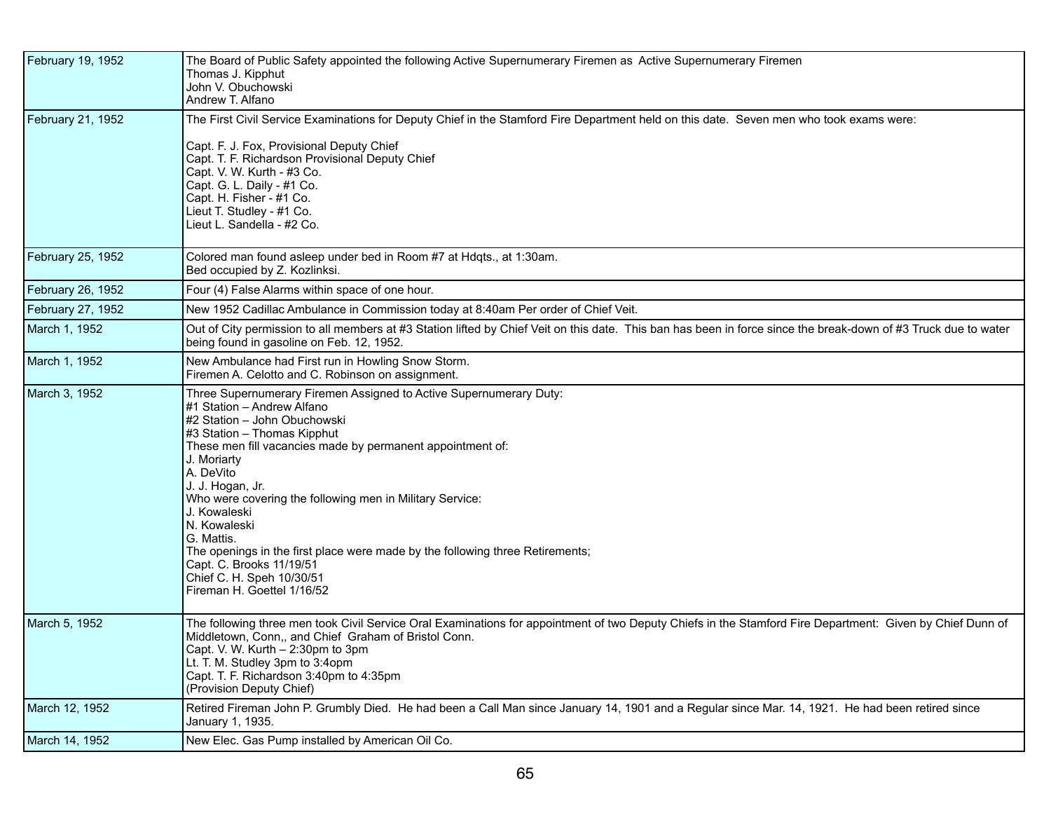| Date | Event |
|---|---|
| February 19, 1952 | The Board of Public Safety appointed the following Active Supernumerary Firemen as Active Supernumerary Firemen<br>Thomas J. Kipphut<br>John V. Obuchowski<br>Andrew T. Alfano |
| February 21, 1952 | The First Civil Service Examinations for Deputy Chief in the Stamford Fire Department held on this date. Seven men who took exams were:<br><br>Capt. F. J. Fox, Provisional Deputy Chief<br>Capt. T. F. Richardson Provisional Deputy Chief<br>Capt. V. W. Kurth - #3 Co.<br>Capt. G. L. Daily - #1 Co.<br>Capt. H. Fisher - #1 Co.<br>Lieut T. Studley - #1 Co.<br>Lieut L. Sandella - #2 Co. |
| February 25, 1952 | Colored man found asleep under bed in Room #7 at Hdqts., at 1:30am.<br>Bed occupied by Z. Kozlinksi. |
| February 26, 1952 | Four (4) False Alarms within space of one hour. |
| February 27, 1952 | New 1952 Cadillac Ambulance in Commission today at 8:40am Per order of Chief Veit. |
| March 1, 1952 | Out of City permission to all members at #3 Station lifted by Chief Veit on this date. This ban has been in force since the break-down of #3 Truck due to water being found in gasoline on Feb. 12, 1952. |
| March 1, 1952 | New Ambulance had First run in Howling Snow Storm.<br>Firemen A. Celotto and C. Robinson on assignment. |
| March 3, 1952 | Three Supernumerary Firemen Assigned to Active Supernumerary Duty:<br>#1 Station – Andrew Alfano<br>#2 Station – John Obuchowski<br>#3 Station – Thomas Kipphut<br>These men fill vacancies made by permanent appointment of:<br>J. Moriarty<br>A. DeVito<br>J. J. Hogan, Jr.<br>Who were covering the following men in Military Service:<br>J. Kowaleski<br>N. Kowaleski<br>G. Mattis.<br>The openings in the first place were made by the following three Retirements;<br>Capt. C. Brooks 11/19/51<br>Chief C. H. Speh 10/30/51<br>Fireman H. Goettel 1/16/52 |
| March 5, 1952 | The following three men took Civil Service Oral Examinations for appointment of two Deputy Chiefs in the Stamford Fire Department: Given by Chief Dunn of Middletown, Conn,, and Chief Graham of Bristol Conn.<br>Capt. V. W. Kurth – 2:30pm to 3pm<br>Lt. T. M. Studley 3pm to 3:4opm<br>Capt. T. F. Richardson 3:40pm to 4:35pm<br>(Provision Deputy Chief) |
| March 12, 1952 | Retired Fireman John P. Grumbly Died. He had been a Call Man since January 14, 1901 and a Regular since Mar. 14, 1921. He had been retired since January 1, 1935. |
| March 14, 1952 | New Elec. Gas Pump installed by American Oil Co. |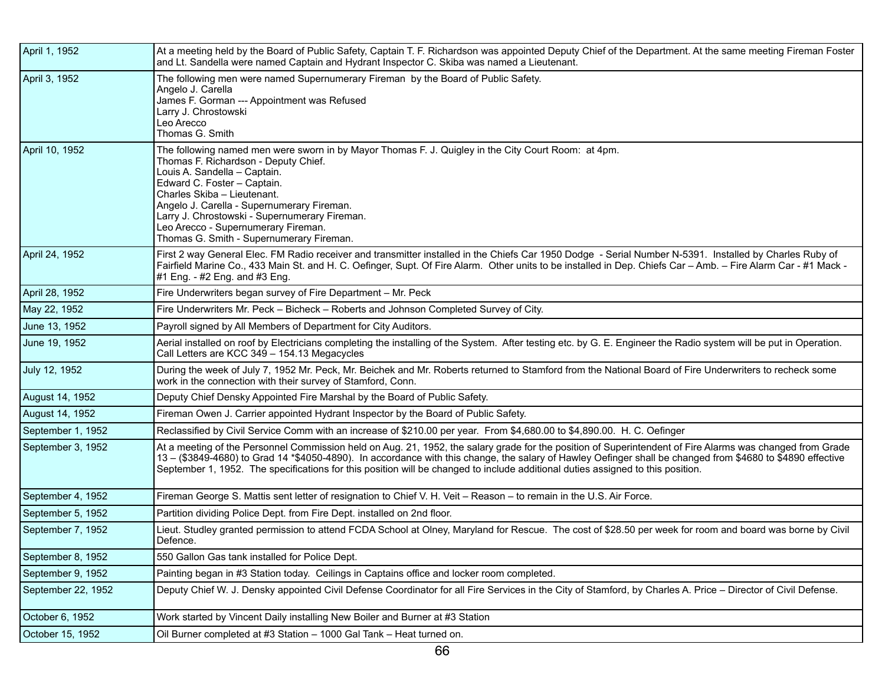| | |
|---|---|
| April 1, 1952 | At a meeting held by the Board of Public Safety, Captain T. F. Richardson was appointed Deputy Chief of the Department. At the same meeting Fireman Foster and Lt. Sandella were named Captain and Hydrant Inspector C. Skiba was named a Lieutenant. |
| April 3, 1952 | The following men were named Supernumerary Fireman by the Board of Public Safety.<br>Angelo J. Carella<br>James F. Gorman --- Appointment was Refused<br>Larry J. Chrostowski<br>Leo Arecco<br>Thomas G. Smith |
| April 10, 1952 | The following named men were sworn in by Mayor Thomas F. J. Quigley in the City Court Room: at 4pm.<br>Thomas F. Richardson - Deputy Chief.<br>Louis A. Sandella – Captain.<br>Edward C. Foster – Captain.<br>Charles Skiba – Lieutenant.<br>Angelo J. Carella - Supernumerary Fireman.<br>Larry J. Chrostowski - Supernumerary Fireman.<br>Leo Arecco - Supernumerary Fireman.<br>Thomas G. Smith - Supernumerary Fireman. |
| April 24, 1952 | First 2 way General Elec. FM Radio receiver and transmitter installed in the Chiefs Car 1950 Dodge - Serial Number N-5391. Installed by Charles Ruby of Fairfield Marine Co., 433 Main St. and H. C. Oefinger, Supt. Of Fire Alarm. Other units to be installed in Dep. Chiefs Car – Amb. – Fire Alarm Car - #1 Mack - #1 Eng. - #2 Eng. and #3 Eng. |
| April 28, 1952 | Fire Underwriters began survey of Fire Department – Mr. Peck |
| May 22, 1952 | Fire Underwriters Mr. Peck – Bicheck – Roberts and Johnson Completed Survey of City. |
| June 13, 1952 | Payroll signed by All Members of Department for City Auditors. |
| June 19, 1952 | Aerial installed on roof by Electricians completing the installing of the System. After testing etc. by G. E. Engineer the Radio system will be put in Operation. Call Letters are KCC 349 – 154.13 Megacycles |
| July 12, 1952 | During the week of July 7, 1952 Mr. Peck, Mr. Beichek and Mr. Roberts returned to Stamford from the National Board of Fire Underwriters to recheck some work in the connection with their survey of Stamford, Conn. |
| August 14, 1952 | Deputy Chief Densky Appointed Fire Marshal by the Board of Public Safety. |
| August 14, 1952 | Fireman Owen J. Carrier appointed Hydrant Inspector by the Board of Public Safety. |
| September 1, 1952 | Reclassified by Civil Service Comm with an increase of $210.00 per year. From $4,680.00 to $4,890.00. H. C. Oefinger |
| September 3, 1952 | At a meeting of the Personnel Commission held on Aug. 21, 1952, the salary grade for the position of Superintendent of Fire Alarms was changed from Grade 13 – ($3849-4680) to Grad 14 *$4050-4890). In accordance with this change, the salary of Hawley Oefinger shall be changed from $4680 to $4890 effective September 1, 1952. The specifications for this position will be changed to include additional duties assigned to this position. |
| September 4, 1952 | Fireman George S. Mattis sent letter of resignation to Chief V. H. Veit – Reason – to remain in the U.S. Air Force. |
| September 5, 1952 | Partition dividing Police Dept. from Fire Dept. installed on 2nd floor. |
| September 7, 1952 | Lieut. Studley granted permission to attend FCDA School at Olney, Maryland for Rescue. The cost of $28.50 per week for room and board was borne by Civil Defence. |
| September 8, 1952 | 550 Gallon Gas tank installed for Police Dept. |
| September 9, 1952 | Painting began in #3 Station today. Ceilings in Captains office and locker room completed. |
| September 22, 1952 | Deputy Chief W. J. Densky appointed Civil Defense Coordinator for all Fire Services in the City of Stamford, by Charles A. Price – Director of Civil Defense. |
| October 6, 1952 | Work started by Vincent Daily installing New Boiler and Burner at #3 Station |
| October 15, 1952 | Oil Burner completed at #3 Station – 1000 Gal Tank – Heat turned on. |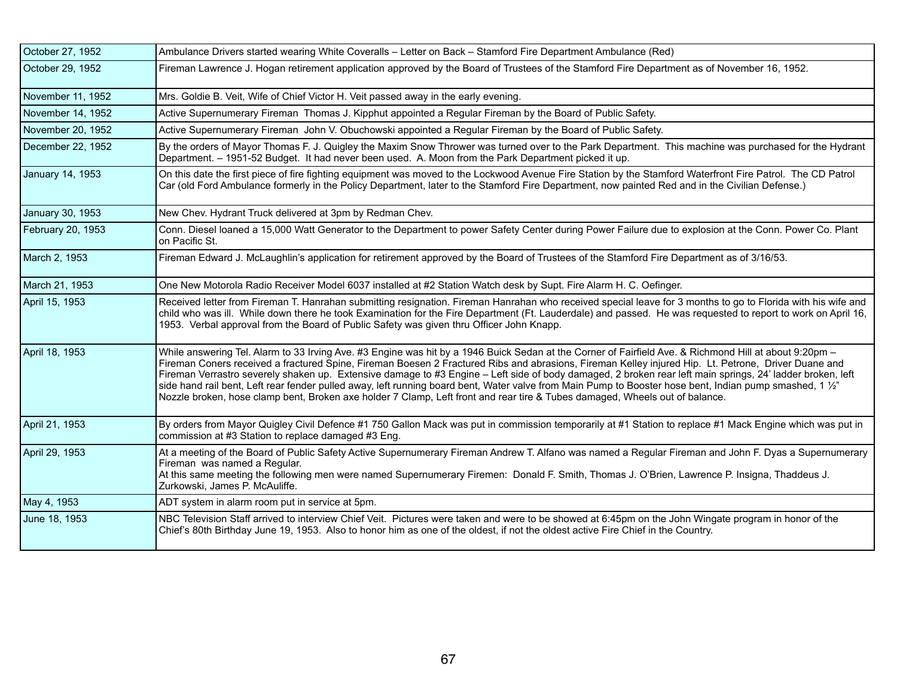| | |
|---|---|
| October 27, 1952 | Ambulance Drivers started wearing White Coveralls – Letter on Back – Stamford Fire Department Ambulance (Red) |
| October 29, 1952 | Fireman Lawrence J. Hogan retirement application approved by the Board of Trustees of the Stamford Fire Department as of November 16, 1952. |
| November 11, 1952 | Mrs. Goldie B. Veit, Wife of Chief Victor H. Veit passed away in the early evening. |
| November 14, 1952 | Active Supernumerary Fireman Thomas J. Kipphut appointed a Regular Fireman by the Board of Public Safety. |
| November 20, 1952 | Active Supernumerary Fireman John V. Obuchowski appointed a Regular Fireman by the Board of Public Safety. |
| December 22, 1952 | By the orders of Mayor Thomas F. J. Quigley the Maxim Snow Thrower was turned over to the Park Department. This machine was purchased for the Hydrant Department. – 1951-52 Budget. It had never been used. A. Moon from the Park Department picked it up. |
| January 14, 1953 | On this date the first piece of fire fighting equipment was moved to the Lockwood Avenue Fire Station by the Stamford Waterfront Fire Patrol. The CD Patrol Car (old Ford Ambulance formerly in the Policy Department, later to the Stamford Fire Department, now painted Red and in the Civilian Defense.) |
| January 30, 1953 | New Chev. Hydrant Truck delivered at 3pm by Redman Chev. |
| February 20, 1953 | Conn. Diesel loaned a 15,000 Watt Generator to the Department to power Safety Center during Power Failure due to explosion at the Conn. Power Co. Plant on Pacific St. |
| March 2, 1953 | Fireman Edward J. McLaughlin's application for retirement approved by the Board of Trustees of the Stamford Fire Department as of 3/16/53. |
| March 21, 1953 | One New Motorola Radio Receiver Model 6037 installed at #2 Station Watch desk by Supt. Fire Alarm H. C. Oefinger. |
| April 15, 1953 | Received letter from Fireman T. Hanrahan submitting resignation. Fireman Hanrahan who received special leave for 3 months to go to Florida with his wife and child who was ill. While down there he took Examination for the Fire Department (Ft. Lauderdale) and passed. He was requested to report to work on April 16, 1953. Verbal approval from the Board of Public Safety was given thru Officer John Knapp. |
| April 18, 1953 | While answering Tel. Alarm to 33 Irving Ave. #3 Engine was hit by a 1946 Buick Sedan at the Corner of Fairfield Ave. & Richmond Hill at about 9:20pm – Fireman Coners received a fractured Spine, Fireman Boesen 2 Fractured Ribs and abrasions, Fireman Kelley injured Hip. Lt. Petrone, Driver Duane and Fireman Verrastro severely shaken up. Extensive damage to #3 Engine – Left side of body damaged, 2 broken rear left main springs, 24' ladder broken, left side hand rail bent, Left rear fender pulled away, left running board bent, Water valve from Main Pump to Booster hose bent, Indian pump smashed, 1 ½" Nozzle broken, hose clamp bent, Broken axe holder 7 Clamp, Left front and rear tire & Tubes damaged, Wheels out of balance. |
| April 21, 1953 | By orders from Mayor Quigley Civil Defence #1 750 Gallon Mack was put in commission temporarily at #1 Station to replace #1 Mack Engine which was put in commission at #3 Station to replace damaged #3 Eng. |
| April 29, 1953 | At a meeting of the Board of Public Safety Active Supernumerary Fireman Andrew T. Alfano was named a Regular Fireman and John F. Dyas a Supernumerary Fireman was named a Regular.<br>At this same meeting the following men were named Supernumerary Firemen: Donald F. Smith, Thomas J. O'Brien, Lawrence P. Insigna, Thaddeus J. Zurkowski, James P. McAuliffe. |
| May 4, 1953 | ADT system in alarm room put in service at 5pm. |
| June 18, 1953 | NBC Television Staff arrived to interview Chief Veit. Pictures were taken and were to be showed at 6:45pm on the John Wingate program in honor of the Chief's 80th Birthday June 19, 1953. Also to honor him as one of the oldest, if not the oldest active Fire Chief in the Country. |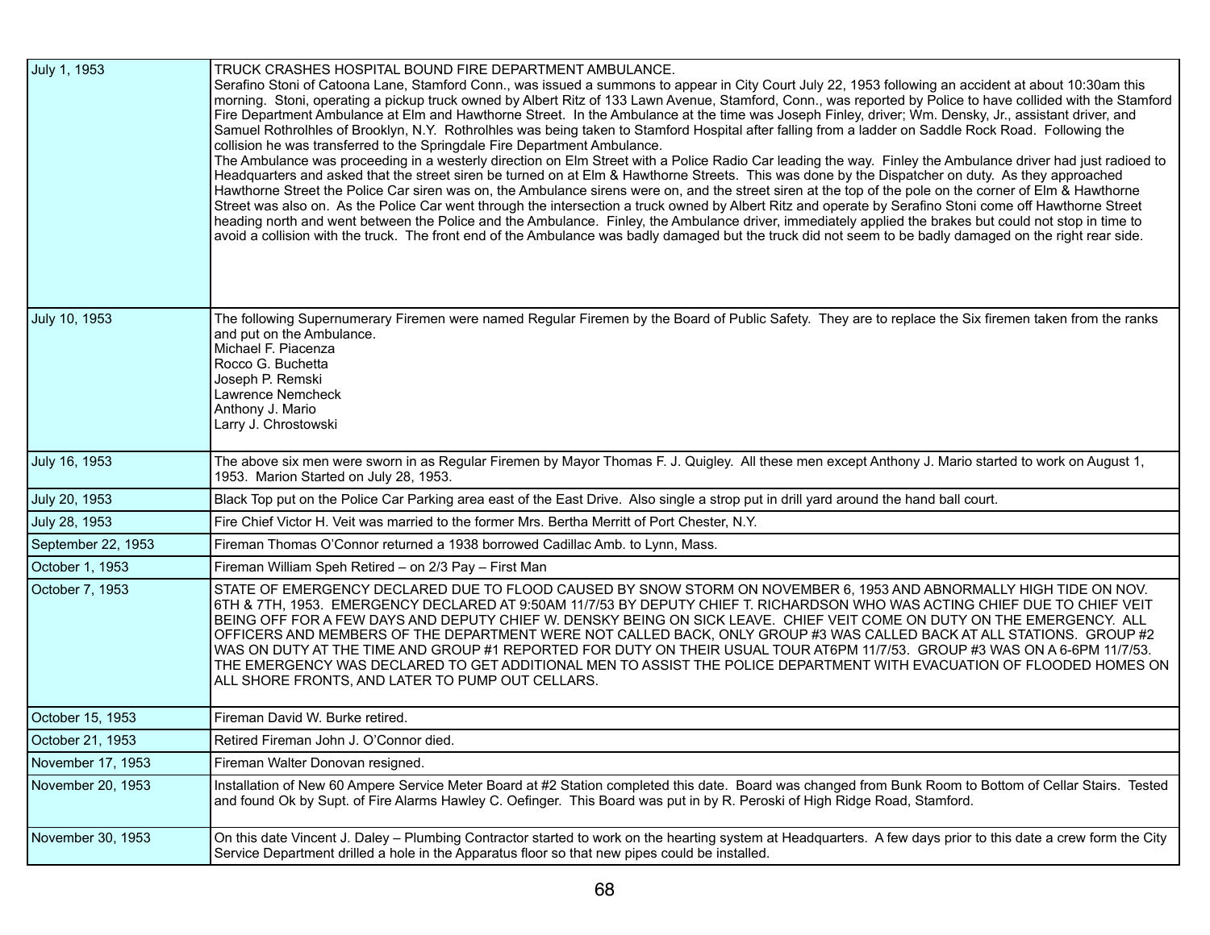| | |
|---|---|
| July 1, 1953 | TRUCK CRASHES HOSPITAL BOUND FIRE DEPARTMENT AMBULANCE.<br>Serafino Stoni of Catoona Lane, Stamford Conn., was issued a summons to appear in City Court July 22, 1953 following an accident at about 10:30am this morning. Stoni, operating a pickup truck owned by Albert Ritz of 133 Lawn Avenue, Stamford, Conn., was reported by Police to have collided with the Stamford Fire Department Ambulance at Elm and Hawthorne Street. In the Ambulance at the time was Joseph Finley, driver; Wm. Densky, Jr., assistant driver, and Samuel Rothrolhles of Brooklyn, N.Y. Rothrolhles was being taken to Stamford Hospital after falling from a ladder on Saddle Rock Road. Following the collision he was transferred to the Springdale Fire Department Ambulance.<br>The Ambulance was proceeding in a westerly direction on Elm Street with a Police Radio Car leading the way. Finley the Ambulance driver had just radioed to Headquarters and asked that the street siren be turned on at Elm & Hawthorne Streets. This was done by the Dispatcher on duty. As they approached Hawthorne Street the Police Car siren was on, the Ambulance sirens were on, and the street siren at the top of the pole on the corner of Elm & Hawthorne Street was also on. As the Police Car went through the intersection a truck owned by Albert Ritz and operate by Serafino Stoni come off Hawthorne Street heading north and went between the Police and the Ambulance. Finley, the Ambulance driver, immediately applied the brakes but could not stop in time to avoid a collision with the truck. The front end of the Ambulance was badly damaged but the truck did not seem to be badly damaged on the right rear side. |
| July 10, 1953 | The following Supernumerary Firemen were named Regular Firemen by the Board of Public Safety. They are to replace the Six firemen taken from the ranks and put on the Ambulance.<br>Michael F. Piacenza<br>Rocco G. Buchetta<br>Joseph P. Remski<br>Lawrence Nemcheck<br>Anthony J. Mario<br>Larry J. Chrostowski |
| July 16, 1953 | The above six men were sworn in as Regular Firemen by Mayor Thomas F. J. Quigley. All these men except Anthony J. Mario started to work on August 1, 1953. Marion Started on July 28, 1953. |
| July 20, 1953 | Black Top put on the Police Car Parking area east of the East Drive. Also single a strop put in drill yard around the hand ball court. |
| July 28, 1953 | Fire Chief Victor H. Veit was married to the former Mrs. Bertha Merritt of Port Chester, N.Y. |
| September 22, 1953 | Fireman Thomas O'Connor returned a 1938 borrowed Cadillac Amb. to Lynn, Mass. |
| October 1, 1953 | Fireman William Speh Retired – on 2/3 Pay – First Man |
| October 7, 1953 | STATE OF EMERGENCY DECLARED DUE TO FLOOD CAUSED BY SNOW STORM ON NOVEMBER 6, 1953 AND ABNORMALLY HIGH TIDE ON NOV. 6TH & 7TH, 1953. EMERGENCY DECLARED AT 9:50AM 11/7/53 BY DEPUTY CHIEF T. RICHARDSON WHO WAS ACTING CHIEF DUE TO CHIEF VEIT BEING OFF FOR A FEW DAYS AND DEPUTY CHIEF W. DENSKY BEING ON SICK LEAVE. CHIEF VEIT COME ON DUTY ON THE EMERGENCY. ALL OFFICERS AND MEMBERS OF THE DEPARTMENT WERE NOT CALLED BACK, ONLY GROUP #3 WAS CALLED BACK AT ALL STATIONS. GROUP #2 WAS ON DUTY AT THE TIME AND GROUP #1 REPORTED FOR DUTY ON THEIR USUAL TOUR AT6PM 11/7/53. GROUP #3 WAS ON A 6-6PM 11/7/53. THE EMERGENCY WAS DECLARED TO GET ADDITIONAL MEN TO ASSIST THE POLICE DEPARTMENT WITH EVACUATION OF FLOODED HOMES ON ALL SHORE FRONTS, AND LATER TO PUMP OUT CELLARS. |
| October 15, 1953 | Fireman David W. Burke retired. |
| October 21, 1953 | Retired Fireman John J. O'Connor died. |
| November 17, 1953 | Fireman Walter Donovan resigned. |
| November 20, 1953 | Installation of New 60 Ampere Service Meter Board at #2 Station completed this date. Board was changed from Bunk Room to Bottom of Cellar Stairs. Tested and found Ok by Supt. of Fire Alarms Hawley C. Oefinger. This Board was put in by R. Peroski of High Ridge Road, Stamford. |
| November 30, 1953 | On this date Vincent J. Daley – Plumbing Contractor started to work on the hearting system at Headquarters. A few days prior to this date a crew form the City Service Department drilled a hole in the Apparatus floor so that new pipes could be installed. |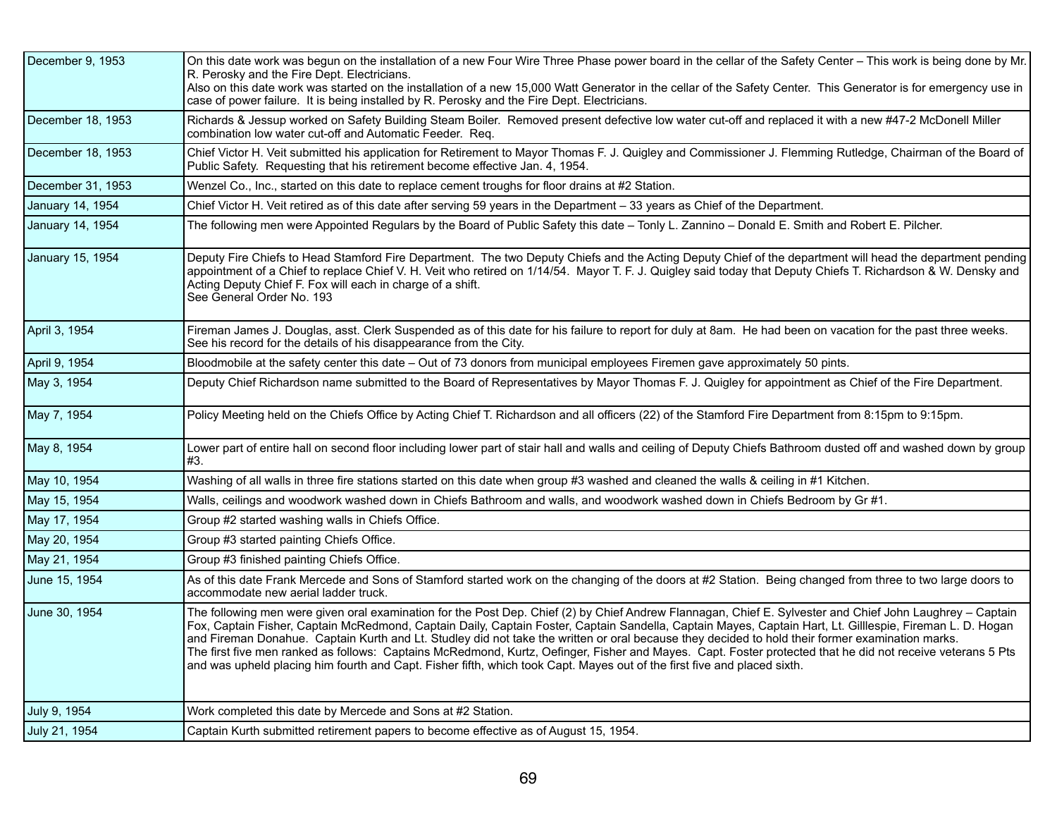| | |
|---|---|
| December 9, 1953 | On this date work was begun on the installation of a new Four Wire Three Phase power board in the cellar of the Safety Center – This work is being done by Mr. R. Perosky and the Fire Dept. Electricians.<br>Also on this date work was started on the installation of a new 15,000 Watt Generator in the cellar of the Safety Center. This Generator is for emergency use in case of power failure. It is being installed by R. Perosky and the Fire Dept. Electricians. |
| December 18, 1953 | Richards & Jessup worked on Safety Building Steam Boiler. Removed present defective low water cut-off and replaced it with a new #47-2 McDonell Miller combination low water cut-off and Automatic Feeder. Req. |
| December 18, 1953 | Chief Victor H. Veit submitted his application for Retirement to Mayor Thomas F. J. Quigley and Commissioner J. Flemming Rutledge, Chairman of the Board of Public Safety. Requesting that his retirement become effective Jan. 4, 1954. |
| December 31, 1953 | Wenzel Co., Inc., started on this date to replace cement troughs for floor drains at #2 Station. |
| January 14, 1954 | Chief Victor H. Veit retired as of this date after serving 59 years in the Department – 33 years as Chief of the Department. |
| January 14, 1954 | The following men were Appointed Regulars by the Board of Public Safety this date – Tonly L. Zannino – Donald E. Smith and Robert E. Pilcher. |
| January 15, 1954 | Deputy Fire Chiefs to Head Stamford Fire Department. The two Deputy Chiefs and the Acting Deputy Chief of the department will head the department pending appointment of a Chief to replace Chief V. H. Veit who retired on 1/14/54. Mayor T. F. J. Quigley said today that Deputy Chiefs T. Richardson & W. Densky and Acting Deputy Chief F. Fox will each in charge of a shift.<br>See General Order No. 193 |
| April 3, 1954 | Fireman James J. Douglas, asst. Clerk Suspended as of this date for his failure to report for duly at 8am. He had been on vacation for the past three weeks. See his record for the details of his disappearance from the City. |
| April 9, 1954 | Bloodmobile at the safety center this date – Out of 73 donors from municipal employees Firemen gave approximately 50 pints. |
| May 3, 1954 | Deputy Chief Richardson name submitted to the Board of Representatives by Mayor Thomas F. J. Quigley for appointment as Chief of the Fire Department. |
| May 7, 1954 | Policy Meeting held on the Chiefs Office by Acting Chief T. Richardson and all officers (22) of the Stamford Fire Department from 8:15pm to 9:15pm. |
| May 8, 1954 | Lower part of entire hall on second floor including lower part of stair hall and walls and ceiling of Deputy Chiefs Bathroom dusted off and washed down by group #3. |
| May 10, 1954 | Washing of all walls in three fire stations started on this date when group #3 washed and cleaned the walls & ceiling in #1 Kitchen. |
| May 15, 1954 | Walls, ceilings and woodwork washed down in Chiefs Bathroom and walls, and woodwork washed down in Chiefs Bedroom by Gr #1. |
| May 17, 1954 | Group #2 started washing walls in Chiefs Office. |
| May 20, 1954 | Group #3 started painting Chiefs Office. |
| May 21, 1954 | Group #3 finished painting Chiefs Office. |
| June 15, 1954 | As of this date Frank Mercede and Sons of Stamford started work on the changing of the doors at #2 Station. Being changed from three to two large doors to accommodate new aerial ladder truck. |
| June 30, 1954 | The following men were given oral examination for the Post Dep. Chief (2) by Chief Andrew Flannagan, Chief E. Sylvester and Chief John Laughrey – Captain Fox, Captain Fisher, Captain McRedmond, Captain Daily, Captain Foster, Captain Sandella, Captain Mayes, Captain Hart, Lt. Gilllespie, Fireman L. D. Hogan and Fireman Donahue. Captain Kurth and Lt. Studley did not take the written or oral because they decided to hold their former examination marks.<br>The first five men ranked as follows: Captains McRedmond, Kurtz, Oefinger, Fisher and Mayes. Capt. Foster protected that he did not receive veterans 5 Pts and was upheld placing him fourth and Capt. Fisher fifth, which took Capt. Mayes out of the first five and placed sixth. |
| July 9, 1954 | Work completed this date by Mercede and Sons at #2 Station. |
| July 21, 1954 | Captain Kurth submitted retirement papers to become effective as of August 15, 1954. |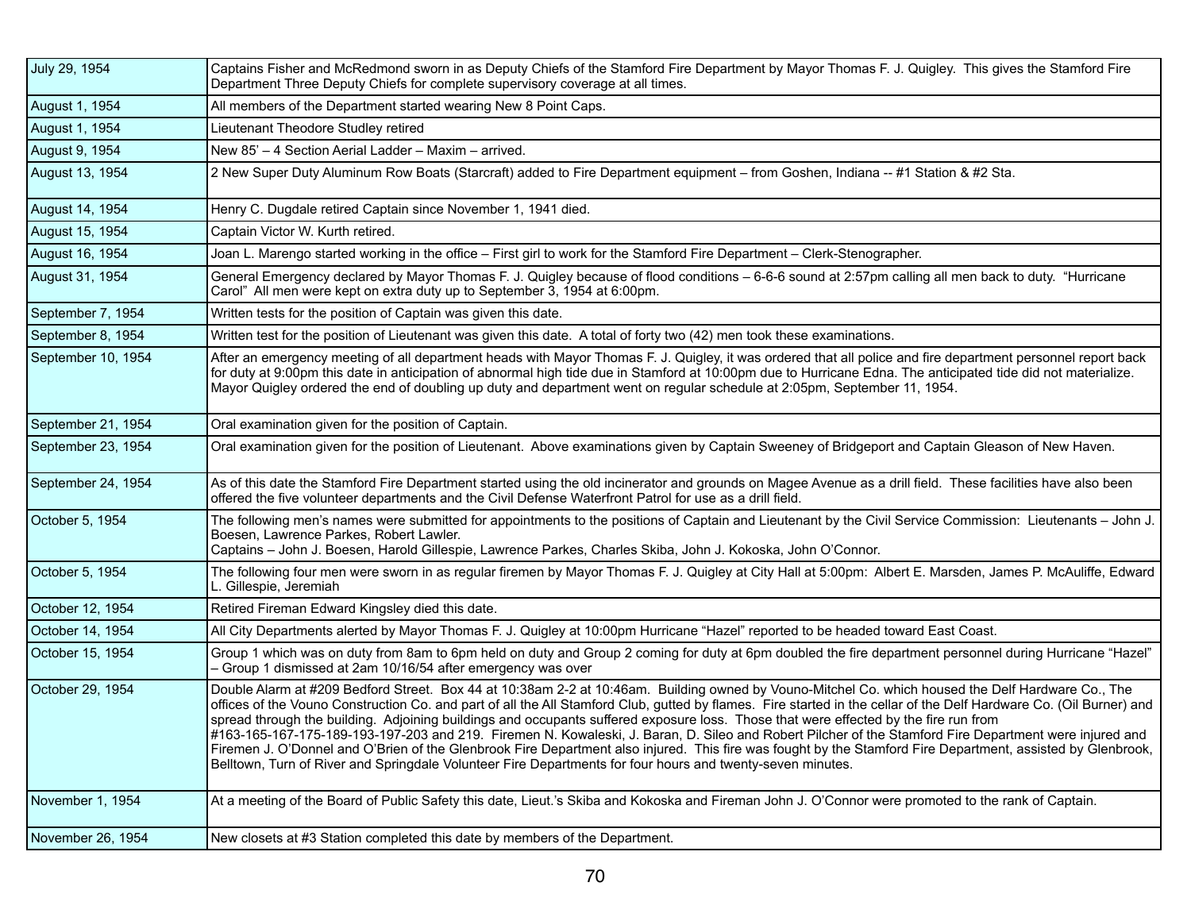| | |
|---|---|
| July 29, 1954 | Captains Fisher and McRedmond sworn in as Deputy Chiefs of the Stamford Fire Department by Mayor Thomas F. J. Quigley. This gives the Stamford Fire Department Three Deputy Chiefs for complete supervisory coverage at all times. |
| August 1, 1954 | All members of the Department started wearing New 8 Point Caps. |
| August 1, 1954 | Lieutenant Theodore Studley retired |
| August 9, 1954 | New 85' – 4 Section Aerial Ladder – Maxim – arrived. |
| August 13, 1954 | 2 New Super Duty Aluminum Row Boats (Starcraft) added to Fire Department equipment – from Goshen, Indiana -- #1 Station & #2 Sta. |
| August 14, 1954 | Henry C. Dugdale retired Captain since November 1, 1941 died. |
| August 15, 1954 | Captain Victor W. Kurth retired. |
| August 16, 1954 | Joan L. Marengo started working in the office – First girl to work for the Stamford Fire Department – Clerk-Stenographer. |
| August 31, 1954 | General Emergency declared by Mayor Thomas F. J. Quigley because of flood conditions – 6-6-6 sound at 2:57pm calling all men back to duty. "Hurricane Carol" All men were kept on extra duty up to September 3, 1954 at 6:00pm. |
| September 7, 1954 | Written tests for the position of Captain was given this date. |
| September 8, 1954 | Written test for the position of Lieutenant was given this date. A total of forty two (42) men took these examinations. |
| September 10, 1954 | After an emergency meeting of all department heads with Mayor Thomas F. J. Quigley, it was ordered that all police and fire department personnel report back for duty at 9:00pm this date in anticipation of abnormal high tide due in Stamford at 10:00pm due to Hurricane Edna. The anticipated tide did not materialize. Mayor Quigley ordered the end of doubling up duty and department went on regular schedule at 2:05pm, September 11, 1954. |
| September 21, 1954 | Oral examination given for the position of Captain. |
| September 23, 1954 | Oral examination given for the position of Lieutenant. Above examinations given by Captain Sweeney of Bridgeport and Captain Gleason of New Haven. |
| September 24, 1954 | As of this date the Stamford Fire Department started using the old incinerator and grounds on Magee Avenue as a drill field. These facilities have also been offered the five volunteer departments and the Civil Defense Waterfront Patrol for use as a drill field. |
| October 5, 1954 | The following men's names were submitted for appointments to the positions of Captain and Lieutenant by the Civil Service Commission: Lieutenants – John J. Boesen, Lawrence Parkes, Robert Lawler.<br>Captains – John J. Boesen, Harold Gillespie, Lawrence Parkes, Charles Skiba, John J. Kokoska, John O'Connor. |
| October 5, 1954 | The following four men were sworn in as regular firemen by Mayor Thomas F. J. Quigley at City Hall at 5:00pm: Albert E. Marsden, James P. McAuliffe, Edward L. Gillespie, Jeremiah |
| October 12, 1954 | Retired Fireman Edward Kingsley died this date. |
| October 14, 1954 | All City Departments alerted by Mayor Thomas F. J. Quigley at 10:00pm Hurricane "Hazel" reported to be headed toward East Coast. |
| October 15, 1954 | Group 1 which was on duty from 8am to 6pm held on duty and Group 2 coming for duty at 6pm doubled the fire department personnel during Hurricane "Hazel" – Group 1 dismissed at 2am 10/16/54 after emergency was over |
| October 29, 1954 | Double Alarm at #209 Bedford Street. Box 44 at 10:38am 2-2 at 10:46am. Building owned by Vouno-Mitchel Co. which housed the Delf Hardware Co., The offices of the Vouno Construction Co. and part of all the All Stamford Club, gutted by flames. Fire started in the cellar of the Delf Hardware Co. (Oil Burner) and spread through the building. Adjoining buildings and occupants suffered exposure loss. Those that were effected by the fire run from #163-165-167-175-189-193-197-203 and 219. Firemen N. Kowaleski, J. Baran, D. Sileo and Robert Pilcher of the Stamford Fire Department were injured and Firemen J. O'Donnel and O'Brien of the Glenbrook Fire Department also injured. This fire was fought by the Stamford Fire Department, assisted by Glenbrook, Belltown, Turn of River and Springdale Volunteer Fire Departments for four hours and twenty-seven minutes. |
| November 1, 1954 | At a meeting of the Board of Public Safety this date, Lieut.'s Skiba and Kokoska and Fireman John J. O'Connor were promoted to the rank of Captain. |
| November 26, 1954 | New closets at #3 Station completed this date by members of the Department. |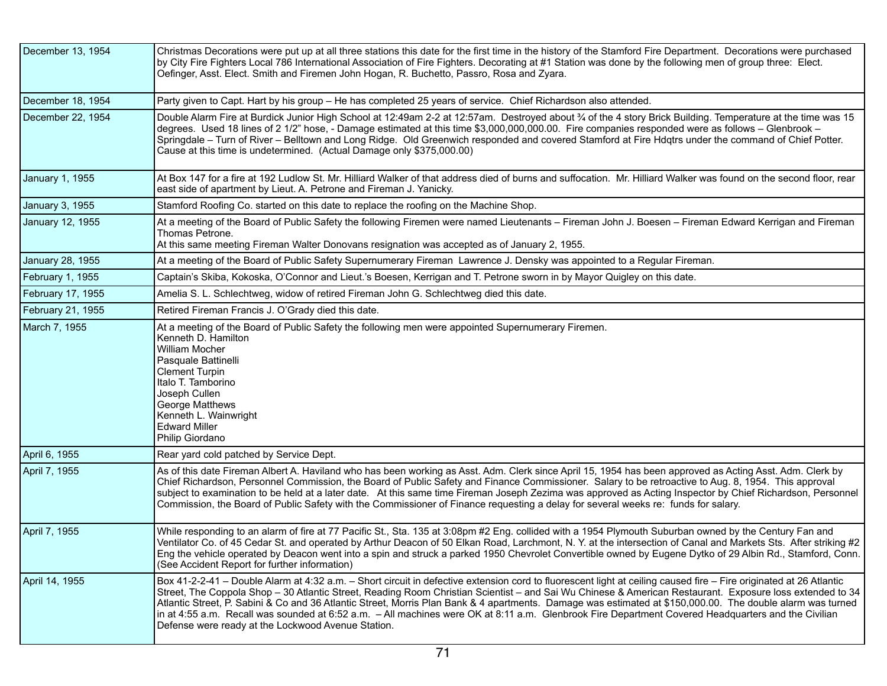| | |
|---|---|
| December 13, 1954 | Christmas Decorations were put up at all three stations this date for the first time in the history of the Stamford Fire Department. Decorations were purchased by City Fire Fighters Local 786 International Association of Fire Fighters. Decorating at #1 Station was done by the following men of group three: Elect. Oefinger, Asst. Elect. Smith and Firemen John Hogan, R. Buchetto, Passro, Rosa and Zyara. |
| December 18, 1954 | Party given to Capt. Hart by his group – He has completed 25 years of service. Chief Richardson also attended. |
| December 22, 1954 | Double Alarm Fire at Burdick Junior High School at 12:49am 2-2 at 12:57am. Destroyed about ¾ of the 4 story Brick Building. Temperature at the time was 15 degrees. Used 18 lines of 2 1/2" hose, - Damage estimated at this time $3,000,000,000.00. Fire companies responded were as follows – Glenbrook – Springdale – Turn of River – Belltown and Long Ridge. Old Greenwich responded and covered Stamford at Fire Hdqtrs under the command of Chief Potter. Cause at this time is undetermined. (Actual Damage only $375,000.00) |
| January 1, 1955 | At Box 147 for a fire at 192 Ludlow St. Mr. Hilliard Walker of that address died of burns and suffocation. Mr. Hilliard Walker was found on the second floor, rear east side of apartment by Lieut. A. Petrone and Fireman J. Yanicky. |
| January 3, 1955 | Stamford Roofing Co. started on this date to replace the roofing on the Machine Shop. |
| January 12, 1955 | At a meeting of the Board of Public Safety the following Firemen were named Lieutenants – Fireman John J. Boesen – Fireman Edward Kerrigan and Fireman Thomas Petrone.<br>At this same meeting Fireman Walter Donovans resignation was accepted as of January 2, 1955. |
| January 28, 1955 | At a meeting of the Board of Public Safety Supernumerary Fireman Lawrence J. Densky was appointed to a Regular Fireman. |
| February 1, 1955 | Captain's Skiba, Kokoska, O'Connor and Lieut.'s Boesen, Kerrigan and T. Petrone sworn in by Mayor Quigley on this date. |
| February 17, 1955 | Amelia S. L. Schlechtweg, widow of retired Fireman John G. Schlechtweg died this date. |
| February 21, 1955 | Retired Fireman Francis J. O'Grady died this date. |
| March 7, 1955 | At a meeting of the Board of Public Safety the following men were appointed Supernumerary Firemen.<br>Kenneth D. Hamilton<br>William Mocher<br>Pasquale Battinelli<br>Clement Turpin<br>Italo T. Tamborino<br>Joseph Cullen<br>George Matthews<br>Kenneth L. Wainwright<br>Edward Miller<br>Philip Giordano |
| April 6, 1955 | Rear yard cold patched by Service Dept. |
| April 7, 1955 | As of this date Fireman Albert A. Haviland who has been working as Asst. Adm. Clerk since April 15, 1954 has been approved as Acting Asst. Adm. Clerk by Chief Richardson, Personnel Commission, the Board of Public Safety and Finance Commissioner. Salary to be retroactive to Aug. 8, 1954. This approval subject to examination to be held at a later date. At this same time Fireman Joseph Zezima was approved as Acting Inspector by Chief Richardson, Personnel Commission, the Board of Public Safety with the Commissioner of Finance requesting a delay for several weeks re: funds for salary. |
| April 7, 1955 | While responding to an alarm of fire at 77 Pacific St., Sta. 135 at 3:08pm #2 Eng. collided with a 1954 Plymouth Suburban owned by the Century Fan and Ventilator Co. of 45 Cedar St. and operated by Arthur Deacon of 50 Elkan Road, Larchmont, N. Y. at the intersection of Canal and Markets Sts. After striking #2 Eng the vehicle operated by Deacon went into a spin and struck a parked 1950 Chevrolet Convertible owned by Eugene Dytko of 29 Albin Rd., Stamford, Conn. (See Accident Report for further information) |
| April 14, 1955 | Box 41-2-2-41 – Double Alarm at 4:32 a.m. – Short circuit in defective extension cord to fluorescent light at ceiling caused fire – Fire originated at 26 Atlantic Street, The Coppola Shop – 30 Atlantic Street, Reading Room Christian Scientist – and Sai Wu Chinese & American Restaurant. Exposure loss extended to 34 Atlantic Street, P. Sabini & Co and 36 Atlantic Street, Morris Plan Bank & 4 apartments. Damage was estimated at $150,000.00. The double alarm was turned in at 4:55 a.m. Recall was sounded at 6:52 a.m. – All machines were OK at 8:11 a.m. Glenbrook Fire Department Covered Headquarters and the Civilian Defense were ready at the Lockwood Avenue Station. |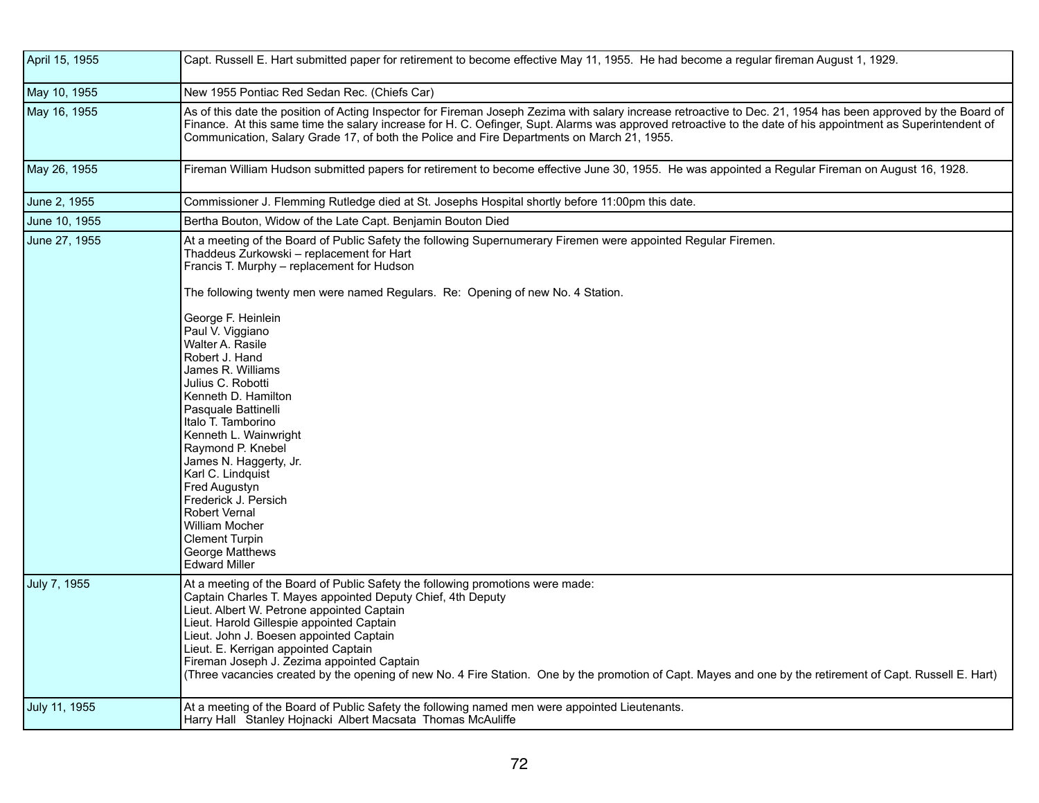| | |
|---|---|
| April 15, 1955 | Capt. Russell E. Hart submitted paper for retirement to become effective May 11, 1955. He had become a regular fireman August 1, 1929. |
| May 10, 1955 | New 1955 Pontiac Red Sedan Rec. (Chiefs Car) |
| May 16, 1955 | As of this date the position of Acting Inspector for Fireman Joseph Zezima with salary increase retroactive to Dec. 21, 1954 has been approved by the Board of Finance. At this same time the salary increase for H. C. Oefinger, Supt. Alarms was approved retroactive to the date of his appointment as Superintendent of Communication, Salary Grade 17, of both the Police and Fire Departments on March 21, 1955. |
| May 26, 1955 | Fireman William Hudson submitted papers for retirement to become effective June 30, 1955. He was appointed a Regular Fireman on August 16, 1928. |
| June 2, 1955 | Commissioner J. Flemming Rutledge died at St. Josephs Hospital shortly before 11:00pm this date. |
| June 10, 1955 | Bertha Bouton, Widow of the Late Capt. Benjamin Bouton Died |
| June 27, 1955 | At a meeting of the Board of Public Safety the following Supernumerary Firemen were appointed Regular Firemen.<br>Thaddeus Zurkowski – replacement for Hart<br>Francis T. Murphy – replacement for Hudson<br><br>The following twenty men were named Regulars. Re: Opening of new No. 4 Station.<br><br>George F. Heinlein<br>Paul V. Viggiano<br>Walter A. Rasile<br>Robert J. Hand<br>James R. Williams<br>Julius C. Robotti<br>Kenneth D. Hamilton<br>Pasquale Battinelli<br>Italo T. Tamborino<br>Kenneth L. Wainwright<br>Raymond P. Knebel<br>James N. Haggerty, Jr.<br>Karl C. Lindquist<br>Fred Augustyn<br>Frederick J. Persich<br>Robert Vernal<br>William Mocher<br>Clement Turpin<br>George Matthews<br>Edward Miller |
| July 7, 1955 | At a meeting of the Board of Public Safety the following promotions were made:<br>Captain Charles T. Mayes appointed Deputy Chief, 4th Deputy<br>Lieut. Albert W. Petrone appointed Captain<br>Lieut. Harold Gillespie appointed Captain<br>Lieut. John J. Boesen appointed Captain<br>Lieut. E. Kerrigan appointed Captain<br>Fireman Joseph J. Zezima appointed Captain<br>(Three vacancies created by the opening of new No. 4 Fire Station. One by the promotion of Capt. Mayes and one by the retirement of Capt. Russell E. Hart) |
| July 11, 1955 | At a meeting of the Board of Public Safety the following named men were appointed Lieutenants.<br>Harry Hall Stanley Hojnacki Albert Macsata Thomas McAuliffe |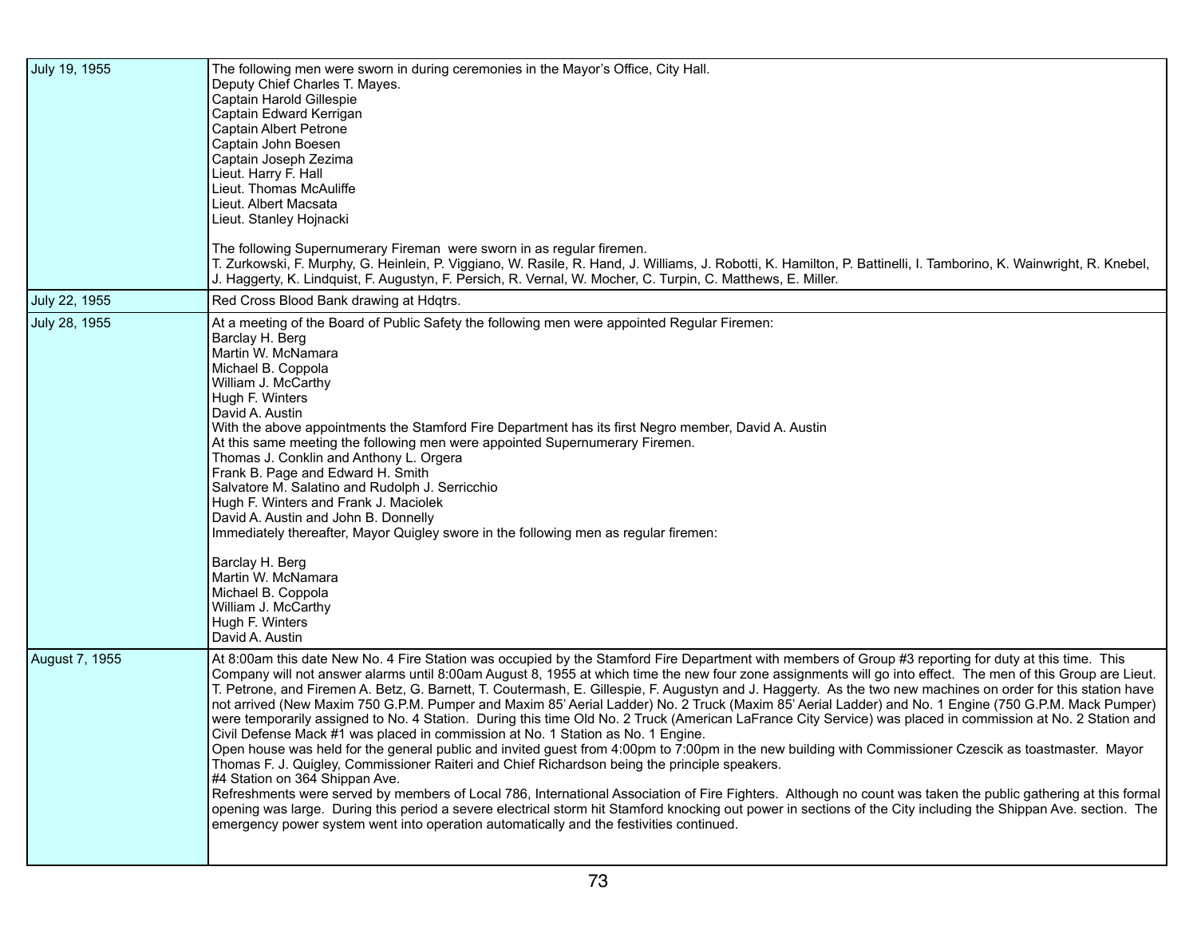| Date | Entry |
|---|---|
| July 19, 1955 | The following men were sworn in during ceremonies in the Mayor's Office, City Hall.<br>Deputy Chief Charles T. Mayes.<br>Captain Harold Gillespie<br>Captain Edward Kerrigan<br>Captain Albert Petrone<br>Captain John Boesen<br>Captain Joseph Zezima<br>Lieut. Harry F. Hall<br>Lieut. Thomas McAuliffe<br>Lieut. Albert Macsata<br>Lieut. Stanley Hojnacki<br><br>The following Supernumerary Fireman were sworn in as regular firemen.<br>T. Zurkowski, F. Murphy, G. Heinlein, P. Viggiano, W. Rasile, R. Hand, J. Williams, J. Robotti, K. Hamilton, P. Battinelli, I. Tamborino, K. Wainwright, R. Knebel, J. Haggerty, K. Lindquist, F. Augustyn, F. Persich, R. Vernal, W. Mocher, C. Turpin, C. Matthews, E. Miller. |
| July 22, 1955 | Red Cross Blood Bank drawing at Hdqtrs. |
| July 28, 1955 | At a meeting of the Board of Public Safety the following men were appointed Regular Firemen:<br>Barclay H. Berg<br>Martin W. McNamara<br>Michael B. Coppola<br>William J. McCarthy<br>Hugh F. Winters<br>David A. Austin<br>With the above appointments the Stamford Fire Department has its first Negro member, David A. Austin<br>At this same meeting the following men were appointed Supernumerary Firemen.<br>Thomas J. Conklin and Anthony L. Orgera<br>Frank B. Page and Edward H. Smith<br>Salvatore M. Salatino and Rudolph J. Serricchio<br>Hugh F. Winters and Frank J. Maciolek<br>David A. Austin and John B. Donnelly<br>Immediately thereafter, Mayor Quigley swore in the following men as regular firemen:<br><br>Barclay H. Berg<br>Martin W. McNamara<br>Michael B. Coppola<br>William J. McCarthy<br>Hugh F. Winters<br>David A. Austin |
| August 7, 1955 | At 8:00am this date New No. 4 Fire Station was occupied by the Stamford Fire Department with members of Group #3 reporting for duty at this time. This Company will not answer alarms until 8:00am August 8, 1955 at which time the new four zone assignments will go into effect. The men of this Group are Lieut. T. Petrone, and Firemen A. Betz, G. Barnett, T. Coutermash, E. Gillespie, F. Augustyn and J. Haggerty. As the two new machines on order for this station have not arrived (New Maxim 750 G.P.M. Pumper and Maxim 85' Aerial Ladder) No. 2 Truck (Maxim 85' Aerial Ladder) and No. 1 Engine (750 G.P.M. Mack Pumper) were temporarily assigned to No. 4 Station. During this time Old No. 2 Truck (American LaFrance City Service) was placed in commission at No. 2 Station and Civil Defense Mack #1 was placed in commission at No. 1 Station as No. 1 Engine.<br>Open house was held for the general public and invited guest from 4:00pm to 7:00pm in the new building with Commissioner Czescik as toastmaster. Mayor Thomas F. J. Quigley, Commissioner Raiteri and Chief Richardson being the principle speakers.<br>#4 Station on 364 Shippan Ave.<br>Refreshments were served by members of Local 786, International Association of Fire Fighters. Although no count was taken the public gathering at this formal opening was large. During this period a severe electrical storm hit Stamford knocking out power in sections of the City including the Shippan Ave. section. The emergency power system went into operation automatically and the festivities continued. |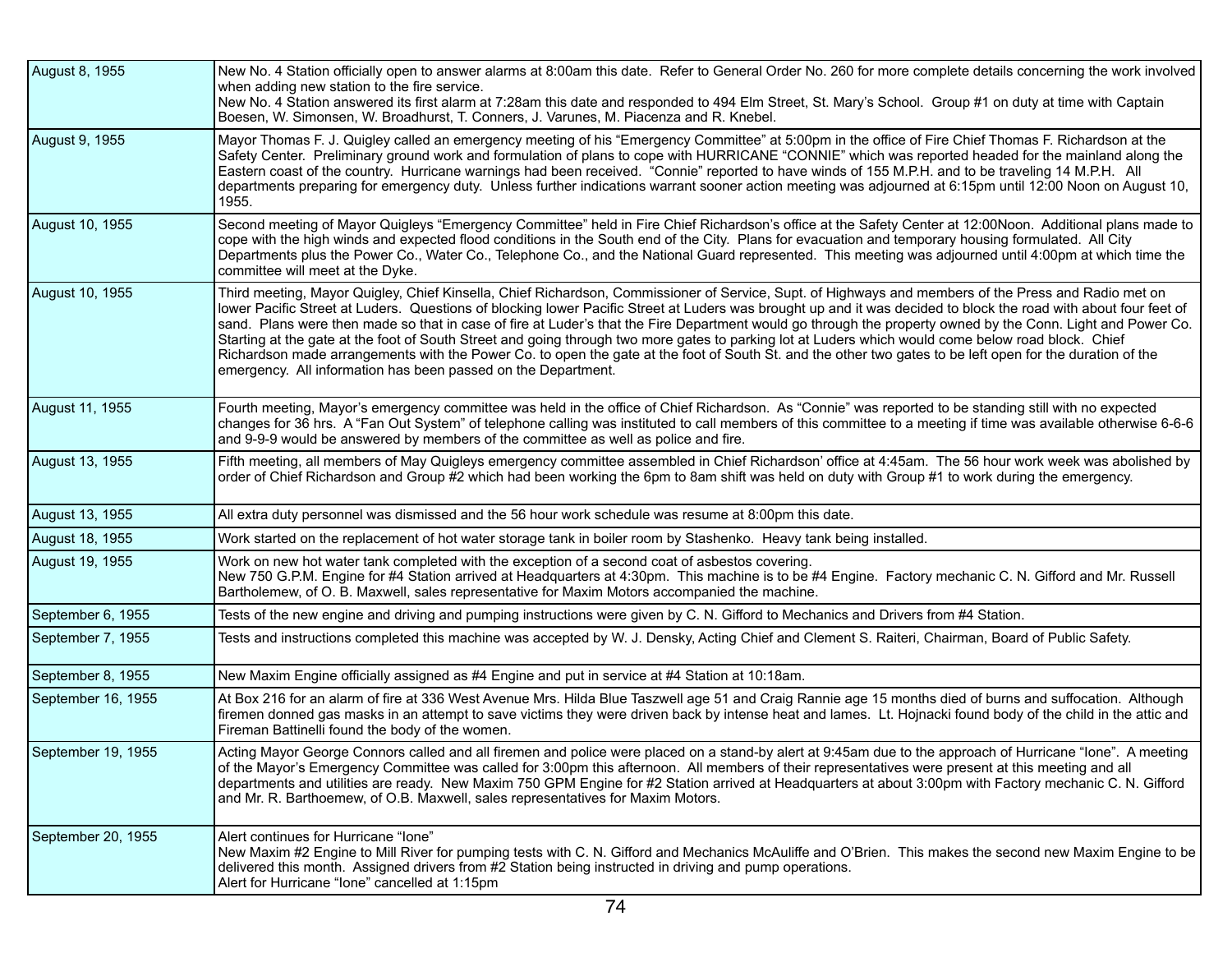| | |
|---|---|
| August 8, 1955 | New No. 4 Station officially open to answer alarms at 8:00am this date. Refer to General Order No. 260 for more complete details concerning the work involved when adding new station to the fire service.<br>New No. 4 Station answered its first alarm at 7:28am this date and responded to 494 Elm Street, St. Mary's School. Group #1 on duty at time with Captain Boesen, W. Simonsen, W. Broadhurst, T. Conners, J. Varunes, M. Piacenza and R. Knebel. |
| August 9, 1955 | Mayor Thomas F. J. Quigley called an emergency meeting of his "Emergency Committee" at 5:00pm in the office of Fire Chief Thomas F. Richardson at the Safety Center. Preliminary ground work and formulation of plans to cope with HURRICANE "CONNIE" which was reported headed for the mainland along the Eastern coast of the country. Hurricane warnings had been received. "Connie" reported to have winds of 155 M.P.H. and to be traveling 14 M.P.H. All departments preparing for emergency duty. Unless further indications warrant sooner action meeting was adjourned at 6:15pm until 12:00 Noon on August 10, 1955. |
| August 10, 1955 | Second meeting of Mayor Quigleys "Emergency Committee" held in Fire Chief Richardson's office at the Safety Center at 12:00Noon. Additional plans made to cope with the high winds and expected flood conditions in the South end of the City. Plans for evacuation and temporary housing formulated. All City Departments plus the Power Co., Water Co., Telephone Co., and the National Guard represented. This meeting was adjourned until 4:00pm at which time the committee will meet at the Dyke. |
| August 10, 1955 | Third meeting, Mayor Quigley, Chief Kinsella, Chief Richardson, Commissioner of Service, Supt. of Highways and members of the Press and Radio met on lower Pacific Street at Luders. Questions of blocking lower Pacific Street at Luders was brought up and it was decided to block the road with about four feet of sand. Plans were then made so that in case of fire at Luder's that the Fire Department would go through the property owned by the Conn. Light and Power Co. Starting at the gate at the foot of South Street and going through two more gates to parking lot at Luders which would come below road block. Chief Richardson made arrangements with the Power Co. to open the gate at the foot of South St. and the other two gates to be left open for the duration of the emergency. All information has been passed on the Department. |
| August 11, 1955 | Fourth meeting, Mayor's emergency committee was held in the office of Chief Richardson. As "Connie" was reported to be standing still with no expected changes for 36 hrs. A "Fan Out System" of telephone calling was instituted to call members of this committee to a meeting if time was available otherwise 6-6-6 and 9-9-9 would be answered by members of the committee as well as police and fire. |
| August 13, 1955 | Fifth meeting, all members of May Quigleys emergency committee assembled in Chief Richardson' office at 4:45am. The 56 hour work week was abolished by order of Chief Richardson and Group #2 which had been working the 6pm to 8am shift was held on duty with Group #1 to work during the emergency. |
| August 13, 1955 | All extra duty personnel was dismissed and the 56 hour work schedule was resume at 8:00pm this date. |
| August 18, 1955 | Work started on the replacement of hot water storage tank in boiler room by Stashenko. Heavy tank being installed. |
| August 19, 1955 | Work on new hot water tank completed with the exception of a second coat of asbestos covering.<br>New 750 G.P.M. Engine for #4 Station arrived at Headquarters at 4:30pm. This machine is to be #4 Engine. Factory mechanic C. N. Gifford and Mr. Russell Bartholemew, of O. B. Maxwell, sales representative for Maxim Motors accompanied the machine. |
| September 6, 1955 | Tests of the new engine and driving and pumping instructions were given by C. N. Gifford to Mechanics and Drivers from #4 Station. |
| September 7, 1955 | Tests and instructions completed this machine was accepted by W. J. Densky, Acting Chief and Clement S. Raiteri, Chairman, Board of Public Safety. |
| September 8, 1955 | New Maxim Engine officially assigned as #4 Engine and put in service at #4 Station at 10:18am. |
| September 16, 1955 | At Box 216 for an alarm of fire at 336 West Avenue Mrs. Hilda Blue Taszwell age 51 and Craig Rannie age 15 months died of burns and suffocation. Although firemen donned gas masks in an attempt to save victims they were driven back by intense heat and lames. Lt. Hojnacki found body of the child in the attic and Fireman Battinelli found the body of the women. |
| September 19, 1955 | Acting Mayor George Connors called and all firemen and police were placed on a stand-by alert at 9:45am due to the approach of Hurricane "Ione". A meeting of the Mayor's Emergency Committee was called for 3:00pm this afternoon. All members of their representatives were present at this meeting and all departments and utilities are ready. New Maxim 750 GPM Engine for #2 Station arrived at Headquarters at about 3:00pm with Factory mechanic C. N. Gifford and Mr. R. Barthoemew, of O.B. Maxwell, sales representatives for Maxim Motors. |
| September 20, 1955 | Alert continues for Hurricane "Ione"<br>New Maxim #2 Engine to Mill River for pumping tests with C. N. Gifford and Mechanics McAuliffe and O'Brien. This makes the second new Maxim Engine to be delivered this month. Assigned drivers from #2 Station being instructed in driving and pump operations.<br>Alert for Hurricane "Ione" cancelled at 1:15pm |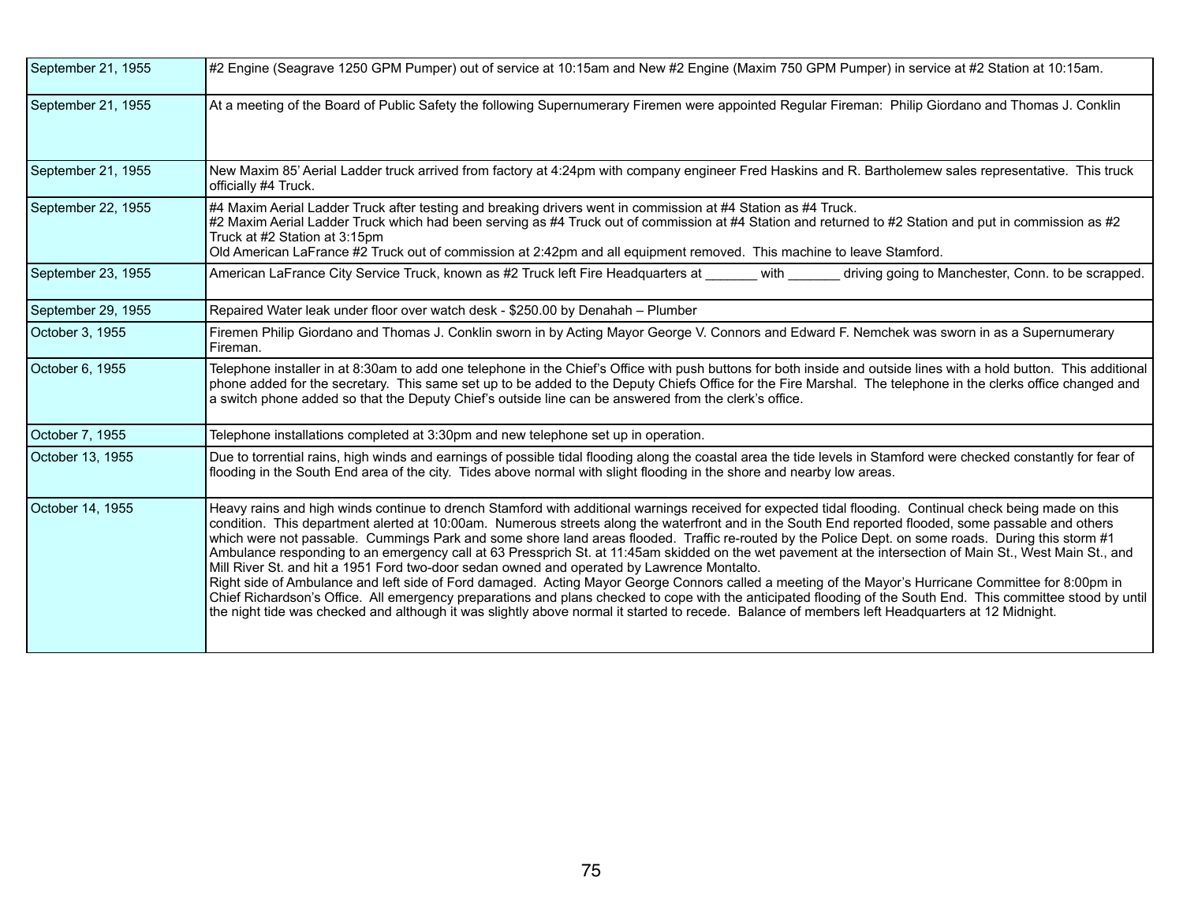| | |
|---|---|
| September 21, 1955 | #2 Engine (Seagrave 1250 GPM Pumper) out of service at 10:15am and New #2 Engine (Maxim 750 GPM Pumper) in service at #2 Station at 10:15am. |
| September 21, 1955 | At a meeting of the Board of Public Safety the following Supernumerary Firemen were appointed Regular Fireman: Philip Giordano and Thomas J. Conklin |
| September 21, 1955 | New Maxim 85' Aerial Ladder truck arrived from factory at 4:24pm with company engineer Fred Haskins and R. Bartholemew sales representative. This truck officially #4 Truck. |
| September 22, 1955 | #4 Maxim Aerial Ladder Truck after testing and breaking drivers went in commission at #4 Station as #4 Truck.<br>#2 Maxim Aerial Ladder Truck which had been serving as #4 Truck out of commission at #4 Station and returned to #2 Station and put in commission as #2 Truck at #2 Station at 3:15pm<br>Old American LaFrance #2 Truck out of commission at 2:42pm and all equipment removed. This machine to leave Stamford. |
| September 23, 1955 | American LaFrance City Service Truck, known as #2 Truck left Fire Headquarters at _______ with _______ driving going to Manchester, Conn. to be scrapped. |
| September 29, 1955 | Repaired Water leak under floor over watch desk - $250.00 by Denahah – Plumber |
| October 3, 1955 | Firemen Philip Giordano and Thomas J. Conklin sworn in by Acting Mayor George V. Connors and Edward F. Nemchek was sworn in as a Supernumerary Fireman. |
| October 6, 1955 | Telephone installer in at 8:30am to add one telephone in the Chief's Office with push buttons for both inside and outside lines with a hold button. This additional phone added for the secretary. This same set up to be added to the Deputy Chiefs Office for the Fire Marshal. The telephone in the clerks office changed and a switch phone added so that the Deputy Chief's outside line can be answered from the clerk's office. |
| October 7, 1955 | Telephone installations completed at 3:30pm and new telephone set up in operation. |
| October 13, 1955 | Due to torrential rains, high winds and earnings of possible tidal flooding along the coastal area the tide levels in Stamford were checked constantly for fear of flooding in the South End area of the city. Tides above normal with slight flooding in the shore and nearby low areas. |
| October 14, 1955 | Heavy rains and high winds continue to drench Stamford with additional warnings received for expected tidal flooding. Continual check being made on this condition. This department alerted at 10:00am. Numerous streets along the waterfront and in the South End reported flooded, some passable and others which were not passable. Cummings Park and some shore land areas flooded. Traffic re-routed by the Police Dept. on some roads. During this storm #1 Ambulance responding to an emergency call at 63 Pressprich St. at 11:45am skidded on the wet pavement at the intersection of Main St., West Main St., and Mill River St. and hit a 1951 Ford two-door sedan owned and operated by Lawrence Montalto.<br>Right side of Ambulance and left side of Ford damaged. Acting Mayor George Connors called a meeting of the Mayor's Hurricane Committee for 8:00pm in Chief Richardson's Office. All emergency preparations and plans checked to cope with the anticipated flooding of the South End. This committee stood by until the night tide was checked and although it was slightly above normal it started to recede. Balance of members left Headquarters at 12 Midnight. |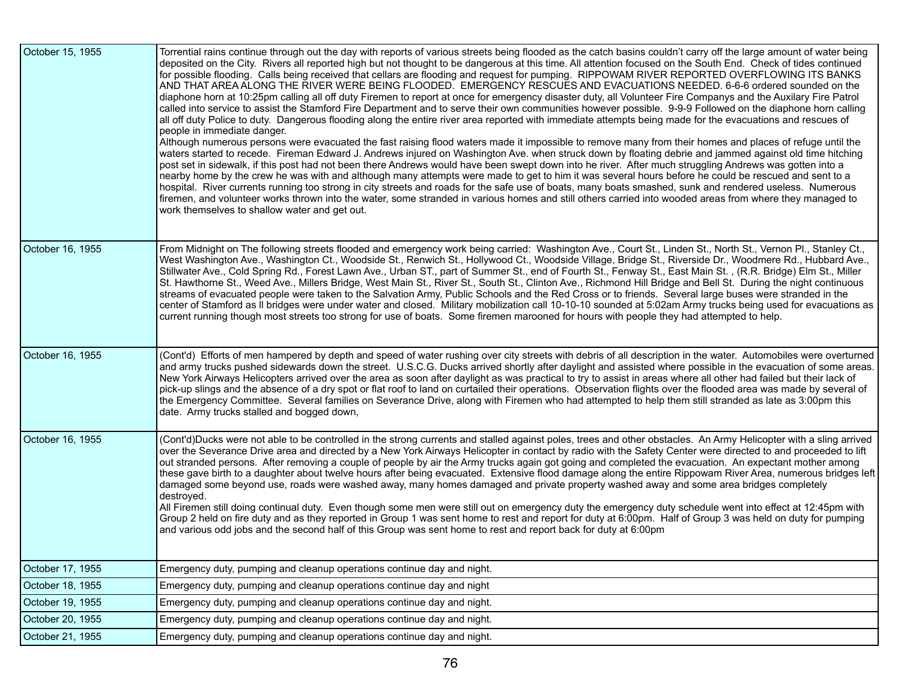| | |
|---|---|
| October 15, 1955 | Torrential rains continue through out the day with reports of various streets being flooded as the catch basins couldn't carry off the large amount of water being deposited on the City. Rivers all reported high but not thought to be dangerous at this time. All attention focused on the South End. Check of tides continued for possible flooding. Calls being received that cellars are flooding and request for pumping. RIPPOWAM RIVER REPORTED OVERFLOWING ITS BANKS AND THAT AREA ALONG THE RIVER WERE BEING FLOODED. EMERGENCY RESCUES AND EVACUATIONS NEEDED. 6-6-6 ordered sounded on the diaphone horn at 10:25pm calling all off duty Firemen to report at once for emergency disaster duty, all Volunteer Fire Companys and the Auxilary Fire Patrol called into service to assist the Stamford Fire Department and to serve their own communities however possible. 9-9-9 Followed on the diaphone horn calling all off duty Police to duty. Dangerous flooding along the entire river area reported with immediate attempts being made for the evacuations and rescues of people in immediate danger.<br>Although numerous persons were evacuated the fast raising flood waters made it impossible to remove many from their homes and places of refuge until the waters started to recede. Fireman Edward J. Andrews injured on Washington Ave. when struck down by floating debrie and jammed against old time hitching post set in sidewalk, if this post had not been there Andrews would have been swept down into he river. After much struggling Andrews was gotten into a nearby home by the crew he was with and although many attempts were made to get to him it was several hours before he could be rescued and sent to a hospital. River currents running too strong in city streets and roads for the safe use of boats, many boats smashed, sunk and rendered useless. Numerous firemen, and volunteer works thrown into the water, some stranded in various homes and still others carried into wooded areas from where they managed to work themselves to shallow water and get out. |
| October 16, 1955 | From Midnight on The following streets flooded and emergency work being carried: Washington Ave., Court St., Linden St., North St., Vernon Pl., Stanley Ct., West Washington Ave., Washington Ct., Woodside St., Renwich St., Hollywood Ct., Woodside Village, Bridge St., Riverside Dr., Woodmere Rd., Hubbard Ave., Stillwater Ave., Cold Spring Rd., Forest Lawn Ave., Urban ST., part of Summer St., end of Fourth St., Fenway St., East Main St. , (R.R. Bridge) Elm St., Miller St. Hawthorne St., Weed Ave., Millers Bridge, West Main St., River St., South St., Clinton Ave., Richmond Hill Bridge and Bell St. During the night continuous streams of evacuated people were taken to the Salvation Army, Public Schools and the Red Cross or to friends. Several large buses were stranded in the center of Stamford as ll bridges were under water and closed. Military mobilization call 10-10-10 sounded at 5:02am Army trucks being used for evacuations as current running though most streets too strong for use of boats. Some firemen marooned for hours with people they had attempted to help. |
| October 16, 1955 | (Cont'd) Efforts of men hampered by depth and speed of water rushing over city streets with debris of all description in the water. Automobiles were overturned and army trucks pushed sidewards down the street. U.S.C.G. Ducks arrived shortly after daylight and assisted where possible in the evacuation of some areas. New York Airways Helicopters arrived over the area as soon after daylight as was practical to try to assist in areas where all other had failed but their lack of pick-up slings and the absence of a dry spot or flat roof to land on curtailed their operations. Observation flights over the flooded area was made by several of the Emergency Committee. Several families on Severance Drive, along with Firemen who had attempted to help them still stranded as late as 3:00pm this date. Army trucks stalled and bogged down, |
| October 16, 1955 | (Cont'd)Ducks were not able to be controlled in the strong currents and stalled against poles, trees and other obstacles. An Army Helicopter with a sling arrived over the Severance Drive area and directed by a New York Airways Helicopter in contact by radio with the Safety Center were directed to and proceeded to lift out stranded persons. After removing a couple of people by air the Army trucks again got going and completed the evacuation. An expectant mother among these gave birth to a daughter about twelve hours after being evacuated. Extensive flood damage along the entire Rippowam River Area, numerous bridges left damaged some beyond use, roads were washed away, many homes damaged and private property washed away and some area bridges completely destroyed.<br>All Firemen still doing continual duty. Even though some men were still out on emergency duty the emergency duty schedule went into effect at 12:45pm with Group 2 held on fire duty and as they reported in Group 1 was sent home to rest and report for duty at 6:00pm. Half of Group 3 was held on duty for pumping and various odd jobs and the second half of this Group was sent home to rest and report back for duty at 6:00pm |
| October 17, 1955 | Emergency duty, pumping and cleanup operations continue day and night. |
| October 18, 1955 | Emergency duty, pumping and cleanup operations continue day and night |
| October 19, 1955 | Emergency duty, pumping and cleanup operations continue day and night. |
| October 20, 1955 | Emergency duty, pumping and cleanup operations continue day and night. |
| October 21, 1955 | Emergency duty, pumping and cleanup operations continue day and night. |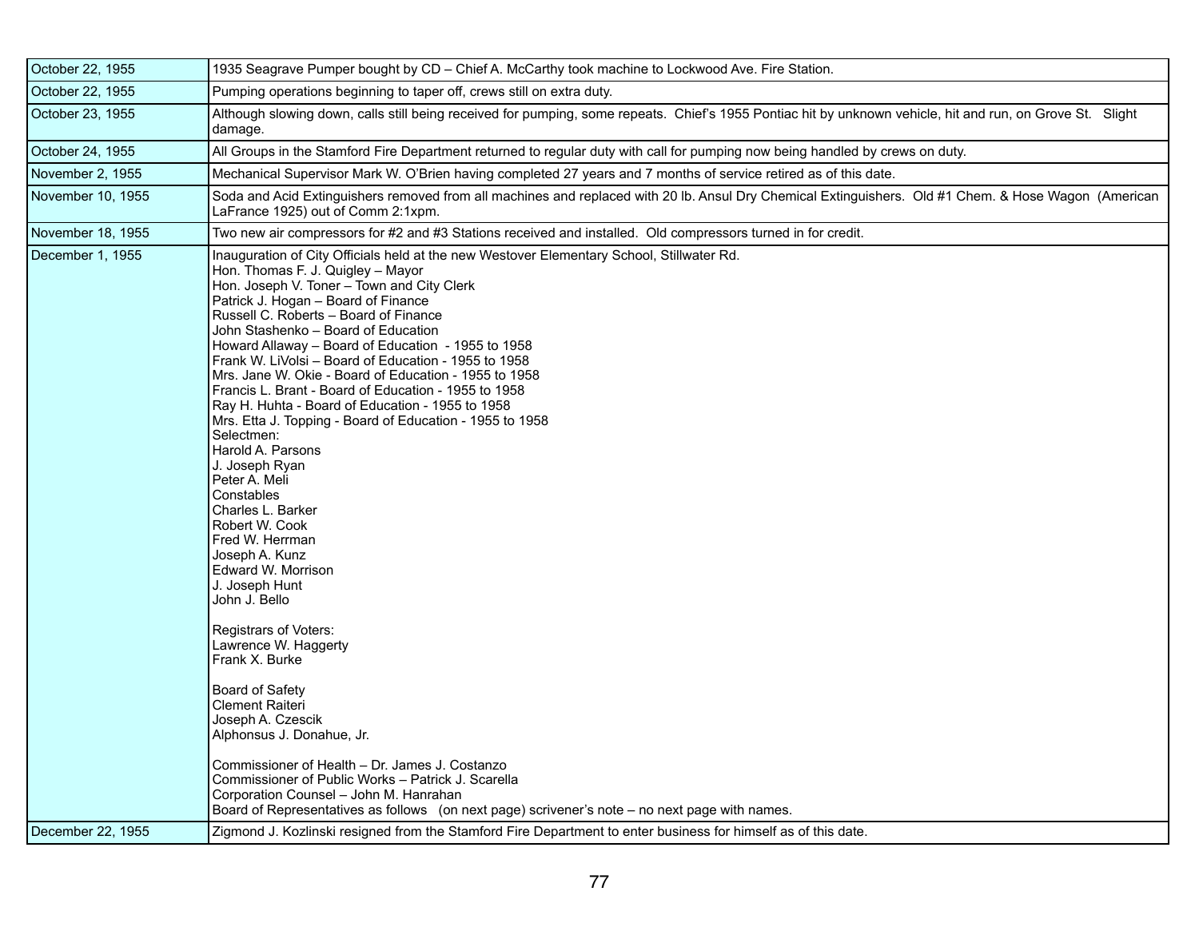| | |
|---|---|
| October 22, 1955 | 1935 Seagrave Pumper bought by CD – Chief A. McCarthy took machine to Lockwood Ave. Fire Station. |
| October 22, 1955 | Pumping operations beginning to taper off, crews still on extra duty. |
| October 23, 1955 | Although slowing down, calls still being received for pumping, some repeats. Chief's 1955 Pontiac hit by unknown vehicle, hit and run, on Grove St. Slight damage. |
| October 24, 1955 | All Groups in the Stamford Fire Department returned to regular duty with call for pumping now being handled by crews on duty. |
| November 2, 1955 | Mechanical Supervisor Mark W. O'Brien having completed 27 years and 7 months of service retired as of this date. |
| November 10, 1955 | Soda and Acid Extinguishers removed from all machines and replaced with 20 lb. Ansul Dry Chemical Extinguishers. Old #1 Chem. & Hose Wagon (American LaFrance 1925) out of Comm 2:1xpm. |
| November 18, 1955 | Two new air compressors for #2 and #3 Stations received and installed. Old compressors turned in for credit. |
| December 1, 1955 | Inauguration of City Officials held at the new Westover Elementary School, Stillwater Rd.<br>Hon. Thomas F. J. Quigley – Mayor<br>Hon. Joseph V. Toner – Town and City Clerk<br>Patrick J. Hogan – Board of Finance<br>Russell C. Roberts – Board of Finance<br>John Stashenko – Board of Education<br>Howard Allaway – Board of Education - 1955 to 1958<br>Frank W. LiVolsi – Board of Education - 1955 to 1958<br>Mrs. Jane W. Okie - Board of Education - 1955 to 1958<br>Francis L. Brant - Board of Education - 1955 to 1958<br>Ray H. Huhta - Board of Education - 1955 to 1958<br>Mrs. Etta J. Topping - Board of Education - 1955 to 1958<br>Selectmen:<br>Harold A. Parsons<br>J. Joseph Ryan<br>Peter A. Meli<br>Constables<br>Charles L. Barker<br>Robert W. Cook<br>Fred W. Herrman<br>Joseph A. Kunz<br>Edward W. Morrison<br>J. Joseph Hunt<br>John J. Bello<br><br>Registrars of Voters:<br>Lawrence W. Haggerty<br>Frank X. Burke<br><br>Board of Safety<br>Clement Raiteri<br>Joseph A. Czescik<br>Alphonsus J. Donahue, Jr.<br><br>Commissioner of Health – Dr. James J. Costanzo<br>Commissioner of Public Works – Patrick J. Scarella<br>Corporation Counsel – John M. Hanrahan<br>Board of Representatives as follows (on next page) scrivener's note – no next page with names. |
| December 22, 1955 | Zigmond J. Kozlinski resigned from the Stamford Fire Department to enter business for himself as of this date. |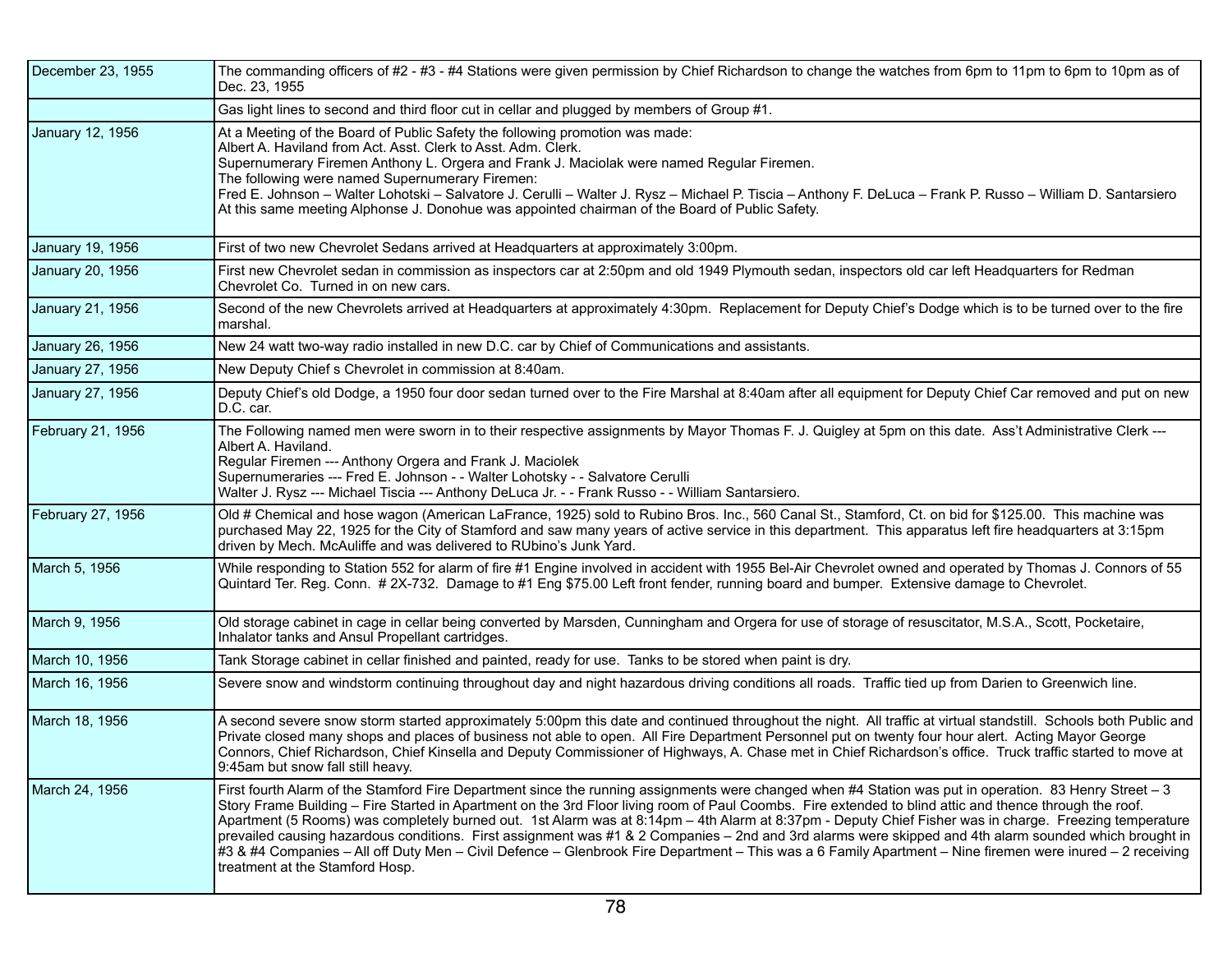| | |
|---|---|
| December 23, 1955 | The commanding officers of #2 - #3 - #4 Stations were given permission by Chief Richardson to change the watches from 6pm to 11pm to 6pm to 10pm as of Dec. 23, 1955 |
| | Gas light lines to second and third floor cut in cellar and plugged by members of Group #1. |
| January 12, 1956 | At a Meeting of the Board of Public Safety the following promotion was made:<br>Albert A. Haviland from Act. Asst. Clerk to Asst. Adm. Clerk.<br>Supernumerary Firemen Anthony L. Orgera and Frank J. Maciolak were named Regular Firemen.<br>The following were named Supernumerary Firemen:<br>Fred E. Johnson – Walter Lohotski – Salvatore J. Cerulli – Walter J. Rysz – Michael P. Tiscia – Anthony F. DeLuca – Frank P. Russo – William D. Santarsiero<br>At this same meeting Alphonse J. Donohue was appointed chairman of the Board of Public Safety. |
| January 19, 1956 | First of two new Chevrolet Sedans arrived at Headquarters at approximately 3:00pm. |
| January 20, 1956 | First new Chevrolet sedan in commission as inspectors car at 2:50pm and old 1949 Plymouth sedan, inspectors old car left Headquarters for Redman Chevrolet Co. Turned in on new cars. |
| January 21, 1956 | Second of the new Chevrolets arrived at Headquarters at approximately 4:30pm. Replacement for Deputy Chief's Dodge which is to be turned over to the fire marshal. |
| January 26, 1956 | New 24 watt two-way radio installed in new D.C. car by Chief of Communications and assistants. |
| January 27, 1956 | New Deputy Chief s Chevrolet in commission at 8:40am. |
| January 27, 1956 | Deputy Chief's old Dodge, a 1950 four door sedan turned over to the Fire Marshal at 8:40am after all equipment for Deputy Chief Car removed and put on new D.C. car. |
| February 21, 1956 | The Following named men were sworn in to their respective assignments by Mayor Thomas F. J. Quigley at 5pm on this date. Ass't Administrative Clerk --- Albert A. Haviland.<br>Regular Firemen --- Anthony Orgera and Frank J. Maciolek<br>Supernumeraries --- Fred E. Johnson - - Walter Lohotsky - - Salvatore Cerulli<br>Walter J. Rysz --- Michael Tiscia --- Anthony DeLuca Jr. - - Frank Russo - - William Santarsiero. |
| February 27, 1956 | Old # Chemical and hose wagon (American LaFrance, 1925) sold to Rubino Bros. Inc., 560 Canal St., Stamford, Ct. on bid for $125.00. This machine was purchased May 22, 1925 for the City of Stamford and saw many years of active service in this department. This apparatus left fire headquarters at 3:15pm driven by Mech. McAuliffe and was delivered to RUbino's Junk Yard. |
| March 5, 1956 | While responding to Station 552 for alarm of fire #1 Engine involved in accident with 1955 Bel-Air Chevrolet owned and operated by Thomas J. Connors of 55 Quintard Ter. Reg. Conn. # 2X-732. Damage to #1 Eng $75.00 Left front fender, running board and bumper. Extensive damage to Chevrolet. |
| March 9, 1956 | Old storage cabinet in cage in cellar being converted by Marsden, Cunningham and Orgera for use of storage of resuscitator, M.S.A., Scott, Pocketaire, Inhalator tanks and Ansul Propellant cartridges. |
| March 10, 1956 | Tank Storage cabinet in cellar finished and painted, ready for use. Tanks to be stored when paint is dry. |
| March 16, 1956 | Severe snow and windstorm continuing throughout day and night hazardous driving conditions all roads. Traffic tied up from Darien to Greenwich line. |
| March 18, 1956 | A second severe snow storm started approximately 5:00pm this date and continued throughout the night. All traffic at virtual standstill. Schools both Public and Private closed many shops and places of business not able to open. All Fire Department Personnel put on twenty four hour alert. Acting Mayor George Connors, Chief Richardson, Chief Kinsella and Deputy Commissioner of Highways, A. Chase met in Chief Richardson's office. Truck traffic started to move at 9:45am but snow fall still heavy. |
| March 24, 1956 | First fourth Alarm of the Stamford Fire Department since the running assignments were changed when #4 Station was put in operation. 83 Henry Street – 3 Story Frame Building – Fire Started in Apartment on the 3rd Floor living room of Paul Coombs. Fire extended to blind attic and thence through the roof. Apartment (5 Rooms) was completely burned out. 1st Alarm was at 8:14pm – 4th Alarm at 8:37pm - Deputy Chief Fisher was in charge. Freezing temperature prevailed causing hazardous conditions. First assignment was #1 & 2 Companies – 2nd and 3rd alarms were skipped and 4th alarm sounded which brought in #3 & #4 Companies – All off Duty Men – Civil Defence – Glenbrook Fire Department – This was a 6 Family Apartment – Nine firemen were inured – 2 receiving treatment at the Stamford Hosp. |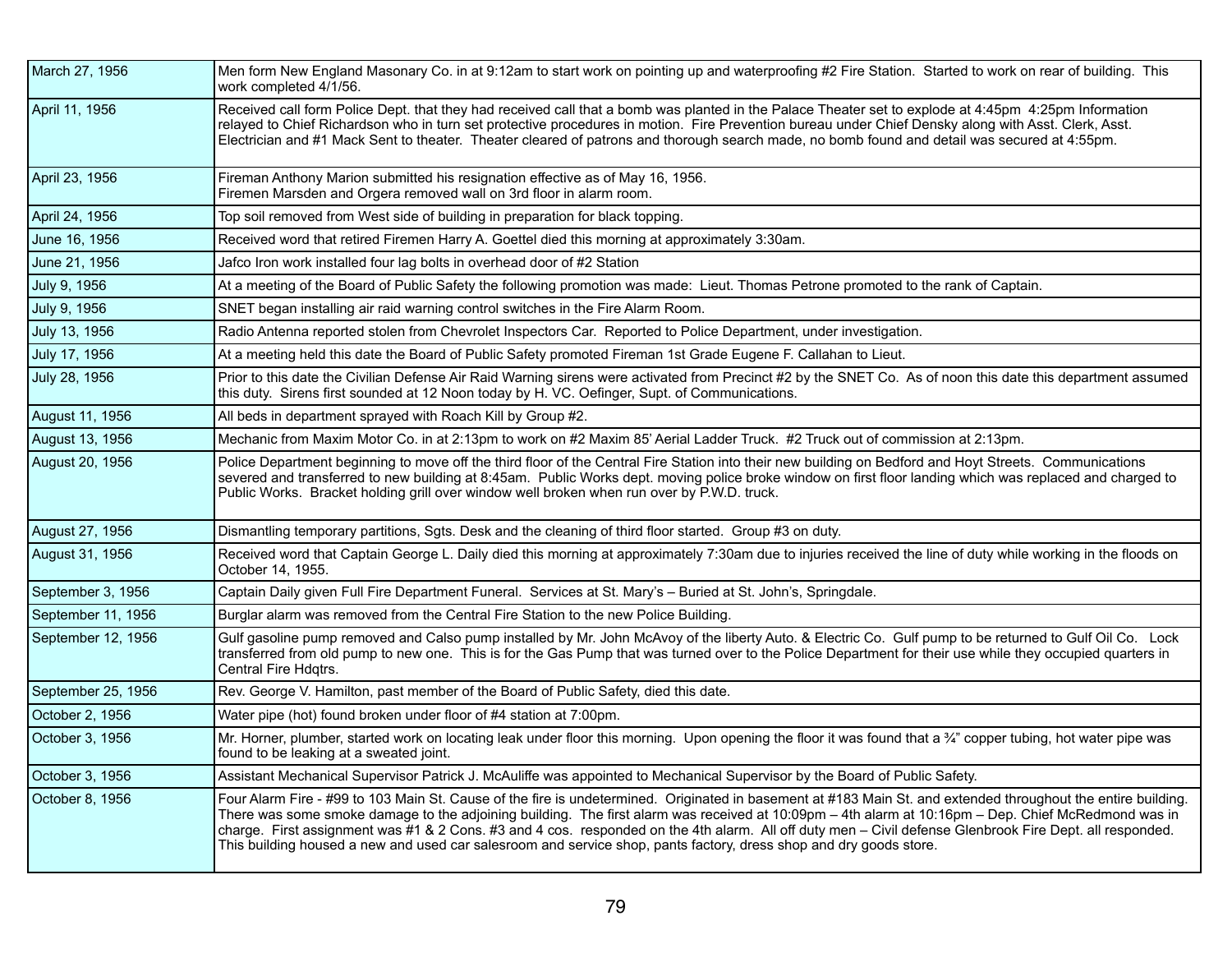| | |
|---|---|
| March 27, 1956 | Men form New England Masonary Co. in at 9:12am to start work on pointing up and waterproofing #2 Fire Station. Started to work on rear of building. This work completed 4/1/56. |
| April 11, 1956 | Received call form Police Dept. that they had received call that a bomb was planted in the Palace Theater set to explode at 4:45pm 4:25pm Information relayed to Chief Richardson who in turn set protective procedures in motion. Fire Prevention bureau under Chief Densky along with Asst. Clerk, Asst. Electrician and #1 Mack Sent to theater. Theater cleared of patrons and thorough search made, no bomb found and detail was secured at 4:55pm. |
| April 23, 1956 | Fireman Anthony Marion submitted his resignation effective as of May 16, 1956.<br>Firemen Marsden and Orgera removed wall on 3rd floor in alarm room. |
| April 24, 1956 | Top soil removed from West side of building in preparation for black topping. |
| June 16, 1956 | Received word that retired Firemen Harry A. Goettel died this morning at approximately 3:30am. |
| June 21, 1956 | Jafco Iron work installed four lag bolts in overhead door of #2 Station |
| July 9, 1956 | At a meeting of the Board of Public Safety the following promotion was made: Lieut. Thomas Petrone promoted to the rank of Captain. |
| July 9, 1956 | SNET began installing air raid warning control switches in the Fire Alarm Room. |
| July 13, 1956 | Radio Antenna reported stolen from Chevrolet Inspectors Car. Reported to Police Department, under investigation. |
| July 17, 1956 | At a meeting held this date the Board of Public Safety promoted Fireman 1st Grade Eugene F. Callahan to Lieut. |
| July 28, 1956 | Prior to this date the Civilian Defense Air Raid Warning sirens were activated from Precinct #2 by the SNET Co. As of noon this date this department assumed this duty. Sirens first sounded at 12 Noon today by H. VC. Oefinger, Supt. of Communications. |
| August 11, 1956 | All beds in department sprayed with Roach Kill by Group #2. |
| August 13, 1956 | Mechanic from Maxim Motor Co. in at 2:13pm to work on #2 Maxim 85' Aerial Ladder Truck. #2 Truck out of commission at 2:13pm. |
| August 20, 1956 | Police Department beginning to move off the third floor of the Central Fire Station into their new building on Bedford and Hoyt Streets. Communications severed and transferred to new building at 8:45am. Public Works dept. moving police broke window on first floor landing which was replaced and charged to Public Works. Bracket holding grill over window well broken when run over by P.W.D. truck. |
| August 27, 1956 | Dismantling temporary partitions, Sgts. Desk and the cleaning of third floor started. Group #3 on duty. |
| August 31, 1956 | Received word that Captain George L. Daily died this morning at approximately 7:30am due to injuries received the line of duty while working in the floods on October 14, 1955. |
| September 3, 1956 | Captain Daily given Full Fire Department Funeral. Services at St. Mary's – Buried at St. John's, Springdale. |
| September 11, 1956 | Burglar alarm was removed from the Central Fire Station to the new Police Building. |
| September 12, 1956 | Gulf gasoline pump removed and Calso pump installed by Mr. John McAvoy of the liberty Auto. & Electric Co. Gulf pump to be returned to Gulf Oil Co. Lock transferred from old pump to new one. This is for the Gas Pump that was turned over to the Police Department for their use while they occupied quarters in Central Fire Hdqtrs. |
| September 25, 1956 | Rev. George V. Hamilton, past member of the Board of Public Safety, died this date. |
| October 2, 1956 | Water pipe (hot) found broken under floor of #4 station at 7:00pm. |
| October 3, 1956 | Mr. Horner, plumber, started work on locating leak under floor this morning. Upon opening the floor it was found that a ¾" copper tubing, hot water pipe was found to be leaking at a sweated joint. |
| October 3, 1956 | Assistant Mechanical Supervisor Patrick J. McAuliffe was appointed to Mechanical Supervisor by the Board of Public Safety. |
| October 8, 1956 | Four Alarm Fire - #99 to 103 Main St. Cause of the fire is undetermined. Originated in basement at #183 Main St. and extended throughout the entire building. There was some smoke damage to the adjoining building. The first alarm was received at 10:09pm – 4th alarm at 10:16pm – Dep. Chief McRedmond was in charge. First assignment was #1 & 2 Cons. #3 and 4 cos. responded on the 4th alarm. All off duty men – Civil defense Glenbrook Fire Dept. all responded. This building housed a new and used car salesroom and service shop, pants factory, dress shop and dry goods store. |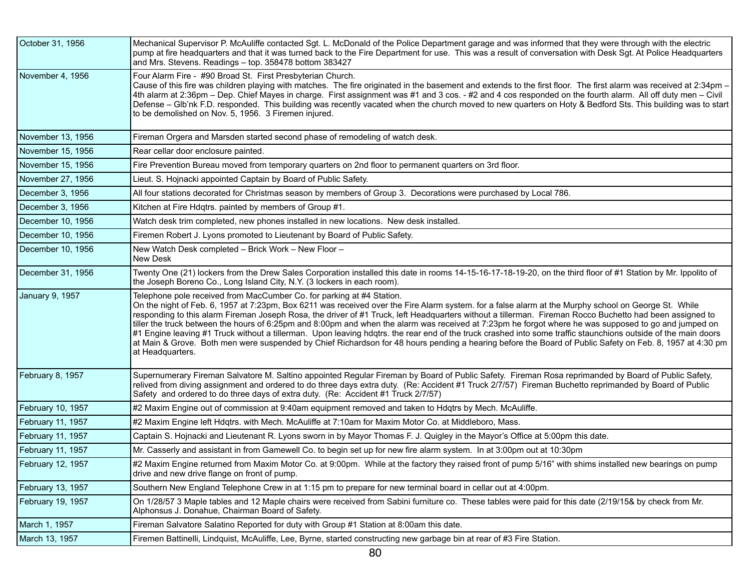| | |
|---|---|
| October 31, 1956 | Mechanical Supervisor P. McAuliffe contacted Sgt. L. McDonald of the Police Department garage and was informed that they were through with the electric pump at fire headquarters and that it was turned back to the Fire Department for use. This was a result of conversation with Desk Sgt. At Police Headquarters and Mrs. Stevens. Readings – top. 358478 bottom 383427 |
| November 4, 1956 | Four Alarm Fire - #90 Broad St. First Presbyterian Church.<br>Cause of this fire was children playing with matches. The fire originated in the basement and extends to the first floor. The first alarm was received at 2:34pm – 4th alarm at 2:36pm – Dep. Chief Mayes in charge. First assignment was #1 and 3 cos. - #2 and 4 cos responded on the fourth alarm. All off duty men – Civil Defense – Glb'nk F.D. responded. This building was recently vacated when the church moved to new quarters on Hoty & Bedford Sts. This building was to start to be demolished on Nov. 5, 1956. 3 Firemen injured. |
| November 13, 1956 | Fireman Orgera and Marsden started second phase of remodeling of watch desk. |
| November 15, 1956 | Rear cellar door enclosure painted. |
| November 15, 1956 | Fire Prevention Bureau moved from temporary quarters on 2nd floor to permanent quarters on 3rd floor. |
| November 27, 1956 | Lieut. S. Hojnacki appointed Captain by Board of Public Safety. |
| December 3, 1956 | All four stations decorated for Christmas season by members of Group 3. Decorations were purchased by Local 786. |
| December 3, 1956 | Kitchen at Fire Hdqtrs. painted by members of Group #1. |
| December 10, 1956 | Watch desk trim completed, new phones installed in new locations. New desk installed. |
| December 10, 1956 | Firemen Robert J. Lyons promoted to Lieutenant by Board of Public Safety. |
| December 10, 1956 | New Watch Desk completed – Brick Work – New Floor –<br>New Desk |
| December 31, 1956 | Twenty One (21) lockers from the Drew Sales Corporation installed this date in rooms 14-15-16-17-18-19-20, on the third floor of #1 Station by Mr. Ippolito of the Joseph Boreno Co., Long Island City, N.Y. (3 lockers in each room). |
| January 9, 1957 | Telephone pole received from MacCumber Co. for parking at #4 Station.<br>On the night of Feb. 6, 1957 at 7:23pm, Box 6211 was received over the Fire Alarm system. for a false alarm at the Murphy school on George St. While responding to this alarm Fireman Joseph Rosa, the driver of #1 Truck, left Headquarters without a tillerman. Fireman Rocco Buchetto had been assigned to tiller the truck between the hours of 6:25pm and 8:00pm and when the alarm was received at 7:23pm he forgot where he was supposed to go and jumped on #1 Engine leaving #1 Truck without a tillerman. Upon leaving hdqtrs. the rear end of the truck crashed into some traffic staunchions outside of the main doors at Main & Grove. Both men were suspended by Chief Richardson for 48 hours pending a hearing before the Board of Public Safety on Feb. 8, 1957 at 4:30 pm at Headquarters. |
| February 8, 1957 | Supernumerary Fireman Salvatore M. Saltino appointed Regular Fireman by Board of Public Safety. Fireman Rosa reprimanded by Board of Public Safety, relived from diving assignment and ordered to do three days extra duty. (Re: Accident #1 Truck 2/7/57) Fireman Buchetto reprimanded by Board of Public Safety and ordered to do three days of extra duty. (Re: Accident #1 Truck 2/7/57) |
| February 10, 1957 | #2 Maxim Engine out of commission at 9:40am equipment removed and taken to Hdqtrs by Mech. McAuliffe. |
| February 11, 1957 | #2 Maxim Engine left Hdqtrs. with Mech. McAuliffe at 7:10am for Maxim Motor Co. at Middleboro, Mass. |
| February 11, 1957 | Captain S. Hojnacki and Lieutenant R. Lyons sworn in by Mayor Thomas F. J. Quigley in the Mayor's Office at 5:00pm this date. |
| February 11, 1957 | Mr. Casserly and assistant in from Gamewell Co. to begin set up for new fire alarm system. In at 3:00pm out at 10:30pm |
| February 12, 1957 | #2 Maxim Engine returned from Maxim Motor Co. at 9:00pm. While at the factory they raised front of pump 5/16" with shims installed new bearings on pump drive and new drive flange on front of pump. |
| February 13, 1957 | Southern New England Telephone Crew in at 1:15 pm to prepare for new terminal board in cellar out at 4:00pm. |
| February 19, 1957 | On 1/28/57 3 Maple tables and 12 Maple chairs were received from Sabini furniture co. These tables were paid for this date (2/19/15& by check from Mr. Alphonsus J. Donahue, Chairman Board of Safety. |
| March 1, 1957 | Fireman Salvatore Salatino Reported for duty with Group #1 Station at 8:00am this date. |
| March 13, 1957 | Firemen Battinelli, Lindquist, McAuliffe, Lee, Byrne, started constructing new garbage bin at rear of #3 Fire Station. |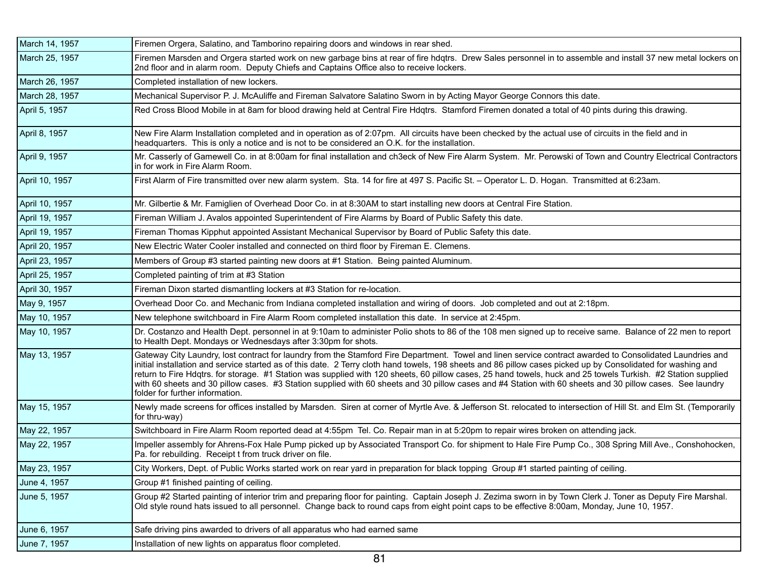| Date | Entry |
|---|---|
| March 14, 1957 | Firemen Orgera, Salatino, and Tamborino repairing doors and windows in rear shed. |
| March 25, 1957 | Firemen Marsden and Orgera started work on new garbage bins at rear of fire hdqtrs. Drew Sales personnel in to assemble and install 37 new metal lockers on 2nd floor and in alarm room. Deputy Chiefs and Captains Office also to receive lockers. |
| March 26, 1957 | Completed installation of new lockers. |
| March 28, 1957 | Mechanical Supervisor P. J. McAuliffe and Fireman Salvatore Salatino Sworn in by Acting Mayor George Connors this date. |
| April 5, 1957 | Red Cross Blood Mobile in at 8am for blood drawing held at Central Fire Hdqtrs. Stamford Firemen donated a total of 40 pints during this drawing. |
| April 8, 1957 | New Fire Alarm Installation completed and in operation as of 2:07pm. All circuits have been checked by the actual use of circuits in the field and in headquarters. This is only a notice and is not to be considered an O.K. for the installation. |
| April 9, 1957 | Mr. Casserly of Gamewell Co. in at 8:00am for final installation and ch3eck of New Fire Alarm System. Mr. Perowski of Town and Country Electrical Contractors in for work in Fire Alarm Room. |
| April 10, 1957 | First Alarm of Fire transmitted over new alarm system. Sta. 14 for fire at 497 S. Pacific St. – Operator L. D. Hogan. Transmitted at 6:23am. |
| April 10, 1957 | Mr. Gilbertie & Mr. Famiglien of Overhead Door Co. in at 8:30AM to start installing new doors at Central Fire Station. |
| April 19, 1957 | Fireman William J. Avalos appointed Superintendent of Fire Alarms by Board of Public Safety this date. |
| April 19, 1957 | Fireman Thomas Kipphut appointed Assistant Mechanical Supervisor by Board of Public Safety this date. |
| April 20, 1957 | New Electric Water Cooler installed and connected on third floor by Fireman E. Clemens. |
| April 23, 1957 | Members of Group #3 started painting new doors at #1 Station. Being painted Aluminum. |
| April 25, 1957 | Completed painting of trim at #3 Station |
| April 30, 1957 | Fireman Dixon started dismantling lockers at #3 Station for re-location. |
| May 9, 1957 | Overhead Door Co. and Mechanic from Indiana completed installation and wiring of doors. Job completed and out at 2:18pm. |
| May 10, 1957 | New telephone switchboard in Fire Alarm Room completed installation this date. In service at 2:45pm. |
| May 10, 1957 | Dr. Costanzo and Health Dept. personnel in at 9:10am to administer Polio shots to 86 of the 108 men signed up to receive same. Balance of 22 men to report to Health Dept. Mondays or Wednesdays after 3:30pm for shots. |
| May 13, 1957 | Gateway City Laundry, lost contract for laundry from the Stamford Fire Department. Towel and linen service contract awarded to Consolidated Laundries and initial installation and service started as of this date. 2 Terry cloth hand towels, 198 sheets and 86 pillow cases picked up by Consolidated for washing and return to Fire Hdqtrs. for storage. #1 Station was supplied with 120 sheets, 60 pillow cases, 25 hand towels, huck and 25 towels Turkish. #2 Station supplied with 60 sheets and 30 pillow cases. #3 Station supplied with 60 sheets and 30 pillow cases and #4 Station with 60 sheets and 30 pillow cases. See laundry folder for further information. |
| May 15, 1957 | Newly made screens for offices installed by Marsden. Siren at corner of Myrtle Ave. & Jefferson St. relocated to intersection of Hill St. and Elm St. (Temporarily for thru-way) |
| May 22, 1957 | Switchboard in Fire Alarm Room reported dead at 4:55pm Tel. Co. Repair man in at 5:20pm to repair wires broken on attending jack. |
| May 22, 1957 | Impeller assembly for Ahrens-Fox Hale Pump picked up by Associated Transport Co. for shipment to Hale Fire Pump Co., 308 Spring Mill Ave., Conshohocken, Pa. for rebuilding. Receipt t from truck driver on file. |
| May 23, 1957 | City Workers, Dept. of Public Works started work on rear yard in preparation for black topping Group #1 started painting of ceiling. |
| June 4, 1957 | Group #1 finished painting of ceiling. |
| June 5, 1957 | Group #2 Started painting of interior trim and preparing floor for painting. Captain Joseph J. Zezima sworn in by Town Clerk J. Toner as Deputy Fire Marshal. Old style round hats issued to all personnel. Change back to round caps from eight point caps to be effective 8:00am, Monday, June 10, 1957. |
| June 6, 1957 | Safe driving pins awarded to drivers of all apparatus who had earned same |
| June 7, 1957 | Installation of new lights on apparatus floor completed. |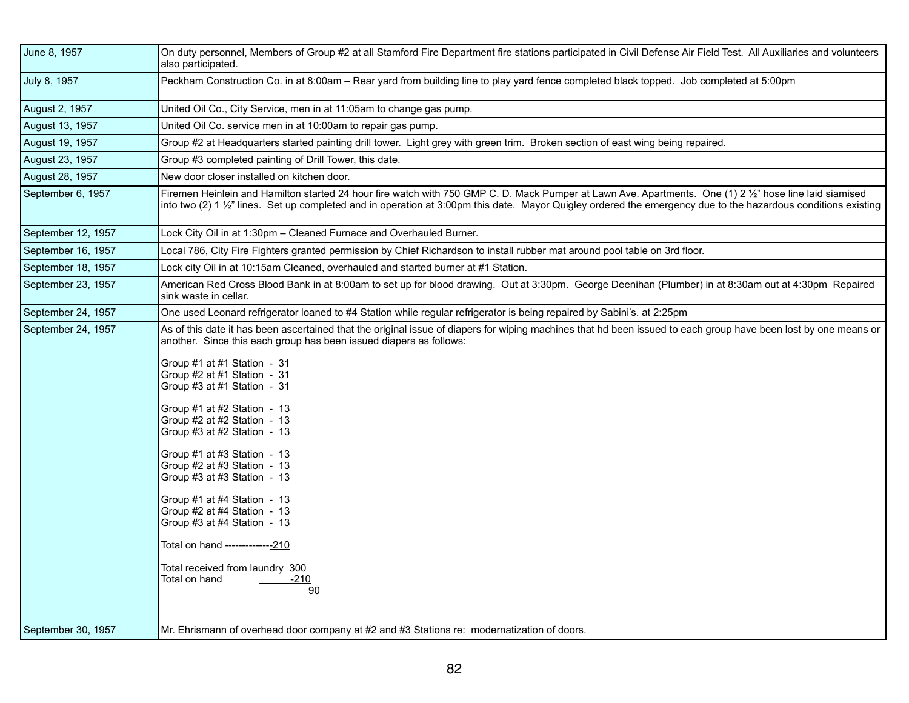| | |
|---|---|
| June 8, 1957 | On duty personnel, Members of Group #2 at all Stamford Fire Department fire stations participated in Civil Defense Air Field Test. All Auxiliaries and volunteers also participated. |
| July 8, 1957 | Peckham Construction Co. in at 8:00am – Rear yard from building line to play yard fence completed black topped. Job completed at 5:00pm |
| August 2, 1957 | United Oil Co., City Service, men in at 11:05am to change gas pump. |
| August 13, 1957 | United Oil Co. service men in at 10:00am to repair gas pump. |
| August 19, 1957 | Group #2 at Headquarters started painting drill tower. Light grey with green trim. Broken section of east wing being repaired. |
| August 23, 1957 | Group #3 completed painting of Drill Tower, this date. |
| August 28, 1957 | New door closer installed on kitchen door. |
| September 6, 1957 | Firemen Heinlein and Hamilton started 24 hour fire watch with 750 GMP C. D. Mack Pumper at Lawn Ave. Apartments. One (1) 2 ½" hose line laid siamised into two (2) 1 ½" lines. Set up completed and in operation at 3:00pm this date. Mayor Quigley ordered the emergency due to the hazardous conditions existing |
| September 12, 1957 | Lock City Oil in at 1:30pm – Cleaned Furnace and Overhauled Burner. |
| September 16, 1957 | Local 786, City Fire Fighters granted permission by Chief Richardson to install rubber mat around pool table on 3rd floor. |
| September 18, 1957 | Lock city Oil in at 10:15am Cleaned, overhauled and started burner at #1 Station. |
| September 23, 1957 | American Red Cross Blood Bank in at 8:00am to set up for blood drawing. Out at 3:30pm. George Deenihan (Plumber) in at 8:30am out at 4:30pm Repaired sink waste in cellar. |
| September 24, 1957 | One used Leonard refrigerator loaned to #4 Station while regular refrigerator is being repaired by Sabini's. at 2:25pm |
| September 24, 1957 | As of this date it has been ascertained that the original issue of diapers for wiping machines that hd been issued to each group have been lost by one means or another. Since this each group has been issued diapers as follows:<br><br>Group #1 at #1 Station - 31<br>Group #2 at #1 Station - 31<br>Group #3 at #1 Station - 31<br><br>Group #1 at #2 Station - 13<br>Group #2 at #2 Station - 13<br>Group #3 at #2 Station - 13<br><br>Group #1 at #3 Station - 13<br>Group #2 at #3 Station - 13<br>Group #3 at #3 Station - 13<br><br>Group #1 at #4 Station - 13<br>Group #2 at #4 Station - 13<br>Group #3 at #4 Station - 13<br><br>Total on hand -------------210<br><br>Total received from laundry 300<br>Total on hand -210<br>90 |
| September 30, 1957 | Mr. Ehrismann of overhead door company at #2 and #3 Stations re: modernatization of doors. |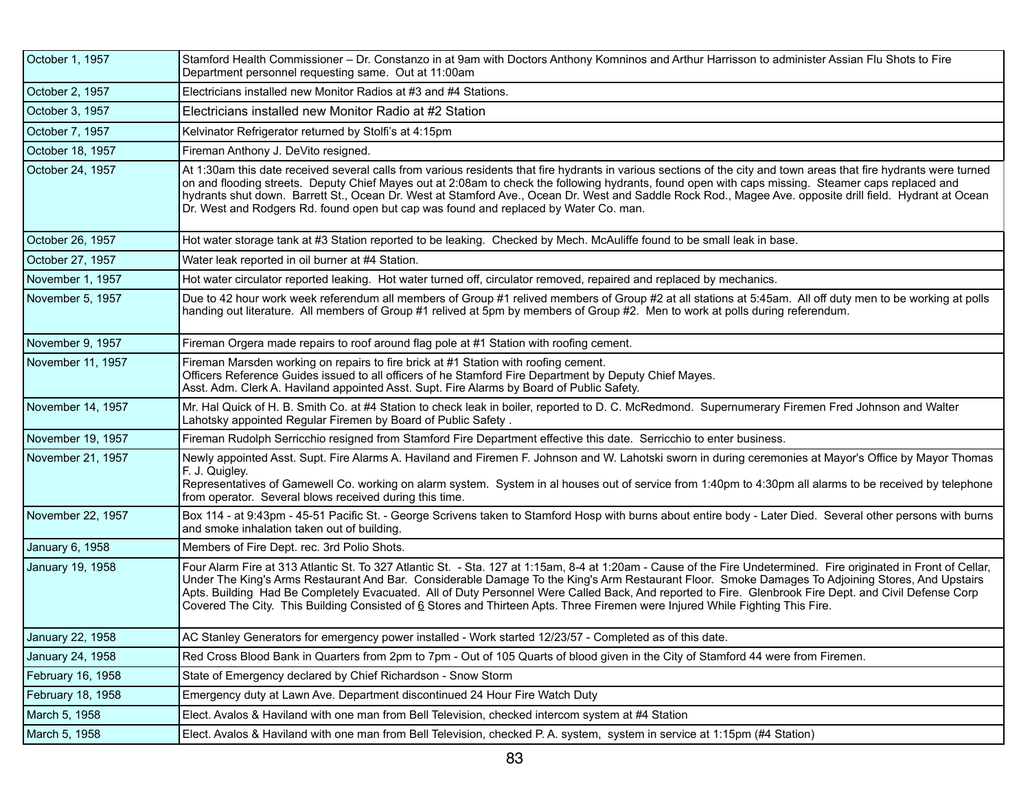| | |
|---|---|
| October 1, 1957 | Stamford Health Commissioner – Dr. Constanzo in at 9am with Doctors Anthony Komninos and Arthur Harrisson to administer Assian Flu Shots to Fire Department personnel requesting same. Out at 11:00am |
| October 2, 1957 | Electricians installed new Monitor Radios at #3 and #4 Stations. |
| October 3, 1957 | Electricians installed new Monitor Radio at #2 Station |
| October 7, 1957 | Kelvinator Refrigerator returned by Stolfi's at 4:15pm |
| October 18, 1957 | Fireman Anthony J. DeVito resigned. |
| October 24, 1957 | At 1:30am this date received several calls from various residents that fire hydrants in various sections of the city and town areas that fire hydrants were turned on and flooding streets. Deputy Chief Mayes out at 2:08am to check the following hydrants, found open with caps missing. Steamer caps replaced and hydrants shut down. Barrett St., Ocean Dr. West at Stamford Ave., Ocean Dr. West and Saddle Rock Rod., Magee Ave. opposite drill field. Hydrant at Ocean Dr. West and Rodgers Rd. found open but cap was found and replaced by Water Co. man. |
| October 26, 1957 | Hot water storage tank at #3 Station reported to be leaking. Checked by Mech. McAuliffe found to be small leak in base. |
| October 27, 1957 | Water leak reported in oil burner at #4 Station. |
| November 1, 1957 | Hot water circulator reported leaking. Hot water turned off, circulator removed, repaired and replaced by mechanics. |
| November 5, 1957 | Due to 42 hour work week referendum all members of Group #1 relived members of Group #2 at all stations at 5:45am. All off duty men to be working at polls handing out literature. All members of Group #1 relived at 5pm by members of Group #2. Men to work at polls during referendum. |
| November 9, 1957 | Fireman Orgera made repairs to roof around flag pole at #1 Station with roofing cement. |
| November 11, 1957 | Fireman Marsden working on repairs to fire brick at #1 Station with roofing cement.<br>Officers Reference Guides issued to all officers of he Stamford Fire Department by Deputy Chief Mayes.<br>Asst. Adm. Clerk A. Haviland appointed Asst. Supt. Fire Alarms by Board of Public Safety. |
| November 14, 1957 | Mr. Hal Quick of H. B. Smith Co. at #4 Station to check leak in boiler, reported to D. C. McRedmond. Supernumerary Firemen Fred Johnson and Walter Lahotsky appointed Regular Firemen by Board of Public Safety . |
| November 19, 1957 | Fireman Rudolph Serricchio resigned from Stamford Fire Department effective this date. Serricchio to enter business. |
| November 21, 1957 | Newly appointed Asst. Supt. Fire Alarms A. Haviland and Firemen F. Johnson and W. Lahotski sworn in during ceremonies at Mayor's Office by Mayor Thomas F. J. Quigley.<br>Representatives of Gamewell Co. working on alarm system. System in al houses out of service from 1:40pm to 4:30pm all alarms to be received by telephone from operator. Several blows received during this time. |
| November 22, 1957 | Box 114 - at 9:43pm - 45-51 Pacific St. - George Scrivens taken to Stamford Hosp with burns about entire body - Later Died. Several other persons with burns and smoke inhalation taken out of building. |
| January 6, 1958 | Members of Fire Dept. rec. 3rd Polio Shots. |
| January 19, 1958 | Four Alarm Fire at 313 Atlantic St. To 327 Atlantic St. - Sta. 127 at 1:15am, 8-4 at 1:20am - Cause of the Fire Undetermined. Fire originated in Front of Cellar, Under The King's Arms Restaurant And Bar. Considerable Damage To the King's Arm Restaurant Floor. Smoke Damages To Adjoining Stores, And Upstairs Apts. Building Had Be Completely Evacuated. All of Duty Personnel Were Called Back, And reported to Fire. Glenbrook Fire Dept. and Civil Defense Corp Covered The City. This Building Consisted of 6 Stores and Thirteen Apts. Three Firemen were Injured While Fighting This Fire. |
| January 22, 1958 | AC Stanley Generators for emergency power installed - Work started 12/23/57 - Completed as of this date. |
| January 24, 1958 | Red Cross Blood Bank in Quarters from 2pm to 7pm - Out of 105 Quarts of blood given in the City of Stamford 44 were from Firemen. |
| February 16, 1958 | State of Emergency declared by Chief Richardson - Snow Storm |
| February 18, 1958 | Emergency duty at Lawn Ave. Department discontinued 24 Hour Fire Watch Duty |
| March 5, 1958 | Elect. Avalos & Haviland with one man from Bell Television, checked intercom system at #4 Station |
| March 5, 1958 | Elect. Avalos & Haviland with one man from Bell Television, checked P. A. system, system in service at 1:15pm (#4 Station) |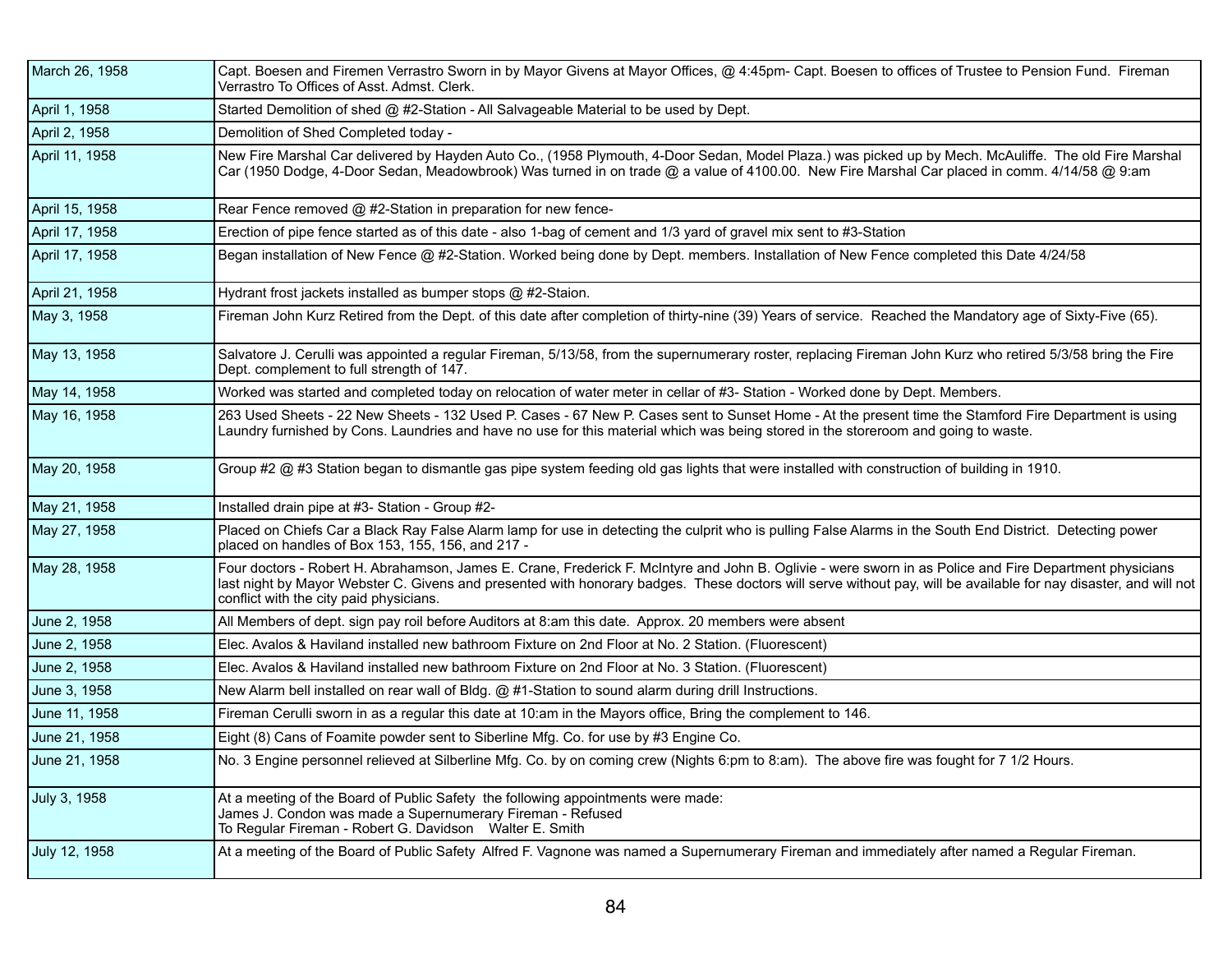| | |
|---|---|
| March 26, 1958 | Capt. Boesen and Firemen Verrastro Sworn in by Mayor Givens at Mayor Offices, @ 4:45pm- Capt. Boesen to offices of Trustee to Pension Fund. Fireman Verrastro To Offices of Asst. Admst. Clerk. |
| April 1, 1958 | Started Demolition of shed @ #2-Station - All Salvageable Material to be used by Dept. |
| April 2, 1958 | Demolition of Shed Completed today - |
| April 11, 1958 | New Fire Marshal Car delivered by Hayden Auto Co., (1958 Plymouth, 4-Door Sedan, Model Plaza.) was picked up by Mech. McAuliffe. The old Fire Marshal Car (1950 Dodge, 4-Door Sedan, Meadowbrook) Was turned in on trade @ a value of 4100.00. New Fire Marshal Car placed in comm. 4/14/58 @ 9:am |
| April 15, 1958 | Rear Fence removed @ #2-Station in preparation for new fence- |
| April 17, 1958 | Erection of pipe fence started as of this date - also 1-bag of cement and 1/3 yard of gravel mix sent to #3-Station |
| April 17, 1958 | Began installation of New Fence @ #2-Station. Worked being done by Dept. members. Installation of New Fence completed this Date 4/24/58 |
| April 21, 1958 | Hydrant frost jackets installed as bumper stops @ #2-Staion. |
| May 3, 1958 | Fireman John Kurz Retired from the Dept. of this date after completion of thirty-nine (39) Years of service. Reached the Mandatory age of Sixty-Five (65). |
| May 13, 1958 | Salvatore J. Cerulli was appointed a regular Fireman, 5/13/58, from the supernumerary roster, replacing Fireman John Kurz who retired 5/3/58 bring the Fire Dept. complement to full strength of 147. |
| May 14, 1958 | Worked was started and completed today on relocation of water meter in cellar of #3- Station - Worked done by Dept. Members. |
| May 16, 1958 | 263 Used Sheets - 22 New Sheets - 132 Used P. Cases - 67 New P. Cases sent to Sunset Home - At the present time the Stamford Fire Department is using Laundry furnished by Cons. Laundries and have no use for this material which was being stored in the storeroom and going to waste. |
| May 20, 1958 | Group #2 @ #3 Station began to dismantle gas pipe system feeding old gas lights that were installed with construction of building in 1910. |
| May 21, 1958 | Installed drain pipe at #3- Station - Group #2- |
| May 27, 1958 | Placed on Chiefs Car a Black Ray False Alarm lamp for use in detecting the culprit who is pulling False Alarms in the South End District. Detecting power placed on handles of Box 153, 155, 156, and 217 - |
| May 28, 1958 | Four doctors - Robert H. Abrahamson, James E. Crane, Frederick F. McIntyre and John B. Oglivie - were sworn in as Police and Fire Department physicians last night by Mayor Webster C. Givens and presented with honorary badges. These doctors will serve without pay, will be available for nay disaster, and will not conflict with the city paid physicians. |
| June 2, 1958 | All Members of dept. sign pay roil before Auditors at 8:am this date. Approx. 20 members were absent |
| June 2, 1958 | Elec. Avalos & Haviland installed new bathroom Fixture on 2nd Floor at No. 2 Station. (Fluorescent) |
| June 2, 1958 | Elec. Avalos & Haviland installed new bathroom Fixture on 2nd Floor at No. 3 Station. (Fluorescent) |
| June 3, 1958 | New Alarm bell installed on rear wall of Bldg. @ #1-Station to sound alarm during drill Instructions. |
| June 11, 1958 | Fireman Cerulli sworn in as a regular this date at 10:am in the Mayors office, Bring the complement to 146. |
| June 21, 1958 | Eight (8) Cans of Foamite powder sent to Siberline Mfg. Co. for use by #3 Engine Co. |
| June 21, 1958 | No. 3 Engine personnel relieved at Silberline Mfg. Co. by on coming crew (Nights 6:pm to 8:am). The above fire was fought for 7 1/2 Hours. |
| July 3, 1958 | At a meeting of the Board of Public Safety the following appointments were made:<br>James J. Condon was made a Supernumerary Fireman - Refused<br>To Regular Fireman - Robert G. Davidson Walter E. Smith |
| July 12, 1958 | At a meeting of the Board of Public Safety Alfred F. Vagnone was named a Supernumerary Fireman and immediately after named a Regular Fireman. |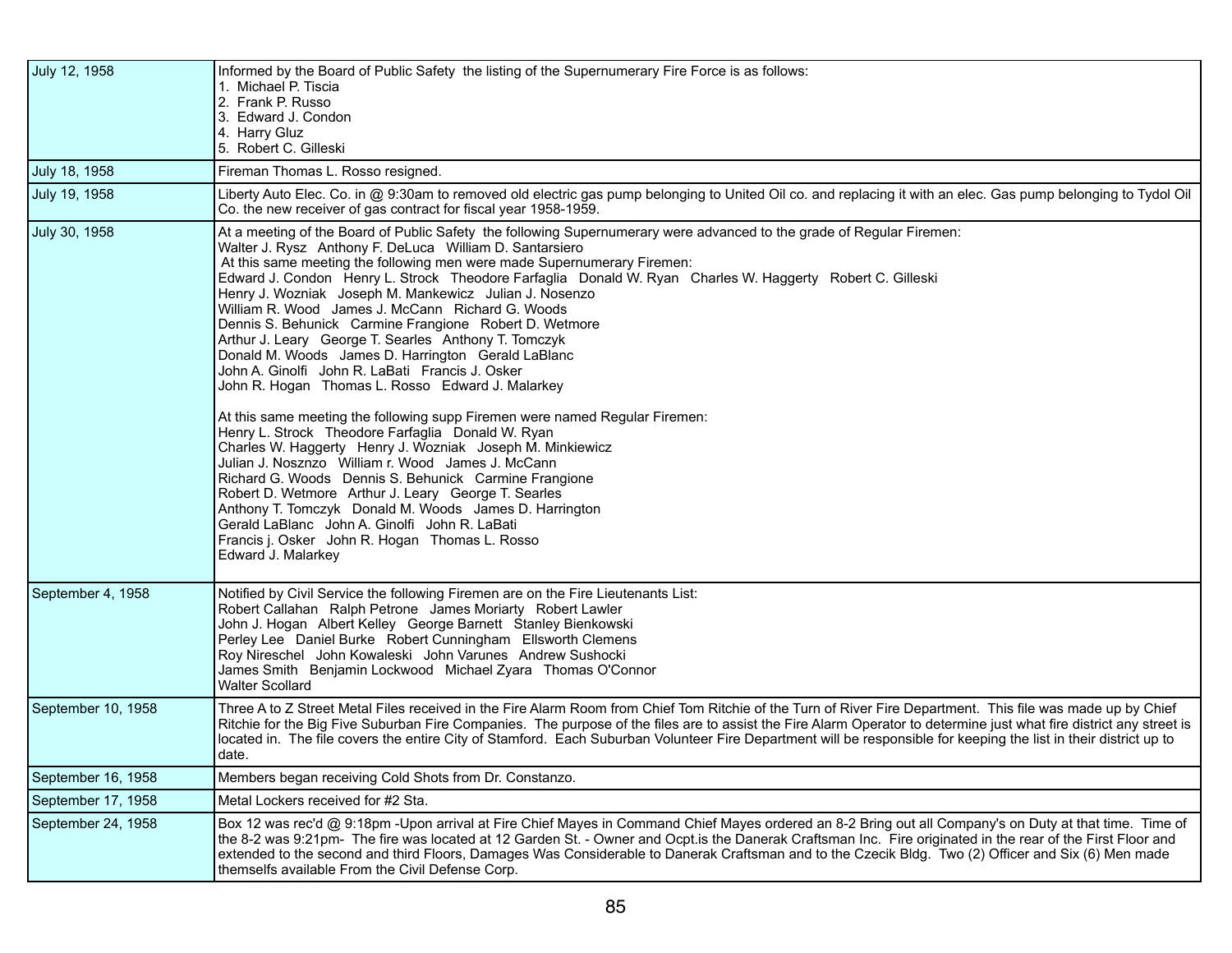| | |
|---|---|
| July 12, 1958 | Informed by the Board of Public Safety the listing of the Supernumerary Fire Force is as follows:<br>1. Michael P. Tiscia<br>2. Frank P. Russo<br>3. Edward J. Condon<br>4. Harry Gluz<br>5. Robert C. Gilleski |
| July 18, 1958 | Fireman Thomas L. Rosso resigned. |
| July 19, 1958 | Liberty Auto Elec. Co. in @ 9:30am to removed old electric gas pump belonging to United Oil co. and replacing it with an elec. Gas pump belonging to Tydol Oil Co. the new receiver of gas contract for fiscal year 1958-1959. |
| July 30, 1958 | At a meeting of the Board of Public Safety the following Supernumerary were advanced to the grade of Regular Firemen:<br>Walter J. Rysz Anthony F. DeLuca William D. Santarsiero<br>At this same meeting the following men were made Supernumerary Firemen:<br>Edward J. Condon Henry L. Strock Theodore Farfaglia Donald W. Ryan Charles W. Haggerty Robert C. Gilleski<br>Henry J. Wozniak Joseph M. Mankewicz Julian J. Nosenzo<br>William R. Wood James J. McCann Richard G. Woods<br>Dennis S. Behunick Carmine Frangione Robert D. Wetmore<br>Arthur J. Leary George T. Searles Anthony T. Tomczyk<br>Donald M. Woods James D. Harrington Gerald LaBlanc<br>John A. Ginolfi John R. LaBati Francis J. Osker<br>John R. Hogan Thomas L. Rosso Edward J. Malarkey<br><br>At this same meeting the following supp Firemen were named Regular Firemen:<br>Henry L. Strock Theodore Farfaglia Donald W. Ryan<br>Charles W. Haggerty Henry J. Wozniak Joseph M. Minkiewicz<br>Julian J. Nosznzo William r. Wood James J. McCann<br>Richard G. Woods Dennis S. Behunick Carmine Frangione<br>Robert D. Wetmore Arthur J. Leary George T. Searles<br>Anthony T. Tomczyk Donald M. Woods James D. Harrington<br>Gerald LaBlanc John A. Ginolfi John R. LaBati<br>Francis j. Osker John R. Hogan Thomas L. Rosso<br>Edward J. Malarkey |
| September 4, 1958 | Notified by Civil Service the following Firemen are on the Fire Lieutenants List:<br>Robert Callahan Ralph Petrone James Moriarty Robert Lawler<br>John J. Hogan Albert Kelley George Barnett Stanley Bienkowski<br>Perley Lee Daniel Burke Robert Cunningham Ellsworth Clemens<br>Roy Nireschel John Kowaleski John Varunes Andrew Sushocki<br>James Smith Benjamin Lockwood Michael Zyara Thomas O'Connor<br>Walter Scollard |
| September 10, 1958 | Three A to Z Street Metal Files received in the Fire Alarm Room from Chief Tom Ritchie of the Turn of River Fire Department. This file was made up by Chief Ritchie for the Big Five Suburban Fire Companies. The purpose of the files are to assist the Fire Alarm Operator to determine just what fire district any street is located in. The file covers the entire City of Stamford. Each Suburban Volunteer Fire Department will be responsible for keeping the list in their district up to date. |
| September 16, 1958 | Members began receiving Cold Shots from Dr. Constanzo. |
| September 17, 1958 | Metal Lockers received for #2 Sta. |
| September 24, 1958 | Box 12 was rec'd @ 9:18pm -Upon arrival at Fire Chief Mayes in Command Chief Mayes ordered an 8-2 Bring out all Company's on Duty at that time. Time of the 8-2 was 9:21pm- The fire was located at 12 Garden St. - Owner and Ocpt.is the Danerak Craftsman Inc. Fire originated in the rear of the First Floor and extended to the second and third Floors, Damages Was Considerable to Danerak Craftsman and to the Czecik Bldg. Two (2) Officer and Six (6) Men made themselfs available From the Civil Defense Corp. |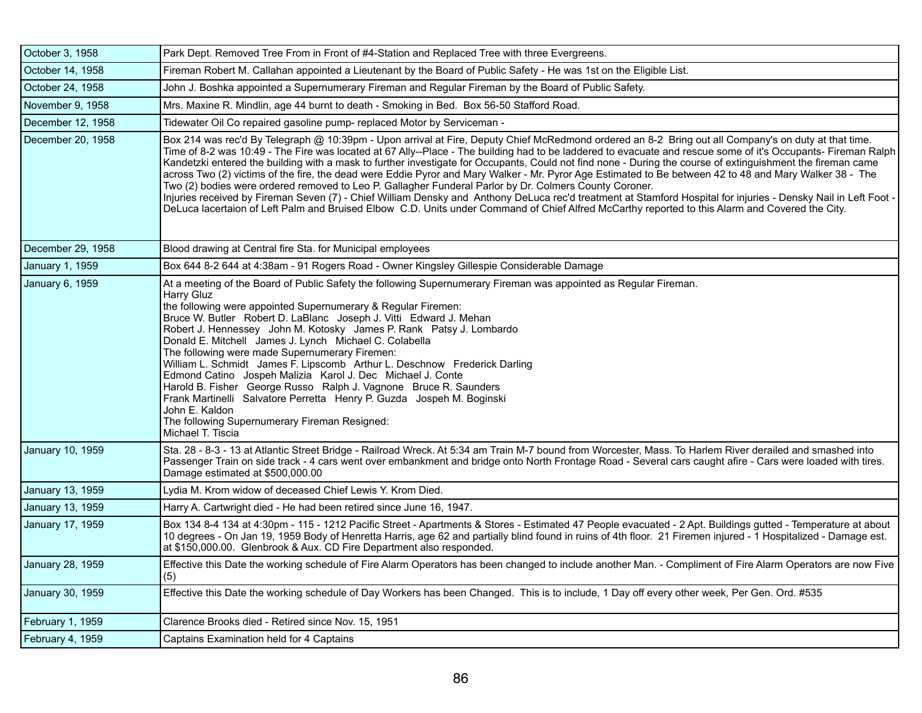| | |
|---|---|
| October 3, 1958 | Park Dept. Removed Tree From in Front of #4-Station and Replaced Tree with three Evergreens. |
| October 14, 1958 | Fireman Robert M. Callahan appointed a Lieutenant by the Board of Public Safety - He was 1st on the Eligible List. |
| October 24, 1958 | John J. Boshka appointed a Supernumerary Fireman and Regular Fireman by the Board of Public Safety. |
| November 9, 1958 | Mrs. Maxine R. Mindlin, age 44 burnt to death - Smoking in Bed. Box 56-50 Stafford Road. |
| December 12, 1958 | Tidewater Oil Co repaired gasoline pump- replaced Motor by Serviceman - |
| December 20, 1958 | Box 214 was rec'd By Telegraph @ 10:39pm - Upon arrival at Fire, Deputy Chief McRedmond ordered an 8-2 Bring out all Company's on duty at that time. Time of 8-2 was 10:49 - The Fire was located at 67 Ally--Place - The building had to be laddered to evacuate and rescue some of it's Occupants- Fireman Ralph Kandetzki entered the building with a mask to further investigate for Occupants, Could not find none - During the course of extinguishment the fireman came across Two (2) victims of the fire, the dead were Eddie Pyror and Mary Walker - Mr. Pyror Age Estimated to Be between 42 to 48 and Mary Walker 38 - The Two (2) bodies were ordered removed to Leo P. Gallagher Funderal Parlor by Dr. Colmers County Coroner.<br>Injuries received by Fireman Seven (7) - Chief William Densky and Anthony DeLuca rec'd treatment at Stamford Hospital for injuries - Densky Nail in Left Foot - DeLuca lacertaion of Left Palm and Bruised Elbow C.D. Units under Command of Chief Alfred McCarthy reported to this Alarm and Covered the City. |
| December 29, 1958 | Blood drawing at Central fire Sta. for Municipal employees |
| January 1, 1959 | Box 644 8-2 644 at 4:38am - 91 Rogers Road - Owner Kingsley Gillespie Considerable Damage |
| January 6, 1959 | At a meeting of the Board of Public Safety the following Supernumerary Fireman was appointed as Regular Fireman.<br>Harry Gluz<br>the following were appointed Supernumerary & Regular Firemen:<br>Bruce W. Butler Robert D. LaBlanc Joseph J. Vitti Edward J. Mehan<br>Robert J. Hennessey John M. Kotosky James P. Rank Patsy J. Lombardo<br>Donald E. Mitchell James J. Lynch Michael C. Colabella<br>The following were made Supernumerary Firemen:<br>William L. Schmidt James F. Lipscomb Arthur L. Deschnow Frederick Darling<br>Edmond Catino Jospeh Malizia Karol J. Dec Michael J. Conte<br>Harold B. Fisher George Russo Ralph J. Vagnone Bruce R. Saunders<br>Frank Martinelli Salvatore Perretta Henry P. Guzda Jospeh M. Boginski<br>John E. Kaldon<br>The following Supernumerary Fireman Resigned:<br>Michael T. Tiscia |
| January 10, 1959 | Sta. 28 - 8-3 - 13 at Atlantic Street Bridge - Railroad Wreck. At 5:34 am Train M-7 bound from Worcester, Mass. To Harlem River derailed and smashed into Passenger Train on side track - 4 cars went over embankment and bridge onto North Frontage Road - Several cars caught afire - Cars were loaded with tires. Damage estimated at $500,000.00 |
| January 13, 1959 | Lydia M. Krom widow of deceased Chief Lewis Y. Krom Died. |
| January 13, 1959 | Harry A. Cartwright died - He had been retired since June 16, 1947. |
| January 17, 1959 | Box 134 8-4 134 at 4:30pm - 115 - 1212 Pacific Street - Apartments & Stores - Estimated 47 People evacuated - 2 Apt. Buildings gutted - Temperature at about 10 degrees - On Jan 19, 1959 Body of Henretta Harris, age 62 and partially blind found in ruins of 4th floor. 21 Firemen injured - 1 Hospitalized - Damage est. at $150,000.00. Glenbrook & Aux. CD Fire Department also responded. |
| January 28, 1959 | Effective this Date the working schedule of Fire Alarm Operators has been changed to include another Man. - Compliment of Fire Alarm Operators are now Five (5) |
| January 30, 1959 | Effective this Date the working schedule of Day Workers has been Changed. This is to include, 1 Day off every other week, Per Gen. Ord. #535 |
| February 1, 1959 | Clarence Brooks died - Retired since Nov. 15, 1951 |
| February 4, 1959 | Captains Examination held for 4 Captains |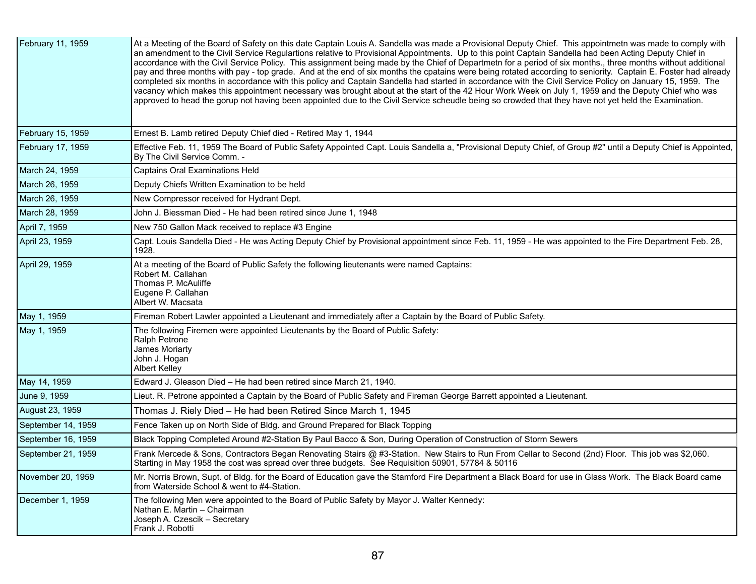| | |
|---|---|
| February 11, 1959 | At a Meeting of the Board of Safety on this date Captain Louis A. Sandella was made a Provisional Deputy Chief. This appointmetn was made to comply with an amendment to the Civil Service Regulartions relative to Provisional Appointments. Up to this point Captain Sandella had been Acting Deputy Chief in accordance with the Civil Service Policy. This assignment being made by the Chief of Departmetn for a period of six months., three months without additional pay and three months with pay - top grade. And at the end of six months the cpatains were being rotated according to seniority. Captain E. Foster had already completed six months in accordance with this policy and Captain Sandella had started in accordance with the Civil Service Policy on January 15, 1959. The vacancy which makes this appointment necessary was brought about at the start of the 42 Hour Work Week on July 1, 1959 and the Deputy Chief who was approved to head the gorup not having been appointed due to the Civil Service scheudle being so crowded that they have not yet held the Examination. |
| February 15, 1959 | Ernest B. Lamb retired Deputy Chief died - Retired May 1, 1944 |
| February 17, 1959 | Effective Feb. 11, 1959 The Board of Public Safety Appointed Capt. Louis Sandella a, "Provisional Deputy Chief, of Group #2" until a Deputy Chief is Appointed, By The Civil Service Comm. - |
| March 24, 1959 | Captains Oral Examinations Held |
| March 26, 1959 | Deputy Chiefs Written Examination to be held |
| March 26, 1959 | New Compressor received for Hydrant Dept. |
| March 28, 1959 | John J. Biessman Died - He had been retired since June 1, 1948 |
| April 7, 1959 | New 750 Gallon Mack received to replace #3 Engine |
| April 23, 1959 | Capt. Louis Sandella Died - He was Acting Deputy Chief by Provisional appointment since Feb. 11, 1959 - He was appointed to the Fire Department Feb. 28, 1928. |
| April 29, 1959 | At a meeting of the Board of Public Safety the following lieutenants were named Captains:<br>Robert M. Callahan<br>Thomas P. McAuliffe<br>Eugene P. Callahan<br>Albert W. Macsata |
| May 1, 1959 | Fireman Robert Lawler appointed a Lieutenant and immediately after a Captain by the Board of Public Safety. |
| May 1, 1959 | The following Firemen were appointed Lieutenants by the Board of Public Safety:<br>Ralph Petrone<br>James Moriarty<br>John J. Hogan<br>Albert Kelley |
| May 14, 1959 | Edward J. Gleason Died – He had been retired since March 21, 1940. |
| June 9, 1959 | Lieut. R. Petrone appointed a Captain by the Board of Public Safety and Fireman George Barrett appointed a Lieutenant. |
| August 23, 1959 | Thomas J. Riely Died – He had been Retired Since March 1, 1945 |
| September 14, 1959 | Fence Taken up on North Side of Bldg. and Ground Prepared for Black Topping |
| September 16, 1959 | Black Topping Completed Around #2-Station By Paul Bacco & Son, During Operation of Construction of Storm Sewers |
| September 21, 1959 | Frank Mercede & Sons, Contractors Began Renovating Stairs @ #3-Station. New Stairs to Run From Cellar to Second (2nd) Floor. This job was $2,060. Starting in May 1958 the cost was spread over three budgets. See Requisition 50901, 57784 & 50116 |
| November 20, 1959 | Mr. Norris Brown, Supt. of Bldg. for the Board of Education gave the Stamford Fire Department a Black Board for use in Glass Work. The Black Board came from Waterside School & went to #4-Station. |
| December 1, 1959 | The following Men were appointed to the Board of Public Safety by Mayor J. Walter Kennedy:<br>Nathan E. Martin – Chairman<br>Joseph A. Czescik – Secretary<br>Frank J. Robotti |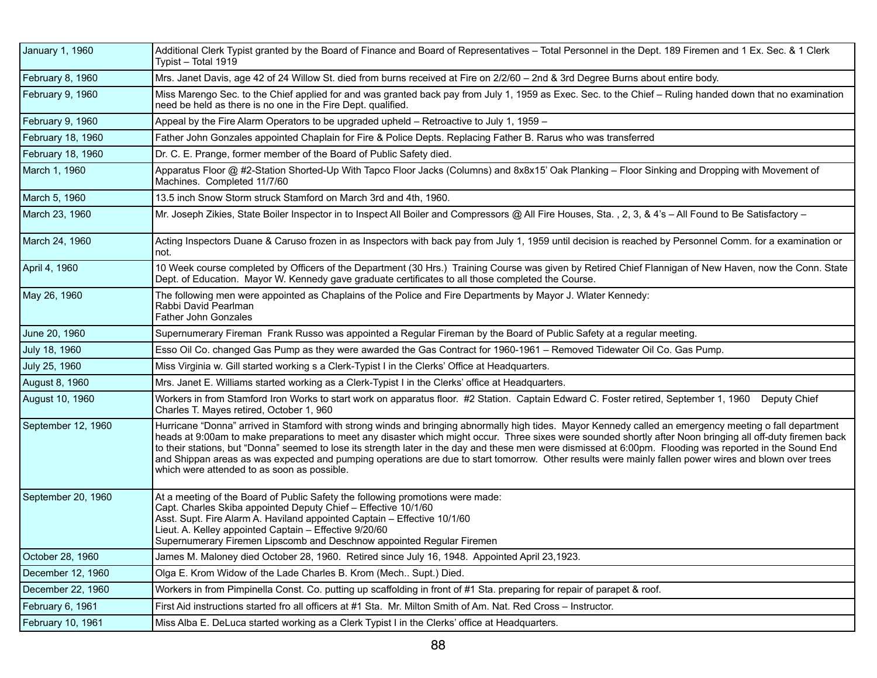| | |
|---|---|
| January 1, 1960 | Additional Clerk Typist granted by the Board of Finance and Board of Representatives – Total Personnel in the Dept. 189 Firemen and 1 Ex. Sec. & 1 Clerk Typist – Total 1919 |
| February 8, 1960 | Mrs. Janet Davis, age 42 of 24 Willow St. died from burns received at Fire on 2/2/60 – 2nd & 3rd Degree Burns about entire body. |
| February 9, 1960 | Miss Marengo Sec. to the Chief applied for and was granted back pay from July 1, 1959 as Exec. Sec. to the Chief – Ruling handed down that no examination need be held as there is no one in the Fire Dept. qualified. |
| February 9, 1960 | Appeal by the Fire Alarm Operators to be upgraded upheld – Retroactive to July 1, 1959 – |
| February 18, 1960 | Father John Gonzales appointed Chaplain for Fire & Police Depts. Replacing Father B. Rarus who was transferred |
| February 18, 1960 | Dr. C. E. Prange, former member of the Board of Public Safety died. |
| March 1, 1960 | Apparatus Floor @ #2-Station Shorted-Up With Tapco Floor Jacks (Columns) and 8x8x15' Oak Planking – Floor Sinking and Dropping with Movement of Machines. Completed 11/7/60 |
| March 5, 1960 | 13.5 inch Snow Storm struck Stamford on March 3rd and 4th, 1960. |
| March 23, 1960 | Mr. Joseph Zikies, State Boiler Inspector in to Inspect All Boiler and Compressors @ All Fire Houses, Sta. , 2, 3, & 4's – All Found to Be Satisfactory – |
| March 24, 1960 | Acting Inspectors Duane & Caruso frozen in as Inspectors with back pay from July 1, 1959 until decision is reached by Personnel Comm. for a examination or not. |
| April 4, 1960 | 10 Week course completed by Officers of the Department (30 Hrs.) Training Course was given by Retired Chief Flannigan of New Haven, now the Conn. State Dept. of Education. Mayor W. Kennedy gave graduate certificates to all those completed the Course. |
| May 26, 1960 | The following men were appointed as Chaplains of the Police and Fire Departments by Mayor J. Wlater Kennedy:<br>Rabbi David Pearlman<br>Father John Gonzales |
| June 20, 1960 | Supernumerary Fireman Frank Russo was appointed a Regular Fireman by the Board of Public Safety at a regular meeting. |
| July 18, 1960 | Esso Oil Co. changed Gas Pump as they were awarded the Gas Contract for 1960-1961 – Removed Tidewater Oil Co. Gas Pump. |
| July 25, 1960 | Miss Virginia w. Gill started working s a Clerk-Typist I in the Clerks' Office at Headquarters. |
| August 8, 1960 | Mrs. Janet E. Williams started working as a Clerk-Typist I in the Clerks' office at Headquarters. |
| August 10, 1960 | Workers in from Stamford Iron Works to start work on apparatus floor. #2 Station. Captain Edward C. Foster retired, September 1, 1960 Deputy Chief Charles T. Mayes retired, October 1, 960 |
| September 12, 1960 | Hurricane "Donna" arrived in Stamford with strong winds and bringing abnormally high tides. Mayor Kennedy called an emergency meeting o fall department heads at 9:00am to make preparations to meet any disaster which might occur. Three sixes were sounded shortly after Noon bringing all off-duty firemen back to their stations, but "Donna" seemed to lose its strength later in the day and these men were dismissed at 6:00pm. Flooding was reported in the Sound End and Shippan areas as was expected and pumping operations are due to start tomorrow. Other results were mainly fallen power wires and blown over trees which were attended to as soon as possible. |
| September 20, 1960 | At a meeting of the Board of Public Safety the following promotions were made:<br>Capt. Charles Skiba appointed Deputy Chief – Effective 10/1/60<br>Asst. Supt. Fire Alarm A. Haviland appointed Captain – Effective 10/1/60<br>Lieut. A. Kelley appointed Captain – Effective 9/20/60<br>Supernumerary Firemen Lipscomb and Deschnow appointed Regular Firemen |
| October 28, 1960 | James M. Maloney died October 28, 1960. Retired since July 16, 1948. Appointed April 23,1923. |
| December 12, 1960 | Olga E. Krom Widow of the Lade Charles B. Krom (Mech.. Supt.) Died. |
| December 22, 1960 | Workers in from Pimpinella Const. Co. putting up scaffolding in front of #1 Sta. preparing for repair of parapet & roof. |
| February 6, 1961 | First Aid instructions started fro all officers at #1 Sta. Mr. Milton Smith of Am. Nat. Red Cross – Instructor. |
| February 10, 1961 | Miss Alba E. DeLuca started working as a Clerk Typist I in the Clerks' office at Headquarters. |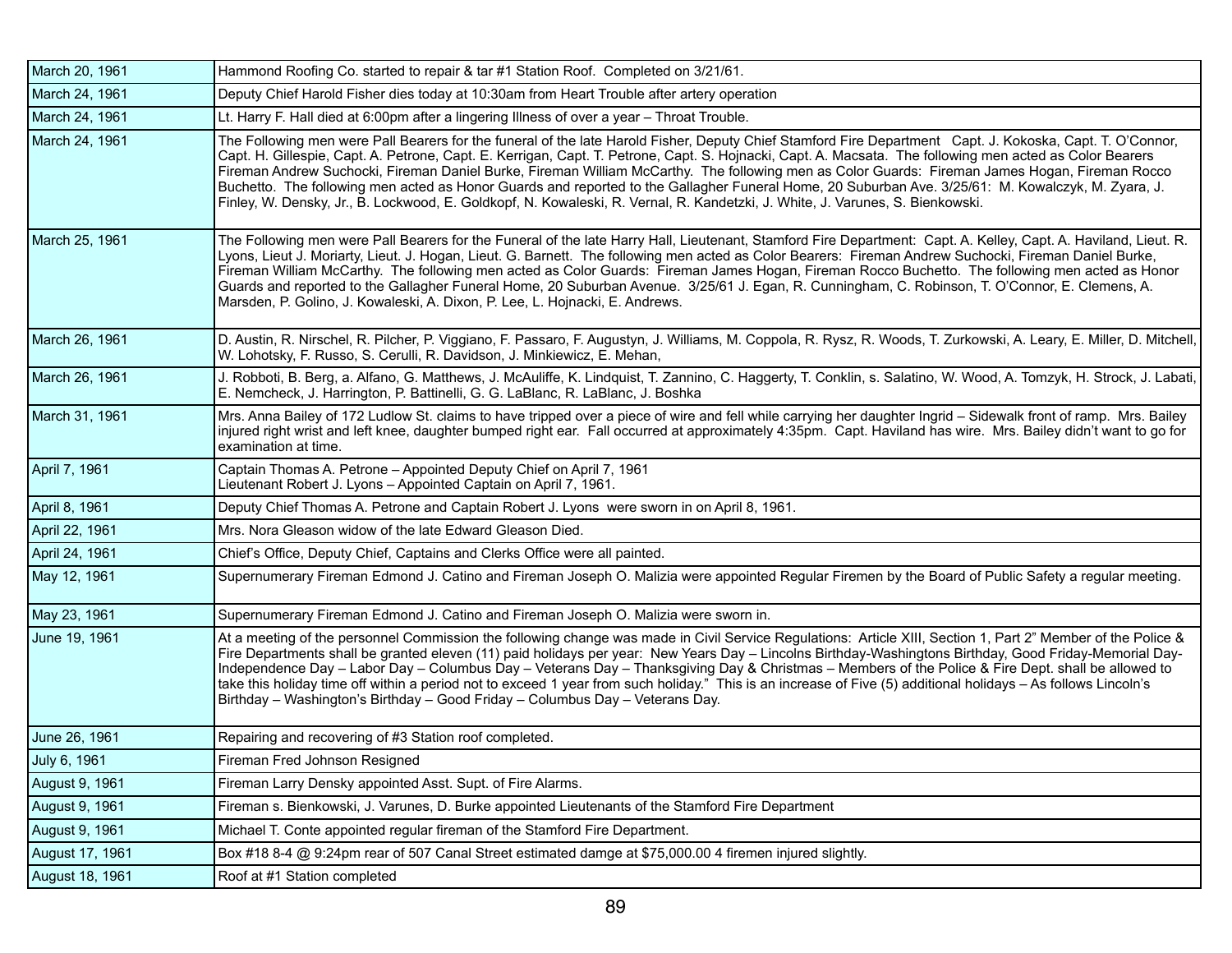| | |
|---|---|
| March 20, 1961 | Hammond Roofing Co. started to repair & tar #1 Station Roof. Completed on 3/21/61. |
| March 24, 1961 | Deputy Chief Harold Fisher dies today at 10:30am from Heart Trouble after artery operation |
| March 24, 1961 | Lt. Harry F. Hall died at 6:00pm after a lingering Illness of over a year – Throat Trouble. |
| March 24, 1961 | The Following men were Pall Bearers for the funeral of the late Harold Fisher, Deputy Chief Stamford Fire Department Capt. J. Kokoska, Capt. T. O'Connor, Capt. H. Gillespie, Capt. A. Petrone, Capt. E. Kerrigan, Capt. T. Petrone, Capt. S. Hojnacki, Capt. A. Macsata. The following men acted as Color Bearers Fireman Andrew Suchocki, Fireman Daniel Burke, Fireman William McCarthy. The following men as Color Guards: Fireman James Hogan, Fireman Rocco Buchetto. The following men acted as Honor Guards and reported to the Gallagher Funeral Home, 20 Suburban Ave. 3/25/61: M. Kowalczyk, M. Zyara, J. Finley, W. Densky, Jr., B. Lockwood, E. Goldkopf, N. Kowaleski, R. Vernal, R. Kandetzki, J. White, J. Varunes, S. Bienkowski. |
| March 25, 1961 | The Following men were Pall Bearers for the Funeral of the late Harry Hall, Lieutenant, Stamford Fire Department: Capt. A. Kelley, Capt. A. Haviland, Lieut. R. Lyons, Lieut J. Moriarty, Lieut. J. Hogan, Lieut. G. Barnett. The following men acted as Color Bearers: Fireman Andrew Suchocki, Fireman Daniel Burke, Fireman William McCarthy. The following men acted as Color Guards: Fireman James Hogan, Fireman Rocco Buchetto. The following men acted as Honor Guards and reported to the Gallagher Funeral Home, 20 Suburban Avenue. 3/25/61 J. Egan, R. Cunningham, C. Robinson, T. O'Connor, E. Clemens, A. Marsden, P. Golino, J. Kowaleski, A. Dixon, P. Lee, L. Hojnacki, E. Andrews. |
| March 26, 1961 | D. Austin, R. Nirschel, R. Pilcher, P. Viggiano, F. Passaro, F. Augustyn, J. Williams, M. Coppola, R. Rysz, R. Woods, T. Zurkowski, A. Leary, E. Miller, D. Mitchell, W. Lohotsky, F. Russo, S. Cerulli, R. Davidson, J. Minkiewicz, E. Mehan, |
| March 26, 1961 | J. Robboti, B. Berg, a. Alfano, G. Matthews, J. McAuliffe, K. Lindquist, T. Zannino, C. Haggerty, T. Conklin, s. Salatino, W. Wood, A. Tomzyk, H. Strock, J. Labati, E. Nemcheck, J. Harrington, P. Battinelli, G. G. LaBlanc, R. LaBlanc, J. Boshka |
| March 31, 1961 | Mrs. Anna Bailey of 172 Ludlow St. claims to have tripped over a piece of wire and fell while carrying her daughter Ingrid – Sidewalk front of ramp. Mrs. Bailey injured right wrist and left knee, daughter bumped right ear. Fall occurred at approximately 4:35pm. Capt. Haviland has wire. Mrs. Bailey didn't want to go for examination at time. |
| April 7, 1961 | Captain Thomas A. Petrone – Appointed Deputy Chief on April 7, 1961<br>Lieutenant Robert J. Lyons – Appointed Captain on April 7, 1961. |
| April 8, 1961 | Deputy Chief Thomas A. Petrone and Captain Robert J. Lyons were sworn in on April 8, 1961. |
| April 22, 1961 | Mrs. Nora Gleason widow of the late Edward Gleason Died. |
| April 24, 1961 | Chief's Office, Deputy Chief, Captains and Clerks Office were all painted. |
| May 12, 1961 | Supernumerary Fireman Edmond J. Catino and Fireman Joseph O. Malizia were appointed Regular Firemen by the Board of Public Safety a regular meeting. |
| May 23, 1961 | Supernumerary Fireman Edmond J. Catino and Fireman Joseph O. Malizia were sworn in. |
| June 19, 1961 | At a meeting of the personnel Commission the following change was made in Civil Service Regulations: Article XIII, Section 1, Part 2" Member of the Police & Fire Departments shall be granted eleven (11) paid holidays per year: New Years Day – Lincolns Birthday-Washingtons Birthday, Good Friday-Memorial Day-Independence Day – Labor Day – Columbus Day – Veterans Day – Thanksgiving Day & Christmas – Members of the Police & Fire Dept. shall be allowed to take this holiday time off within a period not to exceed 1 year from such holiday." This is an increase of Five (5) additional holidays – As follows Lincoln's Birthday – Washington's Birthday – Good Friday – Columbus Day – Veterans Day. |
| June 26, 1961 | Repairing and recovering of #3 Station roof completed. |
| July 6, 1961 | Fireman Fred Johnson Resigned |
| August 9, 1961 | Fireman Larry Densky appointed Asst. Supt. of Fire Alarms. |
| August 9, 1961 | Fireman s. Bienkowski, J. Varunes, D. Burke appointed Lieutenants of the Stamford Fire Department |
| August 9, 1961 | Michael T. Conte appointed regular fireman of the Stamford Fire Department. |
| August 17, 1961 | Box #18 8-4 @ 9:24pm rear of 507 Canal Street estimated damge at $75,000.00 4 firemen injured slightly. |
| August 18, 1961 | Roof at #1 Station completed |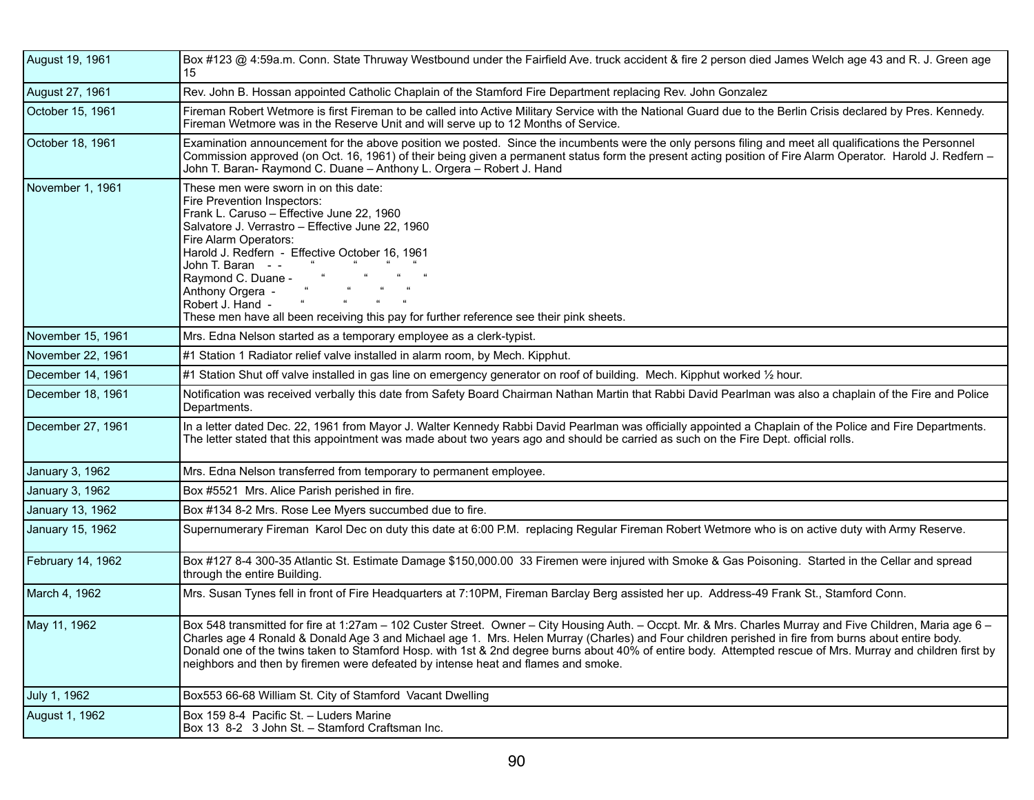| | |
|---|---|
| August 19, 1961 | Box #123 @ 4:59a.m. Conn. State Thruway Westbound under the Fairfield Ave. truck accident & fire 2 person died James Welch age 43 and R. J. Green age 15 |
| August 27, 1961 | Rev. John B. Hossan appointed Catholic Chaplain of the Stamford Fire Department replacing Rev. John Gonzalez |
| October 15, 1961 | Fireman Robert Wetmore is first Fireman to be called into Active Military Service with the National Guard due to the Berlin Crisis declared by Pres. Kennedy. Fireman Wetmore was in the Reserve Unit and will serve up to 12 Months of Service. |
| October 18, 1961 | Examination announcement for the above position we posted. Since the incumbents were the only persons filing and meet all qualifications the Personnel Commission approved (on Oct. 16, 1961) of their being given a permanent status form the present acting position of Fire Alarm Operator. Harold J. Redfern – John T. Baran- Raymond C. Duane – Anthony L. Orgera – Robert J. Hand |
| November 1, 1961 | These men were sworn in on this date:<br>Fire Prevention Inspectors:<br>Frank L. Caruso – Effective June 22, 1960<br>Salvatore J. Verrastro – Effective June 22, 1960<br>Fire Alarm Operators:<br>Harold J. Redfern - Effective October 16, 1961<br>John T. Baran - - " " " "<br>Raymond C. Duane - " " " "<br>Anthony Orgera - " " " "<br>Robert J. Hand - " " " "<br>These men have all been receiving this pay for further reference see their pink sheets. |
| November 15, 1961 | Mrs. Edna Nelson started as a temporary employee as a clerk-typist. |
| November 22, 1961 | #1 Station 1 Radiator relief valve installed in alarm room, by Mech. Kipphut. |
| December 14, 1961 | #1 Station Shut off valve installed in gas line on emergency generator on roof of building. Mech. Kipphut worked ½ hour. |
| December 18, 1961 | Notification was received verbally this date from Safety Board Chairman Nathan Martin that Rabbi David Pearlman was also a chaplain of the Fire and Police Departments. |
| December 27, 1961 | In a letter dated Dec. 22, 1961 from Mayor J. Walter Kennedy Rabbi David Pearlman was officially appointed a Chaplain of the Police and Fire Departments. The letter stated that this appointment was made about two years ago and should be carried as such on the Fire Dept. official rolls. |
| January 3, 1962 | Mrs. Edna Nelson transferred from temporary to permanent employee. |
| January 3, 1962 | Box #5521 Mrs. Alice Parish perished in fire. |
| January 13, 1962 | Box #134 8-2 Mrs. Rose Lee Myers succumbed due to fire. |
| January 15, 1962 | Supernumerary Fireman Karol Dec on duty this date at 6:00 P.M. replacing Regular Fireman Robert Wetmore who is on active duty with Army Reserve. |
| February 14, 1962 | Box #127 8-4 300-35 Atlantic St. Estimate Damage $150,000.00 33 Firemen were injured with Smoke & Gas Poisoning. Started in the Cellar and spread through the entire Building. |
| March 4, 1962 | Mrs. Susan Tynes fell in front of Fire Headquarters at 7:10PM, Fireman Barclay Berg assisted her up. Address-49 Frank St., Stamford Conn. |
| May 11, 1962 | Box 548 transmitted for fire at 1:27am – 102 Custer Street. Owner – City Housing Auth. – Occpt. Mr. & Mrs. Charles Murray and Five Children, Maria age 6 – Charles age 4 Ronald & Donald Age 3 and Michael age 1. Mrs. Helen Murray (Charles) and Four children perished in fire from burns about entire body. Donald one of the twins taken to Stamford Hosp. with 1st & 2nd degree burns about 40% of entire body. Attempted rescue of Mrs. Murray and children first by neighbors and then by firemen were defeated by intense heat and flames and smoke. |
| July 1, 1962 | Box553 66-68 William St. City of Stamford Vacant Dwelling |
| August 1, 1962 | Box 159 8-4 Pacific St. – Luders Marine<br>Box 13 8-2 3 John St. – Stamford Craftsman Inc. |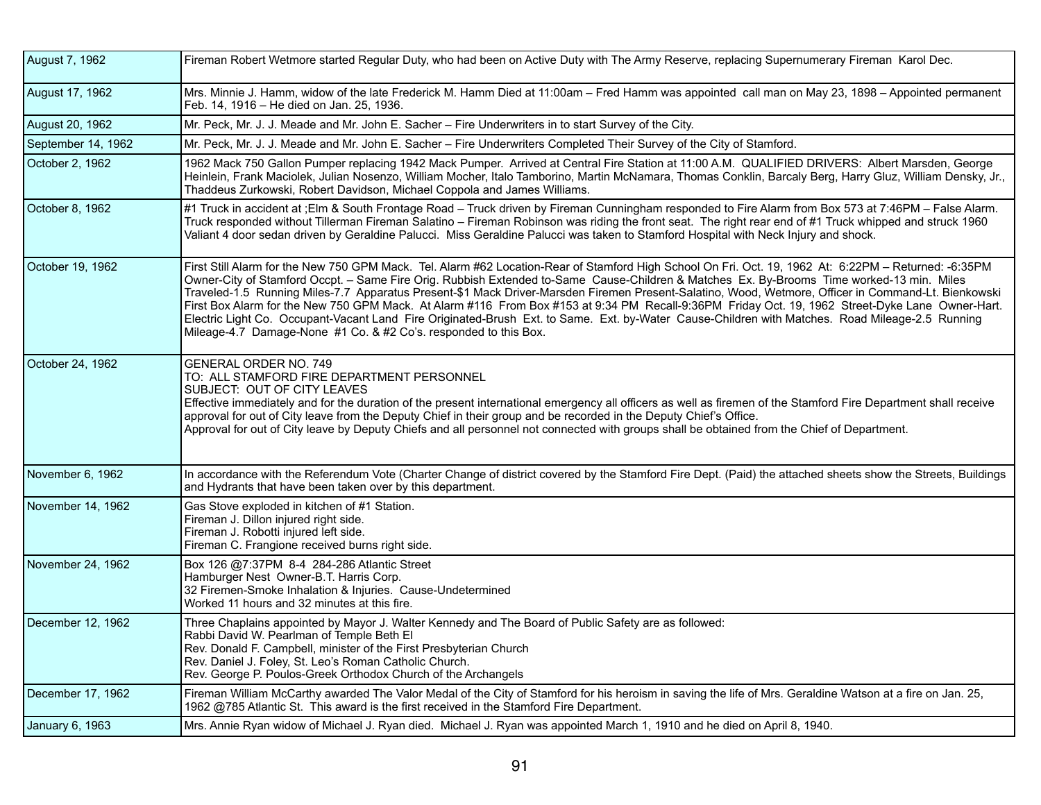| | |
|---|---|
| August 7, 1962 | Fireman Robert Wetmore started Regular Duty, who had been on Active Duty with The Army Reserve, replacing Supernumerary Fireman Karol Dec. |
| August 17, 1962 | Mrs. Minnie J. Hamm, widow of the late Frederick M. Hamm Died at 11:00am – Fred Hamm was appointed call man on May 23, 1898 – Appointed permanent Feb. 14, 1916 – He died on Jan. 25, 1936. |
| August 20, 1962 | Mr. Peck, Mr. J. J. Meade and Mr. John E. Sacher – Fire Underwriters in to start Survey of the City. |
| September 14, 1962 | Mr. Peck, Mr. J. J. Meade and Mr. John E. Sacher – Fire Underwriters Completed Their Survey of the City of Stamford. |
| October 2, 1962 | 1962 Mack 750 Gallon Pumper replacing 1942 Mack Pumper. Arrived at Central Fire Station at 11:00 A.M. QUALIFIED DRIVERS: Albert Marsden, George Heinlein, Frank Maciolek, Julian Nosenzo, William Mocher, Italo Tamborino, Martin McNamara, Thomas Conklin, Barcaly Berg, Harry Gluz, William Densky, Jr., Thaddeus Zurkowski, Robert Davidson, Michael Coppola and James Williams. |
| October 8, 1962 | #1 Truck in accident at ;Elm & South Frontage Road – Truck driven by Fireman Cunningham responded to Fire Alarm from Box 573 at 7:46PM – False Alarm. Truck responded without Tillerman Fireman Salatino – Fireman Robinson was riding the front seat. The right rear end of #1 Truck whipped and struck 1960 Valiant 4 door sedan driven by Geraldine Palucci. Miss Geraldine Palucci was taken to Stamford Hospital with Neck Injury and shock. |
| October 19, 1962 | First Still Alarm for the New 750 GPM Mack. Tel. Alarm #62 Location-Rear of Stamford High School On Fri. Oct. 19, 1962 At: 6:22PM – Returned: -6:35PM Owner-City of Stamford Occpt. – Same Fire Orig. Rubbish Extended to-Same Cause-Children & Matches Ex. By-Brooms Time worked-13 min. Miles Traveled-1.5 Running Miles-7.7 Apparatus Present-$1 Mack Driver-Marsden Firemen Present-Salatino, Wood, Wetmore, Officer in Command-Lt. Bienkowski<br>First Box Alarm for the New 750 GPM Mack. At Alarm #116 From Box #153 at 9:34 PM Recall-9:36PM Friday Oct. 19, 1962 Street-Dyke Lane Owner-Hart. Electric Light Co. Occupant-Vacant Land Fire Originated-Brush Ext. to Same. Ext. by-Water Cause-Children with Matches. Road Mileage-2.5 Running Mileage-4.7 Damage-None #1 Co. & #2 Co's. responded to this Box. |
| October 24, 1962 | GENERAL ORDER NO. 749<br>TO: ALL STAMFORD FIRE DEPARTMENT PERSONNEL<br>SUBJECT: OUT OF CITY LEAVES<br>Effective immediately and for the duration of the present international emergency all officers as well as firemen of the Stamford Fire Department shall receive approval for out of City leave from the Deputy Chief in their group and be recorded in the Deputy Chief's Office.<br>Approval for out of City leave by Deputy Chiefs and all personnel not connected with groups shall be obtained from the Chief of Department. |
| November 6, 1962 | In accordance with the Referendum Vote (Charter Change of district covered by the Stamford Fire Dept. (Paid) the attached sheets show the Streets, Buildings and Hydrants that have been taken over by this department. |
| November 14, 1962 | Gas Stove exploded in kitchen of #1 Station.<br>Fireman J. Dillon injured right side.<br>Fireman J. Robotti injured left side.<br>Fireman C. Frangione received burns right side. |
| November 24, 1962 | Box 126 @7:37PM 8-4 284-286 Atlantic Street<br>Hamburger Nest Owner-B.T. Harris Corp.<br>32 Firemen-Smoke Inhalation & Injuries. Cause-Undetermined<br>Worked 11 hours and 32 minutes at this fire. |
| December 12, 1962 | Three Chaplains appointed by Mayor J. Walter Kennedy and The Board of Public Safety are as followed:<br>Rabbi David W. Pearlman of Temple Beth El<br>Rev. Donald F. Campbell, minister of the First Presbyterian Church<br>Rev. Daniel J. Foley, St. Leo's Roman Catholic Church.<br>Rev. George P. Poulos-Greek Orthodox Church of the Archangels |
| December 17, 1962 | Fireman William McCarthy awarded The Valor Medal of the City of Stamford for his heroism in saving the life of Mrs. Geraldine Watson at a fire on Jan. 25, 1962 @785 Atlantic St. This award is the first received in the Stamford Fire Department. |
| January 6, 1963 | Mrs. Annie Ryan widow of Michael J. Ryan died. Michael J. Ryan was appointed March 1, 1910 and he died on April 8, 1940. |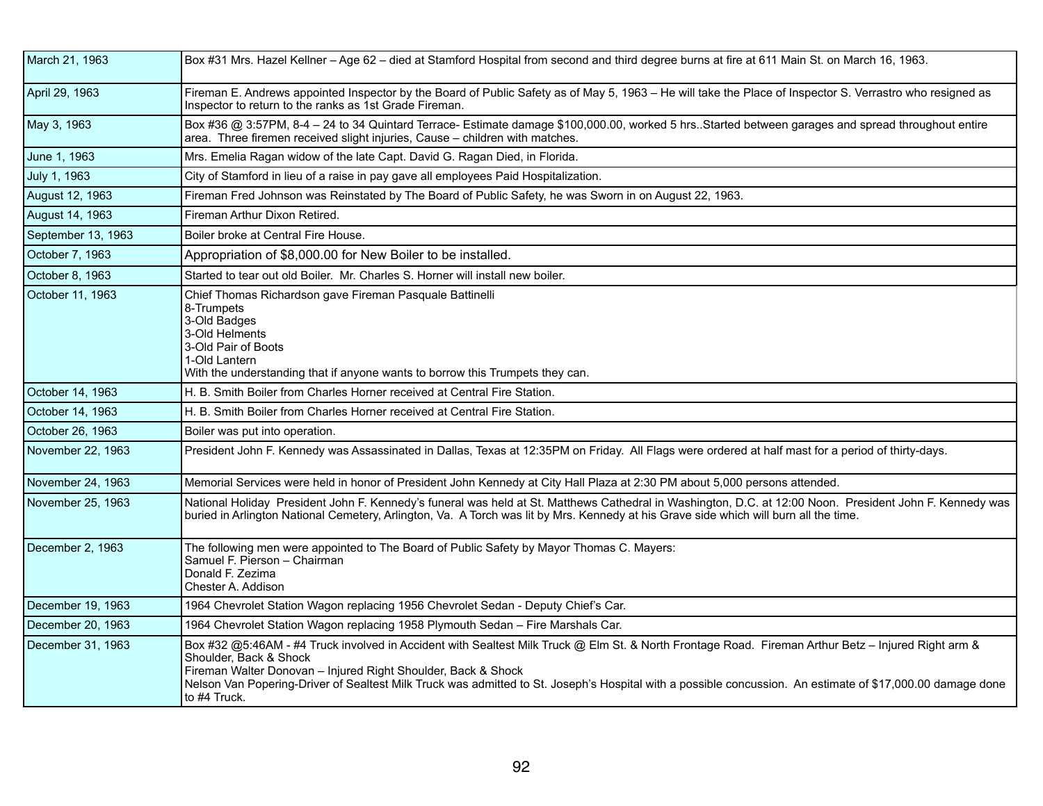| | |
|---|---|
| March 21, 1963 | Box #31 Mrs. Hazel Kellner – Age 62 – died at Stamford Hospital from second and third degree burns at fire at 611 Main St. on March 16, 1963. |
| April 29, 1963 | Fireman E. Andrews appointed Inspector by the Board of Public Safety as of May 5, 1963 – He will take the Place of Inspector S. Verrastro who resigned as Inspector to return to the ranks as 1st Grade Fireman. |
| May 3, 1963 | Box #36 @ 3:57PM, 8-4 – 24 to 34 Quintard Terrace- Estimate damage $100,000.00, worked 5 hrs..Started between garages and spread throughout entire area. Three firemen received slight injuries, Cause – children with matches. |
| June 1, 1963 | Mrs. Emelia Ragan widow of the late Capt. David G. Ragan Died, in Florida. |
| July 1, 1963 | City of Stamford in lieu of a raise in pay gave all employees Paid Hospitalization. |
| August 12, 1963 | Fireman Fred Johnson was Reinstated by The Board of Public Safety, he was Sworn in on August 22, 1963. |
| August 14, 1963 | Fireman Arthur Dixon Retired. |
| September 13, 1963 | Boiler broke at Central Fire House. |
| October 7, 1963 | Appropriation of $8,000.00 for New Boiler to be installed. |
| October 8, 1963 | Started to tear out old Boiler. Mr. Charles S. Horner will install new boiler. |
| October 11, 1963 | Chief Thomas Richardson gave Fireman Pasquale Battinelli<br>8-Trumpets<br>3-Old Badges<br>3-Old Helments<br>3-Old Pair of Boots<br>1-Old Lantern<br>With the understanding that if anyone wants to borrow this Trumpets they can. |
| October 14, 1963 | H. B. Smith Boiler from Charles Horner received at Central Fire Station. |
| October 14, 1963 | H. B. Smith Boiler from Charles Horner received at Central Fire Station. |
| October 26, 1963 | Boiler was put into operation. |
| November 22, 1963 | President John F. Kennedy was Assassinated in Dallas, Texas at 12:35PM on Friday. All Flags were ordered at half mast for a period of thirty-days. |
| November 24, 1963 | Memorial Services were held in honor of President John Kennedy at City Hall Plaza at 2:30 PM about 5,000 persons attended. |
| November 25, 1963 | National Holiday President John F. Kennedy's funeral was held at St. Matthews Cathedral in Washington, D.C. at 12:00 Noon. President John F. Kennedy was buried in Arlington National Cemetery, Arlington, Va. A Torch was lit by Mrs. Kennedy at his Grave side which will burn all the time. |
| December 2, 1963 | The following men were appointed to The Board of Public Safety by Mayor Thomas C. Mayers:<br>Samuel F. Pierson – Chairman<br>Donald F. Zezima<br>Chester A. Addison |
| December 19, 1963 | 1964 Chevrolet Station Wagon replacing 1956 Chevrolet Sedan - Deputy Chief's Car. |
| December 20, 1963 | 1964 Chevrolet Station Wagon replacing 1958 Plymouth Sedan – Fire Marshals Car. |
| December 31, 1963 | Box #32 @5:46AM - #4 Truck involved in Accident with Sealtest Milk Truck @ Elm St. & North Frontage Road. Fireman Arthur Betz – Injured Right arm & Shoulder, Back & Shock<br>Fireman Walter Donovan – Injured Right Shoulder, Back & Shock<br>Nelson Van Popering-Driver of Sealtest Milk Truck was admitted to St. Joseph's Hospital with a possible concussion. An estimate of $17,000.00 damage done to #4 Truck. |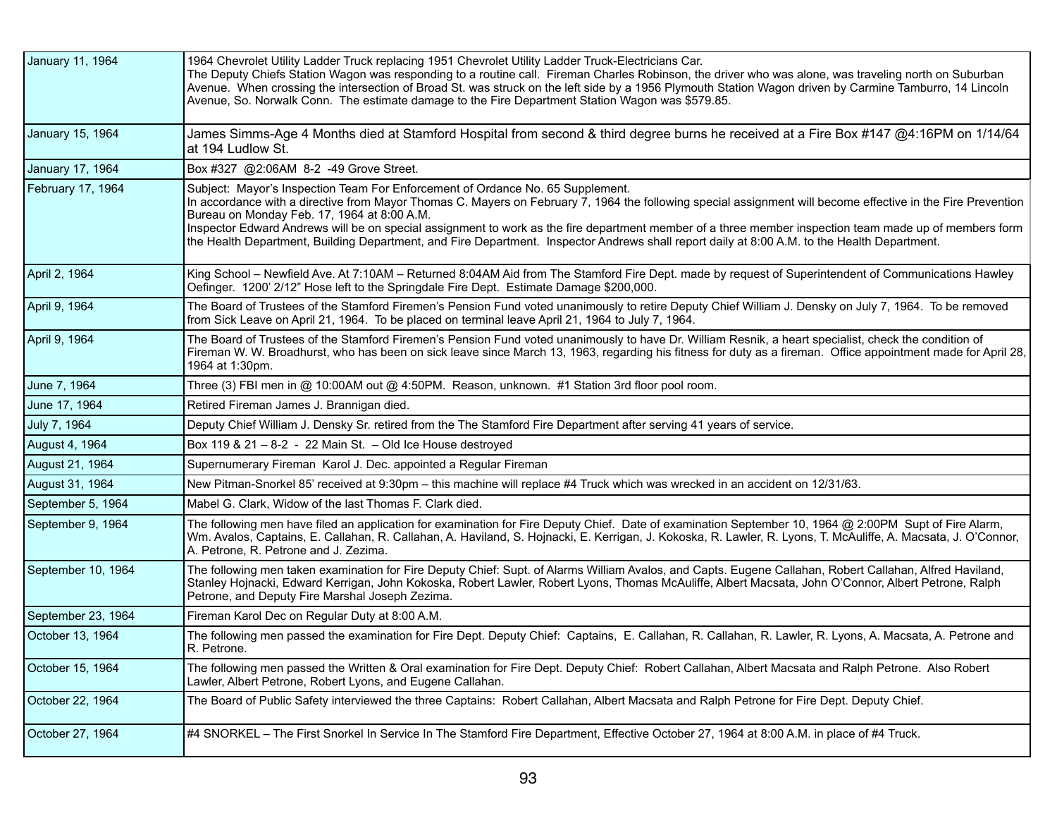| | |
|---|---|
| January 11, 1964 | 1964 Chevrolet Utility Ladder Truck replacing 1951 Chevrolet Utility Ladder Truck-Electricians Car.<br>The Deputy Chiefs Station Wagon was responding to a routine call. Fireman Charles Robinson, the driver who was alone, was traveling north on Suburban Avenue. When crossing the intersection of Broad St. was struck on the left side by a 1956 Plymouth Station Wagon driven by Carmine Tamburro, 14 Lincoln Avenue, So. Norwalk Conn. The estimate damage to the Fire Department Station Wagon was $579.85. |
| January 15, 1964 | James Simms-Age 4 Months died at Stamford Hospital from second & third degree burns he received at a Fire Box #147 @4:16PM on 1/14/64 at 194 Ludlow St. |
| January 17, 1964 | Box #327 @2:06AM 8-2 -49 Grove Street. |
| February 17, 1964 | Subject: Mayor's Inspection Team For Enforcement of Ordance No. 65 Supplement.<br>In accordance with a directive from Mayor Thomas C. Mayers on February 7, 1964 the following special assignment will become effective in the Fire Prevention Bureau on Monday Feb. 17, 1964 at 8:00 A.M.<br>Inspector Edward Andrews will be on special assignment to work as the fire department member of a three member inspection team made up of members form the Health Department, Building Department, and Fire Department. Inspector Andrews shall report daily at 8:00 A.M. to the Health Department. |
| April 2, 1964 | King School – Newfield Ave. At 7:10AM – Returned 8:04AM Aid from The Stamford Fire Dept. made by request of Superintendent of Communications Hawley Oefinger. 1200' 2/12" Hose left to the Springdale Fire Dept. Estimate Damage $200,000. |
| April 9, 1964 | The Board of Trustees of the Stamford Firemen's Pension Fund voted unanimously to retire Deputy Chief William J. Densky on July 7, 1964. To be removed from Sick Leave on April 21, 1964. To be placed on terminal leave April 21, 1964 to July 7, 1964. |
| April 9, 1964 | The Board of Trustees of the Stamford Firemen's Pension Fund voted unanimously to have Dr. William Resnik, a heart specialist, check the condition of Fireman W. W. Broadhurst, who has been on sick leave since March 13, 1963, regarding his fitness for duty as a fireman. Office appointment made for April 28, 1964 at 1:30pm. |
| June 7, 1964 | Three (3) FBI men in @ 10:00AM out @ 4:50PM. Reason, unknown. #1 Station 3rd floor pool room. |
| June 17, 1964 | Retired Fireman James J. Brannigan died. |
| July 7, 1964 | Deputy Chief William J. Densky Sr. retired from the The Stamford Fire Department after serving 41 years of service. |
| August 4, 1964 | Box 119 & 21 – 8-2 - 22 Main St. – Old Ice House destroyed |
| August 21, 1964 | Supernumerary Fireman Karol J. Dec. appointed a Regular Fireman |
| August 31, 1964 | New Pitman-Snorkel 85' received at 9:30pm – this machine will replace #4 Truck which was wrecked in an accident on 12/31/63. |
| September 5, 1964 | Mabel G. Clark, Widow of the last Thomas F. Clark died. |
| September 9, 1964 | The following men have filed an application for examination for Fire Deputy Chief. Date of examination September 10, 1964 @ 2:00PM Supt of Fire Alarm, Wm. Avalos, Captains, E. Callahan, R. Callahan, A. Haviland, S. Hojnacki, E. Kerrigan, J. Kokoska, R. Lawler, R. Lyons, T. McAuliffe, A. Macsata, J. O'Connor, A. Petrone, R. Petrone and J. Zezima. |
| September 10, 1964 | The following men taken examination for Fire Deputy Chief: Supt. of Alarms William Avalos, and Capts. Eugene Callahan, Robert Callahan, Alfred Haviland, Stanley Hojnacki, Edward Kerrigan, John Kokoska, Robert Lawler, Robert Lyons, Thomas McAuliffe, Albert Macsata, John O'Connor, Albert Petrone, Ralph Petrone, and Deputy Fire Marshal Joseph Zezima. |
| September 23, 1964 | Fireman Karol Dec on Regular Duty at 8:00 A.M. |
| October 13, 1964 | The following men passed the examination for Fire Dept. Deputy Chief: Captains, E. Callahan, R. Callahan, R. Lawler, R. Lyons, A. Macsata, A. Petrone and R. Petrone. |
| October 15, 1964 | The following men passed the Written & Oral examination for Fire Dept. Deputy Chief: Robert Callahan, Albert Macsata and Ralph Petrone. Also Robert Lawler, Albert Petrone, Robert Lyons, and Eugene Callahan. |
| October 22, 1964 | The Board of Public Safety interviewed the three Captains: Robert Callahan, Albert Macsata and Ralph Petrone for Fire Dept. Deputy Chief. |
| October 27, 1964 | #4 SNORKEL – The First Snorkel In Service In The Stamford Fire Department, Effective October 27, 1964 at 8:00 A.M. in place of #4 Truck. |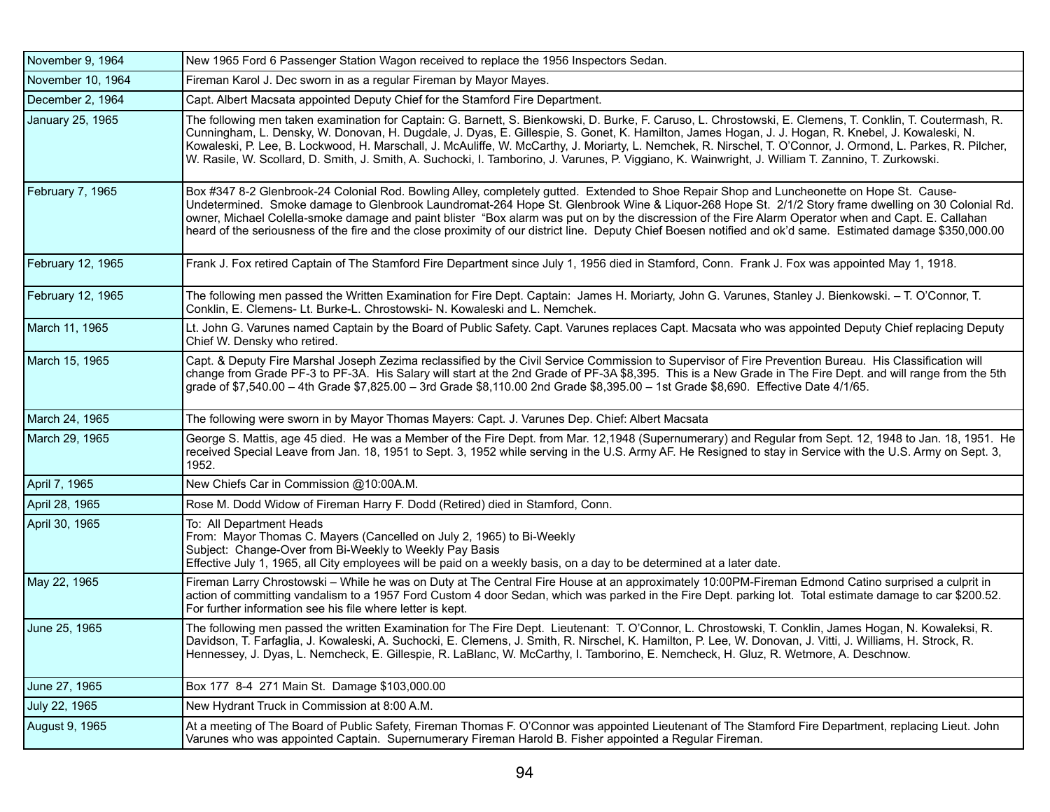| | |
|---|---|
| November 9, 1964 | New 1965 Ford 6 Passenger Station Wagon received to replace the 1956 Inspectors Sedan. |
| November 10, 1964 | Fireman Karol J. Dec sworn in as a regular Fireman by Mayor Mayes. |
| December 2, 1964 | Capt. Albert Macsata appointed Deputy Chief for the Stamford Fire Department. |
| January 25, 1965 | The following men taken examination for Captain: G. Barnett, S. Bienkowski, D. Burke, F. Caruso, L. Chrostowski, E. Clemens, T. Conklin, T. Coutermash, R. Cunningham, L. Densky, W. Donovan, H. Dugdale, J. Dyas, E. Gillespie, S. Gonet, K. Hamilton, James Hogan, J. J. Hogan, R. Knebel, J. Kowaleski, N. Kowaleski, P. Lee, B. Lockwood, H. Marschall, J. McAuliffe, W. McCarthy, J. Moriarty, L. Nemchek, R. Nirschel, T. O'Connor, J. Ormond, L. Parkes, R. Pilcher, W. Rasile, W. Scollard, D. Smith, J. Smith, A. Suchocki, I. Tamborino, J. Varunes, P. Viggiano, K. Wainwright, J. William T. Zannino, T. Zurkowski. |
| February 7, 1965 | Box #347 8-2 Glenbrook-24 Colonial Rod. Bowling Alley, completely gutted. Extended to Shoe Repair Shop and Luncheonette on Hope St. Cause-Undetermined. Smoke damage to Glenbrook Laundromat-264 Hope St. Glenbrook Wine & Liquor-268 Hope St. 2/1/2 Story frame dwelling on 30 Colonial Rd. owner, Michael Colella-smoke damage and paint blister "Box alarm was put on by the discression of the Fire Alarm Operator when and Capt. E. Callahan heard of the seriousness of the fire and the close proximity of our district line. Deputy Chief Boesen notified and ok'd same. Estimated damage $350,000.00 |
| February 12, 1965 | Frank J. Fox retired Captain of The Stamford Fire Department since July 1, 1956 died in Stamford, Conn. Frank J. Fox was appointed May 1, 1918. |
| February 12, 1965 | The following men passed the Written Examination for Fire Dept. Captain: James H. Moriarty, John G. Varunes, Stanley J. Bienkowski. – T. O'Connor, T. Conklin, E. Clemens- Lt. Burke-L. Chrostowski- N. Kowaleski and L. Nemchek. |
| March 11, 1965 | Lt. John G. Varunes named Captain by the Board of Public Safety. Capt. Varunes replaces Capt. Macsata who was appointed Deputy Chief replacing Deputy Chief W. Densky who retired. |
| March 15, 1965 | Capt. & Deputy Fire Marshal Joseph Zezima reclassified by the Civil Service Commission to Supervisor of Fire Prevention Bureau. His Classification will change from Grade PF-3 to PF-3A. His Salary will start at the 2nd Grade of PF-3A $8,395. This is a New Grade in The Fire Dept. and will range from the 5th grade of $7,540.00 – 4th Grade $7,825.00 – 3rd Grade $8,110.00 2nd Grade $8,395.00 – 1st Grade $8,690. Effective Date 4/1/65. |
| March 24, 1965 | The following were sworn in by Mayor Thomas Mayers: Capt. J. Varunes Dep. Chief: Albert Macsata |
| March 29, 1965 | George S. Mattis, age 45 died. He was a Member of the Fire Dept. from Mar. 12,1948 (Supernumerary) and Regular from Sept. 12, 1948 to Jan. 18, 1951. He received Special Leave from Jan. 18, 1951 to Sept. 3, 1952 while serving in the U.S. Army AF. He Resigned to stay in Service with the U.S. Army on Sept. 3, 1952. |
| April 7, 1965 | New Chiefs Car in Commission @10:00A.M. |
| April 28, 1965 | Rose M. Dodd Widow of Fireman Harry F. Dodd (Retired) died in Stamford, Conn. |
| April 30, 1965 | To: All Department Heads<br>From: Mayor Thomas C. Mayers (Cancelled on July 2, 1965) to Bi-Weekly<br>Subject: Change-Over from Bi-Weekly to Weekly Pay Basis<br>Effective July 1, 1965, all City employees will be paid on a weekly basis, on a day to be determined at a later date. |
| May 22, 1965 | Fireman Larry Chrostowski – While he was on Duty at The Central Fire House at an approximately 10:00PM-Fireman Edmond Catino surprised a culprit in action of committing vandalism to a 1957 Ford Custom 4 door Sedan, which was parked in the Fire Dept. parking lot. Total estimate damage to car $200.52. For further information see his file where letter is kept. |
| June 25, 1965 | The following men passed the written Examination for The Fire Dept. Lieutenant: T. O'Connor, L. Chrostowski, T. Conklin, James Hogan, N. Kowaleksi, R. Davidson, T. Farfaglia, J. Kowaleski, A. Suchocki, E. Clemens, J. Smith, R. Nirschel, K. Hamilton, P. Lee, W. Donovan, J. Vitti, J. Williams, H. Strock, R. Hennessey, J. Dyas, L. Nemcheck, E. Gillespie, R. LaBlanc, W. McCarthy, I. Tamborino, E. Nemcheck, H. Gluz, R. Wetmore, A. Deschnow. |
| June 27, 1965 | Box 177 8-4 271 Main St. Damage $103,000.00 |
| July 22, 1965 | New Hydrant Truck in Commission at 8:00 A.M. |
| August 9, 1965 | At a meeting of The Board of Public Safety, Fireman Thomas F. O'Connor was appointed Lieutenant of The Stamford Fire Department, replacing Lieut. John Varunes who was appointed Captain. Supernumerary Fireman Harold B. Fisher appointed a Regular Fireman. |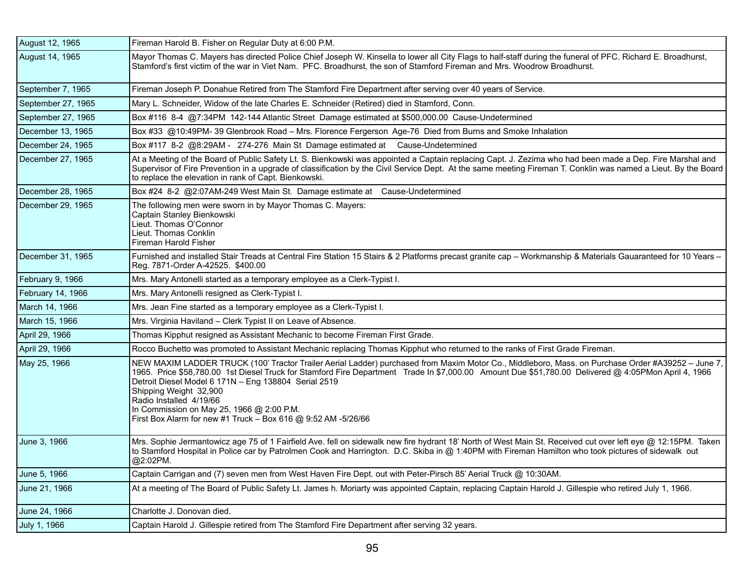| | |
|---|---|
| August 12, 1965 | Fireman Harold B. Fisher on Regular Duty at 6:00 P.M. |
| August 14, 1965 | Mayor Thomas C. Mayers has directed Police Chief Joseph W. Kinsella to lower all City Flags to half-staff during the funeral of PFC. Richard E. Broadhurst, Stamford's first victim of the war in Viet Nam. PFC. Broadhurst, the son of Stamford Fireman and Mrs. Woodrow Broadhurst. |
| September 7, 1965 | Fireman Joseph P. Donahue Retired from The Stamford Fire Department after serving over 40 years of Service. |
| September 27, 1965 | Mary L. Schneider, Widow of the late Charles E. Schneider (Retired) died in Stamford, Conn. |
| September 27, 1965 | Box #116 8-4 @7:34PM 142-144 Atlantic Street Damage estimated at $500,000.00 Cause-Undetermined |
| December 13, 1965 | Box #33 @10:49PM- 39 Glenbrook Road – Mrs. Florence Fergerson Age-76 Died from Burns and Smoke Inhalation |
| December 24, 1965 | Box #117 8-2 @8:29AM - 274-276 Main St Damage estimated at Cause-Undetermined |
| December 27, 1965 | At a Meeting of the Board of Public Safety Lt. S. Bienkowski was appointed a Captain replacing Capt. J. Zezima who had been made a Dep. Fire Marshal and Supervisor of Fire Prevention in a upgrade of classification by the Civil Service Dept. At the same meeting Fireman T. Conklin was named a Lieut. By the Board to replace the elevation in rank of Capt. Bienkowski. |
| December 28, 1965 | Box #24 8-2 @2:07AM-249 West Main St. Damage estimate at Cause-Undetermined |
| December 29, 1965 | The following men were sworn in by Mayor Thomas C. Mayers:<br>Captain Stanley Bienkowski<br>Lieut. Thomas O'Connor<br>Lieut. Thomas Conklin<br>Fireman Harold Fisher |
| December 31, 1965 | Furnished and installed Stair Treads at Central Fire Station 15 Stairs & 2 Platforms precast granite cap – Workmanship & Materials Gauaranteed for 10 Years – Reg. 7871-Order A-42525. $400.00 |
| February 9, 1966 | Mrs. Mary Antonelli started as a temporary employee as a Clerk-Typist I. |
| February 14, 1966 | Mrs. Mary Antonelli resigned as Clerk-Typist I. |
| March 14, 1966 | Mrs. Jean Fine started as a temporary employee as a Clerk-Typist I. |
| March 15, 1966 | Mrs. Virginia Haviland – Clerk Typist II on Leave of Absence. |
| April 29, 1966 | Thomas Kipphut resigned as Assistant Mechanic to become Fireman First Grade. |
| April 29, 1966 | Rocco Buchetto was promoted to Assistant Mechanic replacing Thomas Kipphut who returned to the ranks of First Grade Fireman. |
| May 25, 1966 | NEW MAXIM LADDER TRUCK (100' Tractor Trailer Aerial Ladder) purchased from Maxim Motor Co., Middleboro, Mass. on Purchase Order #A39252 – June 7, 1965. Price $58,780.00 1st Diesel Truck for Stamford Fire Department Trade In $7,000.00 Amount Due $51,780.00 Delivered @ 4:05PMon April 4, 1966<br>Detroit Diesel Model 6 171N – Eng 138804 Serial 2519<br>Shipping Weight 32,900<br>Radio Installed 4/19/66<br>In Commission on May 25, 1966 @ 2:00 P.M.<br>First Box Alarm for new #1 Truck – Box 616 @ 9:52 AM -5/26/66 |
| June 3, 1966 | Mrs. Sophie Jermantowicz age 75 of 1 Fairfield Ave. fell on sidewalk new fire hydrant 18' North of West Main St. Received cut over left eye @ 12:15PM. Taken to Stamford Hospital in Police car by Patrolmen Cook and Harrington. D.C. Skiba in @ 1:40PM with Fireman Hamilton who took pictures of sidewalk out @2:02PM. |
| June 5, 1966 | Captain Carrigan and (7) seven men from West Haven Fire Dept. out with Peter-Pirsch 85' Aerial Truck @ 10:30AM. |
| June 21, 1966 | At a meeting of The Board of Public Safety Lt. James h. Moriarty was appointed Captain, replacing Captain Harold J. Gillespie who retired July 1, 1966. |
| June 24, 1966 | Charlotte J. Donovan died. |
| July 1, 1966 | Captain Harold J. Gillespie retired from The Stamford Fire Department after serving 32 years. |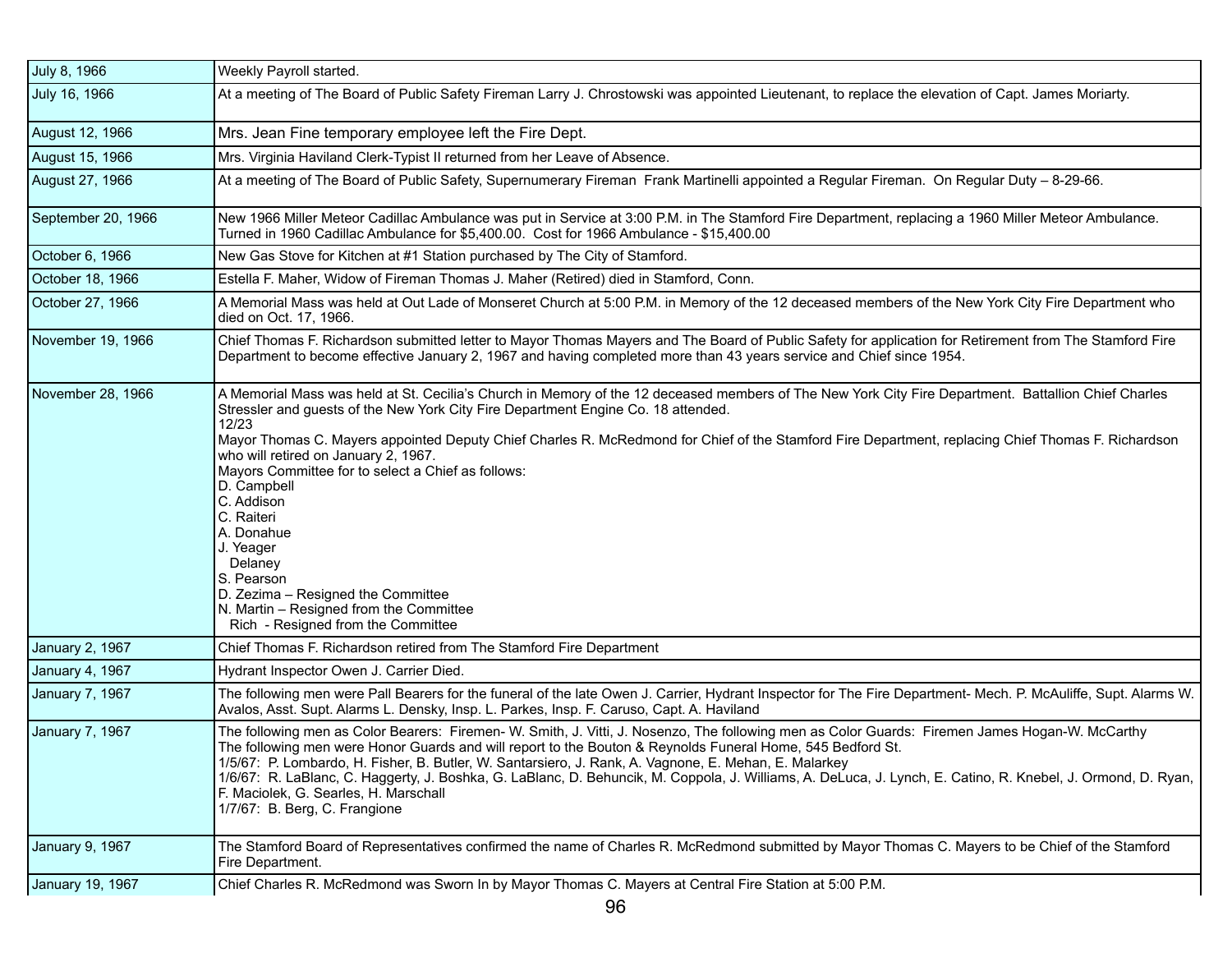| | |
|---|---|
| July 8, 1966 | Weekly Payroll started. |
| July 16, 1966 | At a meeting of The Board of Public Safety Fireman Larry J. Chrostowski was appointed Lieutenant, to replace the elevation of Capt. James Moriarty. |
| August 12, 1966 | Mrs. Jean Fine temporary employee left the Fire Dept. |
| August 15, 1966 | Mrs. Virginia Haviland Clerk-Typist II returned from her Leave of Absence. |
| August 27, 1966 | At a meeting of The Board of Public Safety, Supernumerary Fireman Frank Martinelli appointed a Regular Fireman. On Regular Duty – 8-29-66. |
| September 20, 1966 | New 1966 Miller Meteor Cadillac Ambulance was put in Service at 3:00 P.M. in The Stamford Fire Department, replacing a 1960 Miller Meteor Ambulance. Turned in 1960 Cadillac Ambulance for $5,400.00. Cost for 1966 Ambulance - $15,400.00 |
| October 6, 1966 | New Gas Stove for Kitchen at #1 Station purchased by The City of Stamford. |
| October 18, 1966 | Estella F. Maher, Widow of Fireman Thomas J. Maher (Retired) died in Stamford, Conn. |
| October 27, 1966 | A Memorial Mass was held at Out Lade of Monseret Church at 5:00 P.M. in Memory of the 12 deceased members of the New York City Fire Department who died on Oct. 17, 1966. |
| November 19, 1966 | Chief Thomas F. Richardson submitted letter to Mayor Thomas Mayers and The Board of Public Safety for application for Retirement from The Stamford Fire Department to become effective January 2, 1967 and having completed more than 43 years service and Chief since 1954. |
| November 28, 1966 | A Memorial Mass was held at St. Cecilia's Church in Memory of the 12 deceased members of The New York City Fire Department. Battallion Chief Charles Stressler and guests of the New York City Fire Department Engine Co. 18 attended.<br>12/23<br>Mayor Thomas C. Mayers appointed Deputy Chief Charles R. McRedmond for Chief of the Stamford Fire Department, replacing Chief Thomas F. Richardson who will retired on January 2, 1967.<br>Mayors Committee for to select a Chief as follows:<br>D. Campbell<br>C. Addison<br>C. Raiteri<br>A. Donahue<br>J. Yeager<br>Delaney<br>S. Pearson<br>D. Zezima – Resigned the Committee<br>N. Martin – Resigned from the Committee<br>Rich - Resigned from the Committee |
| January 2, 1967 | Chief Thomas F. Richardson retired from The Stamford Fire Department |
| January 4, 1967 | Hydrant Inspector Owen J. Carrier Died. |
| January 7, 1967 | The following men were Pall Bearers for the funeral of the late Owen J. Carrier, Hydrant Inspector for The Fire Department- Mech. P. McAuliffe, Supt. Alarms W. Avalos, Asst. Supt. Alarms L. Densky, Insp. L. Parkes, Insp. F. Caruso, Capt. A. Haviland |
| January 7, 1967 | The following men as Color Bearers: Firemen- W. Smith, J. Vitti, J. Nosenzo, The following men as Color Guards: Firemen James Hogan-W. McCarthy<br>The following men were Honor Guards and will report to the Bouton & Reynolds Funeral Home, 545 Bedford St.<br>1/5/67: P. Lombardo, H. Fisher, B. Butler, W. Santarsiero, J. Rank, A. Vagnone, E. Mehan, E. Malarkey<br>1/6/67: R. LaBlanc, C. Haggerty, J. Boshka, G. LaBlanc, D. Behuncik, M. Coppola, J. Williams, A. DeLuca, J. Lynch, E. Catino, R. Knebel, J. Ormond, D. Ryan, F. Maciolek, G. Searles, H. Marschall<br>1/7/67: B. Berg, C. Frangione |
| January 9, 1967 | The Stamford Board of Representatives confirmed the name of Charles R. McRedmond submitted by Mayor Thomas C. Mayers to be Chief of the Stamford Fire Department. |
| January 19, 1967 | Chief Charles R. McRedmond was Sworn In by Mayor Thomas C. Mayers at Central Fire Station at 5:00 P.M. |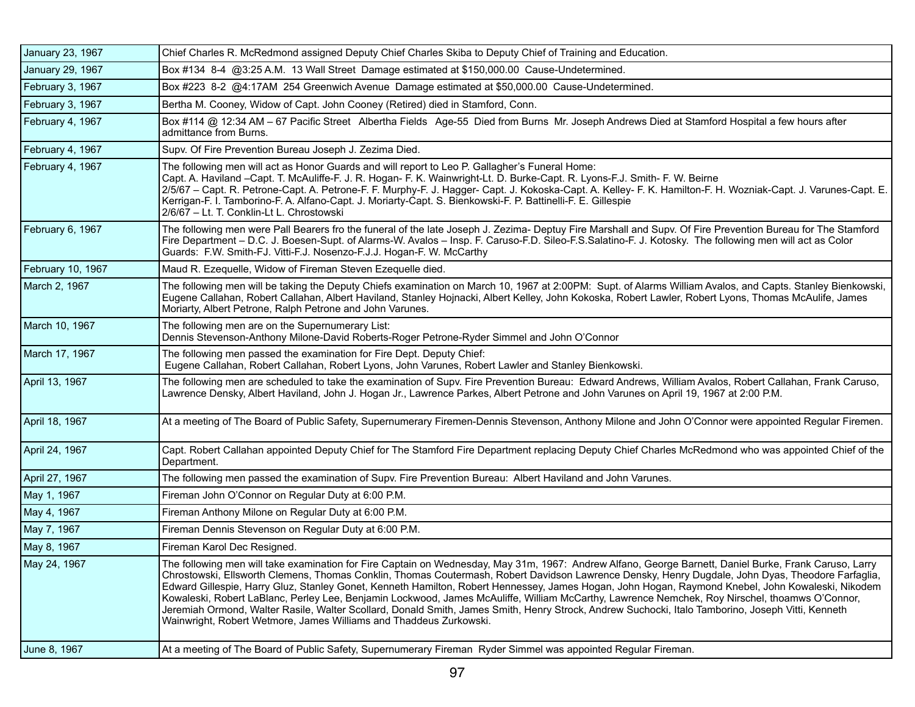| | |
|---|---|
| January 23, 1967 | Chief Charles R. McRedmond assigned Deputy Chief Charles Skiba to Deputy Chief of Training and Education. |
| January 29, 1967 | Box #134 8-4 @3:25 A.M. 13 Wall Street Damage estimated at $150,000.00 Cause-Undetermined. |
| February 3, 1967 | Box #223 8-2 @4:17AM 254 Greenwich Avenue Damage estimated at $50,000.00 Cause-Undetermined. |
| February 3, 1967 | Bertha M. Cooney, Widow of Capt. John Cooney (Retired) died in Stamford, Conn. |
| February 4, 1967 | Box #114 @ 12:34 AM – 67 Pacific Street Albertha Fields Age-55 Died from Burns Mr. Joseph Andrews Died at Stamford Hospital a few hours after admittance from Burns. |
| February 4, 1967 | Supv. Of Fire Prevention Bureau Joseph J. Zezima Died. |
| February 4, 1967 | The following men will act as Honor Guards and will report to Leo P. Gallagher's Funeral Home:<br>Capt. A. Haviland –Capt. T. McAuliffe-F. J. R. Hogan- F. K. Wainwright-Lt. D. Burke-Capt. R. Lyons-F.J. Smith- F. W. Beirne<br>2/5/67 – Capt. R. Petrone-Capt. A. Petrone-F. F. Murphy-F. J. Hagger- Capt. J. Kokoska-Capt. A. Kelley- F. K. Hamilton-F. H. Wozniak-Capt. J. Varunes-Capt. E. Kerrigan-F. I. Tamborino-F. A. Alfano-Capt. J. Moriarty-Capt. S. Bienkowski-F. P. Battinelli-F. E. Gillespie<br>2/6/67 – Lt. T. Conklin-Lt L. Chrostowski |
| February 6, 1967 | The following men were Pall Bearers fro the funeral of the late Joseph J. Zezima- Deptuy Fire Marshall and Supv. Of Fire Prevention Bureau for The Stamford Fire Department – D.C. J. Boesen-Supt. of Alarms-W. Avalos – Insp. F. Caruso-F.D. Sileo-F.S.Salatino-F. J. Kotosky. The following men will act as Color Guards: F.W. Smith-FJ. Vitti-F.J. Nosenzo-F.J.J. Hogan-F. W. McCarthy |
| February 10, 1967 | Maud R. Ezequelle, Widow of Fireman Steven Ezequelle died. |
| March 2, 1967 | The following men will be taking the Deputy Chiefs examination on March 10, 1967 at 2:00PM: Supt. of Alarms William Avalos, and Capts. Stanley Bienkowski, Eugene Callahan, Robert Callahan, Albert Haviland, Stanley Hojnacki, Albert Kelley, John Kokoska, Robert Lawler, Robert Lyons, Thomas McAulife, James Moriarty, Albert Petrone, Ralph Petrone and John Varunes. |
| March 10, 1967 | The following men are on the Supernumerary List:<br>Dennis Stevenson-Anthony Milone-David Roberts-Roger Petrone-Ryder Simmel and John O'Connor |
| March 17, 1967 | The following men passed the examination for Fire Dept. Deputy Chief:<br>Eugene Callahan, Robert Callahan, Robert Lyons, John Varunes, Robert Lawler and Stanley Bienkowski. |
| April 13, 1967 | The following men are scheduled to take the examination of Supv. Fire Prevention Bureau: Edward Andrews, William Avalos, Robert Callahan, Frank Caruso, Lawrence Densky, Albert Haviland, John J. Hogan Jr., Lawrence Parkes, Albert Petrone and John Varunes on April 19, 1967 at 2:00 P.M. |
| April 18, 1967 | At a meeting of The Board of Public Safety, Supernumerary Firemen-Dennis Stevenson, Anthony Milone and John O'Connor were appointed Regular Firemen. |
| April 24, 1967 | Capt. Robert Callahan appointed Deputy Chief for The Stamford Fire Department replacing Deputy Chief Charles McRedmond who was appointed Chief of the Department. |
| April 27, 1967 | The following men passed the examination of Supv. Fire Prevention Bureau: Albert Haviland and John Varunes. |
| May 1, 1967 | Fireman John O'Connor on Regular Duty at 6:00 P.M. |
| May 4, 1967 | Fireman Anthony Milone on Regular Duty at 6:00 P.M. |
| May 7, 1967 | Fireman Dennis Stevenson on Regular Duty at 6:00 P.M. |
| May 8, 1967 | Fireman Karol Dec Resigned. |
| May 24, 1967 | The following men will take examination for Fire Captain on Wednesday, May 31m, 1967: Andrew Alfano, George Barnett, Daniel Burke, Frank Caruso, Larry Chrostowski, Ellsworth Clemens, Thomas Conklin, Thomas Coutermash, Robert Davidson Lawrence Densky, Henry Dugdale, John Dyas, Theodore Farfaglia, Edward Gillespie, Harry Gluz, Stanley Gonet, Kenneth Hamilton, Robert Hennessey, James Hogan, John Hogan, Raymond Knebel, John Kowaleski, Nikodem Kowaleski, Robert LaBlanc, Perley Lee, Benjamin Lockwood, James McAuliffe, William McCarthy, Lawrence Nemchek, Roy Nirschel, thoamws O'Connor, Jeremiah Ormond, Walter Rasile, Walter Scollard, Donald Smith, James Smith, Henry Strock, Andrew Suchocki, Italo Tamborino, Joseph Vitti, Kenneth Wainwright, Robert Wetmore, James Williams and Thaddeus Zurkowski. |
| June 8, 1967 | At a meeting of The Board of Public Safety, Supernumerary Fireman Ryder Simmel was appointed Regular Fireman. |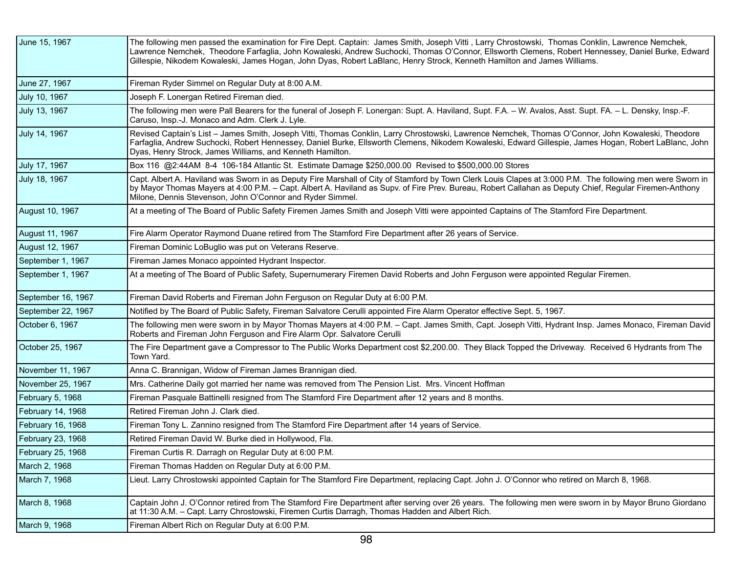| Date | Event |
|---|---|
| June 15, 1967 | The following men passed the examination for Fire Dept. Captain: James Smith, Joseph Vitti , Larry Chrostowski, Thomas Conklin, Lawrence Nemchek, Lawrence Nemchek, Theodore Farfaglia, John Kowaleski, Andrew Suchocki, Thomas O'Connor, Ellsworth Clemens, Robert Hennessey, Daniel Burke, Edward Gillespie, Nikodem Kowaleski, James Hogan, John Dyas, Robert LaBlanc, Henry Strock, Kenneth Hamilton and James Williams. |
| June 27, 1967 | Fireman Ryder Simmel on Regular Duty at 8:00 A.M. |
| July 10, 1967 | Joseph F. Lonergan Retired Fireman died. |
| July 13, 1967 | The following men were Pall Bearers for the funeral of Joseph F. Lonergan: Supt. A. Haviland, Supt. F.A. – W. Avalos, Asst. Supt. FA. – L. Densky, Insp.-F. Caruso, Insp.-J. Monaco and Adm. Clerk J. Lyle. |
| July 14, 1967 | Revised Captain's List – James Smith, Joseph Vitti, Thomas Conklin, Larry Chrostowski, Lawrence Nemchek, Thomas O'Connor, John Kowaleski, Theodore Farfaglia, Andrew Suchocki, Robert Hennessey, Daniel Burke, Ellsworth Clemens, Nikodem Kowaleski, Edward Gillespie, James Hogan, Robert LaBlanc, John Dyas, Henry Strock, James Williams, and Kenneth Hamilton. |
| July 17, 1967 | Box 116 @2:44AM 8-4 106-184 Atlantic St. Estimate Damage $250,000.00 Revised to $500,000.00 Stores |
| July 18, 1967 | Capt. Albert A. Haviland was Sworn in as Deputy Fire Marshall of City of Stamford by Town Clerk Louis Clapes at 3:000 P.M. The following men were Sworn in by Mayor Thomas Mayers at 4:00 P.M. – Capt. Albert A. Haviland as Supv. of Fire Prev. Bureau, Robert Callahan as Deputy Chief, Regular Firemen-Anthony Milone, Dennis Stevenson, John O'Connor and Ryder Simmel. |
| August 10, 1967 | At a meeting of The Board of Public Safety Firemen James Smith and Joseph Vitti were appointed Captains of The Stamford Fire Department. |
| August 11, 1967 | Fire Alarm Operator Raymond Duane retired from The Stamford Fire Department after 26 years of Service. |
| August 12, 1967 | Fireman Dominic LoBuglio was put on Veterans Reserve. |
| September 1, 1967 | Fireman James Monaco appointed Hydrant Inspector. |
| September 1, 1967 | At a meeting of The Board of Public Safety, Supernumerary Firemen David Roberts and John Ferguson were appointed Regular Firemen. |
| September 16, 1967 | Fireman David Roberts and Fireman John Ferguson on Regular Duty at 6:00 P.M. |
| September 22, 1967 | Notified by The Board of Public Safety, Fireman Salvatore Cerulli appointed Fire Alarm Operator effective Sept. 5, 1967. |
| October 6, 1967 | The following men were sworn in by Mayor Thomas Mayers at 4:00 P.M. – Capt. James Smith, Capt. Joseph Vitti, Hydrant Insp. James Monaco, Fireman David Roberts and Fireman John Ferguson and Fire Alarm Opr. Salvatore Cerulli |
| October 25, 1967 | The Fire Department gave a Compressor to The Public Works Department cost $2,200.00. They Black Topped the Driveway. Received 6 Hydrants from The Town Yard. |
| November 11, 1967 | Anna C. Brannigan, Widow of Fireman James Brannigan died. |
| November 25, 1967 | Mrs. Catherine Daily got married her name was removed from The Pension List. Mrs. Vincent Hoffman |
| February 5, 1968 | Fireman Pasquale Battinelli resigned from The Stamford Fire Department after 12 years and 8 months. |
| February 14, 1968 | Retired Fireman John J. Clark died. |
| February 16, 1968 | Fireman Tony L. Zannino resigned from The Stamford Fire Department after 14 years of Service. |
| February 23, 1968 | Retired Fireman David W. Burke died in Hollywood, Fla. |
| February 25, 1968 | Fireman Curtis R. Darragh on Regular Duty at 6:00 P.M. |
| March 2, 1968 | Fireman Thomas Hadden on Regular Duty at 6:00 P.M. |
| March 7, 1968 | Lieut. Larry Chrostowski appointed Captain for The Stamford Fire Department, replacing Capt. John J. O'Connor who retired on March 8, 1968. |
| March 8, 1968 | Captain John J. O'Connor retired from The Stamford Fire Department after serving over 26 years. The following men were sworn in by Mayor Bruno Giordano at 11:30 A.M. – Capt. Larry Chrostowski, Firemen Curtis Darragh, Thomas Hadden and Albert Rich. |
| March 9, 1968 | Fireman Albert Rich on Regular Duty at 6:00 P.M. |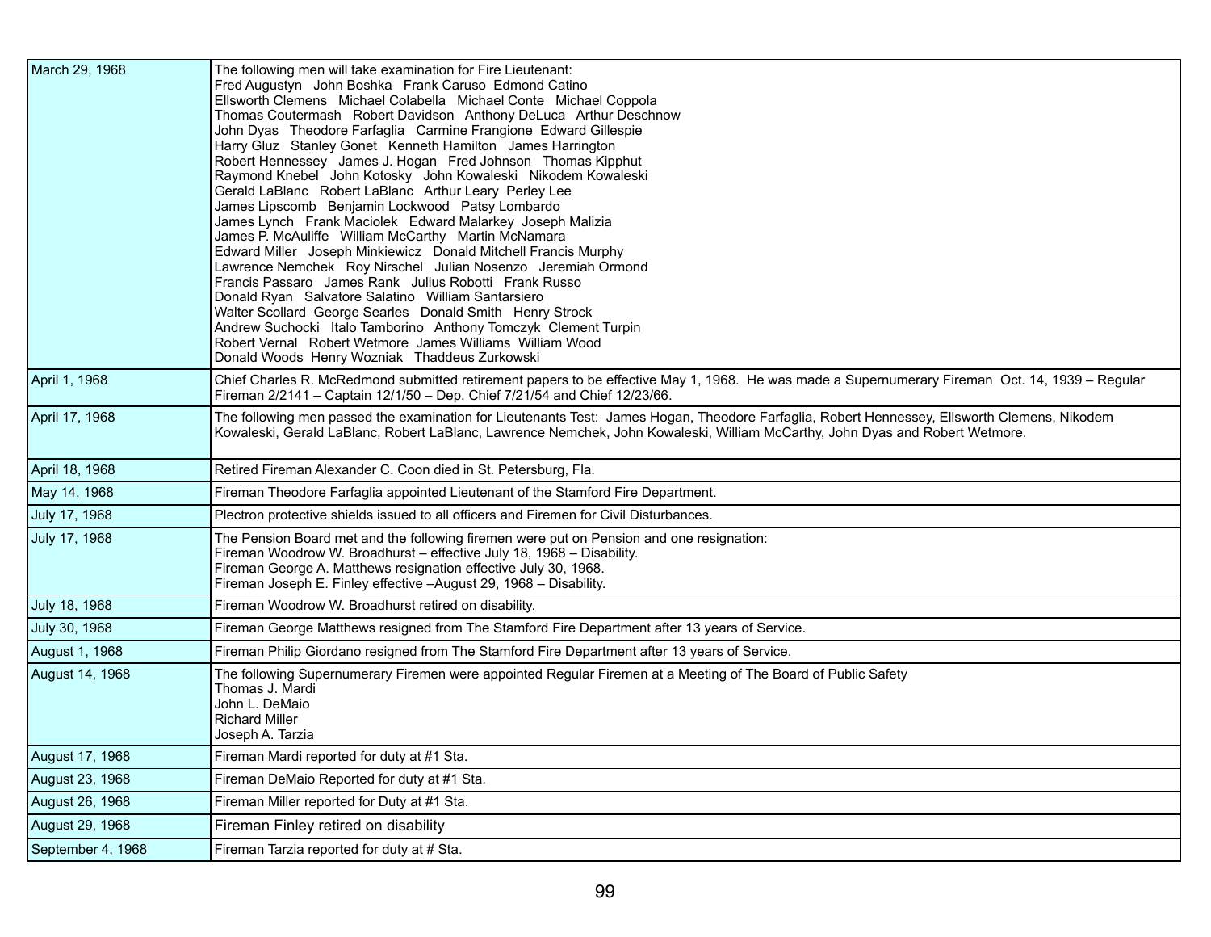| | |
|---|---|
| March 29, 1968 | The following men will take examination for Fire Lieutenant:<br>Fred Augustyn John Boshka Frank Caruso Edmond Catino<br>Ellsworth Clemens Michael Colabella Michael Conte Michael Coppola<br>Thomas Coutermash Robert Davidson Anthony DeLuca Arthur Deschnow<br>John Dyas Theodore Farfaglia Carmine Frangione Edward Gillespie<br>Harry Gluz Stanley Gonet Kenneth Hamilton James Harrington<br>Robert Hennessey James J. Hogan Fred Johnson Thomas Kipphut<br>Raymond Knebel John Kotosky John Kowaleski Nikodem Kowaleski<br>Gerald LaBlanc Robert LaBlanc Arthur Leary Perley Lee<br>James Lipscomb Benjamin Lockwood Patsy Lombardo<br>James Lynch Frank Maciolek Edward Malarkey Joseph Malizia<br>James P. McAuliffe William McCarthy Martin McNamara<br>Edward Miller Joseph Minkiewicz Donald Mitchell Francis Murphy<br>Lawrence Nemchek Roy Nirschel Julian Nosenzo Jeremiah Ormond<br>Francis Passaro James Rank Julius Robotti Frank Russo<br>Donald Ryan Salvatore Salatino William Santarsiero<br>Walter Scollard George Searles Donald Smith Henry Strock<br>Andrew Suchocki Italo Tamborino Anthony Tomczyk Clement Turpin<br>Robert Vernal Robert Wetmore James Williams William Wood<br>Donald Woods Henry Wozniak Thaddeus Zurkowski |
| April 1, 1968 | Chief Charles R. McRedmond submitted retirement papers to be effective May 1, 1968. He was made a Supernumerary Fireman Oct. 14, 1939 – Regular Fireman 2/2141 – Captain 12/1/50 – Dep. Chief 7/21/54 and Chief 12/23/66. |
| April 17, 1968 | The following men passed the examination for Lieutenants Test: James Hogan, Theodore Farfaglia, Robert Hennessey, Ellsworth Clemens, Nikodem Kowaleski, Gerald LaBlanc, Robert LaBlanc, Lawrence Nemchek, John Kowaleski, William McCarthy, John Dyas and Robert Wetmore. |
| April 18, 1968 | Retired Fireman Alexander C. Coon died in St. Petersburg, Fla. |
| May 14, 1968 | Fireman Theodore Farfaglia appointed Lieutenant of the Stamford Fire Department. |
| July 17, 1968 | Plectron protective shields issued to all officers and Firemen for Civil Disturbances. |
| July 17, 1968 | The Pension Board met and the following firemen were put on Pension and one resignation:<br>Fireman Woodrow W. Broadhurst – effective July 18, 1968 – Disability.<br>Fireman George A. Matthews resignation effective July 30, 1968.<br>Fireman Joseph E. Finley effective –August 29, 1968 – Disability. |
| July 18, 1968 | Fireman Woodrow W. Broadhurst retired on disability. |
| July 30, 1968 | Fireman George Matthews resigned from The Stamford Fire Department after 13 years of Service. |
| August 1, 1968 | Fireman Philip Giordano resigned from The Stamford Fire Department after 13 years of Service. |
| August 14, 1968 | The following Supernumerary Firemen were appointed Regular Firemen at a Meeting of The Board of Public Safety<br>Thomas J. Mardi<br>John L. DeMaio<br>Richard Miller<br>Joseph A. Tarzia |
| August 17, 1968 | Fireman Mardi reported for duty at #1 Sta. |
| August 23, 1968 | Fireman DeMaio Reported for duty at #1 Sta. |
| August 26, 1968 | Fireman Miller reported for Duty at #1 Sta. |
| August 29, 1968 | Fireman Finley retired on disability |
| September 4, 1968 | Fireman Tarzia reported for duty at # Sta. |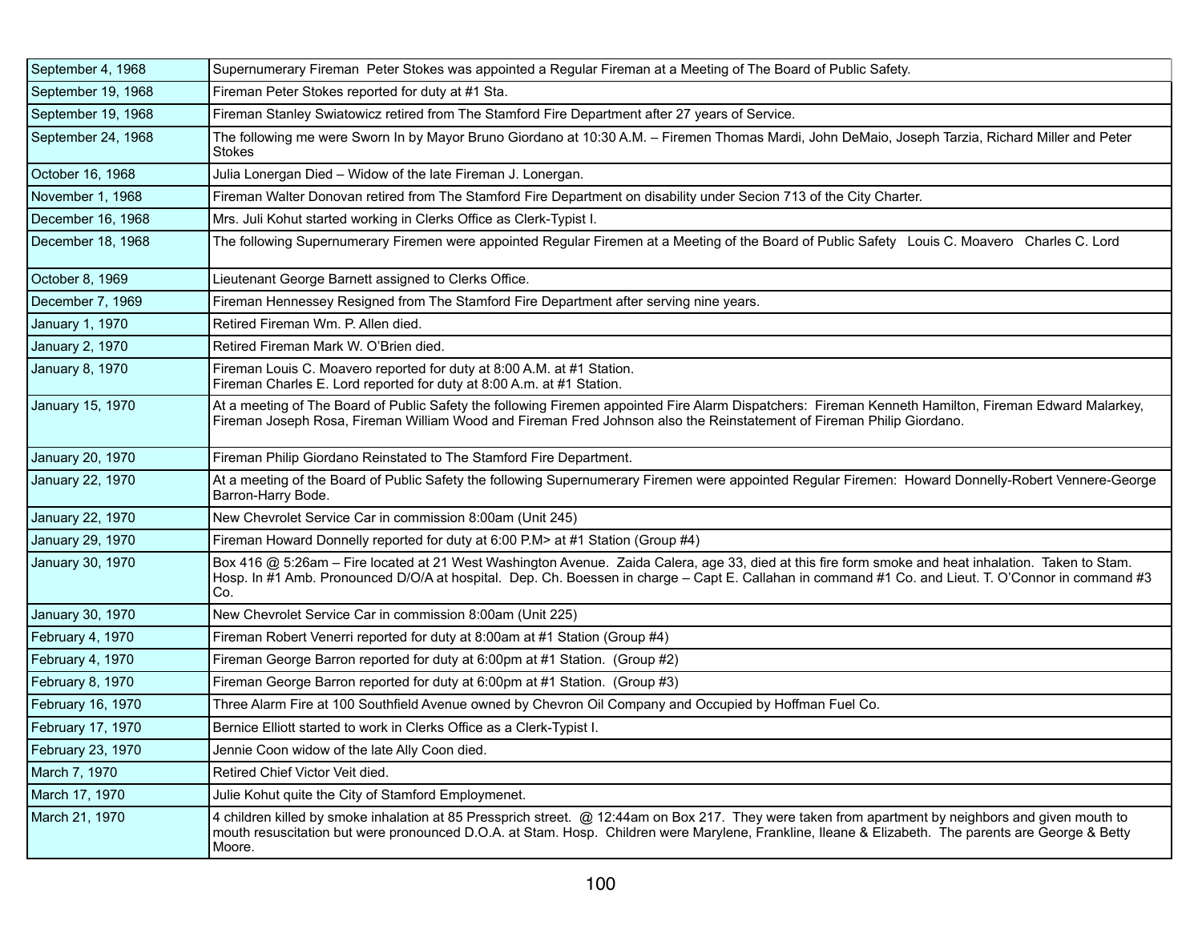| | |
|---|---|
| September 4, 1968 | Supernumerary Fireman Peter Stokes was appointed a Regular Fireman at a Meeting of The Board of Public Safety. |
| September 19, 1968 | Fireman Peter Stokes reported for duty at #1 Sta. |
| September 19, 1968 | Fireman Stanley Swiatowicz retired from The Stamford Fire Department after 27 years of Service. |
| September 24, 1968 | The following me were Sworn In by Mayor Bruno Giordano at 10:30 A.M. – Firemen Thomas Mardi, John DeMaio, Joseph Tarzia, Richard Miller and Peter Stokes |
| October 16, 1968 | Julia Lonergan Died – Widow of the late Fireman J. Lonergan. |
| November 1, 1968 | Fireman Walter Donovan retired from The Stamford Fire Department on disability under Secion 713 of the City Charter. |
| December 16, 1968 | Mrs. Juli Kohut started working in Clerks Office as Clerk-Typist I. |
| December 18, 1968 | The following Supernumerary Firemen were appointed Regular Firemen at a Meeting of the Board of Public Safety Louis C. Moavero Charles C. Lord |
| October 8, 1969 | Lieutenant George Barnett assigned to Clerks Office. |
| December 7, 1969 | Fireman Hennessey Resigned from The Stamford Fire Department after serving nine years. |
| January 1, 1970 | Retired Fireman Wm. P. Allen died. |
| January 2, 1970 | Retired Fireman Mark W. O'Brien died. |
| January 8, 1970 | Fireman Louis C. Moavero reported for duty at 8:00 A.M. at #1 Station.<br>Fireman Charles E. Lord reported for duty at 8:00 A.m. at #1 Station. |
| January 15, 1970 | At a meeting of The Board of Public Safety the following Firemen appointed Fire Alarm Dispatchers: Fireman Kenneth Hamilton, Fireman Edward Malarkey, Fireman Joseph Rosa, Fireman William Wood and Fireman Fred Johnson also the Reinstatement of Fireman Philip Giordano. |
| January 20, 1970 | Fireman Philip Giordano Reinstated to The Stamford Fire Department. |
| January 22, 1970 | At a meeting of the Board of Public Safety the following Supernumerary Firemen were appointed Regular Firemen: Howard Donnelly-Robert Vennere-George Barron-Harry Bode. |
| January 22, 1970 | New Chevrolet Service Car in commission 8:00am (Unit 245) |
| January 29, 1970 | Fireman Howard Donnelly reported for duty at 6:00 P.M> at #1 Station (Group #4) |
| January 30, 1970 | Box 416 @ 5:26am – Fire located at 21 West Washington Avenue. Zaida Calera, age 33, died at this fire form smoke and heat inhalation. Taken to Stam. Hosp. In #1 Amb. Pronounced D/O/A at hospital. Dep. Ch. Boessen in charge – Capt E. Callahan in command #1 Co. and Lieut. T. O'Connor in command #3 Co. |
| January 30, 1970 | New Chevrolet Service Car in commission 8:00am (Unit 225) |
| February 4, 1970 | Fireman Robert Venerri reported for duty at 8:00am at #1 Station (Group #4) |
| February 4, 1970 | Fireman George Barron reported for duty at 6:00pm at #1 Station. (Group #2) |
| February 8, 1970 | Fireman George Barron reported for duty at 6:00pm at #1 Station. (Group #3) |
| February 16, 1970 | Three Alarm Fire at 100 Southfield Avenue owned by Chevron Oil Company and Occupied by Hoffman Fuel Co. |
| February 17, 1970 | Bernice Elliott started to work in Clerks Office as a Clerk-Typist I. |
| February 23, 1970 | Jennie Coon widow of the late Ally Coon died. |
| March 7, 1970 | Retired Chief Victor Veit died. |
| March 17, 1970 | Julie Kohut quite the City of Stamford Employmenet. |
| March 21, 1970 | 4 children killed by smoke inhalation at 85 Pressprich street. @ 12:44am on Box 217. They were taken from apartment by neighbors and given mouth to mouth resuscitation but were pronounced D.O.A. at Stam. Hosp. Children were Marylene, Frankline, Ileane & Elizabeth. The parents are George & Betty Moore. |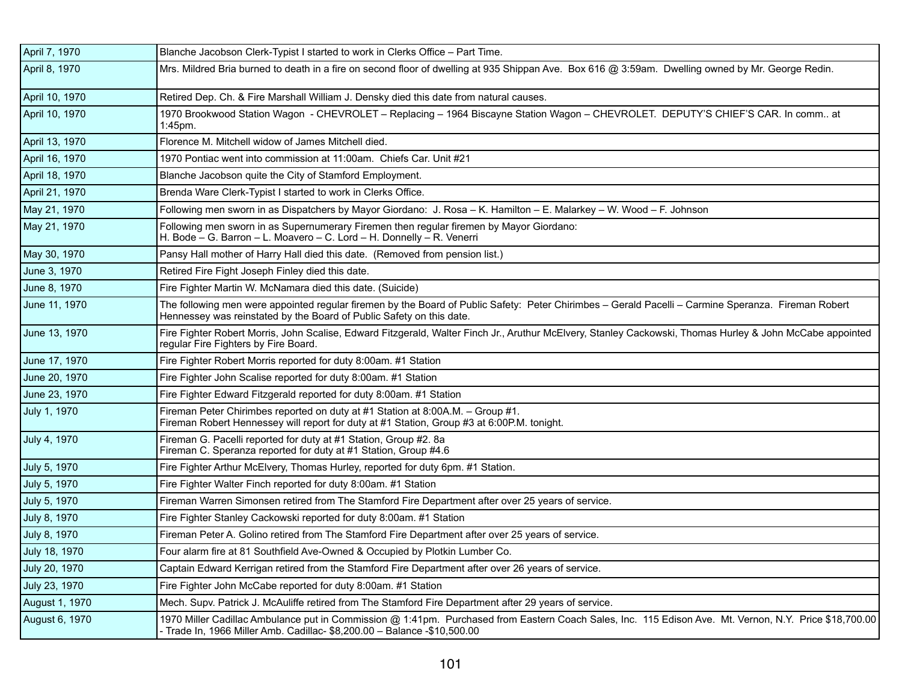| | |
|---|---|
| April 7, 1970 | Blanche Jacobson Clerk-Typist I started to work in Clerks Office – Part Time. |
| April 8, 1970 | Mrs. Mildred Bria burned to death in a fire on second floor of dwelling at 935 Shippan Ave. Box 616 @ 3:59am. Dwelling owned by Mr. George Redin. |
| April 10, 1970 | Retired Dep. Ch. & Fire Marshall William J. Densky died this date from natural causes. |
| April 10, 1970 | 1970 Brookwood Station Wagon - CHEVROLET – Replacing – 1964 Biscayne Station Wagon – CHEVROLET. DEPUTY'S CHIEF'S CAR. In comm.. at 1:45pm. |
| April 13, 1970 | Florence M. Mitchell widow of James Mitchell died. |
| April 16, 1970 | 1970 Pontiac went into commission at 11:00am. Chiefs Car. Unit #21 |
| April 18, 1970 | Blanche Jacobson quite the City of Stamford Employment. |
| April 21, 1970 | Brenda Ware Clerk-Typist I started to work in Clerks Office. |
| May 21, 1970 | Following men sworn in as Dispatchers by Mayor Giordano: J. Rosa – K. Hamilton – E. Malarkey – W. Wood – F. Johnson |
| May 21, 1970 | Following men sworn in as Supernumerary Firemen then regular firemen by Mayor Giordano:<br>H. Bode – G. Barron – L. Moavero – C. Lord – H. Donnelly – R. Venerri |
| May 30, 1970 | Pansy Hall mother of Harry Hall died this date. (Removed from pension list.) |
| June 3, 1970 | Retired Fire Fight Joseph Finley died this date. |
| June 8, 1970 | Fire Fighter Martin W. McNamara died this date. (Suicide) |
| June 11, 1970 | The following men were appointed regular firemen by the Board of Public Safety: Peter Chirimbes – Gerald Pacelli – Carmine Speranza. Fireman Robert Hennessey was reinstated by the Board of Public Safety on this date. |
| June 13, 1970 | Fire Fighter Robert Morris, John Scalise, Edward Fitzgerald, Walter Finch Jr., Aruthur McElvery, Stanley Cackowski, Thomas Hurley & John McCabe appointed regular Fire Fighters by Fire Board. |
| June 17, 1970 | Fire Fighter Robert Morris reported for duty 8:00am. #1 Station |
| June 20, 1970 | Fire Fighter John Scalise reported for duty 8:00am. #1 Station |
| June 23, 1970 | Fire Fighter Edward Fitzgerald reported for duty 8:00am. #1 Station |
| July 1, 1970 | Fireman Peter Chirimbes reported on duty at #1 Station at 8:00A.M. – Group #1.<br>Fireman Robert Hennessey will report for duty at #1 Station, Group #3 at 6:00P.M. tonight. |
| July 4, 1970 | Fireman G. Pacelli reported for duty at #1 Station, Group #2. 8a<br>Fireman C. Speranza reported for duty at #1 Station, Group #4.6 |
| July 5, 1970 | Fire Fighter Arthur McElvery, Thomas Hurley, reported for duty 6pm. #1 Station. |
| July 5, 1970 | Fire Fighter Walter Finch reported for duty 8:00am. #1 Station |
| July 5, 1970 | Fireman Warren Simonsen retired from The Stamford Fire Department after over 25 years of service. |
| July 8, 1970 | Fire Fighter Stanley Cackowski reported for duty 8:00am. #1 Station |
| July 8, 1970 | Fireman Peter A. Golino retired from The Stamford Fire Department after over 25 years of service. |
| July 18, 1970 | Four alarm fire at 81 Southfield Ave-Owned & Occupied by Plotkin Lumber Co. |
| July 20, 1970 | Captain Edward Kerrigan retired from the Stamford Fire Department after over 26 years of service. |
| July 23, 1970 | Fire Fighter John McCabe reported for duty 8:00am. #1 Station |
| August 1, 1970 | Mech. Supv. Patrick J. McAuliffe retired from The Stamford Fire Department after 29 years of service. |
| August 6, 1970 | 1970 Miller Cadillac Ambulance put in Commission @ 1:41pm. Purchased from Eastern Coach Sales, Inc. 115 Edison Ave. Mt. Vernon, N.Y. Price $18,700.00 - Trade In, 1966 Miller Amb. Cadillac- $8,200.00 – Balance -$10,500.00 |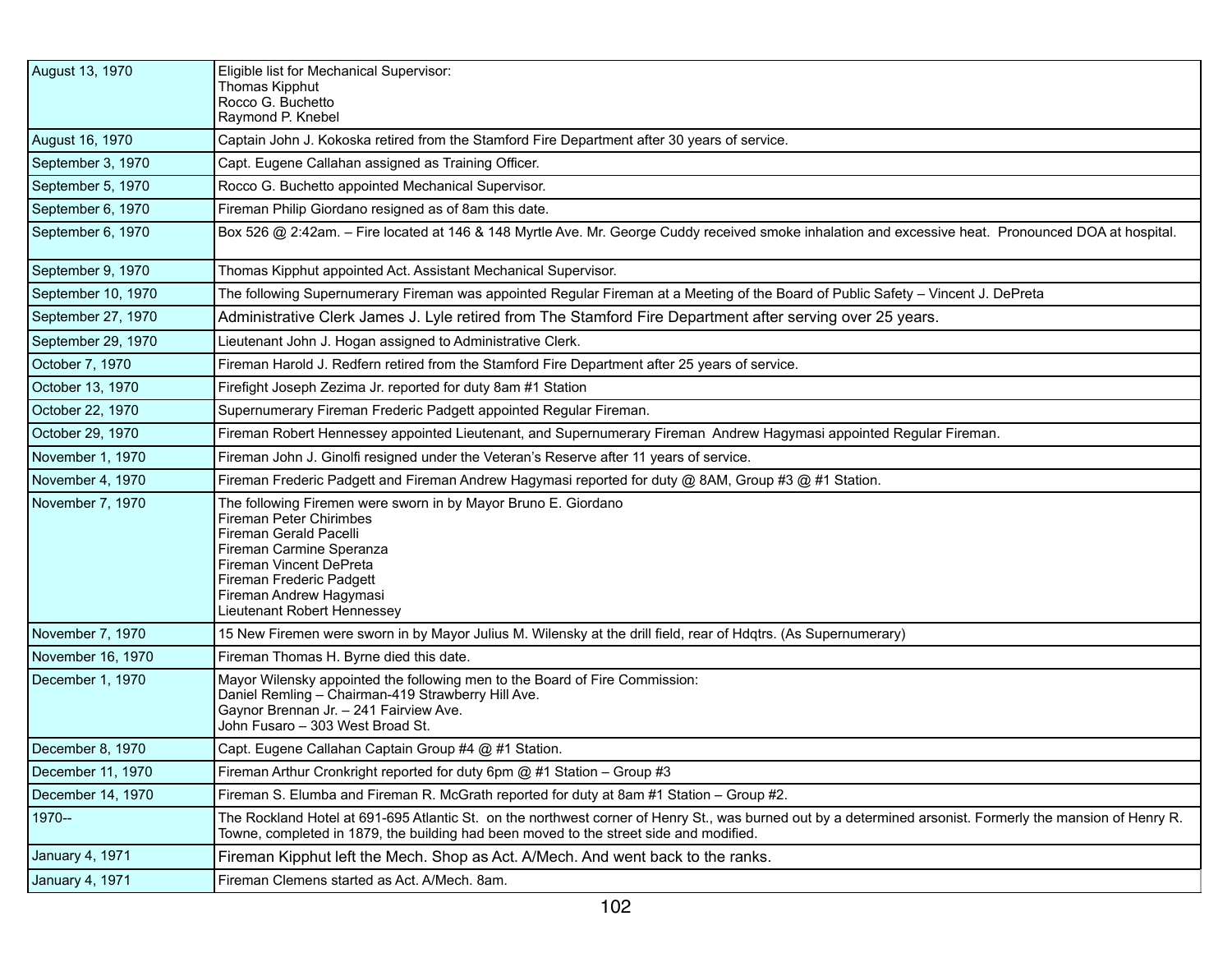| | |
|---|---|
| August 13, 1970 | Eligible list for Mechanical Supervisor:<br>Thomas Kipphut<br>Rocco G. Buchetto<br>Raymond P. Knebel |
| August 16, 1970 | Captain John J. Kokoska retired from the Stamford Fire Department after 30 years of service. |
| September 3, 1970 | Capt. Eugene Callahan assigned as Training Officer. |
| September 5, 1970 | Rocco G. Buchetto appointed Mechanical Supervisor. |
| September 6, 1970 | Fireman Philip Giordano resigned as of 8am this date. |
| September 6, 1970 | Box 526 @ 2:42am. – Fire located at 146 & 148 Myrtle Ave. Mr. George Cuddy received smoke inhalation and excessive heat. Pronounced DOA at hospital. |
| September 9, 1970 | Thomas Kipphut appointed Act. Assistant Mechanical Supervisor. |
| September 10, 1970 | The following Supernumerary Fireman was appointed Regular Fireman at a Meeting of the Board of Public Safety – Vincent J. DePreta |
| September 27, 1970 | Administrative Clerk James J. Lyle retired from The Stamford Fire Department after serving over 25 years. |
| September 29, 1970 | Lieutenant John J. Hogan assigned to Administrative Clerk. |
| October 7, 1970 | Fireman Harold J. Redfern retired from the Stamford Fire Department after 25 years of service. |
| October 13, 1970 | Firefight Joseph Zezima Jr. reported for duty 8am #1 Station |
| October 22, 1970 | Supernumerary Fireman Frederic Padgett appointed Regular Fireman. |
| October 29, 1970 | Fireman Robert Hennessey appointed Lieutenant, and Supernumerary Fireman Andrew Hagymasi appointed Regular Fireman. |
| November 1, 1970 | Fireman John J. Ginolfi resigned under the Veteran's Reserve after 11 years of service. |
| November 4, 1970 | Fireman Frederic Padgett and Fireman Andrew Hagymasi reported for duty @ 8AM, Group #3 @ #1 Station. |
| November 7, 1970 | The following Firemen were sworn in by Mayor Bruno E. Giordano<br>Fireman Peter Chirimbes<br>Fireman Gerald Pacelli<br>Fireman Carmine Speranza<br>Fireman Vincent DePreta<br>Fireman Frederic Padgett<br>Fireman Andrew Hagymasi<br>Lieutenant Robert Hennessey |
| November 7, 1970 | 15 New Firemen were sworn in by Mayor Julius M. Wilensky at the drill field, rear of Hdqtrs. (As Supernumerary) |
| November 16, 1970 | Fireman Thomas H. Byrne died this date. |
| December 1, 1970 | Mayor Wilensky appointed the following men to the Board of Fire Commission:<br>Daniel Remling – Chairman-419 Strawberry Hill Ave.<br>Gaynor Brennan Jr. – 241 Fairview Ave.<br>John Fusaro – 303 West Broad St. |
| December 8, 1970 | Capt. Eugene Callahan Captain Group #4 @ #1 Station. |
| December 11, 1970 | Fireman Arthur Cronkright reported for duty 6pm @ #1 Station – Group #3 |
| December 14, 1970 | Fireman S. Elumba and Fireman R. McGrath reported for duty at 8am #1 Station – Group #2. |
| 1970-- | The Rockland Hotel at 691-695 Atlantic St. on the northwest corner of Henry St., was burned out by a determined arsonist. Formerly the mansion of Henry R. Towne, completed in 1879, the building had been moved to the street side and modified. |
| January 4, 1971 | Fireman Kipphut left the Mech. Shop as Act. A/Mech. And went back to the ranks. |
| January 4, 1971 | Fireman Clemens started as Act. A/Mech. 8am. |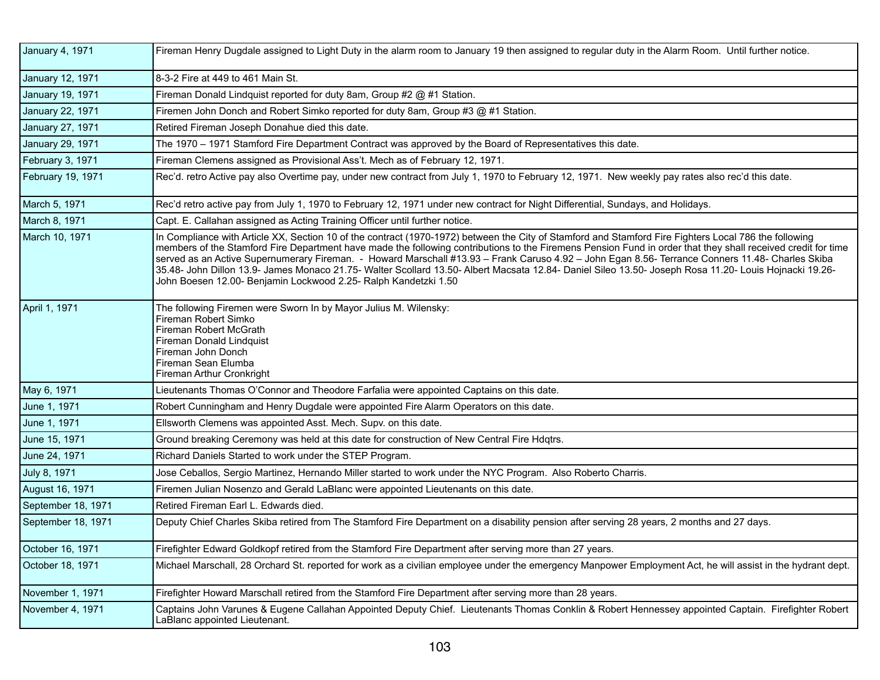| | |
|---|---|
| January 4, 1971 | Fireman Henry Dugdale assigned to Light Duty in the alarm room to January 19 then assigned to regular duty in the Alarm Room. Until further notice. |
| January 12, 1971 | 8-3-2 Fire at 449 to 461 Main St. |
| January 19, 1971 | Fireman Donald Lindquist reported for duty 8am, Group #2 @ #1 Station. |
| January 22, 1971 | Firemen John Donch and Robert Simko reported for duty 8am, Group #3 @ #1 Station. |
| January 27, 1971 | Retired Fireman Joseph Donahue died this date. |
| January 29, 1971 | The 1970 – 1971 Stamford Fire Department Contract was approved by the Board of Representatives this date. |
| February 3, 1971 | Fireman Clemens assigned as Provisional Ass't. Mech as of February 12, 1971. |
| February 19, 1971 | Rec'd. retro Active pay also Overtime pay, under new contract from July 1, 1970 to February 12, 1971. New weekly pay rates also rec'd this date. |
| March 5, 1971 | Rec'd retro active pay from July 1, 1970 to February 12, 1971 under new contract for Night Differential, Sundays, and Holidays. |
| March 8, 1971 | Capt. E. Callahan assigned as Acting Training Officer until further notice. |
| March 10, 1971 | In Compliance with Article XX, Section 10 of the contract (1970-1972) between the City of Stamford and Stamford Fire Fighters Local 786 the following members of the Stamford Fire Department have made the following contributions to the Firemens Pension Fund in order that they shall received credit for time served as an Active Supernumerary Fireman. - Howard Marschall #13.93 – Frank Caruso 4.92 – John Egan 8.56- Terrance Conners 11.48- Charles Skiba 35.48- John Dillon 13.9- James Monaco 21.75- Walter Scollard 13.50- Albert Macsata 12.84- Daniel Sileo 13.50- Joseph Rosa 11.20- Louis Hojnacki 19.26- John Boesen 12.00- Benjamin Lockwood 2.25- Ralph Kandetzki 1.50 |
| April 1, 1971 | The following Firemen were Sworn In by Mayor Julius M. Wilensky:<br>Fireman Robert Simko<br>Fireman Robert McGrath<br>Fireman Donald Lindquist<br>Fireman John Donch<br>Fireman Sean Elumba<br>Fireman Arthur Cronkright |
| May 6, 1971 | Lieutenants Thomas O'Connor and Theodore Farfalia were appointed Captains on this date. |
| June 1, 1971 | Robert Cunningham and Henry Dugdale were appointed Fire Alarm Operators on this date. |
| June 1, 1971 | Ellsworth Clemens was appointed Asst. Mech. Supv. on this date. |
| June 15, 1971 | Ground breaking Ceremony was held at this date for construction of New Central Fire Hdqtrs. |
| June 24, 1971 | Richard Daniels Started to work under the STEP Program. |
| July 8, 1971 | Jose Ceballos, Sergio Martinez, Hernando Miller started to work under the NYC Program. Also Roberto Charris. |
| August 16, 1971 | Firemen Julian Nosenzo and Gerald LaBlanc were appointed Lieutenants on this date. |
| September 18, 1971 | Retired Fireman Earl L. Edwards died. |
| September 18, 1971 | Deputy Chief Charles Skiba retired from The Stamford Fire Department on a disability pension after serving 28 years, 2 months and 27 days. |
| October 16, 1971 | Firefighter Edward Goldkopf retired from the Stamford Fire Department after serving more than 27 years. |
| October 18, 1971 | Michael Marschall, 28 Orchard St. reported for work as a civilian employee under the emergency Manpower Employment Act, he will assist in the hydrant dept. |
| November 1, 1971 | Firefighter Howard Marschall retired from the Stamford Fire Department after serving more than 28 years. |
| November 4, 1971 | Captains John Varunes & Eugene Callahan Appointed Deputy Chief. Lieutenants Thomas Conklin & Robert Hennessey appointed Captain. Firefighter Robert LaBlanc appointed Lieutenant. |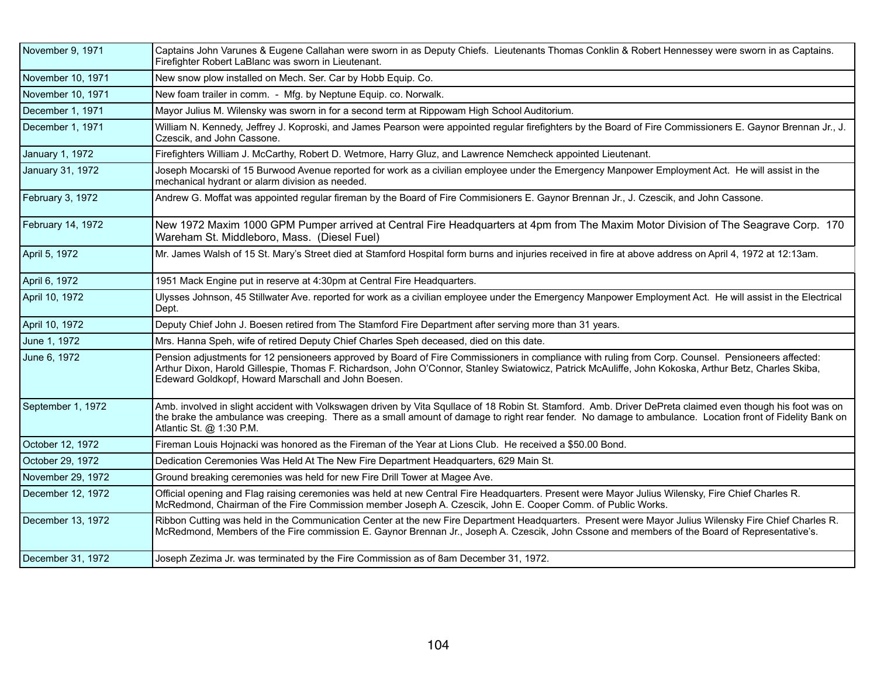| | |
|---|---|
| November 9, 1971 | Captains John Varunes & Eugene Callahan were sworn in as Deputy Chiefs. Lieutenants Thomas Conklin & Robert Hennessey were sworn in as Captains. Firefighter Robert LaBlanc was sworn in Lieutenant. |
| November 10, 1971 | New snow plow installed on Mech. Ser. Car by Hobb Equip. Co. |
| November 10, 1971 | New foam trailer in comm. - Mfg. by Neptune Equip. co. Norwalk. |
| December 1, 1971 | Mayor Julius M. Wilensky was sworn in for a second term at Rippowam High School Auditorium. |
| December 1, 1971 | William N. Kennedy, Jeffrey J. Koproski, and James Pearson were appointed regular firefighters by the Board of Fire Commissioners E. Gaynor Brennan Jr., J. Czescik, and John Cassone. |
| January 1, 1972 | Firefighters William J. McCarthy, Robert D. Wetmore, Harry Gluz, and Lawrence Nemcheck appointed Lieutenant. |
| January 31, 1972 | Joseph Mocarski of 15 Burwood Avenue reported for work as a civilian employee under the Emergency Manpower Employment Act. He will assist in the mechanical hydrant or alarm division as needed. |
| February 3, 1972 | Andrew G. Moffat was appointed regular fireman by the Board of Fire Commisioners E. Gaynor Brennan Jr., J. Czescik, and John Cassone. |
| February 14, 1972 | New 1972 Maxim 1000 GPM Pumper arrived at Central Fire Headquarters at 4pm from The Maxim Motor Division of The Seagrave Corp. 170 Wareham St. Middleboro, Mass. (Diesel Fuel) |
| April 5, 1972 | Mr. James Walsh of 15 St. Mary's Street died at Stamford Hospital form burns and injuries received in fire at above address on April 4, 1972 at 12:13am. |
| April 6, 1972 | 1951 Mack Engine put in reserve at 4:30pm at Central Fire Headquarters. |
| April 10, 1972 | Ulysses Johnson, 45 Stillwater Ave. reported for work as a civilian employee under the Emergency Manpower Employment Act. He will assist in the Electrical Dept. |
| April 10, 1972 | Deputy Chief John J. Boesen retired from The Stamford Fire Department after serving more than 31 years. |
| June 1, 1972 | Mrs. Hanna Speh, wife of retired Deputy Chief Charles Speh deceased, died on this date. |
| June 6, 1972 | Pension adjustments for 12 pensioneers approved by Board of Fire Commissioners in compliance with ruling from Corp. Counsel. Pensioneers affected: Arthur Dixon, Harold Gillespie, Thomas F. Richardson, John O'Connor, Stanley Swiatowicz, Patrick McAuliffe, John Kokoska, Arthur Betz, Charles Skiba, Edeward Goldkopf, Howard Marschall and John Boesen. |
| September 1, 1972 | Amb. involved in slight accident with Volkswagen driven by Vita Squllace of 18 Robin St. Stamford. Amb. Driver DePreta claimed even though his foot was on the brake the ambulance was creeping. There as a small amount of damage to right rear fender. No damage to ambulance. Location front of Fidelity Bank on Atlantic St. @ 1:30 P.M. |
| October 12, 1972 | Fireman Louis Hojnacki was honored as the Fireman of the Year at Lions Club. He received a $50.00 Bond. |
| October 29, 1972 | Dedication Ceremonies Was Held At The New Fire Department Headquarters, 629 Main St. |
| November 29, 1972 | Ground breaking ceremonies was held for new Fire Drill Tower at Magee Ave. |
| December 12, 1972 | Official opening and Flag raising ceremonies was held at new Central Fire Headquarters. Present were Mayor Julius Wilensky, Fire Chief Charles R. McRedmond, Chairman of the Fire Commission member Joseph A. Czescik, John E. Cooper Comm. of Public Works. |
| December 13, 1972 | Ribbon Cutting was held in the Communication Center at the new Fire Department Headquarters. Present were Mayor Julius Wilensky Fire Chief Charles R. McRedmond, Members of the Fire commission E. Gaynor Brennan Jr., Joseph A. Czescik, John Cssone and members of the Board of Representative's. |
| December 31, 1972 | Joseph Zezima Jr. was terminated by the Fire Commission as of 8am December 31, 1972. |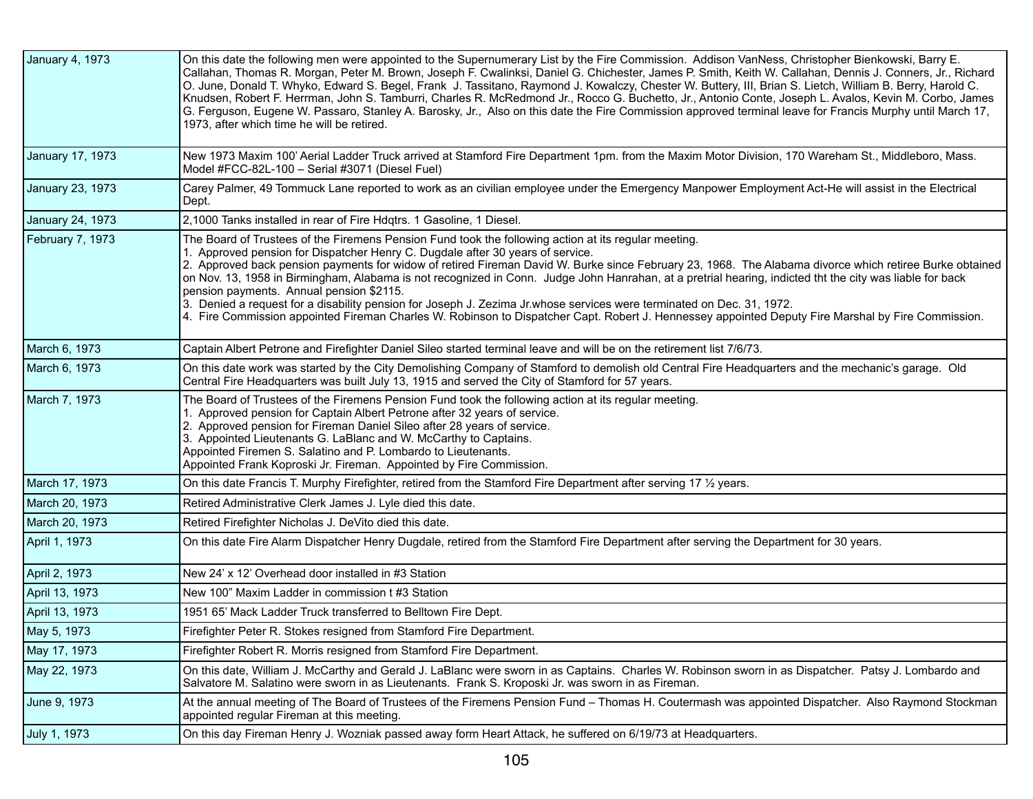| | |
|---|---|
| January 4, 1973 | On this date the following men were appointed to the Supernumerary List by the Fire Commission. Addison VanNess, Christopher Bienkowski, Barry E. Callahan, Thomas R. Morgan, Peter M. Brown, Joseph F. Cwalinksi, Daniel G. Chichester, James P. Smith, Keith W. Callahan, Dennis J. Conners, Jr., Richard O. June, Donald T. Whyko, Edward S. Begel, Frank J. Tassitano, Raymond J. Kowalczy, Chester W. Buttery, III, Brian S. Lietch, William B. Berry, Harold C. Knudsen, Robert F. Herrman, John S. Tamburri, Charles R. McRedmond Jr., Rocco G. Buchetto, Jr., Antonio Conte, Joseph L. Avalos, Kevin M. Corbo, James G. Ferguson, Eugene W. Passaro, Stanley A. Barosky, Jr., Also on this date the Fire Commission approved terminal leave for Francis Murphy until March 17, 1973, after which time he will be retired. |
| January 17, 1973 | New 1973 Maxim 100' Aerial Ladder Truck arrived at Stamford Fire Department 1pm. from the Maxim Motor Division, 170 Wareham St., Middleboro, Mass. Model #FCC-82L-100 – Serial #3071 (Diesel Fuel) |
| January 23, 1973 | Carey Palmer, 49 Tommuck Lane reported to work as an civilian employee under the Emergency Manpower Employment Act-He will assist in the Electrical Dept. |
| January 24, 1973 | 2,1000 Tanks installed in rear of Fire Hdqtrs. 1 Gasoline, 1 Diesel. |
| February 7, 1973 | The Board of Trustees of the Firemens Pension Fund took the following action at its regular meeting.<br>1. Approved pension for Dispatcher Henry C. Dugdale after 30 years of service.<br>2. Approved back pension payments for widow of retired Fireman David W. Burke since February 23, 1968. The Alabama divorce which retiree Burke obtained on Nov. 13, 1958 in Birmingham, Alabama is not recognized in Conn. Judge John Hanrahan, at a pretrial hearing, indicted tht the city was liable for back pension payments. Annual pension $2115.<br>3. Denied a request for a disability pension for Joseph J. Zezima Jr.whose services were terminated on Dec. 31, 1972.<br>4. Fire Commission appointed Fireman Charles W. Robinson to Dispatcher Capt. Robert J. Hennessey appointed Deputy Fire Marshal by Fire Commission. |
| March 6, 1973 | Captain Albert Petrone and Firefighter Daniel Sileo started terminal leave and will be on the retirement list 7/6/73. |
| March 6, 1973 | On this date work was started by the City Demolishing Company of Stamford to demolish old Central Fire Headquarters and the mechanic's garage. Old Central Fire Headquarters was built July 13, 1915 and served the City of Stamford for 57 years. |
| March 7, 1973 | The Board of Trustees of the Firemens Pension Fund took the following action at its regular meeting.<br>1. Approved pension for Captain Albert Petrone after 32 years of service.<br>2. Approved pension for Fireman Daniel Sileo after 28 years of service.<br>3. Appointed Lieutenants G. LaBlanc and W. McCarthy to Captains.<br>Appointed Firemen S. Salatino and P. Lombardo to Lieutenants.<br>Appointed Frank Koproski Jr. Fireman. Appointed by Fire Commission. |
| March 17, 1973 | On this date Francis T. Murphy Firefighter, retired from the Stamford Fire Department after serving 17 ½ years. |
| March 20, 1973 | Retired Administrative Clerk James J. Lyle died this date. |
| March 20, 1973 | Retired Firefighter Nicholas J. DeVito died this date. |
| April 1, 1973 | On this date Fire Alarm Dispatcher Henry Dugdale, retired from the Stamford Fire Department after serving the Department for 30 years. |
| April 2, 1973 | New 24' x 12' Overhead door installed in #3 Station |
| April 13, 1973 | New 100" Maxim Ladder in commission t #3 Station |
| April 13, 1973 | 1951 65' Mack Ladder Truck transferred to Belltown Fire Dept. |
| May 5, 1973 | Firefighter Peter R. Stokes resigned from Stamford Fire Department. |
| May 17, 1973 | Firefighter Robert R. Morris resigned from Stamford Fire Department. |
| May 22, 1973 | On this date, William J. McCarthy and Gerald J. LaBlanc were sworn in as Captains. Charles W. Robinson sworn in as Dispatcher. Patsy J. Lombardo and Salvatore M. Salatino were sworn in as Lieutenants. Frank S. Kroposki Jr. was sworn in as Fireman. |
| June 9, 1973 | At the annual meeting of The Board of Trustees of the Firemens Pension Fund – Thomas H. Coutermash was appointed Dispatcher. Also Raymond Stockman appointed regular Fireman at this meeting. |
| July 1, 1973 | On this day Fireman Henry J. Wozniak passed away form Heart Attack, he suffered on 6/19/73 at Headquarters. |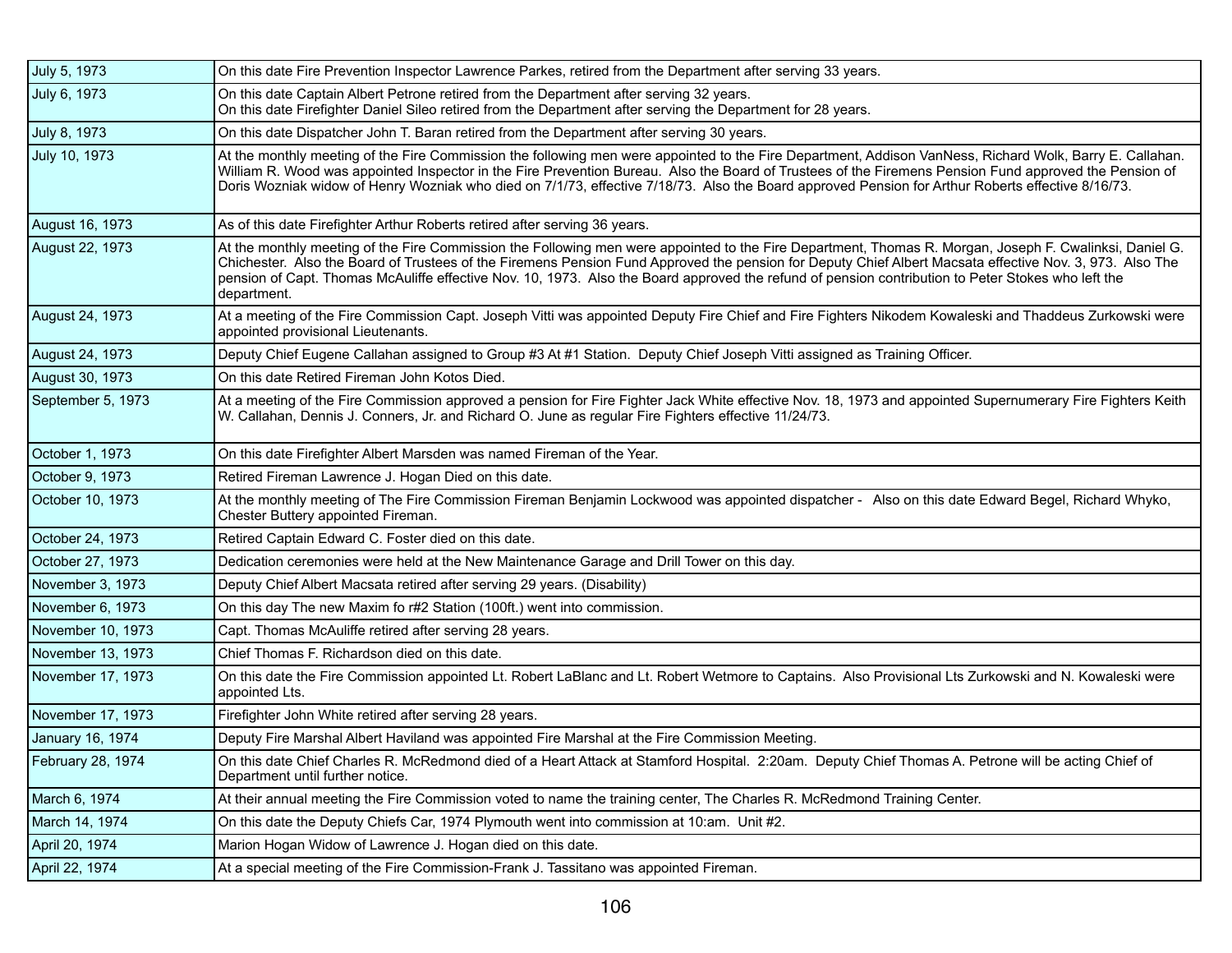| | |
|---|---|
| July 5, 1973 | On this date Fire Prevention Inspector Lawrence Parkes, retired from the Department after serving 33 years. |
| July 6, 1973 | On this date Captain Albert Petrone retired from the Department after serving 32 years.<br>On this date Firefighter Daniel Sileo retired from the Department after serving the Department for 28 years. |
| July 8, 1973 | On this date Dispatcher John T. Baran retired from the Department after serving 30 years. |
| July 10, 1973 | At the monthly meeting of the Fire Commission the following men were appointed to the Fire Department, Addison VanNess, Richard Wolk, Barry E. Callahan. William R. Wood was appointed Inspector in the Fire Prevention Bureau. Also the Board of Trustees of the Firemens Pension Fund approved the Pension of Doris Wozniak widow of Henry Wozniak who died on 7/1/73, effective 7/18/73. Also the Board approved Pension for Arthur Roberts effective 8/16/73. |
| August 16, 1973 | As of this date Firefighter Arthur Roberts retired after serving 36 years. |
| August 22, 1973 | At the monthly meeting of the Fire Commission the Following men were appointed to the Fire Department, Thomas R. Morgan, Joseph F. Cwalinksi, Daniel G. Chichester. Also the Board of Trustees of the Firemens Pension Fund Approved the pension for Deputy Chief Albert Macsata effective Nov. 3, 973. Also The pension of Capt. Thomas McAuliffe effective Nov. 10, 1973. Also the Board approved the refund of pension contribution to Peter Stokes who left the department. |
| August 24, 1973 | At a meeting of the Fire Commission Capt. Joseph Vitti was appointed Deputy Fire Chief and Fire Fighters Nikodem Kowaleski and Thaddeus Zurkowski were appointed provisional Lieutenants. |
| August 24, 1973 | Deputy Chief Eugene Callahan assigned to Group #3 At #1 Station. Deputy Chief Joseph Vitti assigned as Training Officer. |
| August 30, 1973 | On this date Retired Fireman John Kotos Died. |
| September 5, 1973 | At a meeting of the Fire Commission approved a pension for Fire Fighter Jack White effective Nov. 18, 1973 and appointed Supernumerary Fire Fighters Keith W. Callahan, Dennis J. Conners, Jr. and Richard O. June as regular Fire Fighters effective 11/24/73. |
| October 1, 1973 | On this date Firefighter Albert Marsden was named Fireman of the Year. |
| October 9, 1973 | Retired Fireman Lawrence J. Hogan Died on this date. |
| October 10, 1973 | At the monthly meeting of The Fire Commission Fireman Benjamin Lockwood was appointed dispatcher - Also on this date Edward Begel, Richard Whyko, Chester Buttery appointed Fireman. |
| October 24, 1973 | Retired Captain Edward C. Foster died on this date. |
| October 27, 1973 | Dedication ceremonies were held at the New Maintenance Garage and Drill Tower on this day. |
| November 3, 1973 | Deputy Chief Albert Macsata retired after serving 29 years. (Disability) |
| November 6, 1973 | On this day The new Maxim fo r#2 Station (100ft.) went into commission. |
| November 10, 1973 | Capt. Thomas McAuliffe retired after serving 28 years. |
| November 13, 1973 | Chief Thomas F. Richardson died on this date. |
| November 17, 1973 | On this date the Fire Commission appointed Lt. Robert LaBlanc and Lt. Robert Wetmore to Captains. Also Provisional Lts Zurkowski and N. Kowaleski were appointed Lts. |
| November 17, 1973 | Firefighter John White retired after serving 28 years. |
| January 16, 1974 | Deputy Fire Marshal Albert Haviland was appointed Fire Marshal at the Fire Commission Meeting. |
| February 28, 1974 | On this date Chief Charles R. McRedmond died of a Heart Attack at Stamford Hospital. 2:20am. Deputy Chief Thomas A. Petrone will be acting Chief of Department until further notice. |
| March 6, 1974 | At their annual meeting the Fire Commission voted to name the training center, The Charles R. McRedmond Training Center. |
| March 14, 1974 | On this date the Deputy Chiefs Car, 1974 Plymouth went into commission at 10:am. Unit #2. |
| April 20, 1974 | Marion Hogan Widow of Lawrence J. Hogan died on this date. |
| April 22, 1974 | At a special meeting of the Fire Commission-Frank J. Tassitano was appointed Fireman. |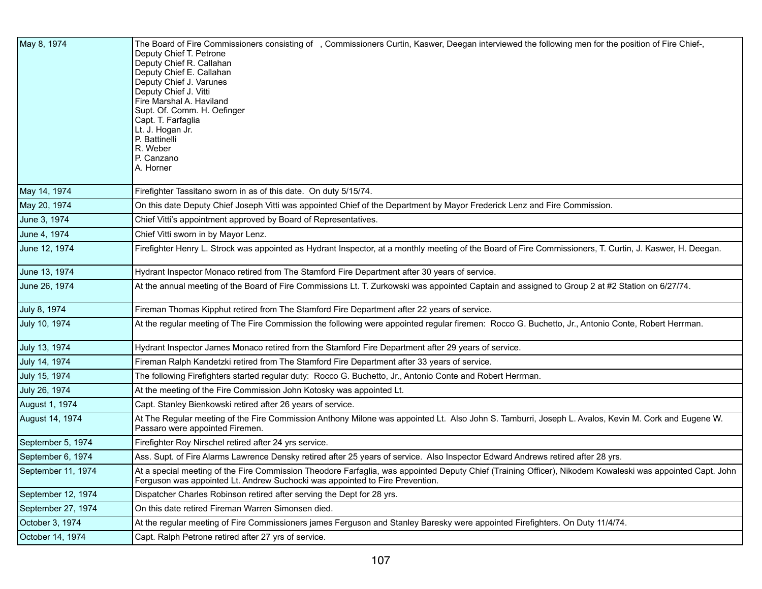| | |
|---|---|
| May 8, 1974 | The Board of Fire Commissioners consisting of , Commissioners Curtin, Kaswer, Deegan interviewed the following men for the position of Fire Chief-,<br>Deputy Chief T. Petrone<br>Deputy Chief R. Callahan<br>Deputy Chief E. Callahan<br>Deputy Chief J. Varunes<br>Deputy Chief J. Vitti<br>Fire Marshal A. Haviland<br>Supt. Of. Comm. H. Oefinger<br>Capt. T. Farfaglia<br>Lt. J. Hogan Jr.<br>P. Battinelli<br>R. Weber<br>P. Canzano<br>A. Horner |
| May 14, 1974 | Firefighter Tassitano sworn in as of this date. On duty 5/15/74. |
| May 20, 1974 | On this date Deputy Chief Joseph Vitti was appointed Chief of the Department by Mayor Frederick Lenz and Fire Commission. |
| June 3, 1974 | Chief Vitti's appointment approved by Board of Representatives. |
| June 4, 1974 | Chief Vitti sworn in by Mayor Lenz. |
| June 12, 1974 | Firefighter Henry L. Strock was appointed as Hydrant Inspector, at a monthly meeting of the Board of Fire Commissioners, T. Curtin, J. Kaswer, H. Deegan. |
| June 13, 1974 | Hydrant Inspector Monaco retired from The Stamford Fire Department after 30 years of service. |
| June 26, 1974 | At the annual meeting of the Board of Fire Commissions Lt. T. Zurkowski was appointed Captain and assigned to Group 2 at #2 Station on 6/27/74. |
| July 8, 1974 | Fireman Thomas Kipphut retired from The Stamford Fire Department after 22 years of service. |
| July 10, 1974 | At the regular meeting of The Fire Commission the following were appointed regular firemen: Rocco G. Buchetto, Jr., Antonio Conte, Robert Herrman. |
| July 13, 1974 | Hydrant Inspector James Monaco retired from the Stamford Fire Department after 29 years of service. |
| July 14, 1974 | Fireman Ralph Kandetzki retired from The Stamford Fire Department after 33 years of service. |
| July 15, 1974 | The following Firefighters started regular duty: Rocco G. Buchetto, Jr., Antonio Conte and Robert Herrman. |
| July 26, 1974 | At the meeting of the Fire Commission John Kotosky was appointed Lt. |
| August 1, 1974 | Capt. Stanley Bienkowski retired after 26 years of service. |
| August 14, 1974 | At The Regular meeting of the Fire Commission Anthony Milone was appointed Lt. Also John S. Tamburri, Joseph L. Avalos, Kevin M. Cork and Eugene W. Passaro were appointed Firemen. |
| September 5, 1974 | Firefighter Roy Nirschel retired after 24 yrs service. |
| September 6, 1974 | Ass. Supt. of Fire Alarms Lawrence Densky retired after 25 years of service. Also Inspector Edward Andrews retired after 28 yrs. |
| September 11, 1974 | At a special meeting of the Fire Commission Theodore Farfaglia, was appointed Deputy Chief (Training Officer), Nikodem Kowaleski was appointed Capt. John Ferguson was appointed Lt. Andrew Suchocki was appointed to Fire Prevention. |
| September 12, 1974 | Dispatcher Charles Robinson retired after serving the Dept for 28 yrs. |
| September 27, 1974 | On this date retired Fireman Warren Simonsen died. |
| October 3, 1974 | At the regular meeting of Fire Commissioners james Ferguson and Stanley Baresky were appointed Firefighters. On Duty 11/4/74. |
| October 14, 1974 | Capt. Ralph Petrone retired after 27 yrs of service. |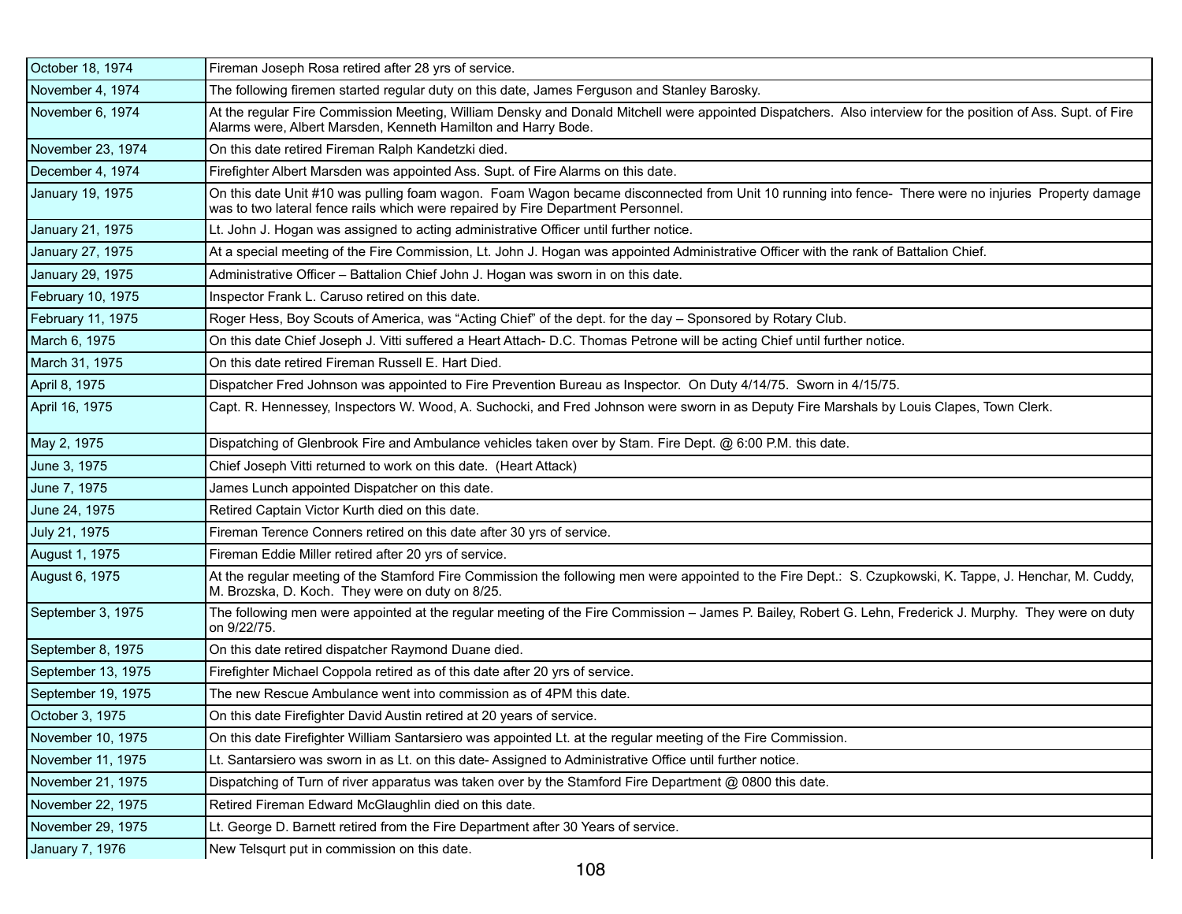| | |
|---|---|
| October 18, 1974 | Fireman Joseph Rosa retired after 28 yrs of service. |
| November 4, 1974 | The following firemen started regular duty on this date, James Ferguson and Stanley Barosky. |
| November 6, 1974 | At the regular Fire Commission Meeting, William Densky and Donald Mitchell were appointed Dispatchers. Also interview for the position of Ass. Supt. of Fire Alarms were, Albert Marsden, Kenneth Hamilton and Harry Bode. |
| November 23, 1974 | On this date retired Fireman Ralph Kandetzki died. |
| December 4, 1974 | Firefighter Albert Marsden was appointed Ass. Supt. of Fire Alarms on this date. |
| January 19, 1975 | On this date Unit #10 was pulling foam wagon. Foam Wagon became disconnected from Unit 10 running into fence- There were no injuries Property damage was to two lateral fence rails which were repaired by Fire Department Personnel. |
| January 21, 1975 | Lt. John J. Hogan was assigned to acting administrative Officer until further notice. |
| January 27, 1975 | At a special meeting of the Fire Commission, Lt. John J. Hogan was appointed Administrative Officer with the rank of Battalion Chief. |
| January 29, 1975 | Administrative Officer – Battalion Chief John J. Hogan was sworn in on this date. |
| February 10, 1975 | Inspector Frank L. Caruso retired on this date. |
| February 11, 1975 | Roger Hess, Boy Scouts of America, was “Acting Chief” of the dept. for the day – Sponsored by Rotary Club. |
| March 6, 1975 | On this date Chief Joseph J. Vitti suffered a Heart Attach- D.C. Thomas Petrone will be acting Chief until further notice. |
| March 31, 1975 | On this date retired Fireman Russell E. Hart Died. |
| April 8, 1975 | Dispatcher Fred Johnson was appointed to Fire Prevention Bureau as Inspector. On Duty 4/14/75. Sworn in 4/15/75. |
| April 16, 1975 | Capt. R. Hennessey, Inspectors W. Wood, A. Suchocki, and Fred Johnson were sworn in as Deputy Fire Marshals by Louis Clapes, Town Clerk. |
| May 2, 1975 | Dispatching of Glenbrook Fire and Ambulance vehicles taken over by Stam. Fire Dept. @ 6:00 P.M. this date. |
| June 3, 1975 | Chief Joseph Vitti returned to work on this date. (Heart Attack) |
| June 7, 1975 | James Lunch appointed Dispatcher on this date. |
| June 24, 1975 | Retired Captain Victor Kurth died on this date. |
| July 21, 1975 | Fireman Terence Conners retired on this date after 30 yrs of service. |
| August 1, 1975 | Fireman Eddie Miller retired after 20 yrs of service. |
| August 6, 1975 | At the regular meeting of the Stamford Fire Commission the following men were appointed to the Fire Dept.: S. Czupkowski, K. Tappe, J. Henchar, M. Cuddy, M. Brozska, D. Koch. They were on duty on 8/25. |
| September 3, 1975 | The following men were appointed at the regular meeting of the Fire Commission – James P. Bailey, Robert G. Lehn, Frederick J. Murphy. They were on duty on 9/22/75. |
| September 8, 1975 | On this date retired dispatcher Raymond Duane died. |
| September 13, 1975 | Firefighter Michael Coppola retired as of this date after 20 yrs of service. |
| September 19, 1975 | The new Rescue Ambulance went into commission as of 4PM this date. |
| October 3, 1975 | On this date Firefighter David Austin retired at 20 years of service. |
| November 10, 1975 | On this date Firefighter William Santarsiero was appointed Lt. at the regular meeting of the Fire Commission. |
| November 11, 1975 | Lt. Santarsiero was sworn in as Lt. on this date- Assigned to Administrative Office until further notice. |
| November 21, 1975 | Dispatching of Turn of river apparatus was taken over by the Stamford Fire Department @ 0800 this date. |
| November 22, 1975 | Retired Fireman Edward McGlaughlin died on this date. |
| November 29, 1975 | Lt. George D. Barnett retired from the Fire Department after 30 Years of service. |
| January 7, 1976 | New Telsqurt put in commission on this date. |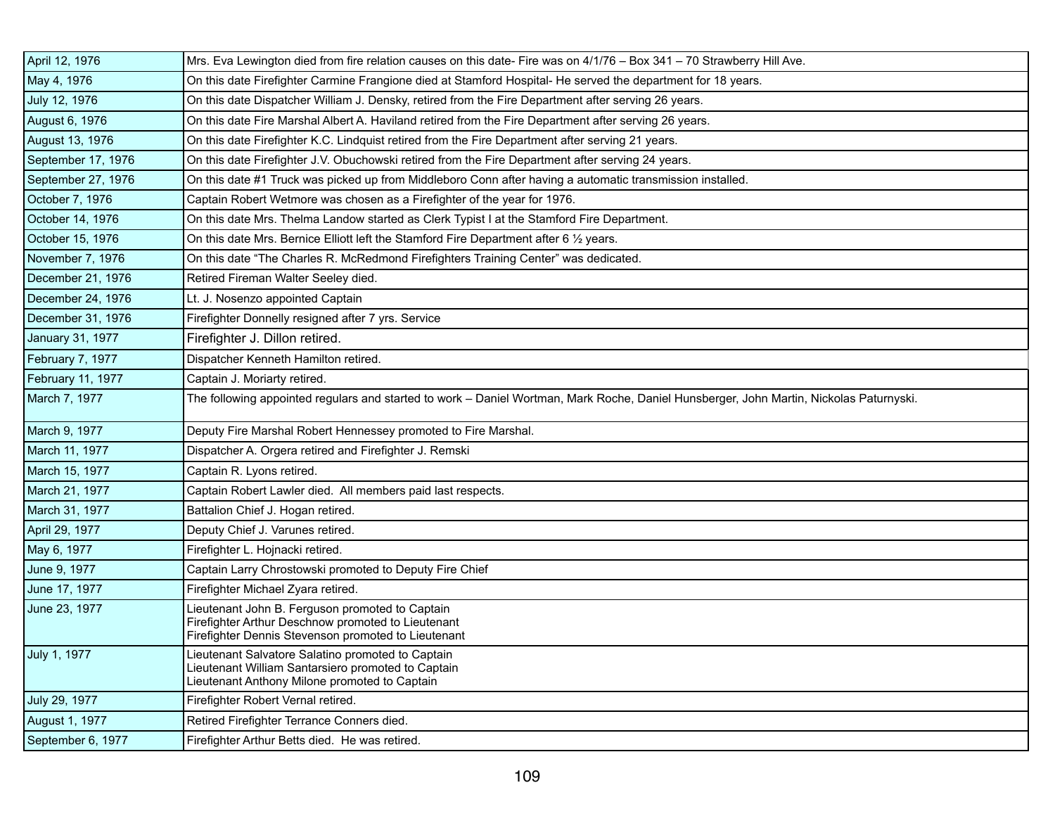| | |
|---|---|
| April 12, 1976 | Mrs. Eva Lewington died from fire relation causes on this date- Fire was on 4/1/76 – Box 341 – 70 Strawberry Hill Ave. |
| May 4, 1976 | On this date Firefighter Carmine Frangione died at Stamford Hospital- He served the department for 18 years. |
| July 12, 1976 | On this date Dispatcher William J. Densky, retired from the Fire Department after serving 26 years. |
| August 6, 1976 | On this date Fire Marshal Albert A. Haviland retired from the Fire Department after serving 26 years. |
| August 13, 1976 | On this date Firefighter K.C. Lindquist retired from the Fire Department after serving 21 years. |
| September 17, 1976 | On this date Firefighter J.V. Obuchowski retired from the Fire Department after serving 24 years. |
| September 27, 1976 | On this date #1 Truck was picked up from Middleboro Conn after having a automatic transmission installed. |
| October 7, 1976 | Captain Robert Wetmore was chosen as a Firefighter of the year for 1976. |
| October 14, 1976 | On this date Mrs. Thelma Landow started as Clerk Typist I at the Stamford Fire Department. |
| October 15, 1976 | On this date Mrs. Bernice Elliott left the Stamford Fire Department after 6 ½ years. |
| November 7, 1976 | On this date "The Charles R. McRedmond Firefighters Training Center" was dedicated. |
| December 21, 1976 | Retired Fireman Walter Seeley died. |
| December 24, 1976 | Lt. J. Nosenzo appointed Captain |
| December 31, 1976 | Firefighter Donnelly resigned after 7 yrs. Service |
| January 31, 1977 | Firefighter J. Dillon retired. |
| February 7, 1977 | Dispatcher Kenneth Hamilton retired. |
| February 11, 1977 | Captain J. Moriarty retired. |
| March 7, 1977 | The following appointed regulars and started to work – Daniel Wortman, Mark Roche, Daniel Hunsberger, John Martin, Nickolas Paturnyski. |
| March 9, 1977 | Deputy Fire Marshal Robert Hennessey promoted to Fire Marshal. |
| March 11, 1977 | Dispatcher A. Orgera retired and Firefighter J. Remski |
| March 15, 1977 | Captain R. Lyons retired. |
| March 21, 1977 | Captain Robert Lawler died. All members paid last respects. |
| March 31, 1977 | Battalion Chief J. Hogan retired. |
| April 29, 1977 | Deputy Chief J. Varunes retired. |
| May 6, 1977 | Firefighter L. Hojnacki retired. |
| June 9, 1977 | Captain Larry Chrostowski promoted to Deputy Fire Chief |
| June 17, 1977 | Firefighter Michael Zyara retired. |
| June 23, 1977 | Lieutenant John B. Ferguson promoted to Captain<br>Firefighter Arthur Deschnow promoted to Lieutenant<br>Firefighter Dennis Stevenson promoted to Lieutenant |
| July 1, 1977 | Lieutenant Salvatore Salatino promoted to Captain<br>Lieutenant William Santarsiero promoted to Captain<br>Lieutenant Anthony Milone promoted to Captain |
| July 29, 1977 | Firefighter Robert Vernal retired. |
| August 1, 1977 | Retired Firefighter Terrance Conners died. |
| September 6, 1977 | Firefighter Arthur Betts died. He was retired. |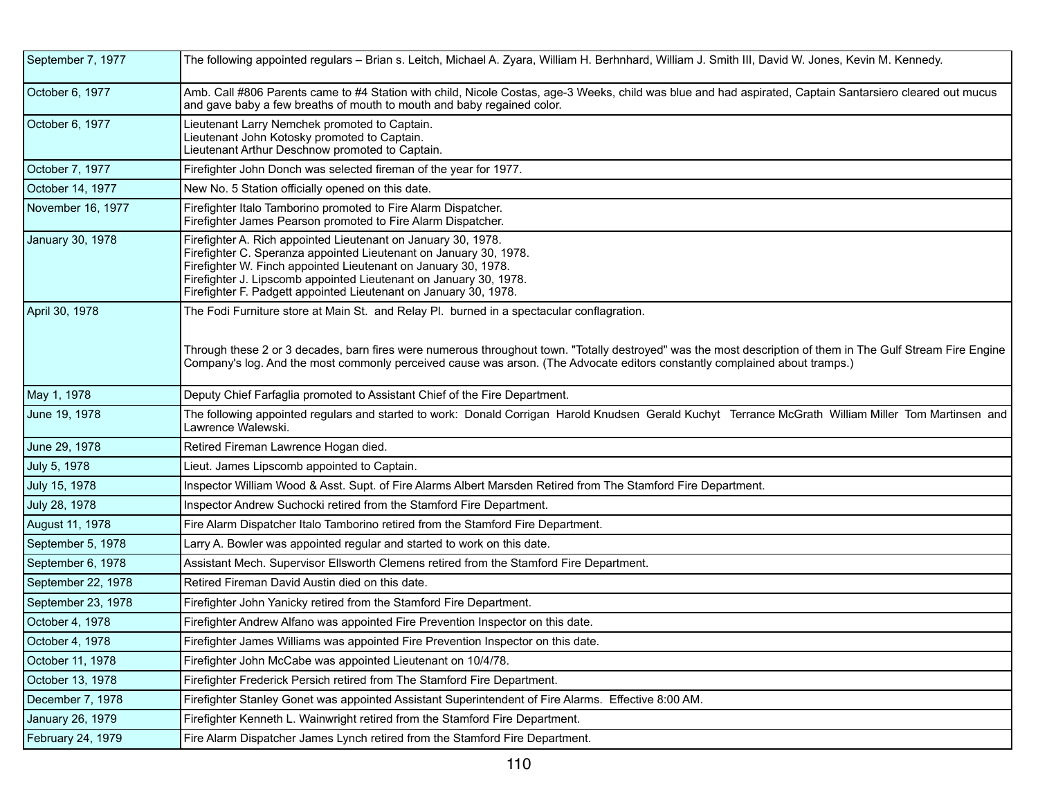| | |
|---|---|
| September 7, 1977 | The following appointed regulars – Brian s. Leitch, Michael A. Zyara, William H. Berhnhard, William J. Smith III, David W. Jones, Kevin M. Kennedy. |
| October 6, 1977 | Amb. Call #806 Parents came to #4 Station with child, Nicole Costas, age-3 Weeks, child was blue and had aspirated, Captain Santarsiero cleared out mucus and gave baby a few breaths of mouth to mouth and baby regained color. |
| October 6, 1977 | Lieutenant Larry Nemchek promoted to Captain.<br>Lieutenant John Kotosky promoted to Captain.<br>Lieutenant Arthur Deschnow promoted to Captain. |
| October 7, 1977 | Firefighter John Donch was selected fireman of the year for 1977. |
| October 14, 1977 | New No. 5 Station officially opened on this date. |
| November 16, 1977 | Firefighter Italo Tamborino promoted to Fire Alarm Dispatcher.<br>Firefighter James Pearson promoted to Fire Alarm Dispatcher. |
| January 30, 1978 | Firefighter A. Rich appointed Lieutenant on January 30, 1978.<br>Firefighter C. Speranza appointed Lieutenant on January 30, 1978.<br>Firefighter W. Finch appointed Lieutenant on January 30, 1978.<br>Firefighter J. Lipscomb appointed Lieutenant on January 30, 1978.<br>Firefighter F. Padgett appointed Lieutenant on January 30, 1978. |
| April 30, 1978 | The Fodi Furniture store at Main St. and Relay Pl. burned in a spectacular conflagration.<br><br>Through these 2 or 3 decades, barn fires were numerous throughout town. "Totally destroyed" was the most description of them in The Gulf Stream Fire Engine Company's log. And the most commonly perceived cause was arson. (The Advocate editors constantly complained about tramps.) |
| May 1, 1978 | Deputy Chief Farfaglia promoted to Assistant Chief of the Fire Department. |
| June 19, 1978 | The following appointed regulars and started to work: Donald Corrigan Harold Knudsen Gerald Kuchyt Terrance McGrath William Miller Tom Martinsen and Lawrence Walewski. |
| June 29, 1978 | Retired Fireman Lawrence Hogan died. |
| July 5, 1978 | Lieut. James Lipscomb appointed to Captain. |
| July 15, 1978 | Inspector William Wood & Asst. Supt. of Fire Alarms Albert Marsden Retired from The Stamford Fire Department. |
| July 28, 1978 | Inspector Andrew Suchocki retired from the Stamford Fire Department. |
| August 11, 1978 | Fire Alarm Dispatcher Italo Tamborino retired from the Stamford Fire Department. |
| September 5, 1978 | Larry A. Bowler was appointed regular and started to work on this date. |
| September 6, 1978 | Assistant Mech. Supervisor Ellsworth Clemens retired from the Stamford Fire Department. |
| September 22, 1978 | Retired Fireman David Austin died on this date. |
| September 23, 1978 | Firefighter John Yanicky retired from the Stamford Fire Department. |
| October 4, 1978 | Firefighter Andrew Alfano was appointed Fire Prevention Inspector on this date. |
| October 4, 1978 | Firefighter James Williams was appointed Fire Prevention Inspector on this date. |
| October 11, 1978 | Firefighter John McCabe was appointed Lieutenant on 10/4/78. |
| October 13, 1978 | Firefighter Frederick Persich retired from The Stamford Fire Department. |
| December 7, 1978 | Firefighter Stanley Gonet was appointed Assistant Superintendent of Fire Alarms. Effective 8:00 AM. |
| January 26, 1979 | Firefighter Kenneth L. Wainwright retired from the Stamford Fire Department. |
| February 24, 1979 | Fire Alarm Dispatcher James Lynch retired from the Stamford Fire Department. |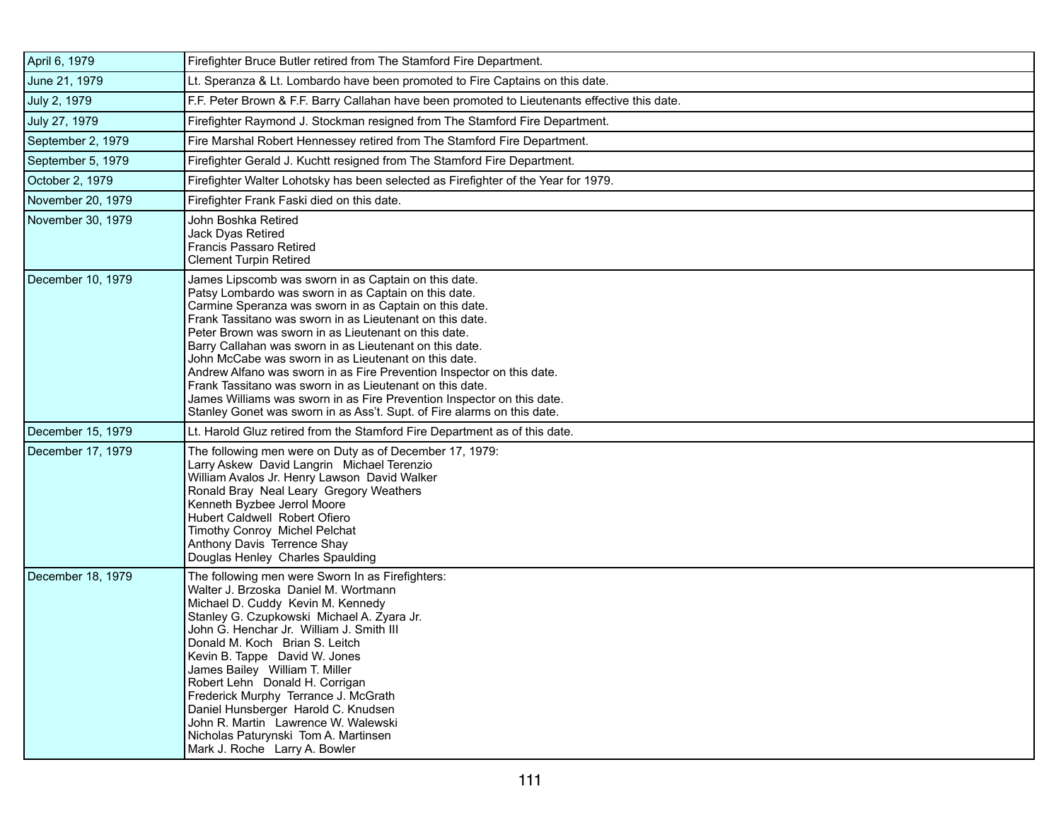| | |
|---|---|
| April 6, 1979 | Firefighter Bruce Butler retired from The Stamford Fire Department. |
| June 21, 1979 | Lt. Speranza & Lt. Lombardo have been promoted to Fire Captains on this date. |
| July 2, 1979 | F.F. Peter Brown & F.F. Barry Callahan have been promoted to Lieutenants effective this date. |
| July 27, 1979 | Firefighter Raymond J. Stockman resigned from The Stamford Fire Department. |
| September 2, 1979 | Fire Marshal Robert Hennessey retired from The Stamford Fire Department. |
| September 5, 1979 | Firefighter Gerald J. Kuchtt resigned from The Stamford Fire Department. |
| October 2, 1979 | Firefighter Walter Lohotsky has been selected as Firefighter of the Year for 1979. |
| November 20, 1979 | Firefighter Frank Faski died on this date. |
| November 30, 1979 | John Boshka Retired<br>Jack Dyas Retired<br>Francis Passaro Retired<br>Clement Turpin Retired |
| December 10, 1979 | James Lipscomb was sworn in as Captain on this date.<br>Patsy Lombardo was sworn in as Captain on this date.<br>Carmine Speranza was sworn in as Captain on this date.<br>Frank Tassitano was sworn in as Lieutenant on this date.<br>Peter Brown was sworn in as Lieutenant on this date.<br>Barry Callahan was sworn in as Lieutenant on this date.<br>John McCabe was sworn in as Lieutenant on this date.<br>Andrew Alfano was sworn in as Fire Prevention Inspector on this date.<br>Frank Tassitano was sworn in as Lieutenant on this date.<br>James Williams was sworn in as Fire Prevention Inspector on this date.<br>Stanley Gonet was sworn in as Ass't. Supt. of Fire alarms on this date. |
| December 15, 1979 | Lt. Harold Gluz retired from the Stamford Fire Department as of this date. |
| December 17, 1979 | The following men were on Duty as of December 17, 1979:<br>Larry Askew David Langrin Michael Terenzio<br>William Avalos Jr. Henry Lawson David Walker<br>Ronald Bray Neal Leary Gregory Weathers<br>Kenneth Byzbee Jerrol Moore<br>Hubert Caldwell Robert Ofiero<br>Timothy Conroy Michel Pelchat<br>Anthony Davis Terrence Shay<br>Douglas Henley Charles Spaulding |
| December 18, 1979 | The following men were Sworn In as Firefighters:<br>Walter J. Brzoska Daniel M. Wortmann<br>Michael D. Cuddy Kevin M. Kennedy<br>Stanley G. Czupkowski Michael A. Zyara Jr.<br>John G. Henchar Jr. William J. Smith III<br>Donald M. Koch Brian S. Leitch<br>Kevin B. Tappe David W. Jones<br>James Bailey William T. Miller<br>Robert Lehn Donald H. Corrigan<br>Frederick Murphy Terrance J. McGrath<br>Daniel Hunsberger Harold C. Knudsen<br>John R. Martin Lawrence W. Walewski<br>Nicholas Paturynski Tom A. Martinsen<br>Mark J. Roche Larry A. Bowler |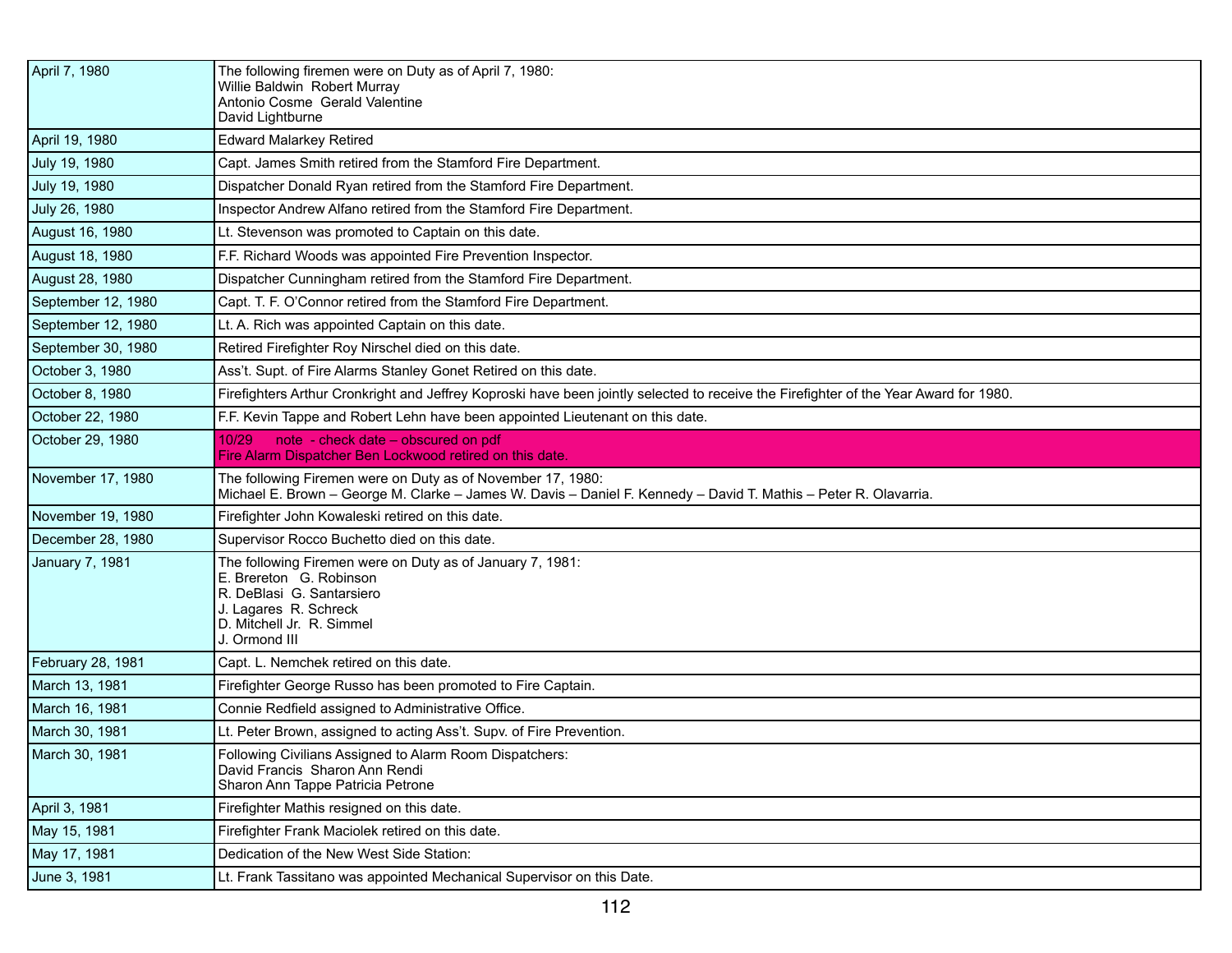| | |
|---|---|
| April 7, 1980 | The following firemen were on Duty as of April 7, 1980:<br>Willie Baldwin  Robert Murray<br>Antonio Cosme  Gerald Valentine<br>David Lightburne |
| April 19, 1980 | Edward Malarkey Retired |
| July 19, 1980 | Capt. James Smith retired from the Stamford Fire Department. |
| July 19, 1980 | Dispatcher Donald Ryan retired from the Stamford Fire Department. |
| July 26, 1980 | Inspector Andrew Alfano retired from the Stamford Fire Department. |
| August 16, 1980 | Lt. Stevenson was promoted to Captain on this date. |
| August 18, 1980 | F.F. Richard Woods was appointed Fire Prevention Inspector. |
| August 28, 1980 | Dispatcher Cunningham retired from the Stamford Fire Department. |
| September 12, 1980 | Capt. T. F. O'Connor retired from the Stamford Fire Department. |
| September 12, 1980 | Lt. A. Rich was appointed Captain on this date. |
| September 30, 1980 | Retired Firefighter Roy Nirschel died on this date. |
| October 3, 1980 | Ass't. Supt. of Fire Alarms Stanley Gonet Retired on this date. |
| October 8, 1980 | Firefighters Arthur Cronkright and Jeffrey Koproski have been jointly selected to receive the Firefighter of the Year Award for 1980. |
| October 22, 1980 | F.F. Kevin Tappe and Robert Lehn have been appointed Lieutenant on this date. |
| October 29, 1980 | 10/29 note - check date – obscured on pdf<br>Fire Alarm Dispatcher Ben Lockwood retired on this date. |
| November 17, 1980 | The following Firemen were on Duty as of November 17, 1980:<br>Michael E. Brown – George M. Clarke – James W. Davis – Daniel F. Kennedy – David T. Mathis – Peter R. Olavarria. |
| November 19, 1980 | Firefighter John Kowaleski retired on this date. |
| December 28, 1980 | Supervisor Rocco Buchetto died on this date. |
| January 7, 1981 | The following Firemen were on Duty as of January 7, 1981:<br>E. Brereton  G. Robinson<br>R. DeBlasi  G. Santarsiero<br>J. Lagares  R. Schreck<br>D. Mitchell Jr.  R. Simmel<br>J. Ormond III |
| February 28, 1981 | Capt. L. Nemchek retired on this date. |
| March 13, 1981 | Firefighter George Russo has been promoted to Fire Captain. |
| March 16, 1981 | Connie Redfield assigned to Administrative Office. |
| March 30, 1981 | Lt. Peter Brown, assigned to acting Ass't. Supv. of Fire Prevention. |
| March 30, 1981 | Following Civilians Assigned to Alarm Room Dispatchers:<br>David Francis  Sharon Ann Rendi<br>Sharon Ann Tappe Patricia Petrone |
| April 3, 1981 | Firefighter Mathis resigned on this date. |
| May 15, 1981 | Firefighter Frank Maciolek retired on this date. |
| May 17, 1981 | Dedication of the New West Side Station: |
| June 3, 1981 | Lt. Frank Tassitano was appointed Mechanical Supervisor on this Date. |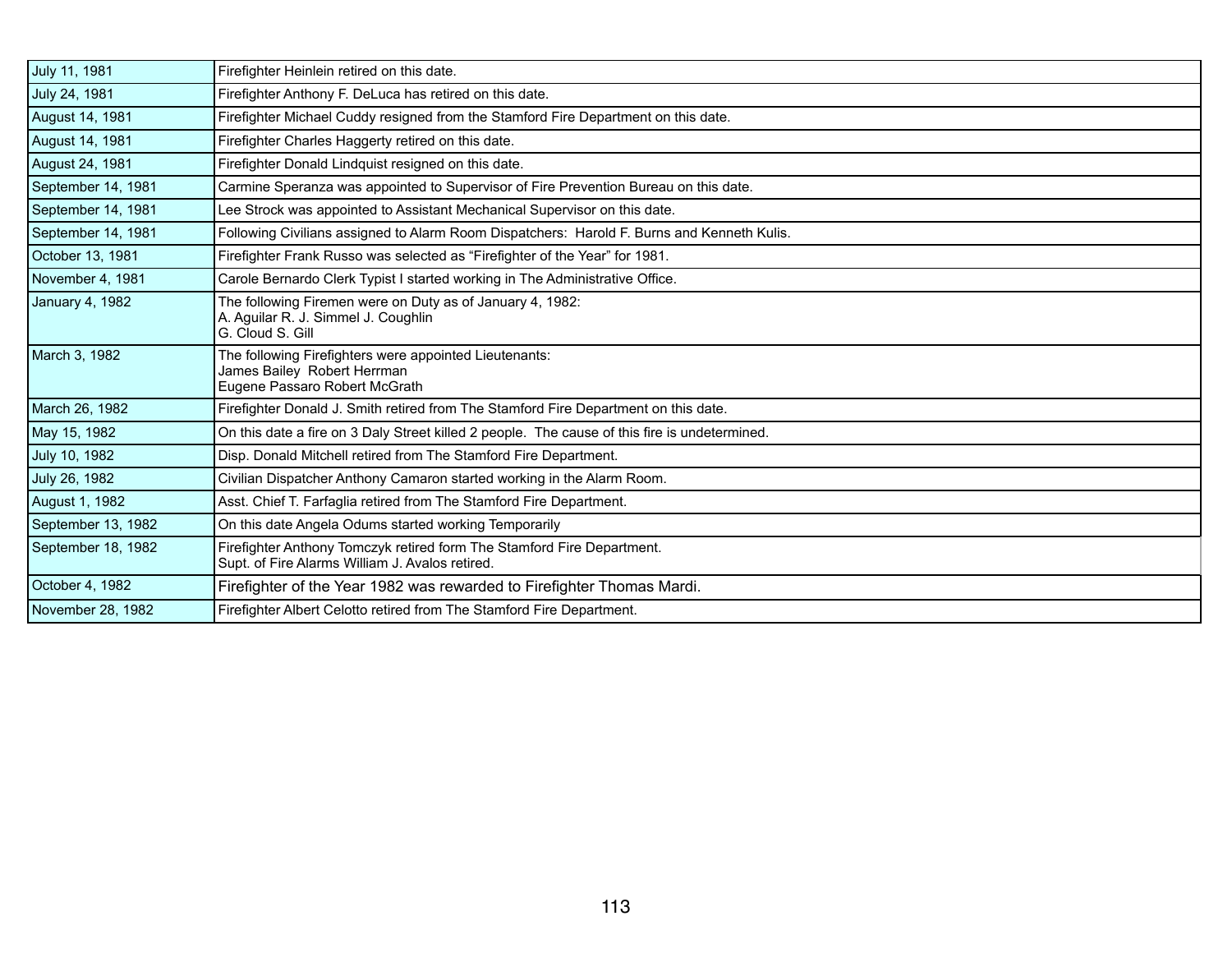| | |
|---|---|
| July 11, 1981 | Firefighter Heinlein retired on this date. |
| July 24, 1981 | Firefighter Anthony F. DeLuca has retired on this date. |
| August 14, 1981 | Firefighter Michael Cuddy resigned from the Stamford Fire Department on this date. |
| August 14, 1981 | Firefighter Charles Haggerty retired on this date. |
| August 24, 1981 | Firefighter Donald Lindquist resigned on this date. |
| September 14, 1981 | Carmine Speranza was appointed to Supervisor of Fire Prevention Bureau on this date. |
| September 14, 1981 | Lee Strock was appointed to Assistant Mechanical Supervisor on this date. |
| September 14, 1981 | Following Civilians assigned to Alarm Room Dispatchers: Harold F. Burns and Kenneth Kulis. |
| October 13, 1981 | Firefighter Frank Russo was selected as "Firefighter of the Year" for 1981. |
| November 4, 1981 | Carole Bernardo Clerk Typist I started working in The Administrative Office. |
| January 4, 1982 | The following Firemen were on Duty as of January 4, 1982:<br>A. Aguilar R. J. Simmel J. Coughlin<br>G. Cloud S. Gill |
| March 3, 1982 | The following Firefighters were appointed Lieutenants:<br>James Bailey Robert Herrman<br>Eugene Passaro Robert McGrath |
| March 26, 1982 | Firefighter Donald J. Smith retired from The Stamford Fire Department on this date. |
| May 15, 1982 | On this date a fire on 3 Daly Street killed 2 people. The cause of this fire is undetermined. |
| July 10, 1982 | Disp. Donald Mitchell retired from The Stamford Fire Department. |
| July 26, 1982 | Civilian Dispatcher Anthony Camaron started working in the Alarm Room. |
| August 1, 1982 | Asst. Chief T. Farfaglia retired from The Stamford Fire Department. |
| September 13, 1982 | On this date Angela Odums started working Temporarily |
| September 18, 1982 | Firefighter Anthony Tomczyk retired form The Stamford Fire Department.<br>Supt. of Fire Alarms William J. Avalos retired. |
| October 4, 1982 | Firefighter of the Year 1982 was rewarded to Firefighter Thomas Mardi. |
| November 28, 1982 | Firefighter Albert Celotto retired from The Stamford Fire Department. |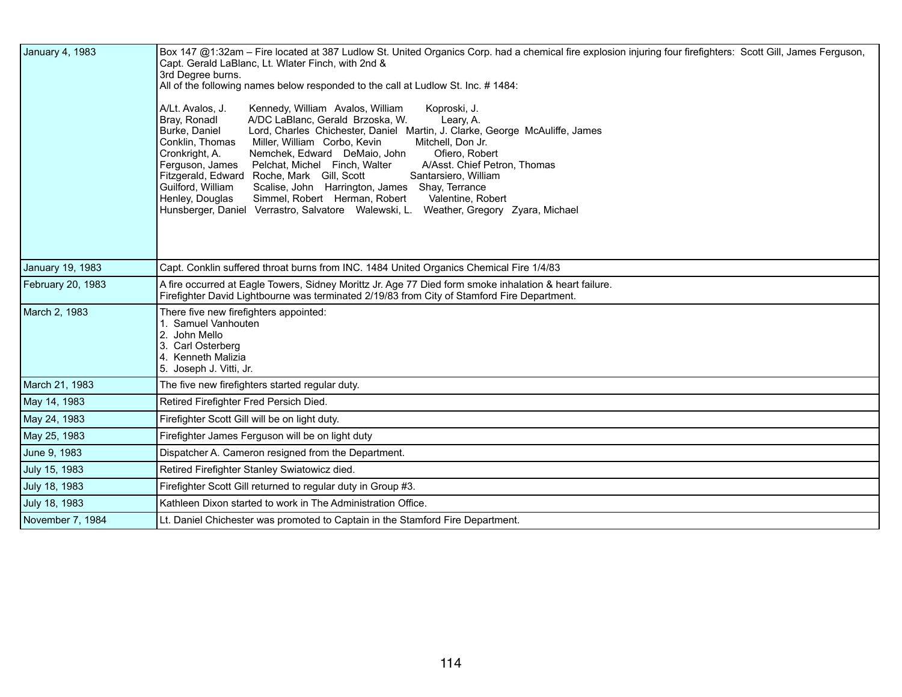| | |
|---|---|
| January 4, 1983 | Box 147 @1:32am – Fire located at 387 Ludlow St. United Organics Corp. had a chemical fire explosion injuring four firefighters: Scott Gill, James Ferguson, Capt. Gerald LaBlanc, Lt. Wlater Finch, with 2nd & 3rd Degree burns.<br>All of the following names below responded to the call at Ludlow St. Inc. # 1484:<br><br>A/Lt. Avalos, J. Kennedy, William Avalos, William Koproski, J.<br>Bray, Ronadl A/DC LaBlanc, Gerald Brzoska, W. Leary, A.<br>Burke, Daniel Lord, Charles Chichester, Daniel Martin, J. Clarke, George McAuliffe, James<br>Conklin, Thomas Miller, William Corbo, Kevin Mitchell, Don Jr.<br>Cronkright, A. Nemchek, Edward DeMaio, John Ofiero, Robert<br>Ferguson, James Pelchat, Michel Finch, Walter A/Asst. Chief Petron, Thomas<br>Fitzgerald, Edward Roche, Mark Gill, Scott Santarsiero, William<br>Guilford, William Scalise, John Harrington, James Shay, Terrance<br>Henley, Douglas Simmel, Robert Herman, Robert Valentine, Robert<br>Hunsberger, Daniel Verrastro, Salvatore Walewski, L. Weather, Gregory Zyara, Michael |
| January 19, 1983 | Capt. Conklin suffered throat burns from INC. 1484 United Organics Chemical Fire 1/4/83 |
| February 20, 1983 | A fire occurred at Eagle Towers, Sidney Morittz Jr. Age 77 Died form smoke inhalation & heart failure.<br>Firefighter David Lightbourne was terminated 2/19/83 from City of Stamford Fire Department. |
| March 2, 1983 | There five new firefighters appointed:<br>1. Samuel Vanhouten<br>2. John Mello<br>3. Carl Osterberg<br>4. Kenneth Malizia<br>5. Joseph J. Vitti, Jr. |
| March 21, 1983 | The five new firefighters started regular duty. |
| May 14, 1983 | Retired Firefighter Fred Persich Died. |
| May 24, 1983 | Firefighter Scott Gill will be on light duty. |
| May 25, 1983 | Firefighter James Ferguson will be on light duty |
| June 9, 1983 | Dispatcher A. Cameron resigned from the Department. |
| July 15, 1983 | Retired Firefighter Stanley Swiatowicz died. |
| July 18, 1983 | Firefighter Scott Gill returned to regular duty in Group #3. |
| July 18, 1983 | Kathleen Dixon started to work in The Administration Office. |
| November 7, 1984 | Lt. Daniel Chichester was promoted to Captain in the Stamford Fire Department. |